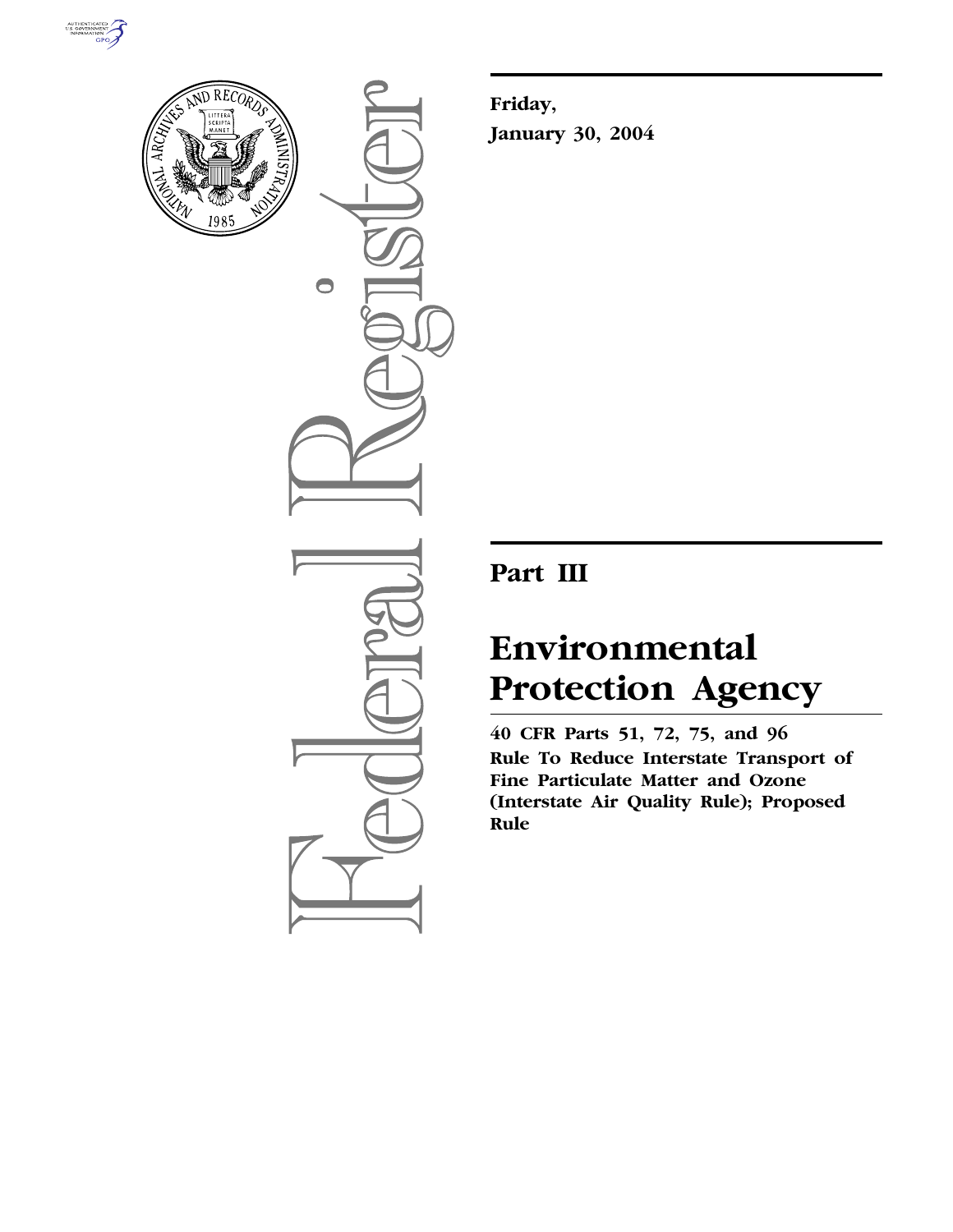Friday,

January 30, 2004

# Part III

# Environmental Protection Agency

**40 CFR Parts 51, 72, 75, and 96**

**Rule To Reduce Interstate Transport of Fine Particulate Matter and Ozone (Interstate Air Quality Rule); Proposed Rule**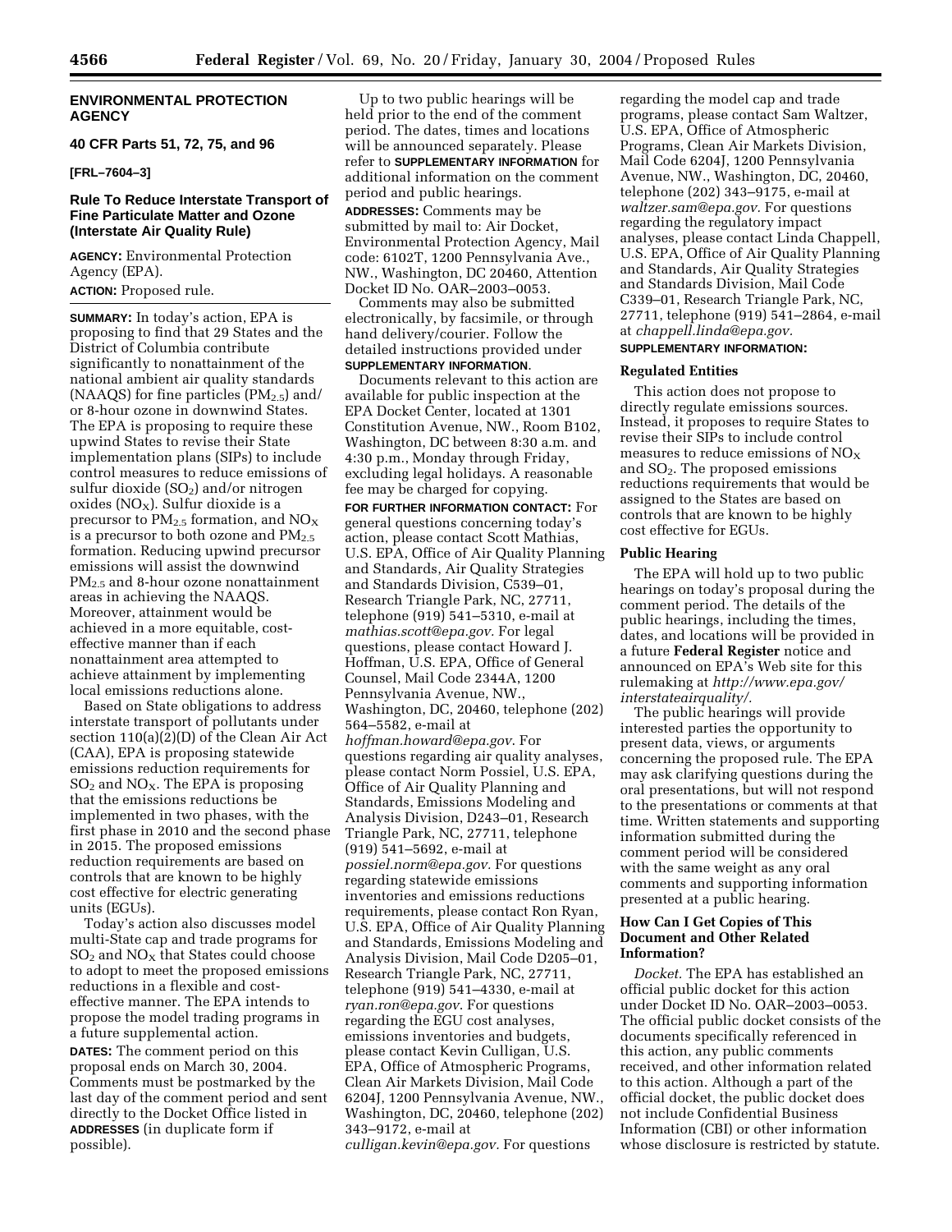**ENVIRONMENTAL PROTECTION AGENCY**

**40 CFR Parts 51, 72, 75, and 96**

**[FRL–7604–3]**

## Rule To Reduce Interstate Transport of Fine Particulate Matter and Ozone (Interstate Air Quality Rule)

**AGENCY:** Environmental Protection Agency (EPA).

**ACTION:** Proposed rule.

**SUMMARY:** In today's action, EPA is proposing to find that 29 States and the District of Columbia contribute significantly to nonattainment of the national ambient air quality standards (NAAQS) for fine particles ($PM_{2.5}$) and/or 8-hour ozone in downwind States. The EPA is proposing to require these upwind States to revise their State implementation plans (SIPs) to include control measures to reduce emissions of sulfur dioxide ($SO_2$) and/or nitrogen oxides ($NO_X$). Sulfur dioxide is a precursor to $PM_{2.5}$ formation, and $NO_X$ is a precursor to both ozone and $PM_{2.5}$ formation. Reducing upwind precursor emissions will assist the downwind $PM_{2.5}$ and 8-hour ozone nonattainment areas in achieving the NAAQS. Moreover, attainment would be achieved in a more equitable, cost-effective manner than if each nonattainment area attempted to achieve attainment by implementing local emissions reductions alone.

Based on State obligations to address interstate transport of pollutants under section 110(a)(2)(D) of the Clean Air Act (CAA), EPA is proposing statewide emissions reduction requirements for $SO_2$ and $NO_X$. The EPA is proposing that the emissions reductions be implemented in two phases, with the first phase in 2010 and the second phase in 2015. The proposed emissions reduction requirements are based on controls that are known to be highly cost effective for electric generating units (EGUs).

Today's action also discusses model multi-State cap and trade programs for $SO_2$ and $NO_X$ that States could choose to adopt to meet the proposed emissions reductions in a flexible and cost-effective manner. The EPA intends to propose the model trading programs in a future supplemental action.

**DATES:** The comment period on this proposal ends on March 30, 2004. Comments must be postmarked by the last day of the comment period and sent directly to the Docket Office listed in **ADDRESSES** (in duplicate form if possible).

Up to two public hearings will be held prior to the end of the comment period. The dates, times and locations will be announced separately. Please refer to **SUPPLEMENTARY INFORMATION** for additional information on the comment period and public hearings.

**ADDRESSES:** Comments may be submitted by mail to: Air Docket, Environmental Protection Agency, Mail code: 6102T, 1200 Pennsylvania Ave., NW., Washington, DC 20460, Attention Docket ID No. OAR–2003–0053.

Comments may also be submitted electronically, by facsimile, or through hand delivery/courier. Follow the detailed instructions provided under **SUPPLEMENTARY INFORMATION**.

Documents relevant to this action are available for public inspection at the EPA Docket Center, located at 1301 Constitution Avenue, NW., Room B102, Washington, DC between 8:30 a.m. and 4:30 p.m., Monday through Friday, excluding legal holidays. A reasonable fee may be charged for copying.

**FOR FURTHER INFORMATION CONTACT:** For general questions concerning today's action, please contact Scott Mathias, U.S. EPA, Office of Air Quality Planning and Standards, Air Quality Strategies and Standards Division, C539–01, Research Triangle Park, NC, 27711, telephone (919) 541–5310, e-mail at *mathias.scott@epa.gov.* For legal questions, please contact Howard J. Hoffman, U.S. EPA, Office of General Counsel, Mail Code 2344A, 1200 Pennsylvania Avenue, NW., Washington, DC, 20460, telephone (202) 564–5582, e-mail at *hoffman.howard@epa.gov.* For questions regarding air quality analyses, please contact Norm Possiel, U.S. EPA, Office of Air Quality Planning and Standards, Emissions Modeling and Analysis Division, D243–01, Research Triangle Park, NC, 27711, telephone (919) 541–5692, e-mail at *possiel.norm@epa.gov.* For questions regarding statewide emissions inventories and emissions reductions requirements, please contact Ron Ryan, U.S. EPA, Office of Air Quality Planning and Standards, Emissions Modeling and Analysis Division, Mail Code D205–01, Research Triangle Park, NC, 27711, telephone (919) 541–4330, e-mail at *ryan.ron@epa.gov.* For questions regarding the EGU cost analyses, emissions inventories and budgets, please contact Kevin Culligan, U.S. EPA, Office of Atmospheric Programs, Clean Air Markets Division, Mail Code 6204J, 1200 Pennsylvania Avenue, NW., Washington, DC, 20460, telephone (202) 343–9172, e-mail at *culligan.kevin@epa.gov.* For questions regarding the model cap and trade programs, please contact Sam Waltzer, U.S. EPA, Office of Atmospheric Programs, Clean Air Markets Division, Mail Code 6204J, 1200 Pennsylvania Avenue, NW., Washington, DC, 20460, telephone (202) 343–9175, e-mail at *waltzer.sam@epa.gov.* For questions regarding the regulatory impact analyses, please contact Linda Chappell, U.S. EPA, Office of Air Quality Planning and Standards, Air Quality Strategies and Standards Division, Mail Code C339–01, Research Triangle Park, NC, 27711, telephone (919) 541–2864, e-mail at *chappell.linda@epa.gov.*

**SUPPLEMENTARY INFORMATION:**

### Regulated Entities

This action does not propose to directly regulate emissions sources. Instead, it proposes to require States to revise their SIPs to include control measures to reduce emissions of $NO_X$ and $SO_2$. The proposed emissions reductions requirements that would be assigned to the States are based on controls that are known to be highly cost effective for EGUs.

### Public Hearing

The EPA will hold up to two public hearings on today's proposal during the comment period. The details of the public hearings, including the times, dates, and locations will be provided in a future **Federal Register** notice and announced on EPA's Web site for this rulemaking at *http://www.epa.gov/interstateairquality/.*

The public hearings will provide interested parties the opportunity to present data, views, or arguments concerning the proposed rule. The EPA may ask clarifying questions during the oral presentations, but will not respond to the presentations or comments at that time. Written statements and supporting information submitted during the comment period will be considered with the same weight as any oral comments and supporting information presented at a public hearing.

### How Can I Get Copies of This Document and Other Related Information?

*Docket.* The EPA has established an official public docket for this action under Docket ID No. OAR–2003–0053. The official public docket consists of the documents specifically referenced in this action, any public comments received, and other information related to this action. Although a part of the official docket, the public docket does not include Confidential Business Information (CBI) or other information whose disclosure is restricted by statute.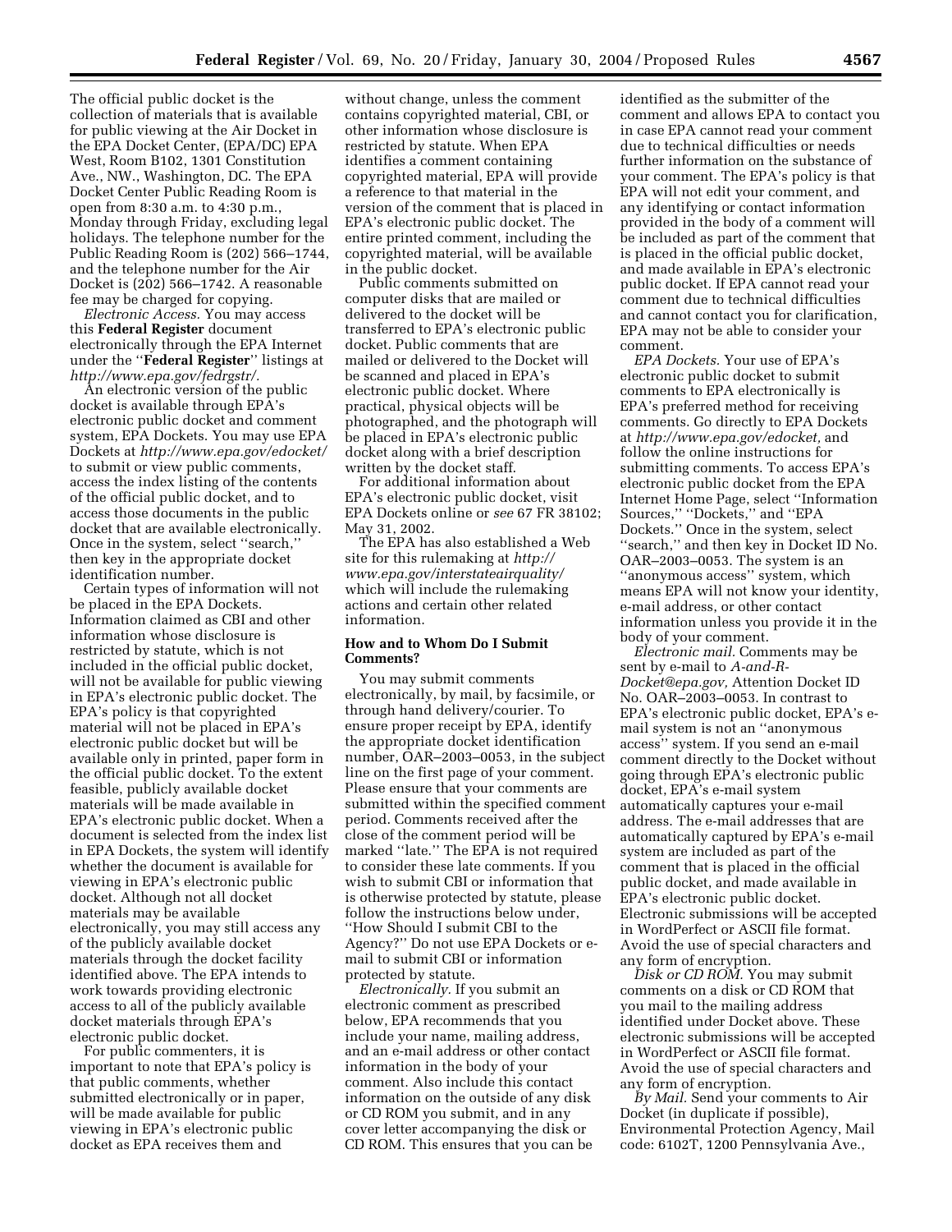The official public docket is the collection of materials that is available for public viewing at the Air Docket in the EPA Docket Center, (EPA/DC) EPA West, Room B102, 1301 Constitution Ave., NW., Washington, DC. The EPA Docket Center Public Reading Room is open from 8:30 a.m. to 4:30 p.m., Monday through Friday, excluding legal holidays. The telephone number for the Public Reading Room is (202) 566–1744, and the telephone number for the Air Docket is (202) 566–1742. A reasonable fee may be charged for copying.

*Electronic Access.* You may access this **Federal Register** document electronically through the EPA Internet under the "**Federal Register**" listings at *http://www.epa.gov/fedrgstr/.*

An electronic version of the public docket is available through EPA's electronic public docket and comment system, EPA Dockets. You may use EPA Dockets at *http://www.epa.gov/edocket/* to submit or view public comments, access the index listing of the contents of the official public docket, and to access those documents in the public docket that are available electronically. Once in the system, select "search," then key in the appropriate docket identification number.

Certain types of information will not be placed in the EPA Dockets. Information claimed as CBI and other information whose disclosure is restricted by statute, which is not included in the official public docket, will not be available for public viewing in EPA's electronic public docket. The EPA's policy is that copyrighted material will not be placed in EPA's electronic public docket but will be available only in printed, paper form in the official public docket. To the extent feasible, publicly available docket materials will be made available in EPA's electronic public docket. When a document is selected from the index list in EPA Dockets, the system will identify whether the document is available for viewing in EPA's electronic public docket. Although not all docket materials may be available electronically, you may still access any of the publicly available docket materials through the docket facility identified above. The EPA intends to work towards providing electronic access to all of the publicly available docket materials through EPA's electronic public docket.

For public commenters, it is important to note that EPA's policy is that public comments, whether submitted electronically or in paper, will be made available for public viewing in EPA's electronic public docket as EPA receives them and without change, unless the comment contains copyrighted material, CBI, or other information whose disclosure is restricted by statute. When EPA identifies a comment containing copyrighted material, EPA will provide a reference to that material in the version of the comment that is placed in EPA's electronic public docket. The entire printed comment, including the copyrighted material, will be available in the public docket.

Public comments submitted on computer disks that are mailed or delivered to the docket will be transferred to EPA's electronic public docket. Public comments that are mailed or delivered to the Docket will be scanned and placed in EPA's electronic public docket. Where practical, physical objects will be photographed, and the photograph will be placed in EPA's electronic public docket along with a brief description written by the docket staff.

For additional information about EPA's electronic public docket, visit EPA Dockets online or *see* 67 FR 38102; May 31, 2002.

The EPA has also established a Web site for this rulemaking at *http://www.epa.gov/interstateairquality/* which will include the rulemaking actions and certain other related information.

### How and to Whom Do I Submit Comments?

You may submit comments electronically, by mail, by facsimile, or through hand delivery/courier. To ensure proper receipt by EPA, identify the appropriate docket identification number, OAR–2003–0053, in the subject line on the first page of your comment. Please ensure that your comments are submitted within the specified comment period. Comments received after the close of the comment period will be marked "late." The EPA is not required to consider these late comments. If you wish to submit CBI or information that is otherwise protected by statute, please follow the instructions below under, "How Should I submit CBI to the Agency?" Do not use EPA Dockets or e-mail to submit CBI or information protected by statute.

*Electronically.* If you submit an electronic comment as prescribed below, EPA recommends that you include your name, mailing address, and an e-mail address or other contact information in the body of your comment. Also include this contact information on the outside of any disk or CD ROM you submit, and in any cover letter accompanying the disk or CD ROM. This ensures that you can be identified as the submitter of the comment and allows EPA to contact you in case EPA cannot read your comment due to technical difficulties or needs further information on the substance of your comment. The EPA's policy is that EPA will not edit your comment, and any identifying or contact information provided in the body of a comment will be included as part of the comment that is placed in the official public docket, and made available in EPA's electronic public docket. If EPA cannot read your comment due to technical difficulties and cannot contact you for clarification, EPA may not be able to consider your comment.

*EPA Dockets.* Your use of EPA's electronic public docket to submit comments to EPA electronically is EPA's preferred method for receiving comments. Go directly to EPA Dockets at *http://www.epa.gov/edocket,* and follow the online instructions for submitting comments. To access EPA's electronic public docket from the EPA Internet Home Page, select "Information Sources," "Dockets," and "EPA Dockets." Once in the system, select "search," and then key in Docket ID No. OAR–2003–0053. The system is an "anonymous access" system, which means EPA will not know your identity, e-mail address, or other contact information unless you provide it in the body of your comment.

*Electronic mail.* Comments may be sent by e-mail to *A-and-R-Docket@epa.gov,* Attention Docket ID No. OAR–2003–0053. In contrast to EPA's electronic public docket, EPA's e-mail system is not an "anonymous access" system. If you send an e-mail comment directly to the Docket without going through EPA's electronic public docket, EPA's e-mail system automatically captures your e-mail address. The e-mail addresses that are automatically captured by EPA's e-mail system are included as part of the comment that is placed in the official public docket, and made available in EPA's electronic public docket. Electronic submissions will be accepted in WordPerfect or ASCII file format. Avoid the use of special characters and any form of encryption.

*Disk or CD ROM.* You may submit comments on a disk or CD ROM that you mail to the mailing address identified under Docket above. These electronic submissions will be accepted in WordPerfect or ASCII file format. Avoid the use of special characters and any form of encryption.

*By Mail.* Send your comments to Air Docket (in duplicate if possible), Environmental Protection Agency, Mail code: 6102T, 1200 Pennsylvania Ave.,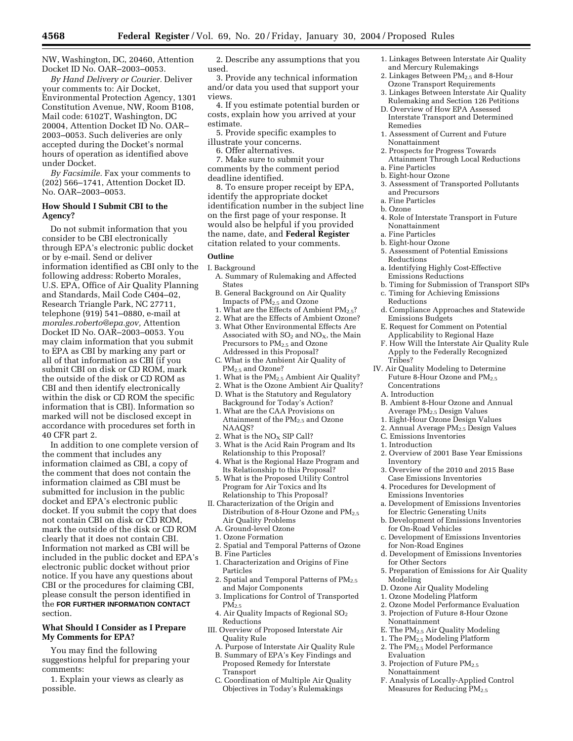NW, Washington, DC, 20460, Attention Docket ID No. OAR–2003–0053.

*By Hand Delivery or Courier.* Deliver your comments to: Air Docket, Environmental Protection Agency, 1301 Constitution Avenue, NW, Room B108, Mail code: 6102T, Washington, DC 20004, Attention Docket ID No. OAR–2003–0053. Such deliveries are only accepted during the Docket's normal hours of operation as identified above under Docket.

*By Facsimile.* Fax your comments to (202) 566–1741, Attention Docket ID. No. OAR–2003–0053.

### How Should I Submit CBI to the Agency?

Do not submit information that you consider to be CBI electronically through EPA's electronic public docket or by e-mail. Send or deliver information identified as CBI only to the following address: Roberto Morales, U.S. EPA, Office of Air Quality Planning and Standards, Mail Code C404–02, Research Triangle Park, NC 27711, telephone (919) 541–0880, e-mail at *morales.roberto@epa.gov,* Attention Docket ID No. OAR–2003–0053. You may claim information that you submit to EPA as CBI by marking any part or all of that information as CBI (if you submit CBI on disk or CD ROM, mark the outside of the disk or CD ROM as CBI and then identify electronically within the disk or CD ROM the specific information that is CBI). Information so marked will not be disclosed except in accordance with procedures set forth in 40 CFR part 2.

In addition to one complete version of the comment that includes any information claimed as CBI, a copy of the comment that does not contain the information claimed as CBI must be submitted for inclusion in the public docket and EPA's electronic public docket. If you submit the copy that does not contain CBI on disk or CD ROM, mark the outside of the disk or CD ROM clearly that it does not contain CBI. Information not marked as CBI will be included in the public docket and EPA's electronic public docket without prior notice. If you have any questions about CBI or the procedures for claiming CBI, please consult the person identified in the **FOR FURTHER INFORMATION CONTACT** section.

### What Should I Consider as I Prepare My Comments for EPA?

You may find the following suggestions helpful for preparing your comments:

1. Explain your views as clearly as possible.
2. Describe any assumptions that you used.
3. Provide any technical information and/or data you used that support your views.
4. If you estimate potential burden or costs, explain how you arrived at your estimate.
5. Provide specific examples to illustrate your concerns.
6. Offer alternatives.
7. Make sure to submit your comments by the comment period deadline identified.
8. To ensure proper receipt by EPA, identify the appropriate docket identification number in the subject line on the first page of your response. It would also be helpful if you provided the name, date, and **Federal Register** citation related to your comments.

### Outline

I. Background
   A. Summary of Rulemaking and Affected States
   B. General Background on Air Quality Impacts of $PM_{2.5}$ and Ozone
   1. What are the Effects of Ambient $PM_{2.5}$?
   2. What are the Effects of Ambient Ozone?
   3. What Other Environmental Effects Are Associated with $SO_2$ and $NO_X$, the Main Precursors to $PM_{2.5}$ and Ozone Addressed in this Proposal?
   C. What is the Ambient Air Quality of $PM_{2.5}$ and Ozone?
   1. What is the $PM_{2.5}$ Ambient Air Quality?
   2. What is the Ozone Ambient Air Quality?
   D. What is the Statutory and Regulatory Background for Today's Action?
   1. What are the CAA Provisions on Attainment of the $PM_{2.5}$ and Ozone NAAQS?
   2. What is the $NO_X$ SIP Call?
   3. What is the Acid Rain Program and Its Relationship to this Proposal?
   4. What is the Regional Haze Program and Its Relationship to this Proposal?
   5. What is the Proposed Utility Control Program for Air Toxics and Its Relationship to This Proposal?
II. Characterization of the Origin and Distribution of 8-Hour Ozone and $PM_{2.5}$ Air Quality Problems
   A. Ground-level Ozone
   1. Ozone Formation
   2. Spatial and Temporal Patterns of Ozone
   B. Fine Particles
   1. Characterization and Origins of Fine Particles
   2. Spatial and Temporal Patterns of $PM_{2.5}$ and Major Components
   3. Implications for Control of Transported $PM_{2.5}$
   4. Air Quality Impacts of Regional $SO_2$ Reductions
III. Overview of Proposed Interstate Air Quality Rule
   A. Purpose of Interstate Air Quality Rule
   B. Summary of EPA's Key Findings and Proposed Remedy for Interstate Transport
   C. Coordination of Multiple Air Quality Objectives in Today's Rulemakings
   1. Linkages Between Interstate Air Quality and Mercury Rulemakings
   2. Linkages Between $PM_{2.5}$ and 8-Hour Ozone Transport Requirements
   3. Linkages Between Interstate Air Quality Rulemaking and Section 126 Petitions
   D. Overview of How EPA Assessed Interstate Transport and Determined Remedies
   1. Assessment of Current and Future Nonattainment
   2. Prospects for Progress Towards Attainment Through Local Reductions
   a. Fine Particles
   b. Eight-hour Ozone
   3. Assessment of Transported Pollutants and Precursors
   a. Fine Particles
   b. Ozone
   4. Role of Interstate Transport in Future Nonattainment
   a. Fine Particles
   b. Eight-hour Ozone
   5. Assessment of Potential Emissions Reductions
   a. Identifying Highly Cost-Effective Emissions Reductions
   b. Timing for Submission of Transport SIPs
   c. Timing for Achieving Emissions Reductions
   d. Compliance Approaches and Statewide Emissions Budgets
   E. Request for Comment on Potential Applicability to Regional Haze
   F. How Will the Interstate Air Quality Rule Apply to the Federally Recognized Tribes?
IV. Air Quality Modeling to Determine Future 8-Hour Ozone and $PM_{2.5}$ Concentrations
   A. Introduction
   B. Ambient 8-Hour Ozone and Annual Average $PM_{2.5}$ Design Values
   1. Eight-Hour Ozone Design Values
   2. Annual Average $PM_{2.5}$ Design Values
   C. Emissions Inventories
   1. Introduction
   2. Overview of 2001 Base Year Emissions Inventory
   3. Overview of the 2010 and 2015 Base Case Emissions Inventories
   4. Procedures for Development of Emissions Inventories
   a. Development of Emissions Inventories for Electric Generating Units
   b. Development of Emissions Inventories for On-Road Vehicles
   c. Development of Emissions Inventories for Non-Road Engines
   d. Development of Emissions Inventories for Other Sectors
   5. Preparation of Emissions for Air Quality Modeling
   D. Ozone Air Quality Modeling
   1. Ozone Modeling Platform
   2. Ozone Model Performance Evaluation
   3. Projection of Future 8-Hour Ozone Nonattainment
   E. The $PM_{2.5}$ Air Quality Modeling
   1. The $PM_{2.5}$ Modeling Platform
   2. The $PM_{2.5}$ Model Performance Evaluation
   3. Projection of Future $PM_{2.5}$ Nonattainment
   F. Analysis of Locally-Applied Control Measures for Reducing $PM_{2.5}$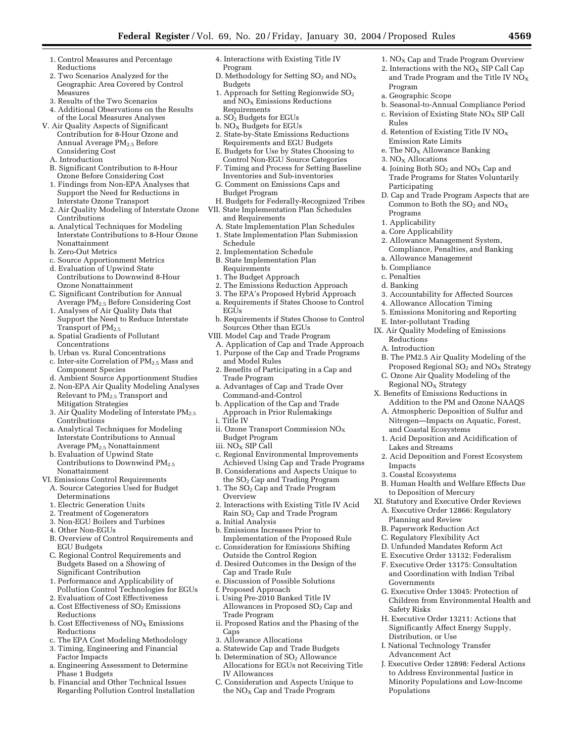1. Control Measures and Percentage Reductions
2. Two Scenarios Analyzed for the Geographic Area Covered by Control Measures
3. Results of the Two Scenarios
4. Additional Observations on the Results of the Local Measures Analyses

V. Air Quality Aspects of Significant Contribution for 8-Hour Ozone and Annual Average $PM_{2.5}$ Before Considering Cost

A. Introduction

B. Significant Contribution to 8-Hour Ozone Before Considering Cost

1. Findings from Non-EPA Analyses that Support the Need for Reductions in Interstate Ozone Transport
2. Air Quality Modeling of Interstate Ozone Contributions

a. Analytical Techniques for Modeling Interstate Contributions to 8-Hour Ozone Nonattainment

b. Zero-Out Metrics

c. Source Apportionment Metrics

d. Evaluation of Upwind State Contributions to Downwind 8-Hour Ozone Nonattainment

C. Significant Contribution for Annual Average $PM_{2.5}$ Before Considering Cost

1. Analyses of Air Quality Data that Support the Need to Reduce Interstate Transport of $PM_{2.5}$

a. Spatial Gradients of Pollutant Concentrations

b. Urban vs. Rural Concentrations

c. Inter-site Correlation of $PM_{2.5}$ Mass and Component Species

d. Ambient Source Apportionment Studies

2. Non-EPA Air Quality Modeling Analyses Relevant to $PM_{2.5}$ Transport and Mitigation Strategies
3. Air Quality Modeling of Interstate $PM_{2.5}$ Contributions

a. Analytical Techniques for Modeling Interstate Contributions to Annual Average $PM_{2.5}$ Nonattainment

b. Evaluation of Upwind State Contributions to Downwind $PM_{2.5}$ Nonattainment

VI. Emissions Control Requirements

A. Source Categories Used for Budget Determinations

1. Electric Generation Units
2. Treatment of Cogenerators
3. Non-EGU Boilers and Turbines
4. Other Non-EGUs

B. Overview of Control Requirements and EGU Budgets

C. Regional Control Requirements and Budgets Based on a Showing of Significant Contribution

1. Performance and Applicability of Pollution Control Technologies for EGUs
2. Evaluation of Cost Effectiveness

a. Cost Effectiveness of $SO_2$ Emissions Reductions

b. Cost Effectiveness of $NO_X$ Emissions Reductions

c. The EPA Cost Modeling Methodology

3. Timing, Engineering and Financial Factor Impacts

a. Engineering Assessment to Determine Phase 1 Budgets

b. Financial and Other Technical Issues Regarding Pollution Control Installation

4. Interactions with Existing Title IV Program

D. Methodology for Setting $SO_2$ and $NO_X$ Budgets

1. Approach for Setting Regionwide $SO_2$ and $NO_X$ Emissions Reductions Requirements

a. $SO_2$ Budgets for EGUs

b. $NO_X$ Budgets for EGUs

2. State-by-State Emissions Reductions Requirements and EGU Budgets

E. Budgets for Use by States Choosing to Control Non-EGU Source Categories

F. Timing and Process for Setting Baseline Inventories and Sub-inventories

G. Comment on Emissions Caps and Budget Program

H. Budgets for Federally-Recognized Tribes

VII. State Implementation Plan Schedules and Requirements

A. State Implementation Plan Schedules

1. State Implementation Plan Submission Schedule
2. Implementation Schedule

B. State Implementation Plan Requirements

1. The Budget Approach
2. The Emissions Reduction Approach
3. The EPA's Proposed Hybrid Approach

a. Requirements if States Choose to Control EGUs

b. Requirements if States Choose to Control Sources Other than EGUs

VIII. Model Cap and Trade Program

A. Application of Cap and Trade Approach

1. Purpose of the Cap and Trade Programs and Model Rules
2. Benefits of Participating in a Cap and Trade Program

a. Advantages of Cap and Trade Over Command-and-Control

b. Application of the Cap and Trade Approach in Prior Rulemakings

i. Title IV

ii. Ozone Transport Commission $NO_X$ Budget Program

iii. $NO_X$ SIP Call

c. Regional Environmental Improvements Achieved Using Cap and Trade Programs

B. Considerations and Aspects Unique to the $SO_2$ Cap and Trading Program

1. The $SO_2$ Cap and Trade Program Overview
2. Interactions with Existing Title IV Acid Rain $SO_2$ Cap and Trade Program

a. Initial Analysis

b. Emissions Increases Prior to Implementation of the Proposed Rule

c. Consideration for Emissions Shifting Outside the Control Region

d. Desired Outcomes in the Design of the Cap and Trade Rule

e. Discussion of Possible Solutions

f. Proposed Approach

i. Using Pre-2010 Banked Title IV Allowances in Proposed $SO_2$ Cap and Trade Program

ii. Proposed Ratios and the Phasing of the Caps

3. Allowance Allocations

a. Statewide Cap and Trade Budgets

b. Determination of $SO_2$ Allowance Allocations for EGUs not Receiving Title IV Allowances

C. Consideration and Aspects Unique to the $NO_X$ Cap and Trade Program

1. $NO_X$ Cap and Trade Program Overview
2. Interactions with the $NO_X$ SIP Call Cap and Trade Program and the Title IV $NO_X$ Program

a. Geographic Scope

b. Seasonal-to-Annual Compliance Period

c. Revision of Existing State $NO_X$ SIP Call Rules

d. Retention of Existing Title IV $NO_X$ Emission Rate Limits

e. The $NO_X$ Allowance Banking

3. $NO_X$ Allocations
4. Joining Both $SO_2$ and $NO_X$ Cap and Trade Programs for States Voluntarily Participating

D. Cap and Trade Program Aspects that are Common to Both the $SO_2$ and $NO_X$ Programs

1. Applicability

a. Core Applicability

2. Allowance Management System, Compliance, Penalties, and Banking

a. Allowance Management

b. Compliance

c. Penalties

d. Banking

3. Accountability for Affected Sources
4. Allowance Allocation Timing
5. Emissions Monitoring and Reporting

E. Inter-pollutant Trading

IX. Air Quality Modeling of Emissions Reductions

A. Introduction

B. The PM2.5 Air Quality Modeling of the Proposed Regional $SO_2$ and $NO_X$ Strategy

C. Ozone Air Quality Modeling of the Regional $NO_X$ Strategy

X. Benefits of Emissions Reductions in Addition to the PM and Ozone NAAQS

A. Atmospheric Deposition of Sulfur and Nitrogen—Impacts on Aquatic, Forest, and Coastal Ecosystems

1. Acid Deposition and Acidification of Lakes and Streams
2. Acid Deposition and Forest Ecosystem Impacts
3. Coastal Ecosystems

B. Human Health and Welfare Effects Due to Deposition of Mercury

XI. Statutory and Executive Order Reviews

A. Executive Order 12866: Regulatory Planning and Review

B. Paperwork Reduction Act

C. Regulatory Flexibility Act

D. Unfunded Mandates Reform Act

E. Executive Order 13132: Federalism

F. Executive Order 13175: Consultation and Coordination with Indian Tribal Governments

G. Executive Order 13045: Protection of Children from Environmental Health and Safety Risks

H. Executive Order 13211: Actions that Significantly Affect Energy Supply, Distribution, or Use

I. National Technology Transfer Advancement Act

J. Executive Order 12898: Federal Actions to Address Environmental Justice in Minority Populations and Low-Income Populations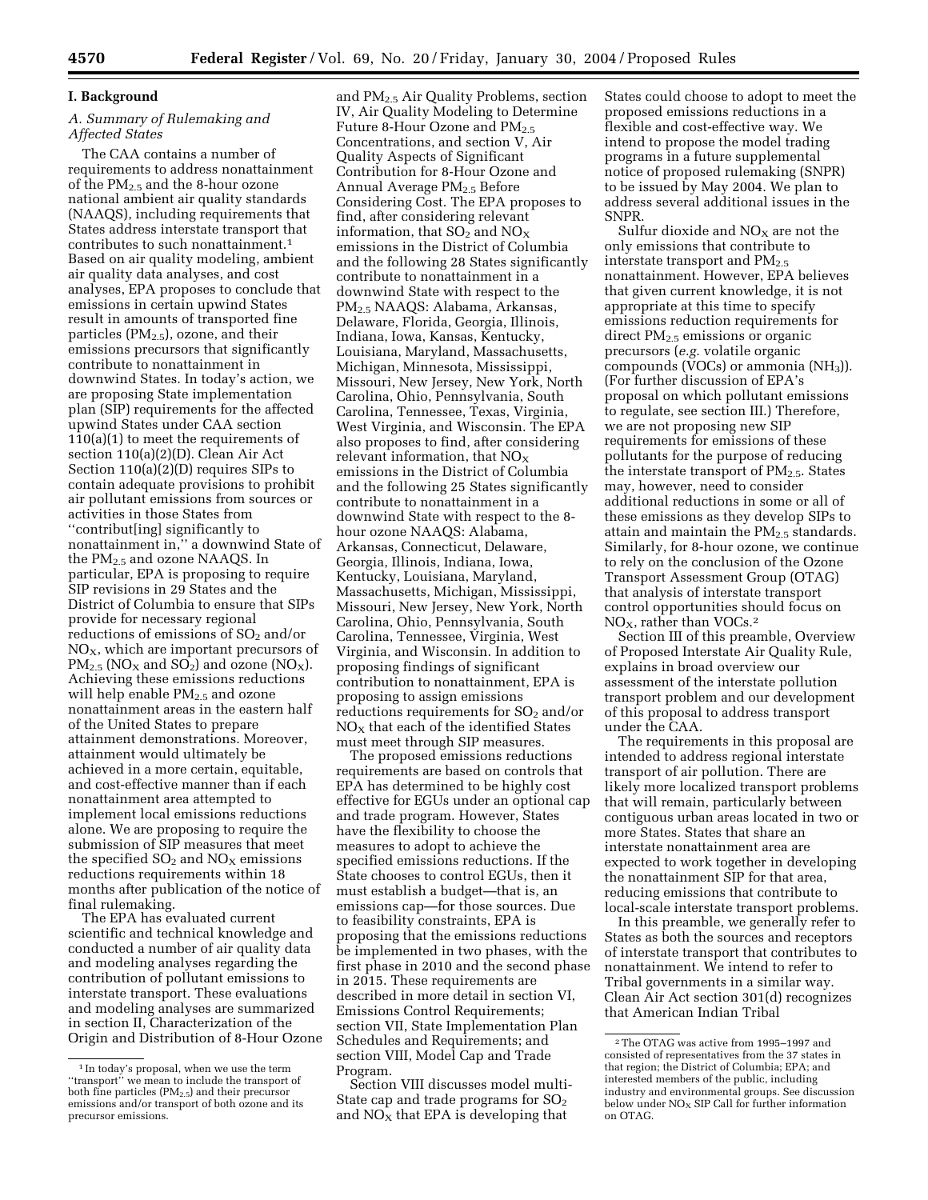## I. Background

### A. Summary of Rulemaking and Affected States

The CAA contains a number of requirements to address nonattainment of the $PM_{2.5}$ and the 8-hour ozone national ambient air quality standards (NAAQS), including requirements that States address interstate transport that contributes to such nonattainment.[1] Based on air quality modeling, ambient air quality data analyses, and cost analyses, EPA proposes to conclude that emissions in certain upwind States result in amounts of transported fine particles ($PM_{2.5}$), ozone, and their emissions precursors that significantly contribute to nonattainment in downwind States. In today's action, we are proposing State implementation plan (SIP) requirements for the affected upwind States under CAA section 110(a)(1) to meet the requirements of section 110(a)(2)(D). Clean Air Act Section 110(a)(2)(D) requires SIPs to contain adequate provisions to prohibit air pollutant emissions from sources or activities in those States from ''contribut[ing] significantly to nonattainment in,'' a downwind State of the $PM_{2.5}$ and ozone NAAQS. In particular, EPA is proposing to require SIP revisions in 29 States and the District of Columbia to ensure that SIPs provide for necessary regional reductions of emissions of $SO_2$ and/or $NO_X$, which are important precursors of $PM_{2.5}$ ($NO_X$ and $SO_2$) and ozone ($NO_X$). Achieving these emissions reductions will help enable $PM_{2.5}$ and ozone nonattainment areas in the eastern half of the United States to prepare attainment demonstrations. Moreover, attainment would ultimately be achieved in a more certain, equitable, and cost-effective manner than if each nonattainment area attempted to implement local emissions reductions alone. We are proposing to require the submission of SIP measures that meet the specified $SO_2$ and $NO_X$ emissions reductions requirements within 18 months after publication of the notice of final rulemaking.

The EPA has evaluated current scientific and technical knowledge and conducted a number of air quality data and modeling analyses regarding the contribution of pollutant emissions to interstate transport. These evaluations and modeling analyses are summarized in section II, Characterization of the Origin and Distribution of 8-Hour Ozone and $PM_{2.5}$ Air Quality Problems, section IV, Air Quality Modeling to Determine Future 8-Hour Ozone and $PM_{2.5}$ Concentrations, and section V, Air Quality Aspects of Significant Contribution for 8-Hour Ozone and Annual Average $PM_{2.5}$ Before Considering Cost. The EPA proposes to find, after considering relevant information, that $SO_2$ and $NO_X$ emissions in the District of Columbia and the following 28 States significantly contribute to nonattainment in a downwind State with respect to the $PM_{2.5}$ NAAQS: Alabama, Arkansas, Delaware, Florida, Georgia, Illinois, Indiana, Iowa, Kansas, Kentucky, Louisiana, Maryland, Massachusetts, Michigan, Minnesota, Mississippi, Missouri, New Jersey, New York, North Carolina, Ohio, Pennsylvania, South Carolina, Tennessee, Texas, Virginia, West Virginia, and Wisconsin. The EPA also proposes to find, after considering relevant information, that $NO_X$ emissions in the District of Columbia and the following 25 States significantly contribute to nonattainment in a downwind State with respect to the 8-hour ozone NAAQS: Alabama, Arkansas, Connecticut, Delaware, Georgia, Illinois, Indiana, Iowa, Kentucky, Louisiana, Maryland, Massachusetts, Michigan, Mississippi, Missouri, New Jersey, New York, North Carolina, Ohio, Pennsylvania, South Carolina, Tennessee, Virginia, West Virginia, and Wisconsin. In addition to proposing findings of significant contribution to nonattainment, EPA is proposing to assign emissions reductions requirements for $SO_2$ and/or $NO_X$ that each of the identified States must meet through SIP measures.

The proposed emissions reductions requirements are based on controls that EPA has determined to be highly cost effective for EGUs under an optional cap and trade program. However, States have the flexibility to choose the measures to adopt to achieve the specified emissions reductions. If the State chooses to control EGUs, then it must establish a budget—that is, an emissions cap—for those sources. Due to feasibility constraints, EPA is proposing that the emissions reductions be implemented in two phases, with the first phase in 2010 and the second phase in 2015. These requirements are described in more detail in section VI, Emissions Control Requirements; section VII, State Implementation Plan Schedules and Requirements; and section VIII, Model Cap and Trade Program.

Section VIII discusses model multi-State cap and trade programs for $SO_2$ and $NO_X$ that EPA is developing that States could choose to adopt to meet the proposed emissions reductions in a flexible and cost-effective way. We intend to propose the model trading programs in a future supplemental notice of proposed rulemaking (SNPR) to be issued by May 2004. We plan to address several additional issues in the SNPR.

Sulfur dioxide and $NO_X$ are not the only emissions that contribute to interstate transport and $PM_{2.5}$ nonattainment. However, EPA believes that given current knowledge, it is not appropriate at this time to specify emissions reduction requirements for direct $PM_{2.5}$ emissions or organic precursors (*e.g.* volatile organic compounds (VOCs) or ammonia ($NH_3$)). (For further discussion of EPA's proposal on which pollutant emissions to regulate, see section III.) Therefore, we are not proposing new SIP requirements for emissions of these pollutants for the purpose of reducing the interstate transport of $PM_{2.5}$. States may, however, need to consider additional reductions in some or all of these emissions as they develop SIPs to attain and maintain the $PM_{2.5}$ standards. Similarly, for 8-hour ozone, we continue to rely on the conclusion of the Ozone Transport Assessment Group (OTAG) that analysis of interstate transport control opportunities should focus on $NO_X$, rather than VOCs.[2]

Section III of this preamble, Overview of Proposed Interstate Air Quality Rule, explains in broad overview our assessment of the interstate pollution transport problem and our development of this proposal to address transport under the CAA.

The requirements in this proposal are intended to address regional interstate transport of air pollution. There are likely more localized transport problems that will remain, particularly between contiguous urban areas located in two or more States. States that share an interstate nonattainment area are expected to work together in developing the nonattainment SIP for that area, reducing emissions that contribute to local-scale interstate transport problems.

In this preamble, we generally refer to States as both the sources and receptors of interstate transport that contributes to nonattainment. We intend to refer to Tribal governments in a similar way. Clean Air Act section 301(d) recognizes that American Indian Tribal

---

[1] In today's proposal, when we use the term ''transport'' we mean to include the transport of both fine particles ($PM_{2.5}$) and their precursor emissions and/or transport of both ozone and its precursor emissions.

[2] The OTAG was active from 1995–1997 and consisted of representatives from the 37 states in that region; the District of Columbia; EPA; and interested members of the public, including industry and environmental groups. See discussion below under $NO_X$ SIP Call for further information on OTAG.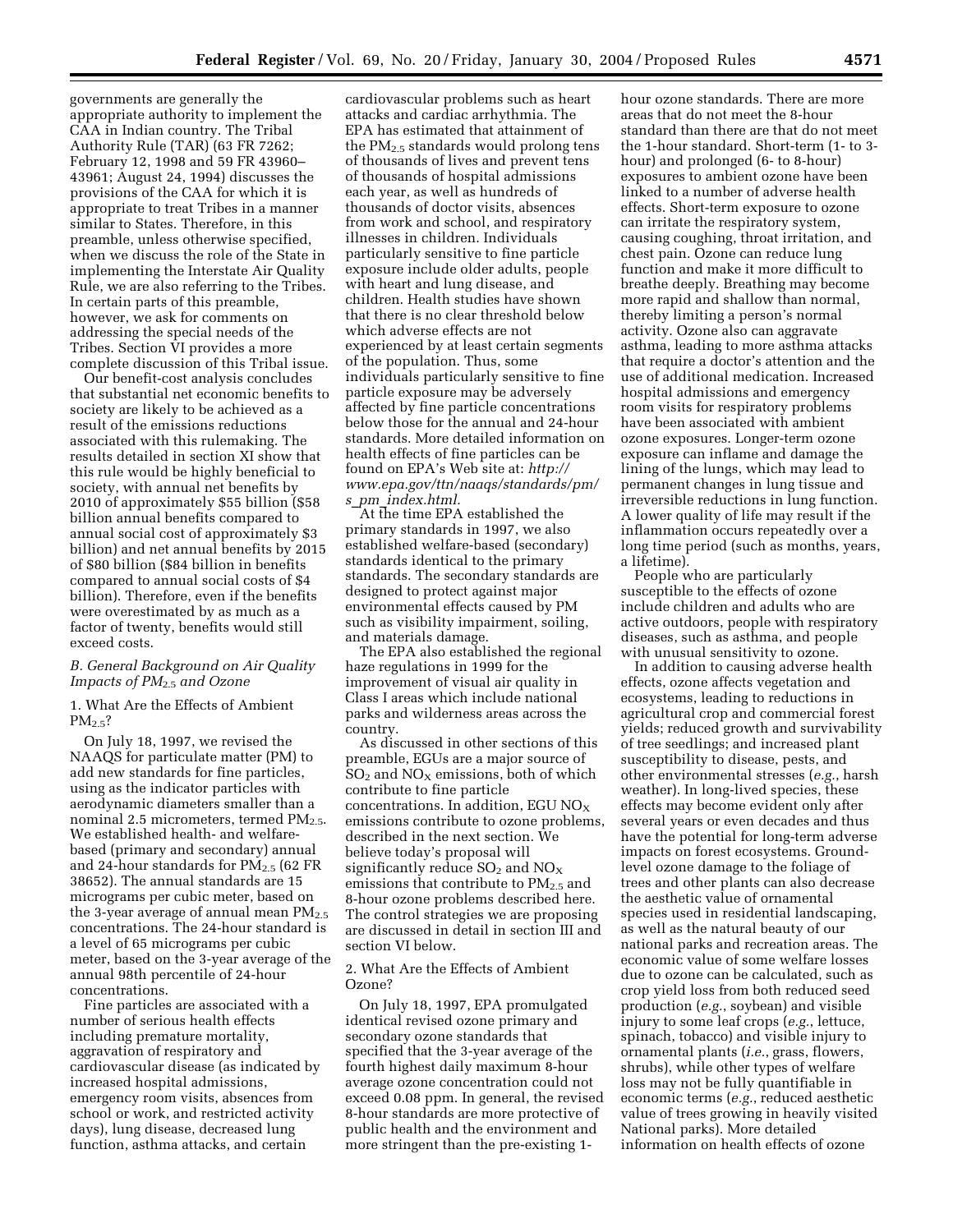governments are generally the appropriate authority to implement the CAA in Indian country. The Tribal Authority Rule (TAR) (63 FR 7262; February 12, 1998 and 59 FR 43960–43961; August 24, 1994) discusses the provisions of the CAA for which it is appropriate to treat Tribes in a manner similar to States. Therefore, in this preamble, unless otherwise specified, when we discuss the role of the State in implementing the Interstate Air Quality Rule, we are also referring to the Tribes. In certain parts of this preamble, however, we ask for comments on addressing the special needs of the Tribes. Section VI provides a more complete discussion of this Tribal issue.

Our benefit-cost analysis concludes that substantial net economic benefits to society are likely to be achieved as a result of the emissions reductions associated with this rulemaking. The results detailed in section XI show that this rule would be highly beneficial to society, with annual net benefits by 2010 of approximately $55 billion ($58 billion annual benefits compared to annual social cost of approximately $3 billion) and net annual benefits by 2015 of $80 billion ($84 billion in benefits compared to annual social costs of $4 billion). Therefore, even if the benefits were overestimated by as much as a factor of twenty, benefits would still exceed costs.

### *B. General Background on Air Quality Impacts of $PM_{2.5}$ and Ozone*

#### 1. What Are the Effects of Ambient $PM_{2.5}$?

On July 18, 1997, we revised the NAAQS for particulate matter (PM) to add new standards for fine particles, using as the indicator particles with aerodynamic diameters smaller than a nominal 2.5 micrometers, termed $PM_{2.5}$. We established health- and welfare-based (primary and secondary) annual and 24-hour standards for $PM_{2.5}$ (62 FR 38652). The annual standards are 15 micrograms per cubic meter, based on the 3-year average of annual mean $PM_{2.5}$ concentrations. The 24-hour standard is a level of 65 micrograms per cubic meter, based on the 3-year average of the annual 98th percentile of 24-hour concentrations.

Fine particles are associated with a number of serious health effects including premature mortality, aggravation of respiratory and cardiovascular disease (as indicated by increased hospital admissions, emergency room visits, absences from school or work, and restricted activity days), lung disease, decreased lung function, asthma attacks, and certain cardiovascular problems such as heart attacks and cardiac arrhythmia. The EPA has estimated that attainment of the $PM_{2.5}$ standards would prolong tens of thousands of lives and prevent tens of thousands of hospital admissions each year, as well as hundreds of thousands of doctor visits, absences from work and school, and respiratory illnesses in children. Individuals particularly sensitive to fine particle exposure include older adults, people with heart and lung disease, and children. Health studies have shown that there is no clear threshold below which adverse effects are not experienced by at least certain segments of the population. Thus, some individuals particularly sensitive to fine particle exposure may be adversely affected by fine particle concentrations below those for the annual and 24-hour standards. More detailed information on health effects of fine particles can be found on EPA's Web site at: *http://www.epa.gov/ttn/naaqs/standards/pm/s_pm_index.html*.

At the time EPA established the primary standards in 1997, we also established welfare-based (secondary) standards identical to the primary standards. The secondary standards are designed to protect against major environmental effects caused by PM such as visibility impairment, soiling, and materials damage.

The EPA also established the regional haze regulations in 1999 for the improvement of visual air quality in Class I areas which include national parks and wilderness areas across the country.

As discussed in other sections of this preamble, EGUs are a major source of $SO_2$ and $NO_X$ emissions, both of which contribute to fine particle concentrations. In addition, EGU $NO_X$ emissions contribute to ozone problems, described in the next section. We believe today's proposal will significantly reduce $SO_2$ and $NO_X$ emissions that contribute to $PM_{2.5}$ and 8-hour ozone problems described here. The control strategies we are proposing are discussed in detail in section III and section VI below.

#### 2. What Are the Effects of Ambient Ozone?

On July 18, 1997, EPA promulgated identical revised ozone primary and secondary ozone standards that specified that the 3-year average of the fourth highest daily maximum 8-hour average ozone concentration could not exceed 0.08 ppm. In general, the revised 8-hour standards are more protective of public health and the environment and more stringent than the pre-existing 1-hour ozone standards. There are more areas that do not meet the 8-hour standard than there are that do not meet the 1-hour standard. Short-term (1- to 3-hour) and prolonged (6- to 8-hour) exposures to ambient ozone have been linked to a number of adverse health effects. Short-term exposure to ozone can irritate the respiratory system, causing coughing, throat irritation, and chest pain. Ozone can reduce lung function and make it more difficult to breathe deeply. Breathing may become more rapid and shallow than normal, thereby limiting a person's normal activity. Ozone also can aggravate asthma, leading to more asthma attacks that require a doctor's attention and the use of additional medication. Increased hospital admissions and emergency room visits for respiratory problems have been associated with ambient ozone exposures. Longer-term ozone exposure can inflame and damage the lining of the lungs, which may lead to permanent changes in lung tissue and irreversible reductions in lung function. A lower quality of life may result if the inflammation occurs repeatedly over a long time period (such as months, years, a lifetime).

People who are particularly susceptible to the effects of ozone include children and adults who are active outdoors, people with respiratory diseases, such as asthma, and people with unusual sensitivity to ozone.

In addition to causing adverse health effects, ozone affects vegetation and ecosystems, leading to reductions in agricultural crop and commercial forest yields; reduced growth and survivability of tree seedlings; and increased plant susceptibility to disease, pests, and other environmental stresses (*e.g.*, harsh weather). In long-lived species, these effects may become evident only after several years or even decades and thus have the potential for long-term adverse impacts on forest ecosystems. Ground-level ozone damage to the foliage of trees and other plants can also decrease the aesthetic value of ornamental species used in residential landscaping, as well as the natural beauty of our national parks and recreation areas. The economic value of some welfare losses due to ozone can be calculated, such as crop yield loss from both reduced seed production (*e.g.*, soybean) and visible injury to some leaf crops (*e.g.*, lettuce, spinach, tobacco) and visible injury to ornamental plants (*i.e.*, grass, flowers, shrubs), while other types of welfare loss may not be fully quantifiable in economic terms (*e.g.*, reduced aesthetic value of trees growing in heavily visited National parks). More detailed information on health effects of ozone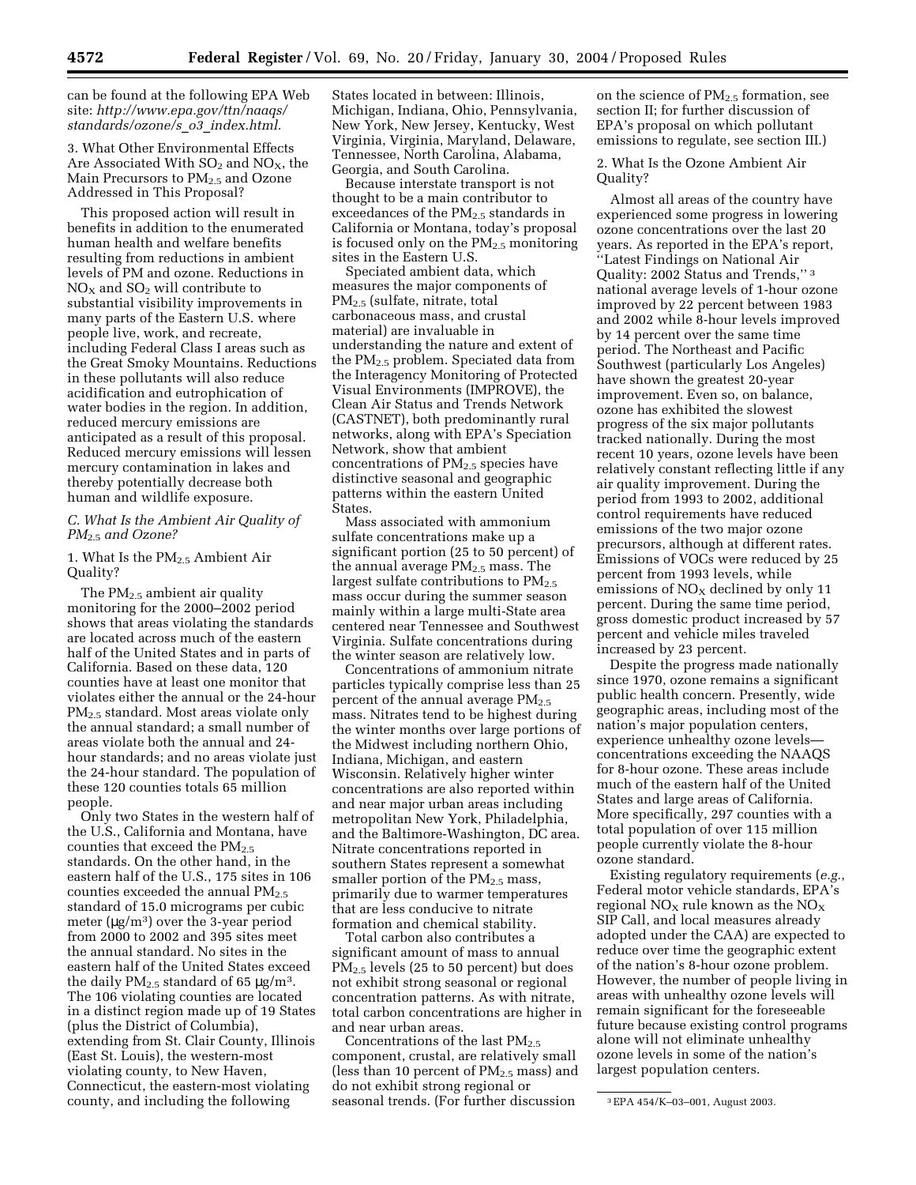can be found at the following EPA Web site: *http://www.epa.gov/ttn/naaqs/standards/ozone/s_o3_index.html*.

3. What Other Environmental Effects Are Associated With $SO_2$ and $NO_X$, the Main Precursors to $PM_{2.5}$ and Ozone Addressed in This Proposal?

This proposed action will result in benefits in addition to the enumerated human health and welfare benefits resulting from reductions in ambient levels of PM and ozone. Reductions in $NO_X$ and $SO_2$ will contribute to substantial visibility improvements in many parts of the Eastern U.S. where people live, work, and recreate, including Federal Class I areas such as the Great Smoky Mountains. Reductions in these pollutants will also reduce acidification and eutrophication of water bodies in the region. In addition, reduced mercury emissions are anticipated as a result of this proposal. Reduced mercury emissions will lessen mercury contamination in lakes and thereby potentially decrease both human and wildlife exposure.

### *C. What Is the Ambient Air Quality of $PM_{2.5}$ and Ozone?*

1. What Is the $PM_{2.5}$ Ambient Air Quality?

The $PM_{2.5}$ ambient air quality monitoring for the 2000–2002 period shows that areas violating the standards are located across much of the eastern half of the United States and in parts of California. Based on these data, 120 counties have at least one monitor that violates either the annual or the 24-hour $PM_{2.5}$ standard. Most areas violate only the annual standard; a small number of areas violate both the annual and 24-hour standards; and no areas violate just the 24-hour standard. The population of these 120 counties totals 65 million people.

Only two States in the western half of the U.S., California and Montana, have counties that exceed the $PM_{2.5}$ standards. On the other hand, in the eastern half of the U.S., 175 sites in 106 counties exceeded the annual $PM_{2.5}$ standard of 15.0 micrograms per cubic meter ($\mu g/m^3$) over the 3-year period from 2000 to 2002 and 395 sites meet the annual standard. No sites in the eastern half of the United States exceed the daily $PM_{2.5}$ standard of 65 $\mu g/m^3$. The 106 violating counties are located in a distinct region made up of 19 States (plus the District of Columbia), extending from St. Clair County, Illinois (East St. Louis), the western-most violating county, to New Haven, Connecticut, the eastern-most violating county, and including the following States located in between: Illinois, Michigan, Indiana, Ohio, Pennsylvania, New York, New Jersey, Kentucky, West Virginia, Virginia, Maryland, Delaware, Tennessee, North Carolina, Alabama, Georgia, and South Carolina.

Because interstate transport is not thought to be a main contributor to exceedances of the $PM_{2.5}$ standards in California or Montana, today's proposal is focused only on the $PM_{2.5}$ monitoring sites in the Eastern U.S.

Speciated ambient data, which measures the major components of $PM_{2.5}$ (sulfate, nitrate, total carbonaceous mass, and crustal material) are invaluable in understanding the nature and extent of the $PM_{2.5}$ problem. Speciated data from the Interagency Monitoring of Protected Visual Environments (IMPROVE), the Clean Air Status and Trends Network (CASTNET), both predominantly rural networks, along with EPA's Speciation Network, show that ambient concentrations of $PM_{2.5}$ species have distinctive seasonal and geographic patterns within the eastern United States.

Mass associated with ammonium sulfate concentrations make up a significant portion (25 to 50 percent) of the annual average $PM_{2.5}$ mass. The largest sulfate contributions to $PM_{2.5}$ mass occur during the summer season mainly within a large multi-State area centered near Tennessee and Southwest Virginia. Sulfate concentrations during the winter season are relatively low.

Concentrations of ammonium nitrate particles typically comprise less than 25 percent of the annual average $PM_{2.5}$ mass. Nitrates tend to be highest during the winter months over large portions of the Midwest including northern Ohio, Indiana, Michigan, and eastern Wisconsin. Relatively higher winter concentrations are also reported within and near major urban areas including metropolitan New York, Philadelphia, and the Baltimore-Washington, DC area. Nitrate concentrations reported in southern States represent a somewhat smaller portion of the $PM_{2.5}$ mass, primarily due to warmer temperatures that are less conducive to nitrate formation and chemical stability.

Total carbon also contributes a significant amount of mass to annual $PM_{2.5}$ levels (25 to 50 percent) but does not exhibit strong seasonal or regional concentration patterns. As with nitrate, total carbon concentrations are higher in and near urban areas.

Concentrations of the last $PM_{2.5}$ component, crustal, are relatively small (less than 10 percent of $PM_{2.5}$ mass) and do not exhibit strong regional or seasonal trends. (For further discussion on the science of $PM_{2.5}$ formation, see section II; for further discussion of EPA's proposal on which pollutant emissions to regulate, see section III.)

2. What Is the Ozone Ambient Air Quality?

Almost all areas of the country have experienced some progress in lowering ozone concentrations over the last 20 years. As reported in the EPA's report, "Latest Findings on National Air Quality: 2002 Status and Trends,"[3] national average levels of 1-hour ozone improved by 22 percent between 1983 and 2002 while 8-hour levels improved by 14 percent over the same time period. The Northeast and Pacific Southwest (particularly Los Angeles) have shown the greatest 20-year improvement. Even so, on balance, ozone has exhibited the slowest progress of the six major pollutants tracked nationally. During the most recent 10 years, ozone levels have been relatively constant reflecting little if any air quality improvement. During the period from 1993 to 2002, additional control requirements have reduced emissions of the two major ozone precursors, although at different rates. Emissions of VOCs were reduced by 25 percent from 1993 levels, while emissions of $NO_X$ declined by only 11 percent. During the same time period, gross domestic product increased by 57 percent and vehicle miles traveled increased by 23 percent.

Despite the progress made nationally since 1970, ozone remains a significant public health concern. Presently, wide geographic areas, including most of the nation's major population centers, experience unhealthy ozone levels—concentrations exceeding the NAAQS for 8-hour ozone. These areas include much of the eastern half of the United States and large areas of California. More specifically, 297 counties with a total population of over 115 million people currently violate the 8-hour ozone standard.

Existing regulatory requirements (*e.g.*, Federal motor vehicle standards, EPA's regional $NO_X$ rule known as the $NO_X$ SIP Call, and local measures already adopted under the CAA) are expected to reduce over time the geographic extent of the nation's 8-hour ozone problem. However, the number of people living in areas with unhealthy ozone levels will remain significant for the foreseeable future because existing control programs alone will not eliminate unhealthy ozone levels in some of the nation's largest population centers.

[3] EPA 454/K–03–001, August 2003.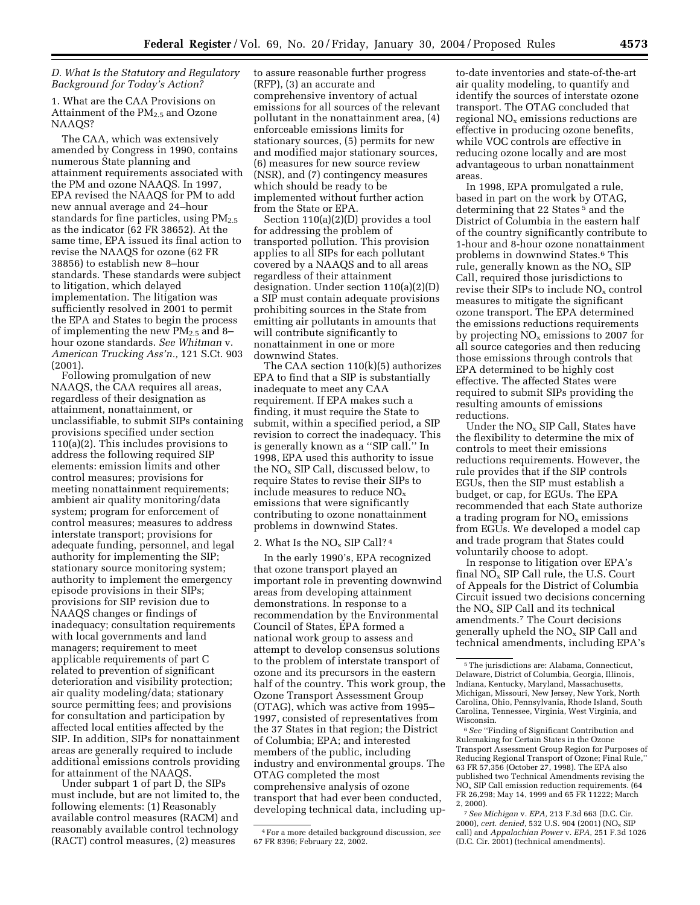### D. What Is the Statutory and Regulatory Background for Today's Action?

1. What are the CAA Provisions on Attainment of the $PM_{2.5}$ and Ozone NAAQS?

The CAA, which was extensively amended by Congress in 1990, contains numerous State planning and attainment requirements associated with the PM and ozone NAAQS. In 1997, EPA revised the NAAQS for PM to add new annual average and 24–hour standards for fine particles, using $PM_{2.5}$ as the indicator (62 FR 38652). At the same time, EPA issued its final action to revise the NAAQS for ozone (62 FR 38856) to establish new 8–hour standards. These standards were subject to litigation, which delayed implementation. The litigation was sufficiently resolved in 2001 to permit the EPA and States to begin the process of implementing the new $PM_{2.5}$ and 8–hour ozone standards. *See Whitman* v. *American Trucking Ass'n.,* 121 S.Ct. 903 (2001).

Following promulgation of new NAAQS, the CAA requires all areas, regardless of their designation as attainment, nonattainment, or unclassifiable, to submit SIPs containing provisions specified under section 110(a)(2). This includes provisions to address the following required SIP elements: emission limits and other control measures; provisions for meeting nonattainment requirements; ambient air quality monitoring/data system; program for enforcement of control measures; measures to address interstate transport; provisions for adequate funding, personnel, and legal authority for implementing the SIP; stationary source monitoring system; authority to implement the emergency episode provisions in their SIPs; provisions for SIP revision due to NAAQS changes or findings of inadequacy; consultation requirements with local governments and land managers; requirement to meet applicable requirements of part C related to prevention of significant deterioration and visibility protection; air quality modeling/data; stationary source permitting fees; and provisions for consultation and participation by affected local entities affected by the SIP. In addition, SIPs for nonattainment areas are generally required to include additional emissions controls providing for attainment of the NAAQS.

Under subpart 1 of part D, the SIPs must include, but are not limited to, the following elements: (1) Reasonably available control measures (RACM) and reasonably available control technology (RACT) control measures, (2) measures to assure reasonable further progress (RFP), (3) an accurate and comprehensive inventory of actual emissions for all sources of the relevant pollutant in the nonattainment area, (4) enforceable emissions limits for stationary sources, (5) permits for new and modified major stationary sources, (6) measures for new source review (NSR), and (7) contingency measures which should be ready to be implemented without further action from the State or EPA.

Section 110(a)(2)(D) provides a tool for addressing the problem of transported pollution. This provision applies to all SIPs for each pollutant covered by a NAAQS and to all areas regardless of their attainment designation. Under section 110(a)(2)(D) a SIP must contain adequate provisions prohibiting sources in the State from emitting air pollutants in amounts that will contribute significantly to nonattainment in one or more downwind States.

The CAA section 110(k)(5) authorizes EPA to find that a SIP is substantially inadequate to meet any CAA requirement. If EPA makes such a finding, it must require the State to submit, within a specified period, a SIP revision to correct the inadequacy. This is generally known as a ''SIP call.'' In 1998, EPA used this authority to issue the $NO_x$ SIP Call, discussed below, to require States to revise their SIPs to include measures to reduce $NO_x$ emissions that were significantly contributing to ozone nonattainment problems in downwind States.

2. What Is the $NO_x$ SIP Call? [4]

In the early 1990's, EPA recognized that ozone transport played an important role in preventing downwind areas from developing attainment demonstrations. In response to a recommendation by the Environmental Council of States, EPA formed a national work group to assess and attempt to develop consensus solutions to the problem of interstate transport of ozone and its precursors in the eastern half of the country. This work group, the Ozone Transport Assessment Group (OTAG), which was active from 1995–1997, consisted of representatives from the 37 States in that region; the District of Columbia; EPA; and interested members of the public, including industry and environmental groups. The OTAG completed the most comprehensive analysis of ozone transport that had ever been conducted, developing technical data, including up-to-date inventories and state-of-the-art air quality modeling, to quantify and identify the sources of interstate ozone transport. The OTAG concluded that regional $NO_x$ emissions reductions are effective in producing ozone benefits, while VOC controls are effective in reducing ozone locally and are most advantageous to urban nonattainment areas.

In 1998, EPA promulgated a rule, based in part on the work by OTAG, determining that 22 States [5] and the District of Columbia in the eastern half of the country significantly contribute to 1-hour and 8-hour ozone nonattainment problems in downwind States.[6] This rule, generally known as the $NO_x$ SIP Call, required those jurisdictions to revise their SIPs to include $NO_x$ control measures to mitigate the significant ozone transport. The EPA determined the emissions reductions requirements by projecting $NO_x$ emissions to 2007 for all source categories and then reducing those emissions through controls that EPA determined to be highly cost effective. The affected States were required to submit SIPs providing the resulting amounts of emissions reductions.

Under the $NO_x$ SIP Call, States have the flexibility to determine the mix of controls to meet their emissions reductions requirements. However, the rule provides that if the SIP controls EGUs, then the SIP must establish a budget, or cap, for EGUs. The EPA recommended that each State authorize a trading program for $NO_x$ emissions from EGUs. We developed a model cap and trade program that States could voluntarily choose to adopt.

In response to litigation over EPA's final $NO_x$ SIP Call rule, the U.S. Court of Appeals for the District of Columbia Circuit issued two decisions concerning the $NO_x$ SIP Call and its technical amendments.[7] The Court decisions generally upheld the $NO_x$ SIP Call and technical amendments, including EPA's

---

[4] For a more detailed background discussion, *see* 67 FR 8396; February 22, 2002.

[5] The jurisdictions are: Alabama, Connecticut, Delaware, District of Columbia, Georgia, Illinois, Indiana, Kentucky, Maryland, Massachusetts, Michigan, Missouri, New Jersey, New York, North Carolina, Ohio, Pennsylvania, Rhode Island, South Carolina, Tennessee, Virginia, West Virginia, and Wisconsin.

[6] *See* ''Finding of Significant Contribution and Rulemaking for Certain States in the Ozone Transport Assessment Group Region for Purposes of Reducing Regional Transport of Ozone; Final Rule,'' 63 FR 57,356 (October 27, 1998). The EPA also published two Technical Amendments revising the $NO_x$ SIP Call emission reduction requirements. (64 FR 26,298; May 14, 1999 and 65 FR 11222; March 2, 2000).

[7] *See Michigan* v. *EPA,* 213 F.3d 663 (D.C. Cir. 2000), *cert. denied,* 532 U.S. 904 (2001) ($NO_x$ SIP call) and *Appalachian Power* v. *EPA,* 251 F.3d 1026 (D.C. Cir. 2001) (technical amendments).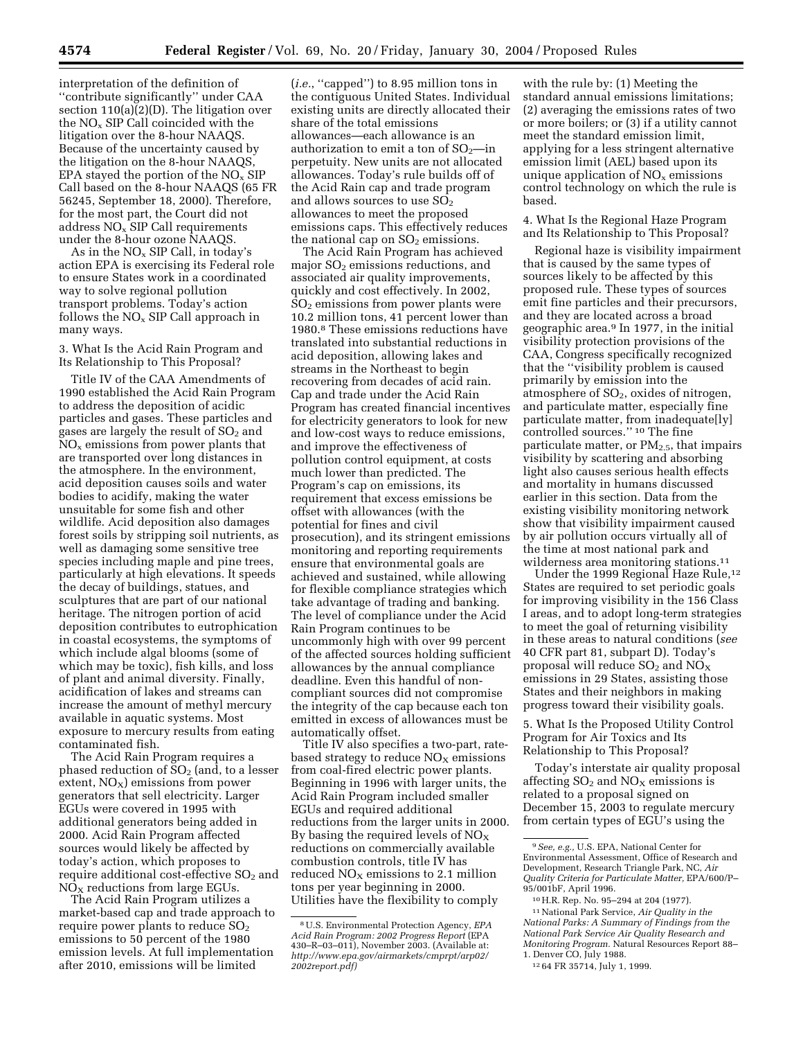interpretation of the definition of ''contribute significantly'' under CAA section 110(a)(2)(D). The litigation over the $NO_x$ SIP Call coincided with the litigation over the 8-hour NAAQS. Because of the uncertainty caused by the litigation on the 8-hour NAAQS, EPA stayed the portion of the $NO_x$ SIP Call based on the 8-hour NAAQS (65 FR 56245, September 18, 2000). Therefore, for the most part, the Court did not address $NO_x$ SIP Call requirements under the 8-hour ozone NAAQS.

As in the $NO_x$ SIP Call, in today's action EPA is exercising its Federal role to ensure States work in a coordinated way to solve regional pollution transport problems. Today's action follows the $NO_x$ SIP Call approach in many ways.

### 3. What Is the Acid Rain Program and Its Relationship to This Proposal?

Title IV of the CAA Amendments of 1990 established the Acid Rain Program to address the deposition of acidic particles and gases. These particles and gases are largely the result of $SO_2$ and $NO_x$ emissions from power plants that are transported over long distances in the atmosphere. In the environment, acid deposition causes soils and water bodies to acidify, making the water unsuitable for some fish and other wildlife. Acid deposition also damages forest soils by stripping soil nutrients, as well as damaging some sensitive tree species including maple and pine trees, particularly at high elevations. It speeds the decay of buildings, statues, and sculptures that are part of our national heritage. The nitrogen portion of acid deposition contributes to eutrophication in coastal ecosystems, the symptoms of which include algal blooms (some of which may be toxic), fish kills, and loss of plant and animal diversity. Finally, acidification of lakes and streams can increase the amount of methyl mercury available in aquatic systems. Most exposure to mercury results from eating contaminated fish.

The Acid Rain Program requires a phased reduction of $SO_2$ (and, to a lesser extent, $NO_X$) emissions from power generators that sell electricity. Larger EGUs were covered in 1995 with additional generators being added in 2000. Acid Rain Program affected sources would likely be affected by today's action, which proposes to require additional cost-effective $SO_2$ and $NO_X$ reductions from large EGUs.

The Acid Rain Program utilizes a market-based cap and trade approach to require power plants to reduce $SO_2$ emissions to 50 percent of the 1980 emission levels. At full implementation after 2010, emissions will be limited (*i.e.*, ''capped'') to 8.95 million tons in the contiguous United States. Individual existing units are directly allocated their share of the total emissions allowances—each allowance is an authorization to emit a ton of $SO_2$—in perpetuity. New units are not allocated allowances. Today's rule builds off of the Acid Rain cap and trade program and allows sources to use $SO_2$ allowances to meet the proposed emissions caps. This effectively reduces the national cap on $SO_2$ emissions.

The Acid Rain Program has achieved major $SO_2$ emissions reductions, and associated air quality improvements, quickly and cost effectively. In 2002, $SO_2$ emissions from power plants were 10.2 million tons, 41 percent lower than 1980.[8] These emissions reductions have translated into substantial reductions in acid deposition, allowing lakes and streams in the Northeast to begin recovering from decades of acid rain. Cap and trade under the Acid Rain Program has created financial incentives for electricity generators to look for new and low-cost ways to reduce emissions, and improve the effectiveness of pollution control equipment, at costs much lower than predicted. The Program's cap on emissions, its requirement that excess emissions be offset with allowances (with the potential for fines and civil prosecution), and its stringent emissions monitoring and reporting requirements ensure that environmental goals are achieved and sustained, while allowing for flexible compliance strategies which take advantage of trading and banking. The level of compliance under the Acid Rain Program continues to be uncommonly high with over 99 percent of the affected sources holding sufficient allowances by the annual compliance deadline. Even this handful of non-compliant sources did not compromise the integrity of the cap because each ton emitted in excess of allowances must be automatically offset.

Title IV also specifies a two-part, rate-based strategy to reduce $NO_X$ emissions from coal-fired electric power plants. Beginning in 1996 with larger units, the Acid Rain Program included smaller EGUs and required additional reductions from the larger units in 2000. By basing the required levels of $NO_X$ reductions on commercially available combustion controls, title IV has reduced $NO_X$ emissions to 2.1 million tons per year beginning in 2000. Utilities have the flexibility to comply with the rule by: (1) Meeting the standard annual emissions limitations; (2) averaging the emissions rates of two or more boilers; or (3) if a utility cannot meet the standard emission limit, applying for a less stringent alternative emission limit (AEL) based upon its unique application of $NO_x$ emissions control technology on which the rule is based.

### 4. What Is the Regional Haze Program and Its Relationship to This Proposal?

Regional haze is visibility impairment that is caused by the same types of sources likely to be affected by this proposed rule. These types of sources emit fine particles and their precursors, and they are located across a broad geographic area.[9] In 1977, in the initial visibility protection provisions of the CAA, Congress specifically recognized that the ''visibility problem is caused primarily by emission into the atmosphere of $SO_2$, oxides of nitrogen, and particulate matter, especially fine particulate matter, from inadequate[ly] controlled sources.''[10] The fine particulate matter, or $PM_{2.5}$, that impairs visibility by scattering and absorbing light also causes serious health effects and mortality in humans discussed earlier in this section. Data from the existing visibility monitoring network show that visibility impairment caused by air pollution occurs virtually all of the time at most national park and wilderness area monitoring stations.[11]

Under the 1999 Regional Haze Rule,[12] States are required to set periodic goals for improving visibility in the 156 Class I areas, and to adopt long-term strategies to meet the goal of returning visibility in these areas to natural conditions (*see* 40 CFR part 81, subpart D). Today's proposal will reduce $SO_2$ and $NO_X$ emissions in 29 States, assisting those States and their neighbors in making progress toward their visibility goals.

### 5. What Is the Proposed Utility Control Program for Air Toxics and Its Relationship to This Proposal?

Today's interstate air quality proposal affecting $SO_2$ and $NO_X$ emissions is related to a proposal signed on December 15, 2003 to regulate mercury from certain types of EGU's using the

---

[8] U.S. Environmental Protection Agency, *EPA Acid Rain Program: 2002 Progress Report* (EPA 430–R–03–011), November 2003. (Available at: *http://www.epa.gov/airmarkets/cmprpt/arp02/2002report.pdf)*

[9] *See, e.g.*, U.S. EPA, National Center for Environmental Assessment, Office of Research and Development, Research Triangle Park, NC, *Air Quality Criteria for Particulate Matter*, EPA/600/P–95/001bF, April 1996.

[10] H.R. Rep. No. 95–294 at 204 (1977).

[11] National Park Service, *Air Quality in the National Parks: A Summary of Findings from the National Park Service Air Quality Research and Monitoring Program.* Natural Resources Report 88–1. Denver CO, July 1988.

[12] 64 FR 35714, July 1, 1999.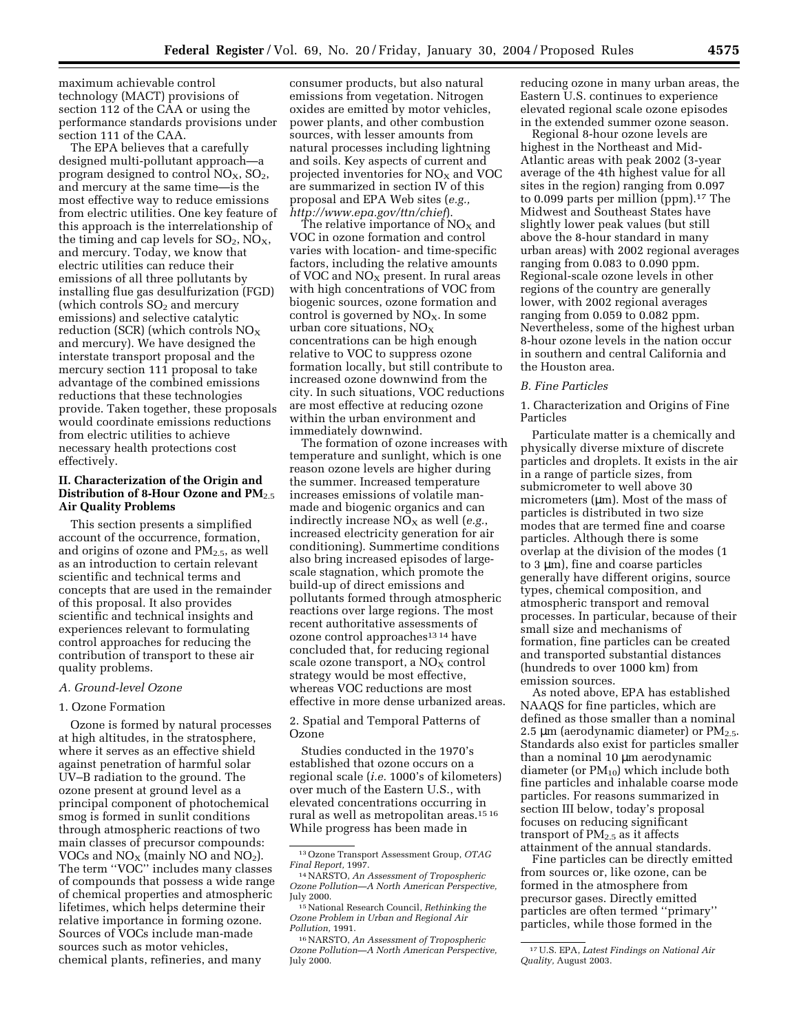maximum achievable control technology (MACT) provisions of section 112 of the CAA or using the performance standards provisions under section 111 of the CAA.

The EPA believes that a carefully designed multi-pollutant approach—a program designed to control $NO_X$, $SO_2$, and mercury at the same time—is the most effective way to reduce emissions from electric utilities. One key feature of this approach is the interrelationship of the timing and cap levels for $SO_2$, $NO_X$, and mercury. Today, we know that electric utilities can reduce their emissions of all three pollutants by installing flue gas desulfurization (FGD) (which controls $SO_2$ and mercury emissions) and selective catalytic reduction (SCR) (which controls $NO_X$ and mercury). We have designed the interstate transport proposal and the mercury section 111 proposal to take advantage of the combined emissions reductions that these technologies provide. Taken together, these proposals would coordinate emissions reductions from electric utilities to achieve necessary health protections cost effectively.

## II. Characterization of the Origin and Distribution of 8-Hour Ozone and $PM_{2.5}$ Air Quality Problems

This section presents a simplified account of the occurrence, formation, and origins of ozone and $PM_{2.5}$, as well as an introduction to certain relevant scientific and technical terms and concepts that are used in the remainder of this proposal. It also provides scientific and technical insights and experiences relevant to formulating control approaches for reducing the contribution of transport to these air quality problems.

### A. Ground-level Ozone

#### 1. Ozone Formation

Ozone is formed by natural processes at high altitudes, in the stratosphere, where it serves as an effective shield against penetration of harmful solar UV–B radiation to the ground. The ozone present at ground level as a principal component of photochemical smog is formed in sunlit conditions through atmospheric reactions of two main classes of precursor compounds: VOCs and $NO_X$ (mainly NO and $NO_2$). The term ''VOC'' includes many classes of compounds that possess a wide range of chemical properties and atmospheric lifetimes, which helps determine their relative importance in forming ozone. Sources of VOCs include man-made sources such as motor vehicles, chemical plants, refineries, and many consumer products, but also natural emissions from vegetation. Nitrogen oxides are emitted by motor vehicles, power plants, and other combustion sources, with lesser amounts from natural processes including lightning and soils. Key aspects of current and projected inventories for $NO_X$ and VOC are summarized in section IV of this proposal and EPA Web sites (*e.g., http://www.epa.gov/ttn/chief*).

The relative importance of $NO_X$ and VOC in ozone formation and control varies with location- and time-specific factors, including the relative amounts of VOC and $NO_X$ present. In rural areas with high concentrations of VOC from biogenic sources, ozone formation and control is governed by $NO_X$. In some urban core situations, $NO_X$ concentrations can be high enough relative to VOC to suppress ozone formation locally, but still contribute to increased ozone downwind from the city. In such situations, VOC reductions are most effective at reducing ozone within the urban environment and immediately downwind.

The formation of ozone increases with temperature and sunlight, which is one reason ozone levels are higher during the summer. Increased temperature increases emissions of volatile man-made and biogenic organics and can indirectly increase $NO_X$ as well (*e.g.*, increased electricity generation for air conditioning). Summertime conditions also bring increased episodes of large-scale stagnation, which promote the build-up of direct emissions and pollutants formed through atmospheric reactions over large regions. The most recent authoritative assessments of ozone control approaches[13 14] have concluded that, for reducing regional scale ozone transport, a $NO_X$ control strategy would be most effective, whereas VOC reductions are most effective in more dense urbanized areas.

#### 2. Spatial and Temporal Patterns of Ozone

Studies conducted in the 1970's established that ozone occurs on a regional scale (*i.e.* 1000's of kilometers) over much of the Eastern U.S., with elevated concentrations occurring in rural as well as metropolitan areas.[15 16] While progress has been made in reducing ozone in many urban areas, the Eastern U.S. continues to experience elevated regional scale ozone episodes in the extended summer ozone season.

Regional 8-hour ozone levels are highest in the Northeast and Mid-Atlantic areas with peak 2002 (3-year average of the 4th highest value for all sites in the region) ranging from 0.097 to 0.099 parts per million (ppm).[17] The Midwest and Southeast States have slightly lower peak values (but still above the 8-hour standard in many urban areas) with 2002 regional averages ranging from 0.083 to 0.090 ppm. Regional-scale ozone levels in other regions of the country are generally lower, with 2002 regional averages ranging from 0.059 to 0.082 ppm. Nevertheless, some of the highest urban 8-hour ozone levels in the nation occur in southern and central California and the Houston area.

### B. Fine Particles

#### 1. Characterization and Origins of Fine Particles

Particulate matter is a chemically and physically diverse mixture of discrete particles and droplets. It exists in the air in a range of particle sizes, from submicrometer to well above 30 micrometers (μm). Most of the mass of particles is distributed in two size modes that are termed fine and coarse particles. Although there is some overlap at the division of the modes (1 to 3 μm), fine and coarse particles generally have different origins, source types, chemical composition, and atmospheric transport and removal processes. In particular, because of their small size and mechanisms of formation, fine particles can be created and transported substantial distances (hundreds to over 1000 km) from emission sources.

As noted above, EPA has established NAAQS for fine particles, which are defined as those smaller than a nominal 2.5 μm (aerodynamic diameter) or $PM_{2.5}$. Standards also exist for particles smaller than a nominal 10 μm aerodynamic diameter (or $PM_{10}$) which include both fine particles and inhalable coarse mode particles. For reasons summarized in section III below, today's proposal focuses on reducing significant transport of $PM_{2.5}$ as it affects attainment of the annual standards.

Fine particles can be directly emitted from sources or, like ozone, can be formed in the atmosphere from precursor gases. Directly emitted particles are often termed ''primary'' particles, while those formed in the

---

[13] Ozone Transport Assessment Group, *OTAG Final Report,* 1997.

[14] NARSTO, *An Assessment of Tropospheric Ozone Pollution—A North American Perspective,* July 2000.

[15] National Research Council, *Rethinking the Ozone Problem in Urban and Regional Air Pollution,* 1991.

[16] NARSTO, *An Assessment of Tropospheric Ozone Pollution—A North American Perspective,* July 2000.

[17] U.S. EPA, *Latest Findings on National Air Quality,* August 2003.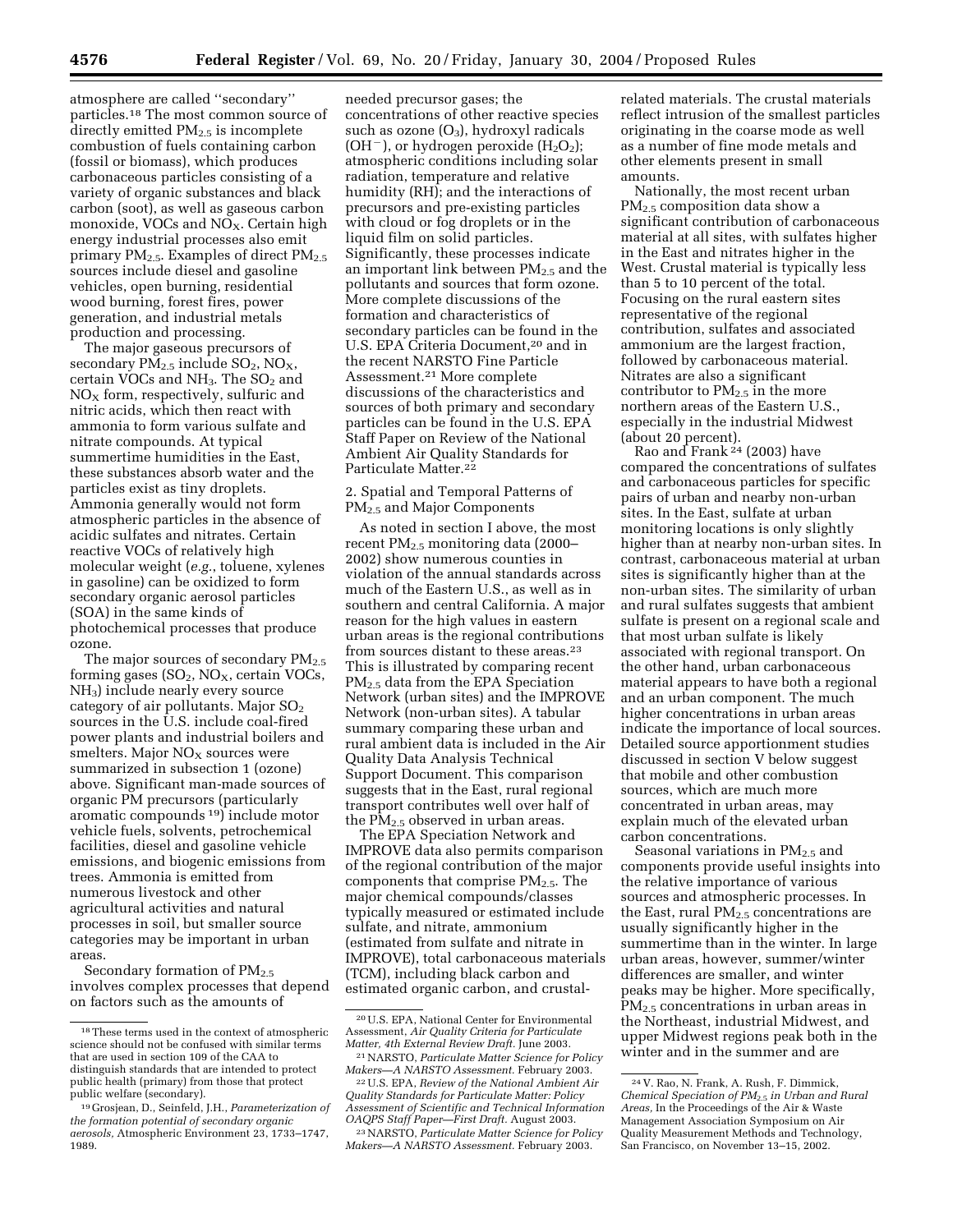atmosphere are called ''secondary'' particles.[18] The most common source of directly emitted $PM_{2.5}$ is incomplete combustion of fuels containing carbon (fossil or biomass), which produces carbonaceous particles consisting of a variety of organic substances and black carbon (soot), as well as gaseous carbon monoxide, VOCs and $NO_X$. Certain high energy industrial processes also emit primary $PM_{2.5}$. Examples of direct $PM_{2.5}$ sources include diesel and gasoline vehicles, open burning, residential wood burning, forest fires, power generation, and industrial metals production and processing.

The major gaseous precursors of secondary $PM_{2.5}$ include $SO_2$, $NO_X$, certain VOCs and $NH_3$. The $SO_2$ and $NO_X$ form, respectively, sulfuric and nitric acids, which then react with ammonia to form various sulfate and nitrate compounds. At typical summertime humidities in the East, these substances absorb water and the particles exist as tiny droplets. Ammonia generally would not form atmospheric particles in the absence of acidic sulfates and nitrates. Certain reactive VOCs of relatively high molecular weight (*e.g.*, toluene, xylenes in gasoline) can be oxidized to form secondary organic aerosol particles (SOA) in the same kinds of photochemical processes that produce ozone.

The major sources of secondary $PM_{2.5}$ forming gases ($SO_2$, $NO_X$, certain VOCs, $NH_3$) include nearly every source category of air pollutants. Major $SO_2$ sources in the U.S. include coal-fired power plants and industrial boilers and smelters. Major $NO_X$ sources were summarized in subsection 1 (ozone) above. Significant man-made sources of organic PM precursors (particularly aromatic compounds [19]) include motor vehicle fuels, solvents, petrochemical facilities, diesel and gasoline vehicle emissions, and biogenic emissions from trees. Ammonia is emitted from numerous livestock and other agricultural activities and natural processes in soil, but smaller source categories may be important in urban areas.

Secondary formation of $PM_{2.5}$ involves complex processes that depend on factors such as the amounts of needed precursor gases; the concentrations of other reactive species such as ozone ($O_3$), hydroxyl radicals ($OH^-$), or hydrogen peroxide ($H_2O_2$); atmospheric conditions including solar radiation, temperature and relative humidity (RH); and the interactions of precursors and pre-existing particles with cloud or fog droplets or in the liquid film on solid particles. Significantly, these processes indicate an important link between $PM_{2.5}$ and the pollutants and sources that form ozone. More complete discussions of the formation and characteristics of secondary particles can be found in the U.S. EPA Criteria Document,[20] and in the recent NARSTO Fine Particle Assessment.[21] More complete discussions of the characteristics and sources of both primary and secondary particles can be found in the U.S. EPA Staff Paper on Review of the National Ambient Air Quality Standards for Particulate Matter.[22]

2. Spatial and Temporal Patterns of $PM_{2.5}$ and Major Components

As noted in section I above, the most recent $PM_{2.5}$ monitoring data (2000–2002) show numerous counties in violation of the annual standards across much of the Eastern U.S., as well as in southern and central California. A major reason for the high values in eastern urban areas is the regional contributions from sources distant to these areas.[23] This is illustrated by comparing recent $PM_{2.5}$ data from the EPA Speciation Network (urban sites) and the IMPROVE Network (non-urban sites). A tabular summary comparing these urban and rural ambient data is included in the Air Quality Data Analysis Technical Support Document. This comparison suggests that in the East, rural regional transport contributes well over half of the $PM_{2.5}$ observed in urban areas.

The EPA Speciation Network and IMPROVE data also permits comparison of the regional contribution of the major components that comprise $PM_{2.5}$. The major chemical compounds/classes typically measured or estimated include sulfate, and nitrate, ammonium (estimated from sulfate and nitrate in IMPROVE), total carbonaceous materials (TCM), including black carbon and estimated organic carbon, and crustal-related materials. The crustal materials reflect intrusion of the smallest particles originating in the coarse mode as well as a number of fine mode metals and other elements present in small amounts.

Nationally, the most recent urban $PM_{2.5}$ composition data show a significant contribution of carbonaceous material at all sites, with sulfates higher in the East and nitrates higher in the West. Crustal material is typically less than 5 to 10 percent of the total. Focusing on the rural eastern sites representative of the regional contribution, sulfates and associated ammonium are the largest fraction, followed by carbonaceous material. Nitrates are also a significant contributor to $PM_{2.5}$ in the more northern areas of the Eastern U.S., especially in the industrial Midwest (about 20 percent).

Rao and Frank [24] (2003) have compared the concentrations of sulfates and carbonaceous particles for specific pairs of urban and nearby non-urban sites. In the East, sulfate at urban monitoring locations is only slightly higher than at nearby non-urban sites. In contrast, carbonaceous material at urban sites is significantly higher than at the non-urban sites. The similarity of urban and rural sulfates suggests that ambient sulfate is present on a regional scale and that most urban sulfate is likely associated with regional transport. On the other hand, urban carbonaceous material appears to have both a regional and an urban component. The much higher concentrations in urban areas indicate the importance of local sources. Detailed source apportionment studies discussed in section V below suggest that mobile and other combustion sources, which are much more concentrated in urban areas, may explain much of the elevated urban carbon concentrations.

Seasonal variations in $PM_{2.5}$ and components provide useful insights into the relative importance of various sources and atmospheric processes. In the East, rural $PM_{2.5}$ concentrations are usually significantly higher in the summertime than in the winter. In large urban areas, however, summer/winter differences are smaller, and winter peaks may be higher. More specifically, $PM_{2.5}$ concentrations in urban areas in the Northeast, industrial Midwest, and upper Midwest regions peak both in the winter and in the summer and are

---

[18] These terms used in the context of atmospheric science should not be confused with similar terms that are used in section 109 of the CAA to distinguish standards that are intended to protect public health (primary) from those that protect public welfare (secondary).

[19] Grosjean, D., Seinfeld, J.H., *Parameterization of the formation potential of secondary organic aerosols,* Atmospheric Environment 23, 1733–1747, 1989.

[20] U.S. EPA, National Center for Environmental Assessment, *Air Quality Criteria for Particulate Matter, 4th External Review Draft.* June 2003.

[21] NARSTO, *Particulate Matter Science for Policy Makers—A NARSTO Assessment.* February 2003.

[22] U.S. EPA, *Review of the National Ambient Air Quality Standards for Particulate Matter: Policy Assessment of Scientific and Technical Information OAQPS Staff Paper—First Draft.* August 2003.

[23] NARSTO, *Particulate Matter Science for Policy Makers—A NARSTO Assessment.* February 2003.

[24] V. Rao, N. Frank, A. Rush, F. Dimmick, *Chemical Speciation of $PM_{2.5}$ in Urban and Rural Areas,* In the Proceedings of the Air & Waste Management Association Symposium on Air Quality Measurement Methods and Technology, San Francisco, on November 13–15, 2002.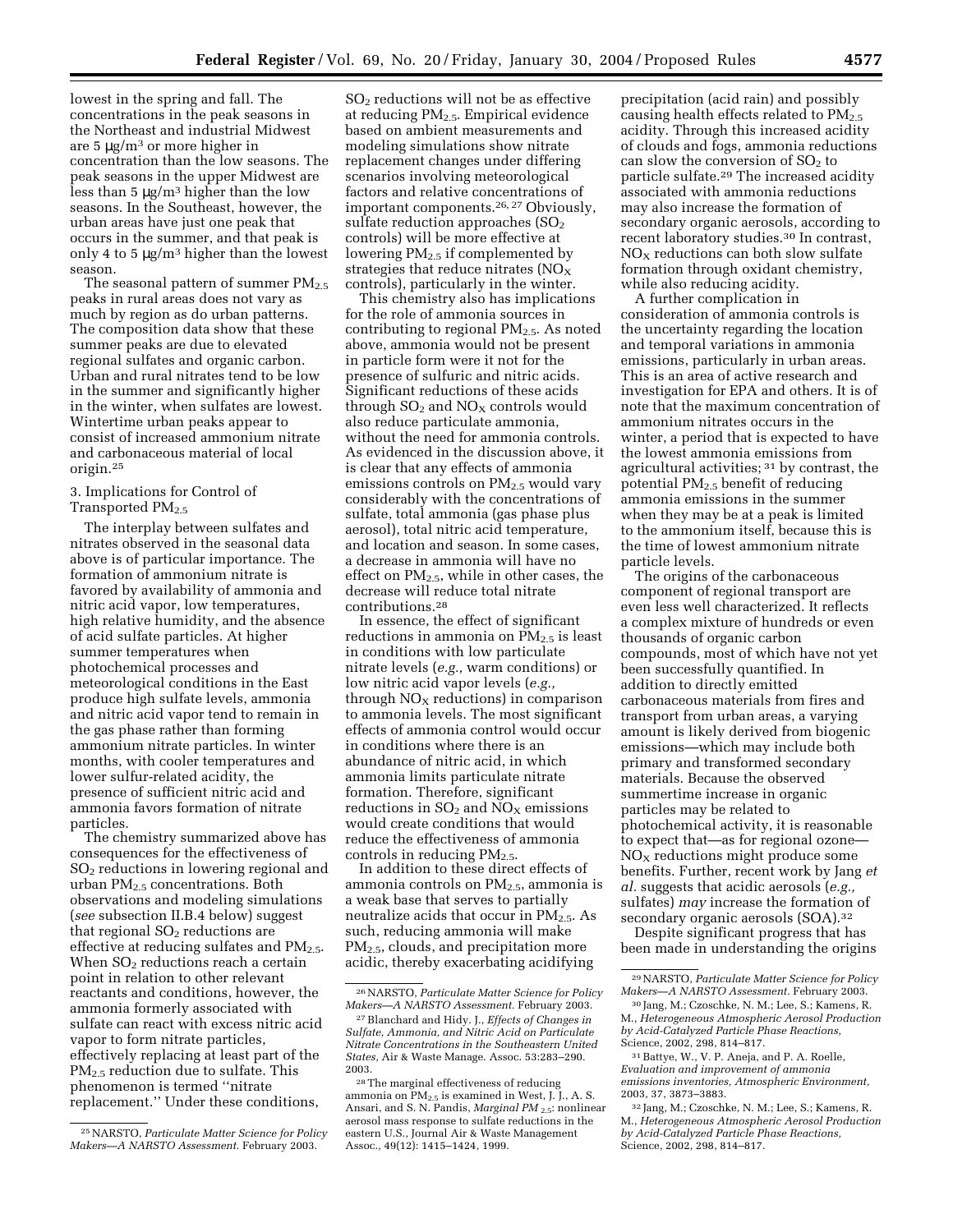lowest in the spring and fall. The concentrations in the peak seasons in the Northeast and industrial Midwest are 5 $\mu g/m^3$ or more higher in concentration than the low seasons. The peak seasons in the upper Midwest are less than 5 $\mu g/m^3$ higher than the low seasons. In the Southeast, however, the urban areas have just one peak that occurs in the summer, and that peak is only 4 to 5 $\mu g/m^3$ higher than the lowest season.

The seasonal pattern of summer $PM_{2.5}$ peaks in rural areas does not vary as much by region as do urban patterns. The composition data show that these summer peaks are due to elevated regional sulfates and organic carbon. Urban and rural nitrates tend to be low in the summer and significantly higher in the winter, when sulfates are lowest. Wintertime urban peaks appear to consist of increased ammonium nitrate and carbonaceous material of local origin.[25]

3. Implications for Control of Transported $PM_{2.5}$

The interplay between sulfates and nitrates observed in the seasonal data above is of particular importance. The formation of ammonium nitrate is favored by availability of ammonia and nitric acid vapor, low temperatures, high relative humidity, and the absence of acid sulfate particles. At higher summer temperatures when photochemical processes and meteorological conditions in the East produce high sulfate levels, ammonia and nitric acid vapor tend to remain in the gas phase rather than forming ammonium nitrate particles. In winter months, with cooler temperatures and lower sulfur-related acidity, the presence of sufficient nitric acid and ammonia favors formation of nitrate particles.

The chemistry summarized above has consequences for the effectiveness of $SO_2$ reductions in lowering regional and urban $PM_{2.5}$ concentrations. Both observations and modeling simulations (*see* subsection II.B.4 below) suggest that regional $SO_2$ reductions are effective at reducing sulfates and $PM_{2.5}$. When $SO_2$ reductions reach a certain point in relation to other relevant reactants and conditions, however, the ammonia formerly associated with sulfate can react with excess nitric acid vapor to form nitrate particles, effectively replacing at least part of the $PM_{2.5}$ reduction due to sulfate. This phenomenon is termed "nitrate replacement." Under these conditions, $SO_2$ reductions will not be as effective at reducing $PM_{2.5}$. Empirical evidence based on ambient measurements and modeling simulations show nitrate replacement changes under differing scenarios involving meteorological factors and relative concentrations of important components.[26, 27] Obviously, sulfate reduction approaches ($SO_2$ controls) will be more effective at lowering $PM_{2.5}$ if complemented by strategies that reduce nitrates ($NO_X$ controls), particularly in the winter.

This chemistry also has implications for the role of ammonia sources in contributing to regional $PM_{2.5}$. As noted above, ammonia would not be present in particle form were it not for the presence of sulfuric and nitric acids. Significant reductions of these acids through $SO_2$ and $NO_X$ controls would also reduce particulate ammonia, without the need for ammonia controls. As evidenced in the discussion above, it is clear that any effects of ammonia emissions controls on $PM_{2.5}$ would vary considerably with the concentrations of sulfate, total ammonia (gas phase plus aerosol), total nitric acid temperature, and location and season. In some cases, a decrease in ammonia will have no effect on $PM_{2.5}$, while in other cases, the decrease will reduce total nitrate contributions.[28]

In essence, the effect of significant reductions in ammonia on $PM_{2.5}$ is least in conditions with low particulate nitrate levels (*e.g.,* warm conditions) or low nitric acid vapor levels (*e.g.,* through $NO_X$ reductions) in comparison to ammonia levels. The most significant effects of ammonia control would occur in conditions where there is an abundance of nitric acid, in which ammonia limits particulate nitrate formation. Therefore, significant reductions in $SO_2$ and $NO_X$ emissions would create conditions that would reduce the effectiveness of ammonia controls in reducing $PM_{2.5}$.

In addition to these direct effects of ammonia controls on $PM_{2.5}$, ammonia is a weak base that serves to partially neutralize acids that occur in $PM_{2.5}$. As such, reducing ammonia will make $PM_{2.5}$, clouds, and precipitation more acidic, thereby exacerbating acidifying precipitation (acid rain) and possibly causing health effects related to $PM_{2.5}$ acidity. Through this increased acidity of clouds and fogs, ammonia reductions can slow the conversion of $SO_2$ to particle sulfate.[29] The increased acidity associated with ammonia reductions may also increase the formation of secondary organic aerosols, according to recent laboratory studies.[30] In contrast, $NO_X$ reductions can both slow sulfate formation through oxidant chemistry, while also reducing acidity.

A further complication in consideration of ammonia controls is the uncertainty regarding the location and temporal variations in ammonia emissions, particularly in urban areas. This is an area of active research and investigation for EPA and others. It is of note that the maximum concentration of ammonium nitrates occurs in the winter, a period that is expected to have the lowest ammonia emissions from agricultural activities;[31] by contrast, the potential $PM_{2.5}$ benefit of reducing ammonia emissions in the summer when they may be at a peak is limited to the ammonium itself, because this is the time of lowest ammonium nitrate particle levels.

The origins of the carbonaceous component of regional transport are even less well characterized. It reflects a complex mixture of hundreds or even thousands of organic carbon compounds, most of which have not yet been successfully quantified. In addition to directly emitted carbonaceous materials from fires and transport from urban areas, a varying amount is likely derived from biogenic emissions—which may include both primary and transformed secondary materials. Because the observed summertime increase in organic particles may be related to photochemical activity, it is reasonable to expect that—as for regional ozone—$NO_X$ reductions might produce some benefits. Further, recent work by Jang *et al.* suggests that acidic aerosols (*e.g.,* sulfates) *may* increase the formation of secondary organic aerosols (SOA).[32]

Despite significant progress that has been made in understanding the origins

---

[25] NARSTO, *Particulate Matter Science for Policy Makers—A NARSTO Assessment.* February 2003.

[26] NARSTO, *Particulate Matter Science for Policy Makers—A NARSTO Assessment.* February 2003.

[27] Blanchard and Hidy. J., *Effects of Changes in Sulfate, Ammonia, and Nitric Acid on Particulate Nitrate Concentrations in the Southeastern United States,* Air & Waste Manage. Assoc. 53:283–290. 2003.

[28] The marginal effectiveness of reducing ammonia on $PM_{2.5}$ is examined in West, J. J., A. S. Ansari, and S. N. Pandis, *Marginal PM $_{2.5}$*: nonlinear aerosol mass response to sulfate reductions in the eastern U.S., Journal Air & Waste Management Assoc., 49(12): 1415–1424, 1999.

[29] NARSTO, *Particulate Matter Science for Policy Makers—A NARSTO Assessment.* February 2003.

[30] Jang, M.; Czoschke, N. M.; Lee, S.; Kamens, R. M., *Heterogeneous Atmospheric Aerosol Production by Acid-Catalyzed Particle Phase Reactions,* Science, 2002, 298, 814–817.

[31] Battye, W., V. P. Aneja, and P. A. Roelle, *Evaluation and improvement of ammonia emissions inventories, Atmospheric Environment,* 2003, 37, 3873–3883.

[32] Jang, M.; Czoschke, N. M.; Lee, S.; Kamens, R. M., *Heterogeneous Atmospheric Aerosol Production by Acid-Catalyzed Particle Phase Reactions,* Science, 2002, 298, 814–817.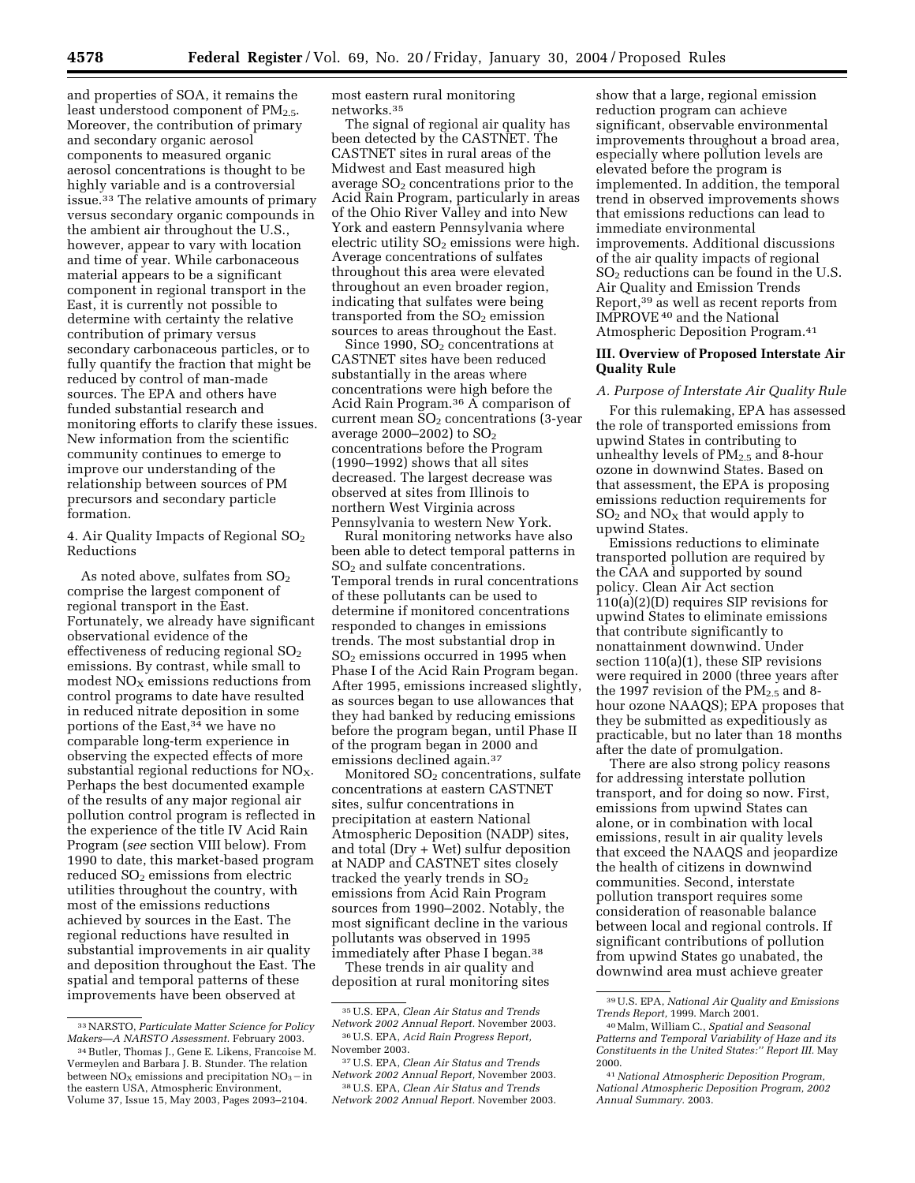and properties of SOA, it remains the least understood component of $PM_{2.5}$. Moreover, the contribution of primary and secondary organic aerosol components to measured organic aerosol concentrations is thought to be highly variable and is a controversial issue.[33] The relative amounts of primary versus secondary organic compounds in the ambient air throughout the U.S., however, appear to vary with location and time of year. While carbonaceous material appears to be a significant component in regional transport in the East, it is currently not possible to determine with certainty the relative contribution of primary versus secondary carbonaceous particles, or to fully quantify the fraction that might be reduced by control of man-made sources. The EPA and others have funded substantial research and monitoring efforts to clarify these issues. New information from the scientific community continues to emerge to improve our understanding of the relationship between sources of PM precursors and secondary particle formation.

4. Air Quality Impacts of Regional $SO_2$ Reductions

As noted above, sulfates from $SO_2$ comprise the largest component of regional transport in the East. Fortunately, we already have significant observational evidence of the effectiveness of reducing regional $SO_2$ emissions. By contrast, while small to modest $NO_X$ emissions reductions from control programs to date have resulted in reduced nitrate deposition in some portions of the East,[34] we have no comparable long-term experience in observing the expected effects of more substantial regional reductions for $NO_X$. Perhaps the best documented example of the results of any major regional air pollution control program is reflected in the experience of the title IV Acid Rain Program (*see* section VIII below). From 1990 to date, this market-based program reduced $SO_2$ emissions from electric utilities throughout the country, with most of the emissions reductions achieved by sources in the East. The regional reductions have resulted in substantial improvements in air quality and deposition throughout the East. The spatial and temporal patterns of these improvements have been observed at most eastern rural monitoring networks.[35]

The signal of regional air quality has been detected by the CASTNET. The CASTNET sites in rural areas of the Midwest and East measured high average $SO_2$ concentrations prior to the Acid Rain Program, particularly in areas of the Ohio River Valley and into New York and eastern Pennsylvania where electric utility $SO_2$ emissions were high. Average concentrations of sulfates throughout this area were elevated throughout an even broader region, indicating that sulfates were being transported from the $SO_2$ emission sources to areas throughout the East.

Since 1990, $SO_2$ concentrations at CASTNET sites have been reduced substantially in the areas where concentrations were high before the Acid Rain Program.[36] A comparison of current mean $SO_2$ concentrations (3-year average 2000–2002) to $SO_2$ concentrations before the Program (1990–1992) shows that all sites decreased. The largest decrease was observed at sites from Illinois to northern West Virginia across Pennsylvania to western New York.

Rural monitoring networks have also been able to detect temporal patterns in $SO_2$ and sulfate concentrations. Temporal trends in rural concentrations of these pollutants can be used to determine if monitored concentrations responded to changes in emissions trends. The most substantial drop in $SO_2$ emissions occurred in 1995 when Phase I of the Acid Rain Program began. After 1995, emissions increased slightly, as sources began to use allowances that they had banked by reducing emissions before the program began, until Phase II of the program began in 2000 and emissions declined again.[37]

Monitored $SO_2$ concentrations, sulfate concentrations at eastern CASTNET sites, sulfur concentrations in precipitation at eastern National Atmospheric Deposition (NADP) sites, and total (Dry + Wet) sulfur deposition at NADP and CASTNET sites closely tracked the yearly trends in $SO_2$ emissions from Acid Rain Program sources from 1990–2002. Notably, the most significant decline in the various pollutants was observed in 1995 immediately after Phase I began.[38]

These trends in air quality and deposition at rural monitoring sites show that a large, regional emission reduction program can achieve significant, observable environmental improvements throughout a broad area, especially where pollution levels are elevated before the program is implemented. In addition, the temporal trend in observed improvements shows that emissions reductions can lead to immediate environmental improvements. Additional discussions of the air quality impacts of regional $SO_2$ reductions can be found in the U.S. Air Quality and Emission Trends Report,[39] as well as recent reports from IMPROVE[40] and the National Atmospheric Deposition Program.[41]

## III. Overview of Proposed Interstate Air Quality Rule

### *A. Purpose of Interstate Air Quality Rule*

For this rulemaking, EPA has assessed the role of transported emissions from upwind States in contributing to unhealthy levels of $PM_{2.5}$ and 8-hour ozone in downwind States. Based on that assessment, the EPA is proposing emissions reduction requirements for $SO_2$ and $NO_X$ that would apply to upwind States.

Emissions reductions to eliminate transported pollution are required by the CAA and supported by sound policy. Clean Air Act section 110(a)(2)(D) requires SIP revisions for upwind States to eliminate emissions that contribute significantly to nonattainment downwind. Under section 110(a)(1), these SIP revisions were required in 2000 (three years after the 1997 revision of the $PM_{2.5}$ and 8-hour ozone NAAQS); EPA proposes that they be submitted as expeditiously as practicable, but no later than 18 months after the date of promulgation.

There are also strong policy reasons for addressing interstate pollution transport, and for doing so now. First, emissions from upwind States can alone, or in combination with local emissions, result in air quality levels that exceed the NAAQS and jeopardize the health of citizens in downwind communities. Second, interstate pollution transport requires some consideration of reasonable balance between local and regional controls. If significant contributions of pollution from upwind States go unabated, the downwind area must achieve greater

---

[33] NARSTO, *Particulate Matter Science for Policy Makers—A NARSTO Assessment.* February 2003.

[34] Butler, Thomas J., Gene E. Likens, Francoise M. Vermeylen and Barbara J. B. Stunder. The relation between $NO_X$ emissions and precipitation $NO_3-$ in the eastern USA, Atmospheric Environment, Volume 37, Issue 15, May 2003, Pages 2093–2104.

[35] U.S. EPA, *Clean Air Status and Trends Network 2002 Annual Report.* November 2003.

[36] U.S. EPA, *Acid Rain Progress Report,* November 2003.

[37] U.S. EPA, *Clean Air Status and Trends Network 2002 Annual Report,* November 2003.

[38] U.S. EPA, *Clean Air Status and Trends Network 2002 Annual Report.* November 2003.

[39] U.S. EPA, *National Air Quality and Emissions Trends Report,* 1999. March 2001.

[40] Malm, William C., *Spatial and Seasonal Patterns and Temporal Variability of Haze and its Constituents in the United States:" Report III.* May 2000.

[41] *National Atmospheric Deposition Program, National Atmospheric Deposition Program, 2002 Annual Summary.* 2003.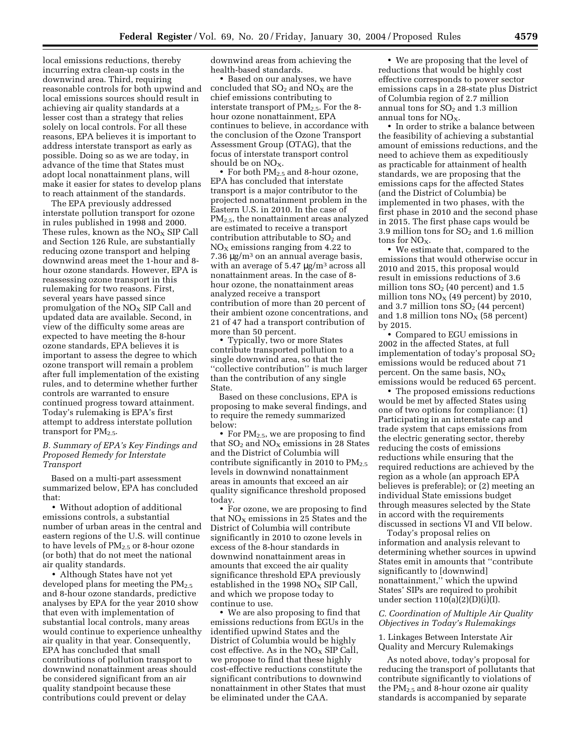local emissions reductions, thereby incurring extra clean-up costs in the downwind area. Third, requiring reasonable controls for both upwind and local emissions sources should result in achieving air quality standards at a lesser cost than a strategy that relies solely on local controls. For all these reasons, EPA believes it is important to address interstate transport as early as possible. Doing so as we are today, in advance of the time that States must adopt local nonattainment plans, will make it easier for states to develop plans to reach attainment of the standards.

The EPA previously addressed interstate pollution transport for ozone in rules published in 1998 and 2000. These rules, known as the $NO_X$ SIP Call and Section 126 Rule, are substantially reducing ozone transport and helping downwind areas meet the 1-hour and 8-hour ozone standards. However, EPA is reassessing ozone transport in this rulemaking for two reasons. First, several years have passed since promulgation of the $NO_X$ SIP Call and updated data are available. Second, in view of the difficulty some areas are expected to have meeting the 8-hour ozone standards, EPA believes it is important to assess the degree to which ozone transport will remain a problem after full implementation of the existing rules, and to determine whether further controls are warranted to ensure continued progress toward attainment. Today's rulemaking is EPA's first attempt to address interstate pollution transport for $PM_{2.5}$.

### *B. Summary of EPA's Key Findings and Proposed Remedy for Interstate Transport*

Based on a multi-part assessment summarized below, EPA has concluded that:

- Without adoption of additional emissions controls, a substantial number of urban areas in the central and eastern regions of the U.S. will continue to have levels of $PM_{2.5}$ or 8-hour ozone (or both) that do not meet the national air quality standards.
- Although States have not yet developed plans for meeting the $PM_{2.5}$ and 8-hour ozone standards, predictive analyses by EPA for the year 2010 show that even with implementation of substantial local controls, many areas would continue to experience unhealthy air quality in that year. Consequently, EPA has concluded that small contributions of pollution transport to downwind nonattainment areas should be considered significant from an air quality standpoint because these contributions could prevent or delay downwind areas from achieving the health-based standards.
- Based on our analyses, we have concluded that $SO_2$ and $NO_X$ are the chief emissions contributing to interstate transport of $PM_{2.5}$. For the 8-hour ozone nonattainment, EPA continues to believe, in accordance with the conclusion of the Ozone Transport Assessment Group (OTAG), that the focus of interstate transport control should be on $NO_X$.
- For both $PM_{2.5}$ and 8-hour ozone, EPA has concluded that interstate transport is a major contributor to the projected nonattainment problem in the Eastern U.S. in 2010. In the case of $PM_{2.5}$, the nonattainment areas analyzed are estimated to receive a transport contribution attributable to $SO_2$ and $NO_X$ emissions ranging from 4.22 to 7.36 $\mu g/m^3$ on an annual average basis, with an average of 5.47 $\mu g/m^3$ across all nonattainment areas. In the case of 8-hour ozone, the nonattainment areas analyzed receive a transport contribution of more than 20 percent of their ambient ozone concentrations, and 21 of 47 had a transport contribution of more than 50 percent.
- Typically, two or more States contribute transported pollution to a single downwind area, so that the "collective contribution" is much larger than the contribution of any single State.

Based on these conclusions, EPA is proposing to make several findings, and to require the remedy summarized below:

- For $PM_{2.5}$, we are proposing to find that $SO_2$ and $NO_X$ emissions in 28 States and the District of Columbia will contribute significantly in 2010 to $PM_{2.5}$ levels in downwind nonattainment areas in amounts that exceed an air quality significance threshold proposed today.
- For ozone, we are proposing to find that $NO_X$ emissions in 25 States and the District of Columbia will contribute significantly in 2010 to ozone levels in excess of the 8-hour standards in downwind nonattainment areas in amounts that exceed the air quality significance threshold EPA previously established in the 1998 $NO_X$ SIP Call, and which we propose today to continue to use.
- We are also proposing to find that emissions reductions from EGUs in the identified upwind States and the District of Columbia would be highly cost effective. As in the $NO_X$ SIP Call, we propose to find that these highly cost-effective reductions constitute the significant contributions to downwind nonattainment in other States that must be eliminated under the CAA.
- We are proposing that the level of reductions that would be highly cost effective corresponds to power sector emissions caps in a 28-state plus District of Columbia region of 2.7 million annual tons for $SO_2$ and 1.3 million annual tons for $NO_X$.
- In order to strike a balance between the feasibility of achieving a substantial amount of emissions reductions, and the need to achieve them as expeditiously as practicable for attainment of health standards, we are proposing that the emissions caps for the affected States (and the District of Columbia) be implemented in two phases, with the first phase in 2010 and the second phase in 2015. The first phase caps would be 3.9 million tons for $SO_2$ and 1.6 million tons for $NO_X$.
- We estimate that, compared to the emissions that would otherwise occur in 2010 and 2015, this proposal would result in emissions reductions of 3.6 million tons $SO_2$ (40 percent) and 1.5 million tons $NO_X$ (49 percent) by 2010, and 3.7 million tons $SO_2$ (44 percent) and 1.8 million tons $NO_X$ (58 percent) by 2015.
- Compared to EGU emissions in 2002 in the affected States, at full implementation of today's proposal $SO_2$ emissions would be reduced about 71 percent. On the same basis, $NO_X$ emissions would be reduced 65 percent.
- The proposed emissions reductions would be met by affected States using one of two options for compliance: (1) Participating in an interstate cap and trade system that caps emissions from the electric generating sector, thereby reducing the costs of emissions reductions while ensuring that the required reductions are achieved by the region as a whole (an approach EPA believes is preferable); or (2) meeting an individual State emissions budget through measures selected by the State in accord with the requirements discussed in sections VI and VII below.

Today's proposal relies on information and analysis relevant to determining whether sources in upwind States emit in amounts that "contribute significantly to [downwind] nonattainment," which the upwind States' SIPs are required to prohibit under section 110(a)(2)(D)(i)(I).

### *C. Coordination of Multiple Air Quality Objectives in Today's Rulemakings*

#### 1. Linkages Between Interstate Air Quality and Mercury Rulemakings

As noted above, today's proposal for reducing the transport of pollutants that contribute significantly to violations of the $PM_{2.5}$ and 8-hour ozone air quality standards is accompanied by separate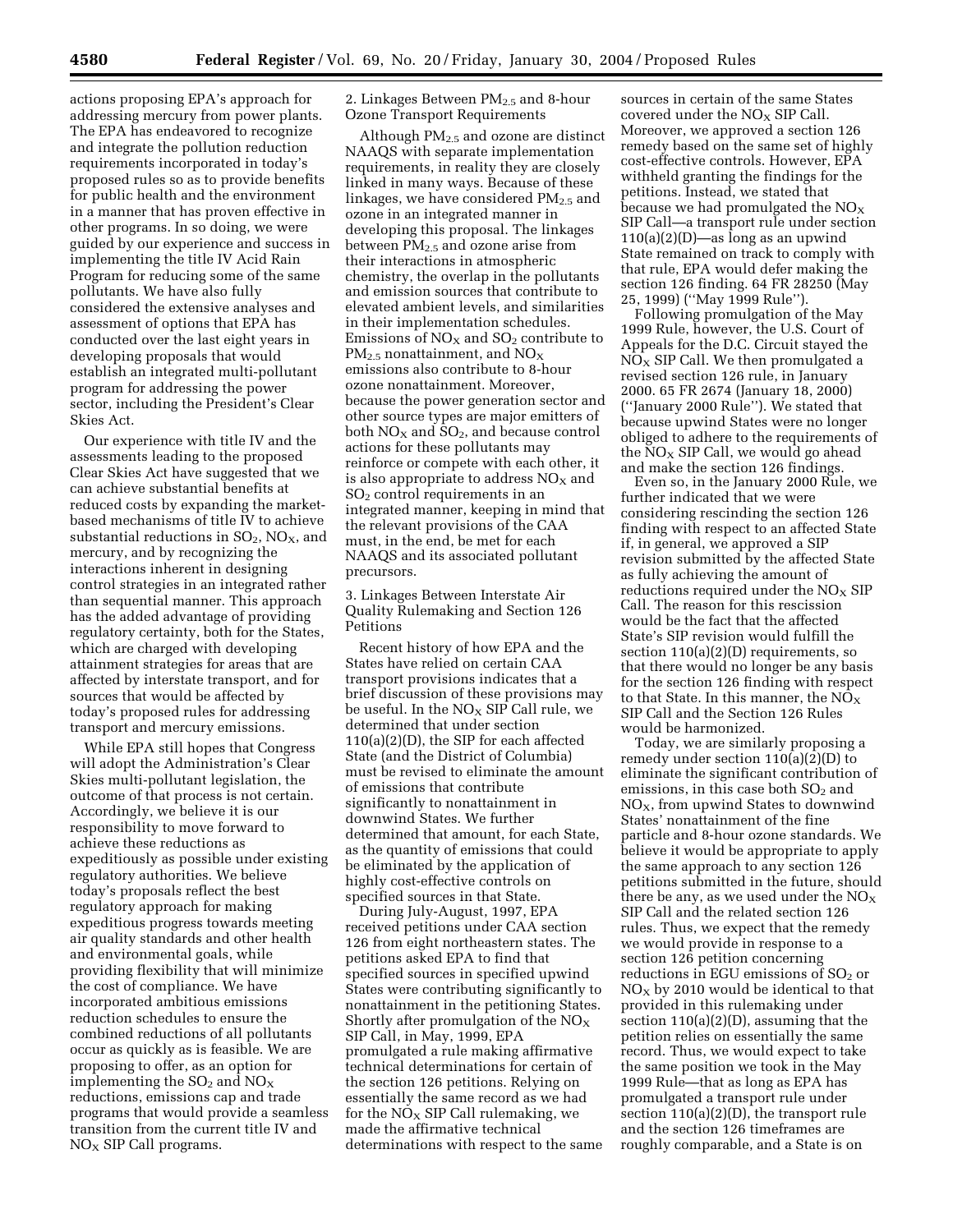actions proposing EPA's approach for addressing mercury from power plants. The EPA has endeavored to recognize and integrate the pollution reduction requirements incorporated in today's proposed rules so as to provide benefits for public health and the environment in a manner that has proven effective in other programs. In so doing, we were guided by our experience and success in implementing the title IV Acid Rain Program for reducing some of the same pollutants. We have also fully considered the extensive analyses and assessment of options that EPA has conducted over the last eight years in developing proposals that would establish an integrated multi-pollutant program for addressing the power sector, including the President's Clear Skies Act.

Our experience with title IV and the assessments leading to the proposed Clear Skies Act have suggested that we can achieve substantial benefits at reduced costs by expanding the market-based mechanisms of title IV to achieve substantial reductions in $SO_2$, $NO_X$, and mercury, and by recognizing the interactions inherent in designing control strategies in an integrated rather than sequential manner. This approach has the added advantage of providing regulatory certainty, both for the States, which are charged with developing attainment strategies for areas that are affected by interstate transport, and for sources that would be affected by today's proposed rules for addressing transport and mercury emissions.

While EPA still hopes that Congress will adopt the Administration's Clear Skies multi-pollutant legislation, the outcome of that process is not certain. Accordingly, we believe it is our responsibility to move forward to achieve these reductions as expeditiously as possible under existing regulatory authorities. We believe today's proposals reflect the best regulatory approach for making expeditious progress towards meeting air quality standards and other health and environmental goals, while providing flexibility that will minimize the cost of compliance. We have incorporated ambitious emissions reduction schedules to ensure the combined reductions of all pollutants occur as quickly as is feasible. We are proposing to offer, as an option for implementing the $SO_2$ and $NO_X$ reductions, emissions cap and trade programs that would provide a seamless transition from the current title IV and $NO_X$ SIP Call programs.

2. Linkages Between $PM_{2.5}$ and 8-hour Ozone Transport Requirements

Although $PM_{2.5}$ and ozone are distinct NAAQS with separate implementation requirements, in reality they are closely linked in many ways. Because of these linkages, we have considered $PM_{2.5}$ and ozone in an integrated manner in developing this proposal. The linkages between $PM_{2.5}$ and ozone arise from their interactions in atmospheric chemistry, the overlap in the pollutants and emission sources that contribute to elevated ambient levels, and similarities in their implementation schedules. Emissions of $NO_X$ and $SO_2$ contribute to $PM_{2.5}$ nonattainment, and $NO_X$ emissions also contribute to 8-hour ozone nonattainment. Moreover, because the power generation sector and other source types are major emitters of both $NO_X$ and $SO_2$, and because control actions for these pollutants may reinforce or compete with each other, it is also appropriate to address $NO_X$ and $SO_2$ control requirements in an integrated manner, keeping in mind that the relevant provisions of the CAA must, in the end, be met for each NAAQS and its associated pollutant precursors.

3. Linkages Between Interstate Air Quality Rulemaking and Section 126 Petitions

Recent history of how EPA and the States have relied on certain CAA transport provisions indicates that a brief discussion of these provisions may be useful. In the $NO_X$ SIP Call rule, we determined that under section 110(a)(2)(D), the SIP for each affected State (and the District of Columbia) must be revised to eliminate the amount of emissions that contribute significantly to nonattainment in downwind States. We further determined that amount, for each State, as the quantity of emissions that could be eliminated by the application of highly cost-effective controls on specified sources in that State.

During July-August, 1997, EPA received petitions under CAA section 126 from eight northeastern states. The petitions asked EPA to find that specified sources in specified upwind States were contributing significantly to nonattainment in the petitioning States. Shortly after promulgation of the $NO_X$ SIP Call, in May, 1999, EPA promulgated a rule making affirmative technical determinations for certain of the section 126 petitions. Relying on essentially the same record as we had for the $NO_X$ SIP Call rulemaking, we made the affirmative technical determinations with respect to the same sources in certain of the same States covered under the $NO_X$ SIP Call. Moreover, we approved a section 126 remedy based on the same set of highly cost-effective controls. However, EPA withheld granting the findings for the petitions. Instead, we stated that because we had promulgated the $NO_X$ SIP Call—a transport rule under section 110(a)(2)(D)—as long as an upwind State remained on track to comply with that rule, EPA would defer making the section 126 finding. 64 FR 28250 (May 25, 1999) (''May 1999 Rule'').

Following promulgation of the May 1999 Rule, however, the U.S. Court of Appeals for the D.C. Circuit stayed the $NO_X$ SIP Call. We then promulgated a revised section 126 rule, in January 2000. 65 FR 2674 (January 18, 2000) (''January 2000 Rule''). We stated that because upwind States were no longer obliged to adhere to the requirements of the $NO_X$ SIP Call, we would go ahead and make the section 126 findings.

Even so, in the January 2000 Rule, we further indicated that we were considering rescinding the section 126 finding with respect to an affected State if, in general, we approved a SIP revision submitted by the affected State as fully achieving the amount of reductions required under the $NO_X$ SIP Call. The reason for this rescission would be the fact that the affected State's SIP revision would fulfill the section 110(a)(2)(D) requirements, so that there would no longer be any basis for the section 126 finding with respect to that State. In this manner, the $NO_X$ SIP Call and the Section 126 Rules would be harmonized.

Today, we are similarly proposing a remedy under section 110(a)(2)(D) to eliminate the significant contribution of emissions, in this case both $SO_2$ and $NO_X$, from upwind States to downwind States' nonattainment of the fine particle and 8-hour ozone standards. We believe it would be appropriate to apply the same approach to any section 126 petitions submitted in the future, should there be any, as we used under the $NO_X$ SIP Call and the related section 126 rules. Thus, we expect that the remedy we would provide in response to a section 126 petition concerning reductions in EGU emissions of $SO_2$ or $NO_X$ by 2010 would be identical to that provided in this rulemaking under section 110(a)(2)(D), assuming that the petition relies on essentially the same record. Thus, we would expect to take the same position we took in the May 1999 Rule—that as long as EPA has promulgated a transport rule under section 110(a)(2)(D), the transport rule and the section 126 timeframes are roughly comparable, and a State is on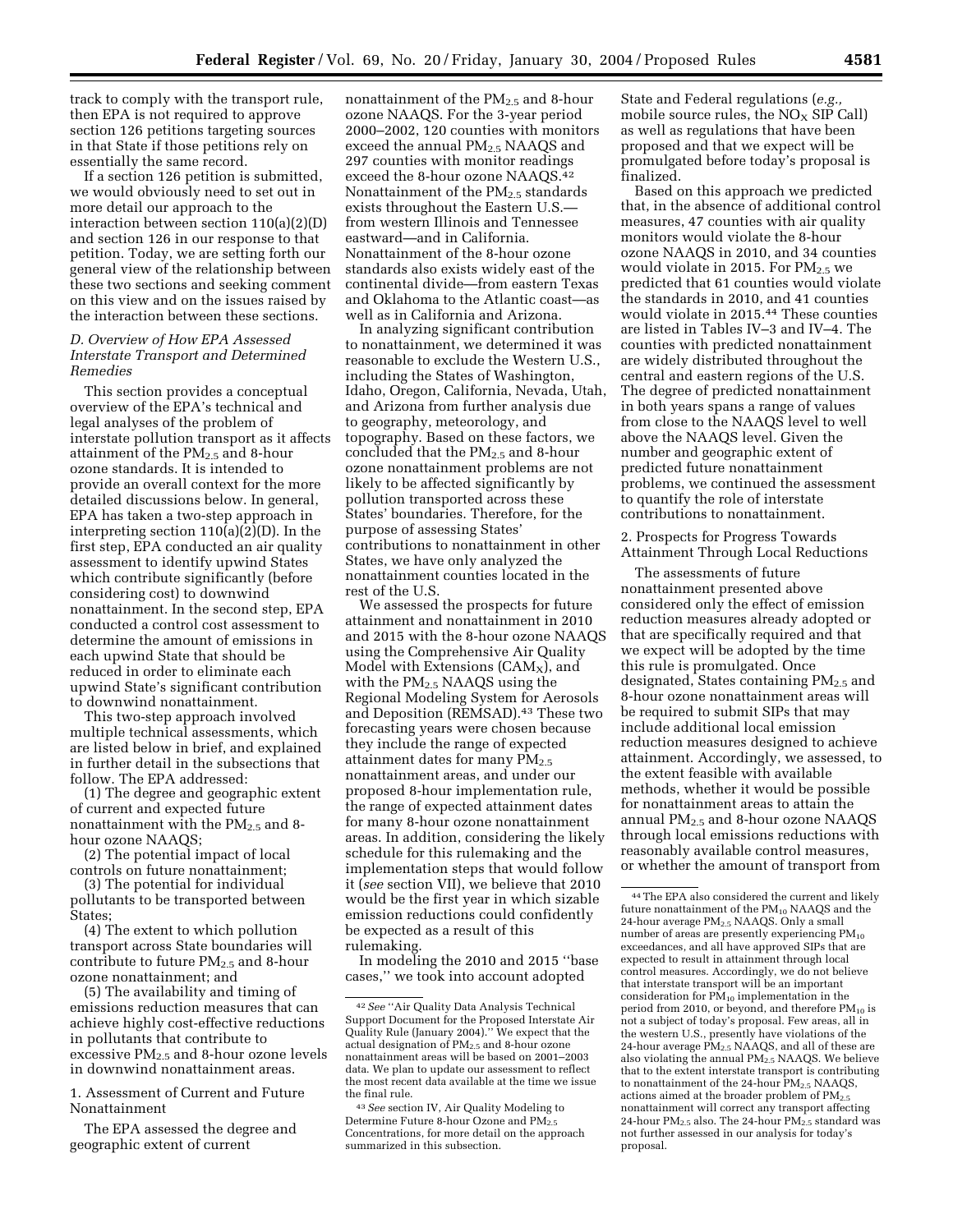track to comply with the transport rule, then EPA is not required to approve section 126 petitions targeting sources in that State if those petitions rely on essentially the same record.

If a section 126 petition is submitted, we would obviously need to set out in more detail our approach to the interaction between section 110(a)(2)(D) and section 126 in our response to that petition. Today, we are setting forth our general view of the relationship between these two sections and seeking comment on this view and on the issues raised by the interaction between these sections.

### D. Overview of How EPA Assessed Interstate Transport and Determined Remedies

This section provides a conceptual overview of the EPA's technical and legal analyses of the problem of interstate pollution transport as it affects attainment of the $PM_{2.5}$ and 8-hour ozone standards. It is intended to provide an overall context for the more detailed discussions below. In general, EPA has taken a two-step approach in interpreting section 110(a)(2)(D). In the first step, EPA conducted an air quality assessment to identify upwind States which contribute significantly (before considering cost) to downwind nonattainment. In the second step, EPA conducted a control cost assessment to determine the amount of emissions in each upwind State that should be reduced in order to eliminate each upwind State's significant contribution to downwind nonattainment.

This two-step approach involved multiple technical assessments, which are listed below in brief, and explained in further detail in the subsections that follow. The EPA addressed:

(1) The degree and geographic extent of current and expected future nonattainment with the $PM_{2.5}$ and 8-hour ozone NAAQS;

(2) The potential impact of local controls on future nonattainment;

(3) The potential for individual pollutants to be transported between States;

(4) The extent to which pollution transport across State boundaries will contribute to future $PM_{2.5}$ and 8-hour ozone nonattainment; and

(5) The availability and timing of emissions reduction measures that can achieve highly cost-effective reductions in pollutants that contribute to excessive $PM_{2.5}$ and 8-hour ozone levels in downwind nonattainment areas.

1. Assessment of Current and Future Nonattainment

The EPA assessed the degree and geographic extent of current nonattainment of the $PM_{2.5}$ and 8-hour ozone NAAQS. For the 3-year period 2000–2002, 120 counties with monitors exceed the annual $PM_{2.5}$ NAAQS and 297 counties with monitor readings exceed the 8-hour ozone NAAQS.[42] Nonattainment of the $PM_{2.5}$ standards exists throughout the Eastern U.S.—from western Illinois and Tennessee eastward—and in California. Nonattainment of the 8-hour ozone standards also exists widely east of the continental divide—from eastern Texas and Oklahoma to the Atlantic coast—as well as in California and Arizona.

In analyzing significant contribution to nonattainment, we determined it was reasonable to exclude the Western U.S., including the States of Washington, Idaho, Oregon, California, Nevada, Utah, and Arizona from further analysis due to geography, meteorology, and topography. Based on these factors, we concluded that the $PM_{2.5}$ and 8-hour ozone nonattainment problems are not likely to be affected significantly by pollution transported across these States' boundaries. Therefore, for the purpose of assessing States' contributions to nonattainment in other States, we have only analyzed the nonattainment counties located in the rest of the U.S.

We assessed the prospects for future attainment and nonattainment in 2010 and 2015 with the 8-hour ozone NAAQS using the Comprehensive Air Quality Model with Extensions ($CAM_X$), and with the $PM_{2.5}$ NAAQS using the Regional Modeling System for Aerosols and Deposition (REMSAD).[43] These two forecasting years were chosen because they include the range of expected attainment dates for many $PM_{2.5}$ nonattainment areas, and under our proposed 8-hour implementation rule, the range of expected attainment dates for many 8-hour ozone nonattainment areas. In addition, considering the likely schedule for this rulemaking and the implementation steps that would follow it (*see* section VII), we believe that 2010 would be the first year in which sizable emission reductions could confidently be expected as a result of this rulemaking.

In modeling the 2010 and 2015 ''base cases,'' we took into account adopted State and Federal regulations (*e.g.,* mobile source rules, the $NO_X$ SIP Call) as well as regulations that have been proposed and that we expect will be promulgated before today's proposal is finalized.

Based on this approach we predicted that, in the absence of additional control measures, 47 counties with air quality monitors would violate the 8-hour ozone NAAQS in 2010, and 34 counties would violate in 2015. For $PM_{2.5}$ we predicted that 61 counties would violate the standards in 2010, and 41 counties would violate in 2015.[44] These counties are listed in Tables IV–3 and IV–4. The counties with predicted nonattainment are widely distributed throughout the central and eastern regions of the U.S. The degree of predicted nonattainment in both years spans a range of values from close to the NAAQS level to well above the NAAQS level. Given the number and geographic extent of predicted future nonattainment problems, we continued the assessment to quantify the role of interstate contributions to nonattainment.

2. Prospects for Progress Towards Attainment Through Local Reductions

The assessments of future nonattainment presented above considered only the effect of emission reduction measures already adopted or that are specifically required and that we expect will be adopted by the time this rule is promulgated. Once designated, States containing $PM_{2.5}$ and 8-hour ozone nonattainment areas will be required to submit SIPs that may include additional local emission reduction measures designed to achieve attainment. Accordingly, we assessed, to the extent feasible with available methods, whether it would be possible for nonattainment areas to attain the annual $PM_{2.5}$ and 8-hour ozone NAAQS through local emissions reductions with reasonably available control measures, or whether the amount of transport from

---

[42] *See* ''Air Quality Data Analysis Technical Support Document for the Proposed Interstate Air Quality Rule (January 2004).'' We expect that the actual designation of $PM_{2.5}$ and 8-hour ozone nonattainment areas will be based on 2001–2003 data. We plan to update our assessment to reflect the most recent data available at the time we issue the final rule.

[43] *See* section IV, Air Quality Modeling to Determine Future 8-hour Ozone and $PM_{2.5}$ Concentrations, for more detail on the approach summarized in this subsection.

[44] The EPA also considered the current and likely future nonattainment of the $PM_{10}$ NAAQS and the 24-hour average $PM_{2.5}$ NAAQS. Only a small number of areas are presently experiencing $PM_{10}$ exceedances, and all have approved SIPs that are expected to result in attainment through local control measures. Accordingly, we do not believe that interstate transport will be an important consideration for $PM_{10}$ implementation in the period from 2010, or beyond, and therefore $PM_{10}$ is not a subject of today's proposal. Few areas, all in the western U.S., presently have violations of the 24-hour average $PM_{2.5}$ NAAQS, and all of these are also violating the annual $PM_{2.5}$ NAAQS. We believe that to the extent interstate transport is contributing to nonattainment of the 24-hour $PM_{2.5}$ NAAQS, actions aimed at the broader problem of $PM_{2.5}$ nonattainment will correct any transport affecting 24-hour $PM_{2.5}$ also. The 24-hour $PM_{2.5}$ standard was not further assessed in our analysis for today's proposal.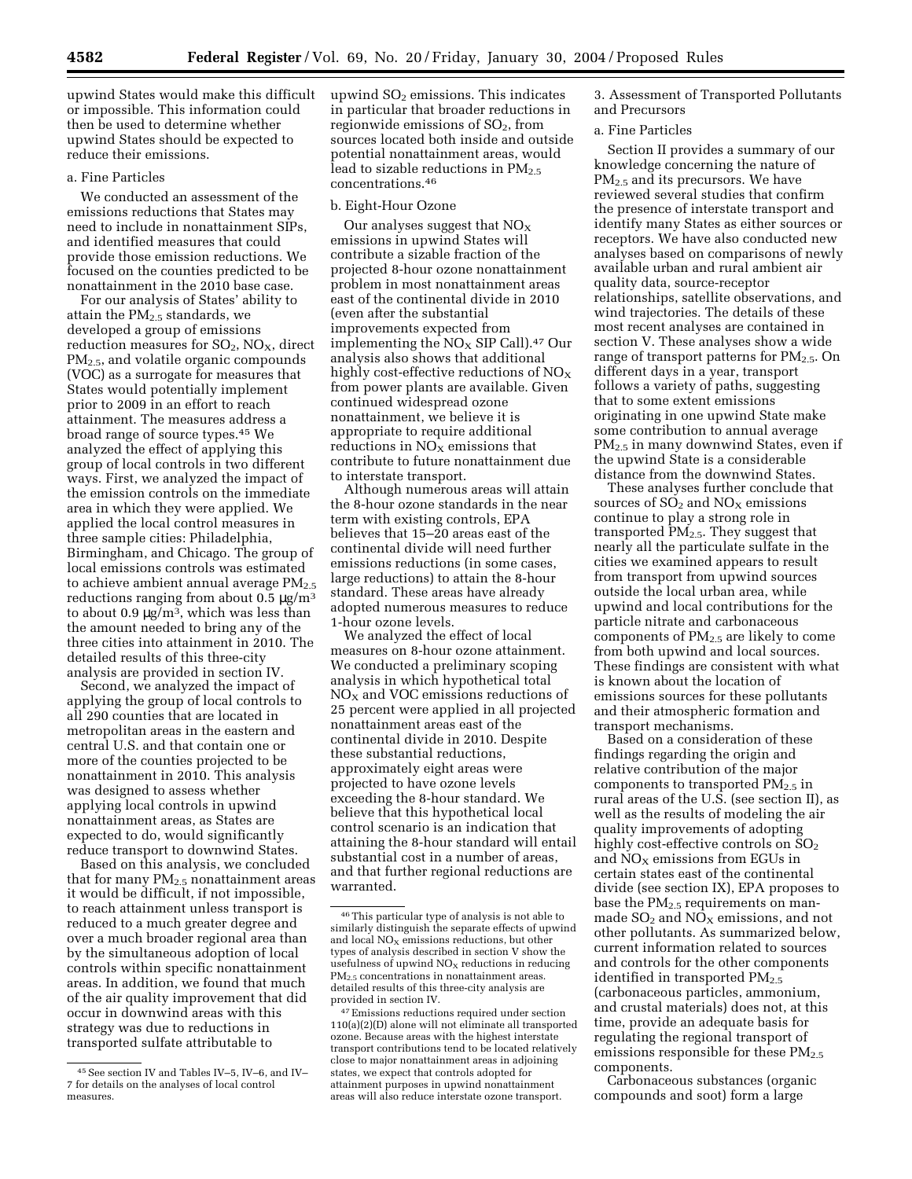upwind States would make this difficult or impossible. This information could then be used to determine whether upwind States should be expected to reduce their emissions.

a. Fine Particles

We conducted an assessment of the emissions reductions that States may need to include in nonattainment SIPs, and identified measures that could provide those emission reductions. We focused on the counties predicted to be nonattainment in the 2010 base case.

For our analysis of States' ability to attain the $PM_{2.5}$ standards, we developed a group of emissions reduction measures for $SO_2$, $NO_X$, direct $PM_{2.5}$, and volatile organic compounds (VOC) as a surrogate for measures that States would potentially implement prior to 2009 in an effort to reach attainment. The measures address a broad range of source types.[45] We analyzed the effect of applying this group of local controls in two different ways. First, we analyzed the impact of the emission controls on the immediate area in which they were applied. We applied the local control measures in three sample cities: Philadelphia, Birmingham, and Chicago. The group of local emissions controls was estimated to achieve ambient annual average $PM_{2.5}$ reductions ranging from about 0.5 $\mu g/m^3$ to about 0.9 $\mu g/m^3$, which was less than the amount needed to bring any of the three cities into attainment in 2010. The detailed results of this three-city analysis are provided in section IV.

Second, we analyzed the impact of applying the group of local controls to all 290 counties that are located in metropolitan areas in the eastern and central U.S. and that contain one or more of the counties projected to be nonattainment in 2010. This analysis was designed to assess whether applying local controls in upwind nonattainment areas, as States are expected to do, would significantly reduce transport to downwind States.

Based on this analysis, we concluded that for many $PM_{2.5}$ nonattainment areas it would be difficult, if not impossible, to reach attainment unless transport is reduced to a much greater degree and over a much broader regional area than by the simultaneous adoption of local controls within specific nonattainment areas. In addition, we found that much of the air quality improvement that did occur in downwind areas with this strategy was due to reductions in transported sulfate attributable to upwind $SO_2$ emissions. This indicates in particular that broader reductions in regionwide emissions of $SO_2$, from sources located both inside and outside potential nonattainment areas, would lead to sizable reductions in $PM_{2.5}$ concentrations.[46]

b. Eight-Hour Ozone

Our analyses suggest that $NO_X$ emissions in upwind States will contribute a sizable fraction of the projected 8-hour ozone nonattainment problem in most nonattainment areas east of the continental divide in 2010 (even after the substantial improvements expected from implementing the $NO_X$ SIP Call).[47] Our analysis also shows that additional highly cost-effective reductions of $NO_X$ from power plants are available. Given continued widespread ozone nonattainment, we believe it is appropriate to require additional reductions in $NO_X$ emissions that contribute to future nonattainment due to interstate transport.

Although numerous areas will attain the 8-hour ozone standards in the near term with existing controls, EPA believes that 15–20 areas east of the continental divide will need further emissions reductions (in some cases, large reductions) to attain the 8-hour standard. These areas have already adopted numerous measures to reduce 1-hour ozone levels.

We analyzed the effect of local measures on 8-hour ozone attainment. We conducted a preliminary scoping analysis in which hypothetical total $NO_X$ and VOC emissions reductions of 25 percent were applied in all projected nonattainment areas east of the continental divide in 2010. Despite these substantial reductions, approximately eight areas were projected to have ozone levels exceeding the 8-hour standard. We believe that this hypothetical local control scenario is an indication that attaining the 8-hour standard will entail substantial cost in a number of areas, and that further regional reductions are warranted.

3. Assessment of Transported Pollutants and Precursors

a. Fine Particles

Section II provides a summary of our knowledge concerning the nature of $PM_{2.5}$ and its precursors. We have reviewed several studies that confirm the presence of interstate transport and identify many States as either sources or receptors. We have also conducted new analyses based on comparisons of newly available urban and rural ambient air quality data, source-receptor relationships, satellite observations, and wind trajectories. The details of these most recent analyses are contained in section V. These analyses show a wide range of transport patterns for $PM_{2.5}$. On different days in a year, transport follows a variety of paths, suggesting that to some extent emissions originating in one upwind State make some contribution to annual average $PM_{2.5}$ in many downwind States, even if the upwind State is a considerable distance from the downwind States.

These analyses further conclude that sources of $SO_2$ and $NO_X$ emissions continue to play a strong role in transported $PM_{2.5}$. They suggest that nearly all the particulate sulfate in the cities we examined appears to result from transport from upwind sources outside the local urban area, while upwind and local contributions for the particle nitrate and carbonaceous components of $PM_{2.5}$ are likely to come from both upwind and local sources. These findings are consistent with what is known about the location of emissions sources for these pollutants and their atmospheric formation and transport mechanisms.

Based on a consideration of these findings regarding the origin and relative contribution of the major components to transported $PM_{2.5}$ in rural areas of the U.S. (see section II), as well as the results of modeling the air quality improvements of adopting highly cost-effective controls on $SO_2$ and $NO_X$ emissions from EGUs in certain states east of the continental divide (see section IX), EPA proposes to base the $PM_{2.5}$ requirements on man-made $SO_2$ and $NO_X$ emissions, and not other pollutants. As summarized below, current information related to sources and controls for the other components identified in transported $PM_{2.5}$ (carbonaceous particles, ammonium, and crustal materials) does not, at this time, provide an adequate basis for regulating the regional transport of emissions responsible for these $PM_{2.5}$ components.

Carbonaceous substances (organic compounds and soot) form a large

---

[45] See section IV and Tables IV–5, IV–6, and IV–7 for details on the analyses of local control measures.

[46] This particular type of analysis is not able to similarly distinguish the separate effects of upwind and local $NO_X$ emissions reductions, but other types of analysis described in section V show the usefulness of upwind $NO_X$ reductions in reducing $PM_{2.5}$ concentrations in nonattainment areas. detailed results of this three-city analysis are provided in section IV.

[47] Emissions reductions required under section 110(a)(2)(D) alone will not eliminate all transported ozone. Because areas with the highest interstate transport contributions tend to be located relatively close to major nonattainment areas in adjoining states, we expect that controls adopted for attainment purposes in upwind nonattainment areas will also reduce interstate ozone transport.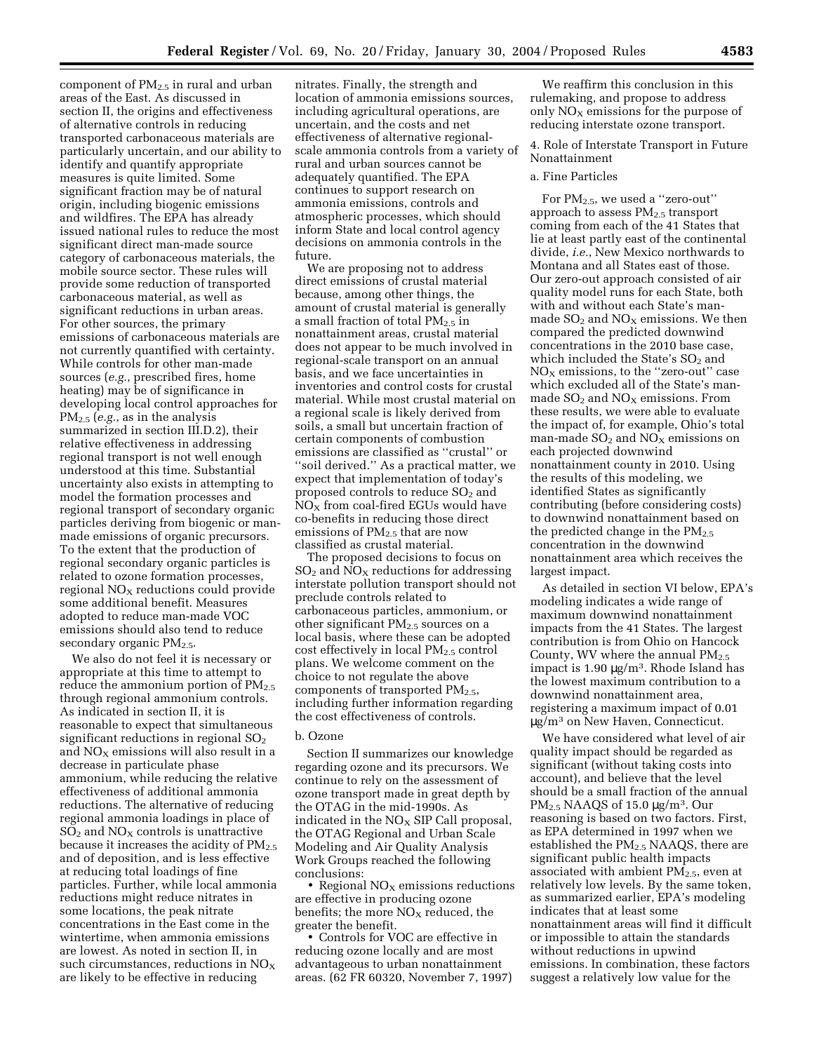component of $PM_{2.5}$ in rural and urban areas of the East. As discussed in section II, the origins and effectiveness of alternative controls in reducing transported carbonaceous materials are particularly uncertain, and our ability to identify and quantify appropriate measures is quite limited. Some significant fraction may be of natural origin, including biogenic emissions and wildfires. The EPA has already issued national rules to reduce the most significant direct man-made source category of carbonaceous materials, the mobile source sector. These rules will provide some reduction of transported carbonaceous material, as well as significant reductions in urban areas. For other sources, the primary emissions of carbonaceous materials are not currently quantified with certainty. While controls for other man-made sources (*e.g.*, prescribed fires, home heating) may be of significance in developing local control approaches for $PM_{2.5}$ (*e.g.*, as in the analysis summarized in section III.D.2), their relative effectiveness in addressing regional transport is not well enough understood at this time. Substantial uncertainty also exists in attempting to model the formation processes and regional transport of secondary organic particles deriving from biogenic or man-made emissions of organic precursors. To the extent that the production of regional secondary organic particles is related to ozone formation processes, regional $NO_X$ reductions could provide some additional benefit. Measures adopted to reduce man-made VOC emissions should also tend to reduce secondary organic $PM_{2.5}$.

We also do not feel it is necessary or appropriate at this time to attempt to reduce the ammonium portion of $PM_{2.5}$ through regional ammonium controls. As indicated in section II, it is reasonable to expect that simultaneous significant reductions in regional $SO_2$ and $NO_X$ emissions will also result in a decrease in particulate phase ammonium, while reducing the relative effectiveness of additional ammonia reductions. The alternative of reducing regional ammonia loadings in place of $SO_2$ and $NO_X$ controls is unattractive because it increases the acidity of $PM_{2.5}$ and of deposition, and is less effective at reducing total loadings of fine particles. Further, while local ammonia reductions might reduce nitrates in some locations, the peak nitrate concentrations in the East come in the wintertime, when ammonia emissions are lowest. As noted in section II, in such circumstances, reductions in $NO_X$ are likely to be effective in reducing nitrates. Finally, the strength and location of ammonia emissions sources, including agricultural operations, are uncertain, and the costs and net effectiveness of alternative regional-scale ammonia controls from a variety of rural and urban sources cannot be adequately quantified. The EPA continues to support research on ammonia emissions, controls and atmospheric processes, which should inform State and local control agency decisions on ammonia controls in the future.

We are proposing not to address direct emissions of crustal material because, among other things, the amount of crustal material is generally a small fraction of total $PM_{2.5}$ in nonattainment areas, crustal material does not appear to be much involved in regional-scale transport on an annual basis, and we face uncertainties in inventories and control costs for crustal material. While most crustal material on a regional scale is likely derived from soils, a small but uncertain fraction of certain components of combustion emissions are classified as "crustal" or "soil derived." As a practical matter, we expect that implementation of today's proposed controls to reduce $SO_2$ and $NO_X$ from coal-fired EGUs would have co-benefits in reducing those direct emissions of $PM_{2.5}$ that are now classified as crustal material.

The proposed decisions to focus on $SO_2$ and $NO_X$ reductions for addressing interstate pollution transport should not preclude controls related to carbonaceous particles, ammonium, or other significant $PM_{2.5}$ sources on a local basis, where these can be adopted cost effectively in local $PM_{2.5}$ control plans. We welcome comment on the choice to not regulate the above components of transported $PM_{2.5}$, including further information regarding the cost effectiveness of controls.

b. Ozone

Section II summarizes our knowledge regarding ozone and its precursors. We continue to rely on the assessment of ozone transport made in great depth by the OTAG in the mid-1990s. As indicated in the $NO_X$ SIP Call proposal, the OTAG Regional and Urban Scale Modeling and Air Quality Analysis Work Groups reached the following conclusions:

- Regional $NO_X$ emissions reductions are effective in producing ozone benefits; the more $NO_X$ reduced, the greater the benefit.
- Controls for VOC are effective in reducing ozone locally and are most advantageous to urban nonattainment areas. (62 FR 60320, November 7, 1997)

We reaffirm this conclusion in this rulemaking, and propose to address only $NO_X$ emissions for the purpose of reducing interstate ozone transport.

4. Role of Interstate Transport in Future Nonattainment

a. Fine Particles

For $PM_{2.5}$, we used a "zero-out" approach to assess $PM_{2.5}$ transport coming from each of the 41 States that lie at least partly east of the continental divide, *i.e.*, New Mexico northwards to Montana and all States east of those. Our zero-out approach consisted of air quality model runs for each State, both with and without each State's man-made $SO_2$ and $NO_X$ emissions. We then compared the predicted downwind concentrations in the 2010 base case, which included the State's $SO_2$ and $NO_X$ emissions, to the "zero-out" case which excluded all of the State's man-made $SO_2$ and $NO_X$ emissions. From these results, we were able to evaluate the impact of, for example, Ohio's total man-made $SO_2$ and $NO_X$ emissions on each projected downwind nonattainment county in 2010. Using the results of this modeling, we identified States as significantly contributing (before considering costs) to downwind nonattainment based on the predicted change in the $PM_{2.5}$ concentration in the downwind nonattainment area which receives the largest impact.

As detailed in section VI below, EPA's modeling indicates a wide range of maximum downwind nonattainment impacts from the 41 States. The largest contribution is from Ohio on Hancock County, WV where the annual $PM_{2.5}$ impact is 1.90 $\mu g/m^3$. Rhode Island has the lowest maximum contribution to a downwind nonattainment area, registering a maximum impact of 0.01 $\mu g/m^3$ on New Haven, Connecticut.

We have considered what level of air quality impact should be regarded as significant (without taking costs into account), and believe that the level should be a small fraction of the annual $PM_{2.5}$ NAAQS of 15.0 $\mu g/m^3$. Our reasoning is based on two factors. First, as EPA determined in 1997 when we established the $PM_{2.5}$ NAAQS, there are significant public health impacts associated with ambient $PM_{2.5}$, even at relatively low levels. By the same token, as summarized earlier, EPA's modeling indicates that at least some nonattainment areas will find it difficult or impossible to attain the standards without reductions in upwind emissions. In combination, these factors suggest a relatively low value for the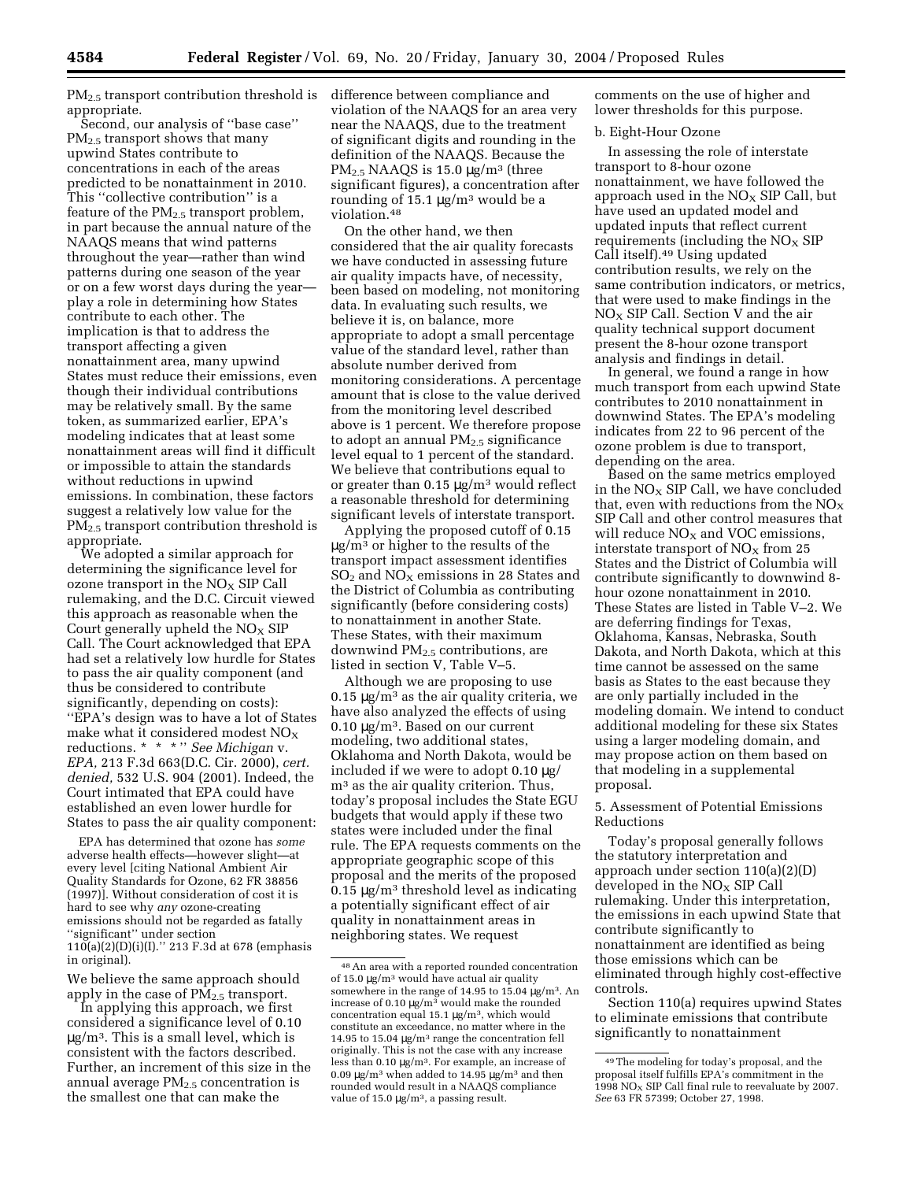$PM_{2.5}$ transport contribution threshold is appropriate.

Second, our analysis of "base case" $PM_{2.5}$ transport shows that many upwind States contribute to concentrations in each of the areas predicted to be nonattainment in 2010. This "collective contribution" is a feature of the $PM_{2.5}$ transport problem, in part because the annual nature of the NAAQS means that wind patterns throughout the year—rather than wind patterns during one season of the year or on a few worst days during the year—play a role in determining how States contribute to each other. The implication is that to address the transport affecting a given nonattainment area, many upwind States must reduce their emissions, even though their individual contributions may be relatively small. By the same token, as summarized earlier, EPA's modeling indicates that at least some nonattainment areas will find it difficult or impossible to attain the standards without reductions in upwind emissions. In combination, these factors suggest a relatively low value for the $PM_{2.5}$ transport contribution threshold is appropriate.

We adopted a similar approach for determining the significance level for ozone transport in the $NO_X$ SIP Call rulemaking, and the D.C. Circuit viewed this approach as reasonable when the Court generally upheld the $NO_X$ SIP Call. The Court acknowledged that EPA had set a relatively low hurdle for States to pass the air quality component (and thus be considered to contribute significantly, depending on costs): "EPA's design was to have a lot of States make what it considered modest $NO_X$ reductions. * * * " *See Michigan* v. *EPA,* 213 F.3d 663(D.C. Cir. 2000), *cert. denied,* 532 U.S. 904 (2001). Indeed, the Court intimated that EPA could have established an even lower hurdle for States to pass the air quality component:

> EPA has determined that ozone has *some* adverse health effects—however slight—at every level [citing National Ambient Air Quality Standards for Ozone, 62 FR 38856 (1997)]. Without consideration of cost it is hard to see why *any* ozone-creating emissions should not be regarded as fatally "significant" under section 110(a)(2)(D)(i)(I)." 213 F.3d at 678 (emphasis in original).

We believe the same approach should apply in the case of $PM_{2.5}$ transport.

In applying this approach, we first considered a significance level of 0.10 $\mu g/m^3$. This is a small level, which is consistent with the factors described. Further, an increment of this size in the annual average $PM_{2.5}$ concentration is the smallest one that can make the difference between compliance and violation of the NAAQS for an area very near the NAAQS, due to the treatment of significant digits and rounding in the definition of the NAAQS. Because the $PM_{2.5}$ NAAQS is 15.0 $\mu g/m^3$ (three significant figures), a concentration after rounding of 15.1 $\mu g/m^3$ would be a violation.[48]

On the other hand, we then considered that the air quality forecasts we have conducted in assessing future air quality impacts have, of necessity, been based on modeling, not monitoring data. In evaluating such results, we believe it is, on balance, more appropriate to adopt a small percentage value of the standard level, rather than absolute number derived from monitoring considerations. A percentage amount that is close to the value derived from the monitoring level described above is 1 percent. We therefore propose to adopt an annual $PM_{2.5}$ significance level equal to 1 percent of the standard. We believe that contributions equal to or greater than 0.15 $\mu g/m^3$ would reflect a reasonable threshold for determining significant levels of interstate transport.

Applying the proposed cutoff of 0.15 $\mu g/m^3$ or higher to the results of the transport impact assessment identifies $SO_2$ and $NO_X$ emissions in 28 States and the District of Columbia as contributing significantly (before considering costs) to nonattainment in another State. These States, with their maximum downwind $PM_{2.5}$ contributions, are listed in section V, Table V–5.

Although we are proposing to use 0.15 $\mu g/m^3$ as the air quality criteria, we have also analyzed the effects of using 0.10 $\mu g/m^3$. Based on our current modeling, two additional states, Oklahoma and North Dakota, would be included if we were to adopt 0.10 $\mu g/m^3$ as the air quality criterion. Thus, today's proposal includes the State EGU budgets that would apply if these two states were included under the final rule. The EPA requests comments on the appropriate geographic scope of this proposal and the merits of the proposed 0.15 $\mu g/m^3$ threshold level as indicating a potentially significant effect of air quality in nonattainment areas in neighboring states. We request comments on the use of higher and lower thresholds for this purpose.

b. Eight-Hour Ozone

In assessing the role of interstate transport to 8-hour ozone nonattainment, we have followed the approach used in the $NO_X$ SIP Call, but have used an updated model and updated inputs that reflect current requirements (including the $NO_X$ SIP Call itself).[49] Using updated contribution results, we rely on the same contribution indicators, or metrics, that were used to make findings in the $NO_X$ SIP Call. Section V and the air quality technical support document present the 8-hour ozone transport analysis and findings in detail.

In general, we found a range in how much transport from each upwind State contributes to 2010 nonattainment in downwind States. The EPA's modeling indicates from 22 to 96 percent of the ozone problem is due to transport, depending on the area.

Based on the same metrics employed in the $NO_X$ SIP Call, we have concluded that, even with reductions from the $NO_X$ SIP Call and other control measures that will reduce $NO_X$ and VOC emissions, interstate transport of $NO_X$ from 25 States and the District of Columbia will contribute significantly to downwind 8-hour ozone nonattainment in 2010. These States are listed in Table V–2. We are deferring findings for Texas, Oklahoma, Kansas, Nebraska, South Dakota, and North Dakota, which at this time cannot be assessed on the same basis as States to the east because they are only partially included in the modeling domain. We intend to conduct additional modeling for these six States using a larger modeling domain, and may propose action on them based on that modeling in a supplemental proposal.

5. Assessment of Potential Emissions Reductions

Today's proposal generally follows the statutory interpretation and approach under section 110(a)(2)(D) developed in the $NO_X$ SIP Call rulemaking. Under this interpretation, the emissions in each upwind State that contribute significantly to nonattainment are identified as being those emissions which can be eliminated through highly cost-effective controls.

Section 110(a) requires upwind States to eliminate emissions that contribute significantly to nonattainment

---

[48] An area with a reported rounded concentration of 15.0 $\mu g/m^3$ would have actual air quality somewhere in the range of 14.95 to 15.04 $\mu g/m^3$. An increase of 0.10 $\mu g/m^3$ would make the rounded concentration equal 15.1 $\mu g/m^3$, which would constitute an exceedance, no matter where in the 14.95 to 15.04 $\mu g/m^3$ range the concentration fell originally. This is not the case with any increase less than 0.10 $\mu g/m^3$. For example, an increase of 0.09 $\mu g/m^3$ when added to 14.95 $\mu g/m^3$ and then rounded would result in a NAAQS compliance value of 15.0 $\mu g/m^3$, a passing result.

[49] The modeling for today's proposal, and the proposal itself fulfills EPA's commitment in the 1998 $NO_X$ SIP Call final rule to reevaluate by 2007. *See* 63 FR 57399; October 27, 1998.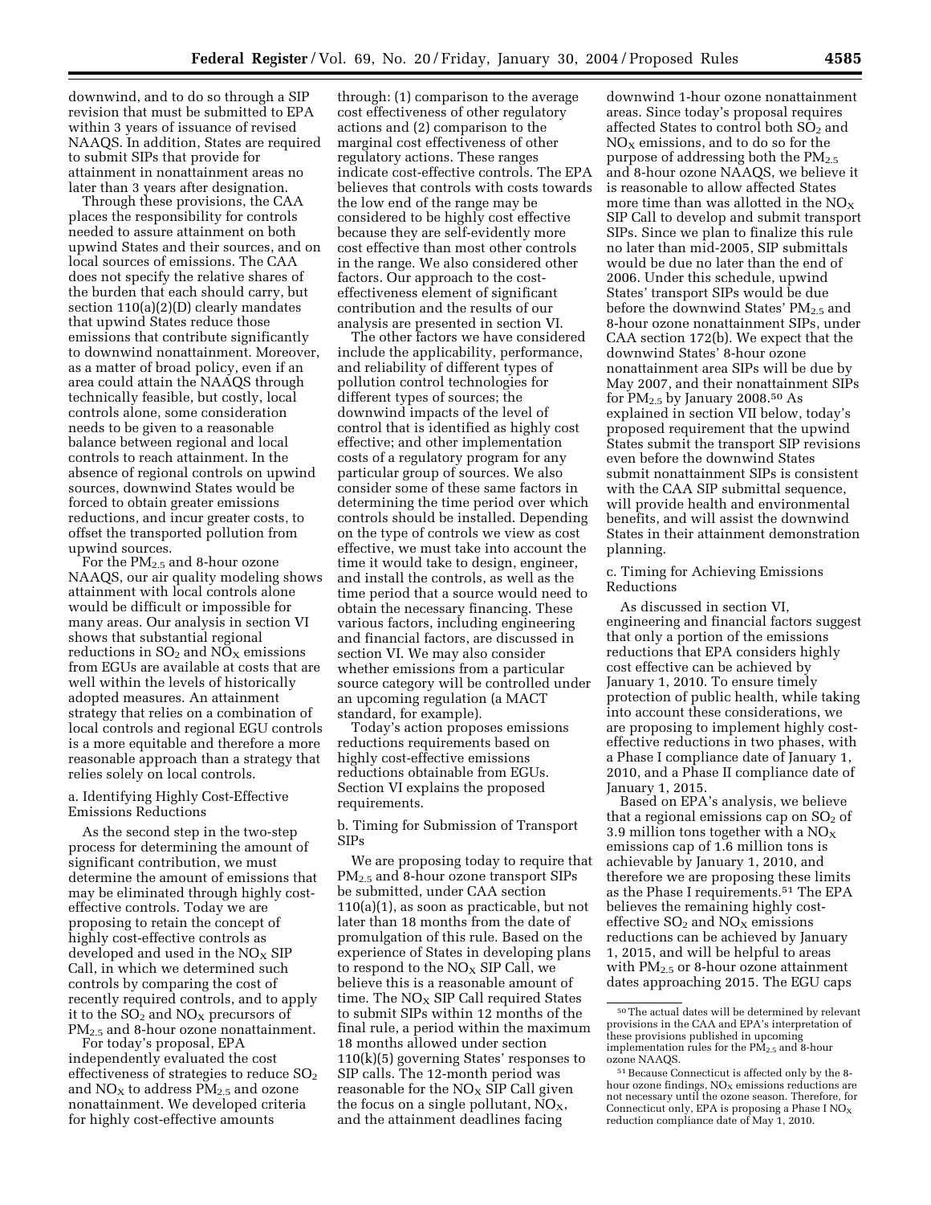downwind, and to do so through a SIP revision that must be submitted to EPA within 3 years of issuance of revised NAAQS. In addition, States are required to submit SIPs that provide for attainment in nonattainment areas no later than 3 years after designation.

Through these provisions, the CAA places the responsibility for controls needed to assure attainment on both upwind States and their sources, and on local sources of emissions. The CAA does not specify the relative shares of the burden that each should carry, but section 110(a)(2)(D) clearly mandates that upwind States reduce those emissions that contribute significantly to downwind nonattainment. Moreover, as a matter of broad policy, even if an area could attain the NAAQS through technically feasible, but costly, local controls alone, some consideration needs to be given to a reasonable balance between regional and local controls to reach attainment. In the absence of regional controls on upwind sources, downwind States would be forced to obtain greater emissions reductions, and incur greater costs, to offset the transported pollution from upwind sources.

For the $PM_{2.5}$ and 8-hour ozone NAAQS, our air quality modeling shows attainment with local controls alone would be difficult or impossible for many areas. Our analysis in section VI shows that substantial regional reductions in $SO_2$ and $NO_X$ emissions from EGUs are available at costs that are well within the levels of historically adopted measures. An attainment strategy that relies on a combination of local controls and regional EGU controls is a more equitable and therefore a more reasonable approach than a strategy that relies solely on local controls.

a. Identifying Highly Cost-Effective Emissions Reductions

As the second step in the two-step process for determining the amount of significant contribution, we must determine the amount of emissions that may be eliminated through highly cost-effective controls. Today we are proposing to retain the concept of highly cost-effective controls as developed and used in the $NO_X$ SIP Call, in which we determined such controls by comparing the cost of recently required controls, and to apply it to the $SO_2$ and $NO_X$ precursors of $PM_{2.5}$ and 8-hour ozone nonattainment.

For today's proposal, EPA independently evaluated the cost effectiveness of strategies to reduce $SO_2$ and $NO_X$ to address $PM_{2.5}$ and ozone nonattainment. We developed criteria for highly cost-effective amounts through: (1) comparison to the average cost effectiveness of other regulatory actions and (2) comparison to the marginal cost effectiveness of other regulatory actions. These ranges indicate cost-effective controls. The EPA believes that controls with costs towards the low end of the range may be considered to be highly cost effective because they are self-evidently more cost effective than most other controls in the range. We also considered other factors. Our approach to the cost-effectiveness element of significant contribution and the results of our analysis are presented in section VI.

The other factors we have considered include the applicability, performance, and reliability of different types of pollution control technologies for different types of sources; the downwind impacts of the level of control that is identified as highly cost effective; and other implementation costs of a regulatory program for any particular group of sources. We also consider some of these same factors in determining the time period over which controls should be installed. Depending on the type of controls we view as cost effective, we must take into account the time it would take to design, engineer, and install the controls, as well as the time period that a source would need to obtain the necessary financing. These various factors, including engineering and financial factors, are discussed in section VI. We may also consider whether emissions from a particular source category will be controlled under an upcoming regulation (a MACT standard, for example).

Today's action proposes emissions reductions requirements based on highly cost-effective emissions reductions obtainable from EGUs. Section VI explains the proposed requirements.

b. Timing for Submission of Transport SIPs

We are proposing today to require that $PM_{2.5}$ and 8-hour ozone transport SIPs be submitted, under CAA section 110(a)(1), as soon as practicable, but not later than 18 months from the date of promulgation of this rule. Based on the experience of States in developing plans to respond to the $NO_X$ SIP Call, we believe this is a reasonable amount of time. The $NO_X$ SIP Call required States to submit SIPs within 12 months of the final rule, a period within the maximum 18 months allowed under section 110(k)(5) governing States' responses to SIP calls. The 12-month period was reasonable for the $NO_X$ SIP Call given the focus on a single pollutant, $NO_X$, and the attainment deadlines facing downwind 1-hour ozone nonattainment areas. Since today's proposal requires affected States to control both $SO_2$ and $NO_X$ emissions, and to do so for the purpose of addressing both the $PM_{2.5}$ and 8-hour ozone NAAQS, we believe it is reasonable to allow affected States more time than was allotted in the $NO_X$ SIP Call to develop and submit transport SIPs. Since we plan to finalize this rule no later than mid-2005, SIP submittals would be due no later than the end of 2006. Under this schedule, upwind States' transport SIPs would be due before the downwind States' $PM_{2.5}$ and 8-hour ozone nonattainment SIPs, under CAA section 172(b). We expect that the downwind States' 8-hour ozone nonattainment area SIPs will be due by May 2007, and their nonattainment SIPs for $PM_{2.5}$ by January 2008.[50] As explained in section VII below, today's proposed requirement that the upwind States submit the transport SIP revisions even before the downwind States submit nonattainment SIPs is consistent with the CAA SIP submittal sequence, will provide health and environmental benefits, and will assist the downwind States in their attainment demonstration planning.

c. Timing for Achieving Emissions Reductions

As discussed in section VI, engineering and financial factors suggest that only a portion of the emissions reductions that EPA considers highly cost effective can be achieved by January 1, 2010. To ensure timely protection of public health, while taking into account these considerations, we are proposing to implement highly cost-effective reductions in two phases, with a Phase I compliance date of January 1, 2010, and a Phase II compliance date of January 1, 2015.

Based on EPA's analysis, we believe that a regional emissions cap on $SO_2$ of 3.9 million tons together with a $NO_X$ emissions cap of 1.6 million tons is achievable by January 1, 2010, and therefore we are proposing these limits as the Phase I requirements.[51] The EPA believes the remaining highly cost-effective $SO_2$ and $NO_X$ emissions reductions can be achieved by January 1, 2015, and will be helpful to areas with $PM_{2.5}$ or 8-hour ozone attainment dates approaching 2015. The EGU caps

[50] The actual dates will be determined by relevant provisions in the CAA and EPA's interpretation of these provisions published in upcoming implementation rules for the $PM_{2.5}$ and 8-hour ozone NAAQS.

[51] Because Connecticut is affected only by the 8-hour ozone findings, $NO_X$ emissions reductions are not necessary until the ozone season. Therefore, for Connecticut only, EPA is proposing a Phase I $NO_X$ reduction compliance date of May 1, 2010.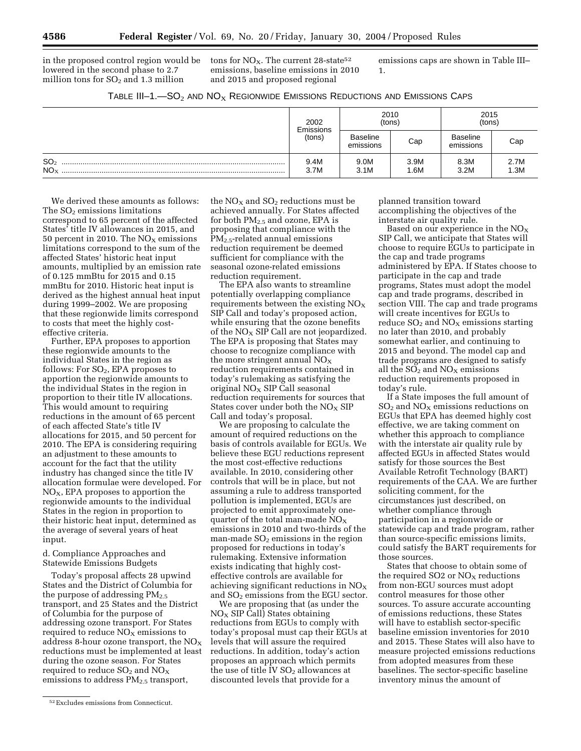in the proposed control region would be lowered in the second phase to 2.7 million tons for $SO_2$ and 1.3 million tons for $NO_X$. The current 28-state[52] emissions, baseline emissions in 2010 and 2015 and proposed regional emissions caps are shown in Table III–1.

TABLE III–1.—$SO_2$ AND $NO_X$ REGIONWIDE EMISSIONS REDUCTIONS AND EMISSIONS CAPS

| | 2002 Emissions (tons) | 2010 (tons) | | 2015 (tons) | |
|---|---|---|---|---|---|
| | | Baseline emissions | Cap | Baseline emissions | Cap |
| $SO_2$ | 9.4M | 9.0M | 3.9M | 8.3M | 2.7M |
| $NO_X$ | 3.7M | 3.1M | 1.6M | 3.2M | 1.3M |

We derived these amounts as follows: The $SO_2$ emissions limitations correspond to 65 percent of the affected States' title IV allowances in 2015, and 50 percent in 2010. The $NO_X$ emissions limitations correspond to the sum of the affected States' historic heat input amounts, multiplied by an emission rate of 0.125 mmBtu for 2015 and 0.15 mmBtu for 2010. Historic heat input is derived as the highest annual heat input during 1999–2002. We are proposing that these regionwide limits correspond to costs that meet the highly cost-effective criteria.

Further, EPA proposes to apportion these regionwide amounts to the individual States in the region as follows: For $SO_2$, EPA proposes to apportion the regionwide amounts to the individual States in the region in proportion to their title IV allocations. This would amount to requiring reductions in the amount of 65 percent of each affected State's title IV allocations for 2015, and 50 percent for 2010. The EPA is considering requiring an adjustment to these amounts to account for the fact that the utility industry has changed since the title IV allocation formulae were developed. For $NO_X$, EPA proposes to apportion the regionwide amounts to the individual States in the region in proportion to their historic heat input, determined as the average of several years of heat input.

d. Compliance Approaches and Statewide Emissions Budgets

Today's proposal affects 28 upwind States and the District of Columbia for the purpose of addressing $PM_{2.5}$ transport, and 25 States and the District of Columbia for the purpose of addressing ozone transport. For States required to reduce $NO_X$ emissions to address 8-hour ozone transport, the $NO_X$ reductions must be implemented at least during the ozone season. For States required to reduce $SO_2$ and $NO_X$ emissions to address $PM_{2.5}$ transport, the $NO_X$ and $SO_2$ reductions must be achieved annually. For States affected for both $PM_{2.5}$ and ozone, EPA is proposing that compliance with the $PM_{2.5}$-related annual emissions reduction requirement be deemed sufficient for compliance with the seasonal ozone-related emissions reduction requirement.

The EPA also wants to streamline potentially overlapping compliance requirements between the existing $NO_X$ SIP Call and today's proposed action, while ensuring that the ozone benefits of the $NO_X$ SIP Call are not jeopardized. The EPA is proposing that States may choose to recognize compliance with the more stringent annual $NO_X$ reduction requirements contained in today's rulemaking as satisfying the original $NO_X$ SIP Call seasonal reduction requirements for sources that States cover under both the $NO_X$ SIP Call and today's proposal.

We are proposing to calculate the amount of required reductions on the basis of controls available for EGUs. We believe these EGU reductions represent the most cost-effective reductions available. In 2010, considering other controls that will be in place, but not assuming a rule to address transported pollution is implemented, EGUs are projected to emit approximately one-quarter of the total man-made $NO_X$ emissions in 2010 and two-thirds of the man-made $SO_2$ emissions in the region proposed for reductions in today's rulemaking. Extensive information exists indicating that highly cost-effective controls are available for achieving significant reductions in $NO_X$ and $SO_2$ emissions from the EGU sector.

We are proposing that (as under the $NO_X$ SIP Call) States obtaining reductions from EGUs to comply with today's proposal must cap their EGUs at levels that will assure the required reductions. In addition, today's action proposes an approach which permits the use of title IV $SO_2$ allowances at discounted levels that provide for a planned transition toward accomplishing the objectives of the interstate air quality rule.

Based on our experience in the $NO_X$ SIP Call, we anticipate that States will choose to require EGUs to participate in the cap and trade programs administered by EPA. If States choose to participate in the cap and trade programs, States must adopt the model cap and trade programs, described in section VIII. The cap and trade programs will create incentives for EGUs to reduce $SO_2$ and $NO_X$ emissions starting no later than 2010, and probably somewhat earlier, and continuing to 2015 and beyond. The model cap and trade programs are designed to satisfy all the $SO_2$ and $NO_X$ emissions reduction requirements proposed in today's rule.

If a State imposes the full amount of $SO_2$ and $NO_X$ emissions reductions on EGUs that EPA has deemed highly cost effective, we are taking comment on whether this approach to compliance with the interstate air quality rule by affected EGUs in affected States would satisfy for those sources the Best Available Retrofit Technology (BART) requirements of the CAA. We are further soliciting comment, for the circumstances just described, on whether compliance through participation in a regionwide or statewide cap and trade program, rather than source-specific emissions limits, could satisfy the BART requirements for those sources.

States that choose to obtain some of the required SO2 or $NO_X$ reductions from non-EGU sources must adopt control measures for those other sources. To assure accurate accounting of emissions reductions, these States will have to establish sector-specific baseline emission inventories for 2010 and 2015. These States will also have to measure projected emissions reductions from adopted measures from these baselines. The sector-specific baseline inventory minus the amount of

[52] Excludes emissions from Connecticut.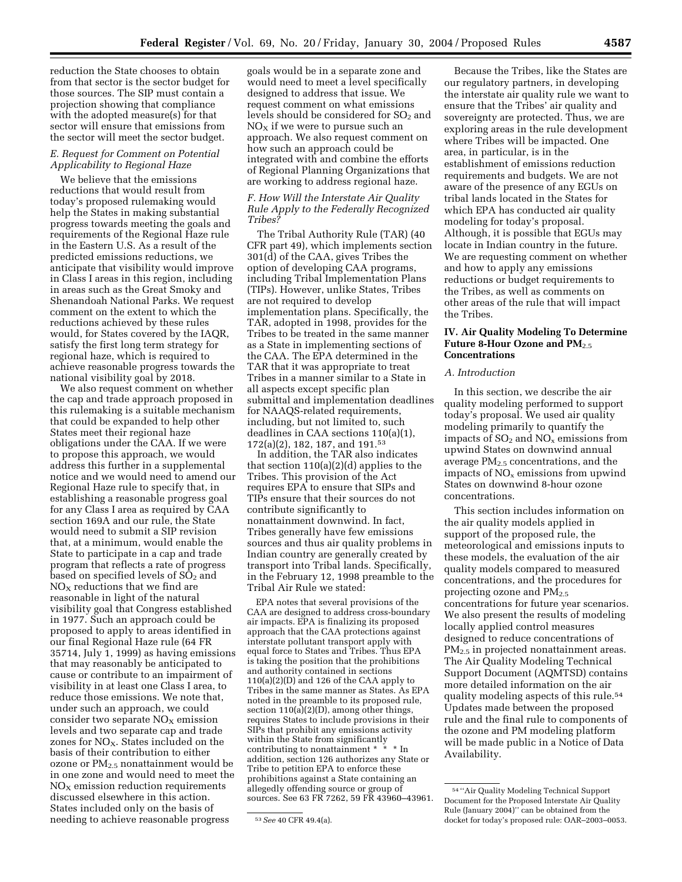reduction the State chooses to obtain from that sector is the sector budget for those sources. The SIP must contain a projection showing that compliance with the adopted measure(s) for that sector will ensure that emissions from the sector will meet the sector budget.

### *E. Request for Comment on Potential Applicability to Regional Haze*

We believe that the emissions reductions that would result from today's proposed rulemaking would help the States in making substantial progress towards meeting the goals and requirements of the Regional Haze rule in the Eastern U.S. As a result of the predicted emissions reductions, we anticipate that visibility would improve in Class I areas in this region, including in areas such as the Great Smoky and Shenandoah National Parks. We request comment on the extent to which the reductions achieved by these rules would, for States covered by the IAQR, satisfy the first long term strategy for regional haze, which is required to achieve reasonable progress towards the national visibility goal by 2018.

We also request comment on whether the cap and trade approach proposed in this rulemaking is a suitable mechanism that could be expanded to help other States meet their regional haze obligations under the CAA. If we were to propose this approach, we would address this further in a supplemental notice and we would need to amend our Regional Haze rule to specify that, in establishing a reasonable progress goal for any Class I area as required by CAA section 169A and our rule, the State would need to submit a SIP revision that, at a minimum, would enable the State to participate in a cap and trade program that reflects a rate of progress based on specified levels of $SO_2$ and $NO_X$ reductions that we find are reasonable in light of the natural visibility goal that Congress established in 1977. Such an approach could be proposed to apply to areas identified in our final Regional Haze rule (64 FR 35714, July 1, 1999) as having emissions that may reasonably be anticipated to cause or contribute to an impairment of visibility in at least one Class I area, to reduce those emissions. We note that, under such an approach, we could consider two separate $NO_X$ emission levels and two separate cap and trade zones for $NO_X$. States included on the basis of their contribution to either ozone or $PM_{2.5}$ nonattainment would be in one zone and would need to meet the $NO_X$ emission reduction requirements discussed elsewhere in this action. States included only on the basis of needing to achieve reasonable progress goals would be in a separate zone and would need to meet a level specifically designed to address that issue. We request comment on what emissions levels should be considered for $SO_2$ and $NO_X$ if we were to pursue such an approach. We also request comment on how such an approach could be integrated with and combine the efforts of Regional Planning Organizations that are working to address regional haze.

### *F. How Will the Interstate Air Quality Rule Apply to the Federally Recognized Tribes?*

The Tribal Authority Rule (TAR) (40 CFR part 49), which implements section 301(d) of the CAA, gives Tribes the option of developing CAA programs, including Tribal Implementation Plans (TIPs). However, unlike States, Tribes are not required to develop implementation plans. Specifically, the TAR, adopted in 1998, provides for the Tribes to be treated in the same manner as a State in implementing sections of the CAA. The EPA determined in the TAR that it was appropriate to treat Tribes in a manner similar to a State in all aspects except specific plan submittal and implementation deadlines for NAAQS-related requirements, including, but not limited to, such deadlines in CAA sections 110(a)(1), 172(a)(2), 182, 187, and 191.[53]

In addition, the TAR also indicates that section 110(a)(2)(d) applies to the Tribes. This provision of the Act requires EPA to ensure that SIPs and TIPs ensure that their sources do not contribute significantly to nonattainment downwind. In fact, Tribes generally have few emissions sources and thus air quality problems in Indian country are generally created by transport into Tribal lands. Specifically, in the February 12, 1998 preamble to the Tribal Air Rule we stated:

> EPA notes that several provisions of the CAA are designed to address cross-boundary air impacts. EPA is finalizing its proposed approach that the CAA protections against interstate pollutant transport apply with equal force to States and Tribes. Thus EPA is taking the position that the prohibitions and authority contained in sections 110(a)(2)(D) and 126 of the CAA apply to Tribes in the same manner as States. As EPA noted in the preamble to its proposed rule, section 110(a)(2)(D), among other things, requires States to include provisions in their SIPs that prohibit any emissions activity within the State from significantly contributing to nonattainment * * * In addition, section 126 authorizes any State or Tribe to petition EPA to enforce these prohibitions against a State containing an allegedly offending source or group of sources. See 63 FR 7262, 59 FR 43960–43961.

Because the Tribes, like the States are our regulatory partners, in developing the interstate air quality rule we want to ensure that the Tribes' air quality and sovereignty are protected. Thus, we are exploring areas in the rule development where Tribes will be impacted. One area, in particular, is in the establishment of emissions reduction requirements and budgets. We are not aware of the presence of any EGUs on tribal lands located in the States for which EPA has conducted air quality modeling for today's proposal. Although, it is possible that EGUs may locate in Indian country in the future. We are requesting comment on whether and how to apply any emissions reductions or budget requirements to the Tribes, as well as comments on other areas of the rule that will impact the Tribes.

## IV. Air Quality Modeling To Determine Future 8-Hour Ozone and $PM_{2.5}$ Concentrations

### *A. Introduction*

In this section, we describe the air quality modeling performed to support today's proposal. We used air quality modeling primarily to quantify the impacts of $SO_2$ and $NO_x$ emissions from upwind States on downwind annual average $PM_{2.5}$ concentrations, and the impacts of $NO_x$ emissions from upwind States on downwind 8-hour ozone concentrations.

This section includes information on the air quality models applied in support of the proposed rule, the meteorological and emissions inputs to these models, the evaluation of the air quality models compared to measured concentrations, and the procedures for projecting ozone and $PM_{2.5}$ concentrations for future year scenarios. We also present the results of modeling locally applied control measures designed to reduce concentrations of $PM_{2.5}$ in projected nonattainment areas. The Air Quality Modeling Technical Support Document (AQMTSD) contains more detailed information on the air quality modeling aspects of this rule.[54] Updates made between the proposed rule and the final rule to components of the ozone and PM modeling platform will be made public in a Notice of Data Availability.

---

[53] *See* 40 CFR 49.4(a).

[54] "Air Quality Modeling Technical Support Document for the Proposed Interstate Air Quality Rule (January 2004)" can be obtained from the docket for today's proposed rule: OAR–2003–0053.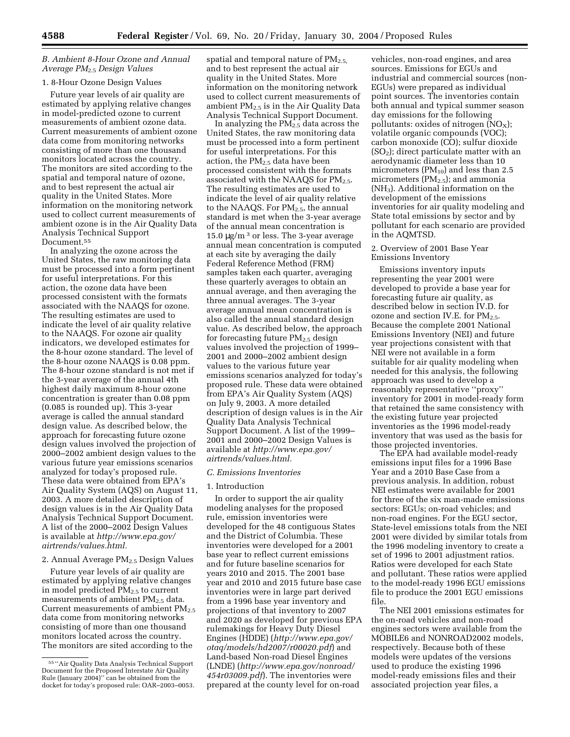### B. Ambient 8-Hour Ozone and Annual Average $PM_{2.5}$ Design Values

#### 1. 8-Hour Ozone Design Values

Future year levels of air quality are estimated by applying relative changes in model-predicted ozone to current measurements of ambient ozone data. Current measurements of ambient ozone data come from monitoring networks consisting of more than one thousand monitors located across the country. The monitors are sited according to the spatial and temporal nature of ozone, and to best represent the actual air quality in the United States. More information on the monitoring network used to collect current measurements of ambient ozone is in the Air Quality Data Analysis Technical Support Document.[55]

In analyzing the ozone across the United States, the raw monitoring data must be processed into a form pertinent for useful interpretations. For this action, the ozone data have been processed consistent with the formats associated with the NAAQS for ozone. The resulting estimates are used to indicate the level of air quality relative to the NAAQS. For ozone air quality indicators, we developed estimates for the 8-hour ozone standard. The level of the 8-hour ozone NAAQS is 0.08 ppm. The 8-hour ozone standard is not met if the 3-year average of the annual 4th highest daily maximum 8-hour ozone concentration is greater than 0.08 ppm (0.085 is rounded up). This 3-year average is called the annual standard design value. As described below, the approach for forecasting future ozone design values involved the projection of 2000–2002 ambient design values to the various future year emissions scenarios analyzed for today's proposed rule. These data were obtained from EPA's Air Quality System (AQS) on August 11, 2003. A more detailed description of design values is in the Air Quality Data Analysis Technical Support Document. A list of the 2000–2002 Design Values is available at *http://www.epa.gov/airtrends/values.html.*

#### 2. Annual Average $PM_{2.5}$ Design Values

Future year levels of air quality are estimated by applying relative changes in model predicted $PM_{2.5}$ to current measurements of ambient $PM_{2.5}$ data. Current measurements of ambient $PM_{2.5}$ data come from monitoring networks consisting of more than one thousand monitors located across the country. The monitors are sited according to the spatial and temporal nature of $PM_{2.5}$, and to best represent the actual air quality in the United States. More information on the monitoring network used to collect current measurements of ambient $PM_{2.5}$ is in the Air Quality Data Analysis Technical Support Document.

In analyzing the $PM_{2.5}$ data across the United States, the raw monitoring data must be processed into a form pertinent for useful interpretations. For this action, the $PM_{2.5}$ data have been processed consistent with the formats associated with the NAAQS for $PM_{2.5}$. The resulting estimates are used to indicate the level of air quality relative to the NAAQS. For $PM_{2.5}$, the annual standard is met when the 3-year average of the annual mean concentration is 15.0 $\mu g/m^3$ or less. The 3-year average annual mean concentration is computed at each site by averaging the daily Federal Reference Method (FRM) samples taken each quarter, averaging these quarterly averages to obtain an annual average, and then averaging the three annual averages. The 3-year average annual mean concentration is also called the annual standard design value. As described below, the approach for forecasting future $PM_{2.5}$ design values involved the projection of 1999–2001 and 2000–2002 ambient design values to the various future year emissions scenarios analyzed for today's proposed rule. These data were obtained from EPA's Air Quality System (AQS) on July 9, 2003. A more detailed description of design values is in the Air Quality Data Analysis Technical Support Document. A list of the 1999–2001 and 2000–2002 Design Values is available at *http://www.epa.gov/airtrends/values.html.*

### C. Emissions Inventories

#### 1. Introduction

In order to support the air quality modeling analyses for the proposed rule, emission inventories were developed for the 48 contiguous States and the District of Columbia. These inventories were developed for a 2001 base year to reflect current emissions and for future baseline scenarios for years 2010 and 2015. The 2001 base year and 2010 and 2015 future base case inventories were in large part derived from a 1996 base year inventory and projections of that inventory to 2007 and 2020 as developed for previous EPA rulemakings for Heavy Duty Diesel Engines (HDDE) (*http://www.epa.gov/otaq/models/hd2007/r00020.pdf*) and Land-based Non-road Diesel Engines (LNDE) (*http://www.epa.gov/nonroad/454r03009.pdf*). The inventories were prepared at the county level for on-road vehicles, non-road engines, and area sources. Emissions for EGUs and industrial and commercial sources (non-EGUs) were prepared as individual point sources. The inventories contain both annual and typical summer season day emissions for the following pollutants: oxides of nitrogen ($NO_X$); volatile organic compounds (VOC); carbon monoxide (CO); sulfur dioxide ($SO_2$); direct particulate matter with an aerodynamic diameter less than 10 micrometers ($PM_{10}$) and less than 2.5 micrometers ($PM_{2.5}$); and ammonia ($NH_3$). Additional information on the development of the emissions inventories for air quality modeling and State total emissions by sector and by pollutant for each scenario are provided in the AQMTSD.

#### 2. Overview of 2001 Base Year Emissions Inventory

Emissions inventory inputs representing the year 2001 were developed to provide a base year for forecasting future air quality, as described below in section IV.D. for ozone and section IV.E. for $PM_{2.5}$. Because the complete 2001 National Emissions Inventory (NEI) and future year projections consistent with that NEI were not available in a form suitable for air quality modeling when needed for this analysis, the following approach was used to develop a reasonably representative "proxy" inventory for 2001 in model-ready form that retained the same consistency with the existing future year projected inventories as the 1996 model-ready inventory that was used as the basis for those projected inventories.

The EPA had available model-ready emissions input files for a 1996 Base Year and a 2010 Base Case from a previous analysis. In addition, robust NEI estimates were available for 2001 for three of the six man-made emissions sectors: EGUs; on-road vehicles; and non-road engines. For the EGU sector, State-level emissions totals from the NEI 2001 were divided by similar totals from the 1996 modeling inventory to create a set of 1996 to 2001 adjustment ratios. Ratios were developed for each State and pollutant. These ratios were applied to the model-ready 1996 EGU emissions file to produce the 2001 EGU emissions file.

The NEI 2001 emissions estimates for the on-road vehicles and non-road engines sectors were available from the MOBILE6 and NONROAD2002 models, respectively. Because both of these models were updates of the versions used to produce the existing 1996 model-ready emissions files and their associated projection year files, a

[55] "Air Quality Data Analysis Technical Support Document for the Proposed Interstate Air Quality Rule (January 2004)" can be obtained from the docket for today's proposed rule: OAR–2003–0053.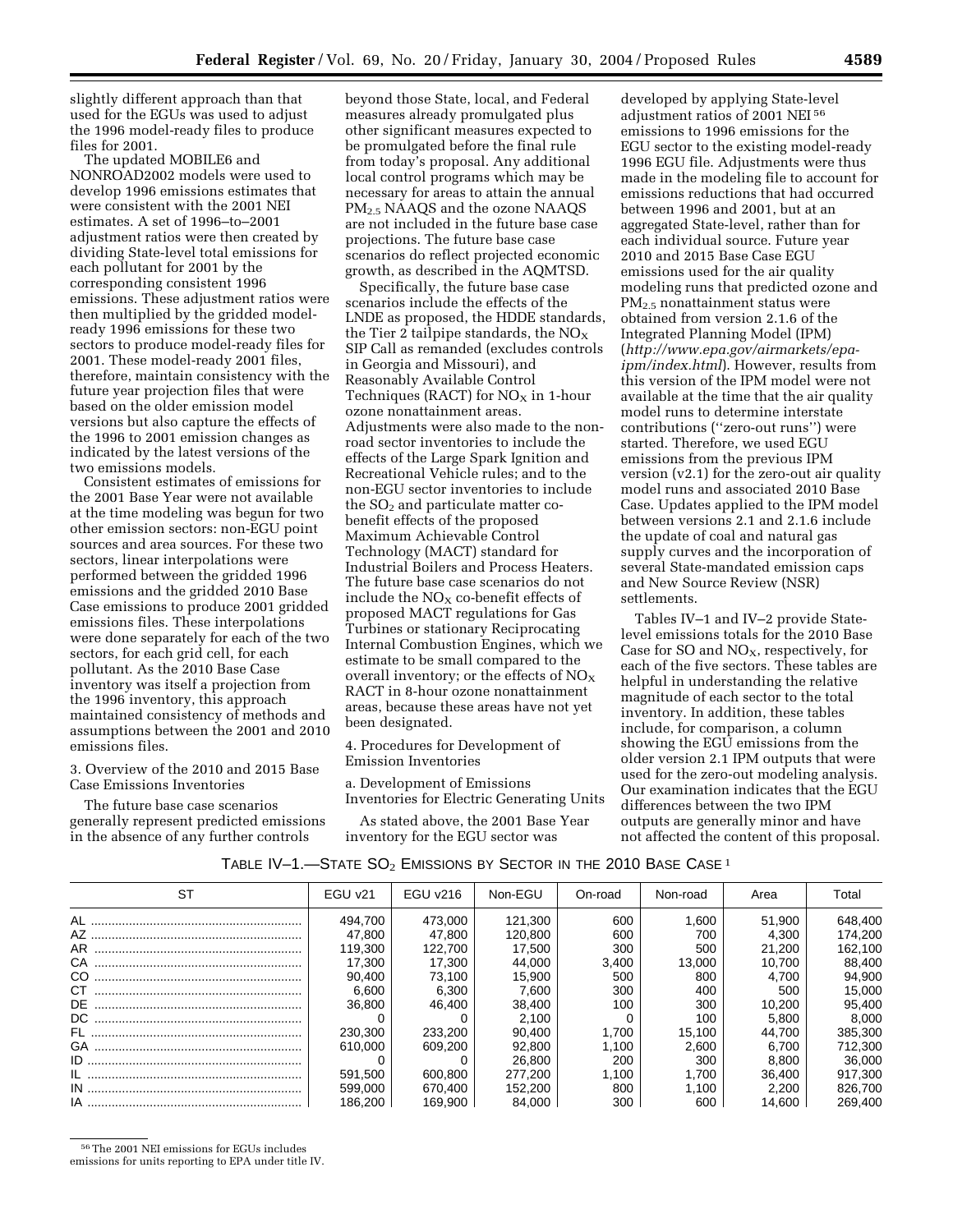slightly different approach than that used for the EGUs was used to adjust the 1996 model-ready files to produce files for 2001.

The updated MOBILE6 and NONROAD2002 models were used to develop 1996 emissions estimates that were consistent with the 2001 NEI estimates. A set of 1996–to–2001 adjustment ratios were then created by dividing State-level total emissions for each pollutant for 2001 by the corresponding consistent 1996 emissions. These adjustment ratios were then multiplied by the gridded model-ready 1996 emissions for these two sectors to produce model-ready files for 2001. These model-ready 2001 files, therefore, maintain consistency with the future year projection files that were based on the older emission model versions but also capture the effects of the 1996 to 2001 emission changes as indicated by the latest versions of the two emissions models.

Consistent estimates of emissions for the 2001 Base Year were not available at the time modeling was begun for two other emission sectors: non-EGU point sources and area sources. For these two sectors, linear interpolations were performed between the gridded 1996 emissions and the gridded 2010 Base Case emissions to produce 2001 gridded emissions files. These interpolations were done separately for each of the two sectors, for each grid cell, for each pollutant. As the 2010 Base Case inventory was itself a projection from the 1996 inventory, this approach maintained consistency of methods and assumptions between the 2001 and 2010 emissions files.

3. Overview of the 2010 and 2015 Base Case Emissions Inventories

The future base case scenarios generally represent predicted emissions in the absence of any further controls beyond those State, local, and Federal measures already promulgated plus other significant measures expected to be promulgated before the final rule from today's proposal. Any additional local control programs which may be necessary for areas to attain the annual $PM_{2.5}$ NAAQS and the ozone NAAQS are not included in the future base case projections. The future base case scenarios do reflect projected economic growth, as described in the AQMTSD.

Specifically, the future base case scenarios include the effects of the LNDE as proposed, the HDDE standards, the Tier 2 tailpipe standards, the $NO_X$ SIP Call as remanded (excludes controls in Georgia and Missouri), and Reasonably Available Control Techniques (RACT) for $NO_X$ in 1-hour ozone nonattainment areas. Adjustments were also made to the non-road sector inventories to include the effects of the Large Spark Ignition and Recreational Vehicle rules; and to the non-EGU sector inventories to include the $SO_2$ and particulate matter co-benefit effects of the proposed Maximum Achievable Control Technology (MACT) standard for Industrial Boilers and Process Heaters. The future base case scenarios do not include the $NO_X$ co-benefit effects of proposed MACT regulations for Gas Turbines or stationary Reciprocating Internal Combustion Engines, which we estimate to be small compared to the overall inventory; or the effects of $NO_X$ RACT in 8-hour ozone nonattainment areas, because these areas have not yet been designated.

4. Procedures for Development of Emission Inventories

a. Development of Emissions Inventories for Electric Generating Units

As stated above, the 2001 Base Year inventory for the EGU sector was developed by applying State-level adjustment ratios of 2001 NEI [56] emissions to 1996 emissions for the EGU sector to the existing model-ready 1996 EGU file. Adjustments were thus made in the modeling file to account for emissions reductions that had occurred between 1996 and 2001, but at an aggregated State-level, rather than for each individual source. Future year 2010 and 2015 Base Case EGU emissions used for the air quality modeling runs that predicted ozone and $PM_{2.5}$ nonattainment status were obtained from version 2.1.6 of the Integrated Planning Model (IPM) (*http://www.epa.gov/airmarkets/epa-ipm/index.html*). However, results from this version of the IPM model were not available at the time that the air quality model runs to determine interstate contributions (''zero-out runs'') were started. Therefore, we used EGU emissions from the previous IPM version (v2.1) for the zero-out air quality model runs and associated 2010 Base Case. Updates applied to the IPM model between versions 2.1 and 2.1.6 include the update of coal and natural gas supply curves and the incorporation of several State-mandated emission caps and New Source Review (NSR) settlements.

Tables IV–1 and IV–2 provide State-level emissions totals for the 2010 Base Case for SO and $NO_X$, respectively, for each of the five sectors. These tables are helpful in understanding the relative magnitude of each sector to the total inventory. In addition, these tables include, for comparison, a column showing the EGU emissions from the older version 2.1 IPM outputs that were used for the zero-out modeling analysis. Our examination indicates that the EGU differences between the two IPM outputs are generally minor and have not affected the content of this proposal.

TABLE IV–1.—STATE $SO_2$ EMISSIONS BY SECTOR IN THE 2010 BASE CASE [1]

| ST | EGU v21 | EGU v216 | Non-EGU | On-road | Non-road | Area | Total |
|---|---|---|---|---|---|---|---|
| AL | 494,700 | 473,000 | 121,300 | 600 | 1,600 | 51,900 | 648,400 |
| AZ | 47,800 | 47,800 | 120,800 | 600 | 700 | 4,300 | 174,200 |
| AR | 119,300 | 122,700 | 17,500 | 300 | 500 | 21,200 | 162,100 |
| CA | 17,300 | 17,300 | 44,000 | 3,400 | 13,000 | 10,700 | 88,400 |
| CO | 90,400 | 73,100 | 15,900 | 500 | 800 | 4,700 | 94,900 |
| CT | 6,600 | 6,300 | 7,600 | 300 | 400 | 500 | 15,000 |
| DE | 36,800 | 46,400 | 38,400 | 100 | 300 | 10,200 | 95,400 |
| DC | 0 | 0 | 2,100 | 0 | 100 | 5,800 | 8,000 |
| FL | 230,300 | 233,200 | 90,400 | 1,700 | 15,100 | 44,700 | 385,300 |
| GA | 610,000 | 609,200 | 92,800 | 1,100 | 2,600 | 6,700 | 712,300 |
| ID | 0 | 0 | 26,800 | 200 | 300 | 8,800 | 36,000 |
| IL | 591,500 | 600,800 | 277,200 | 1,100 | 1,700 | 36,400 | 917,300 |
| IN | 599,000 | 670,400 | 152,200 | 800 | 1,100 | 2,200 | 826,700 |
| IA | 186,200 | 169,900 | 84,000 | 300 | 600 | 14,600 | 269,400 |

[56] The 2001 NEI emissions for EGUs includes emissions for units reporting to EPA under title IV.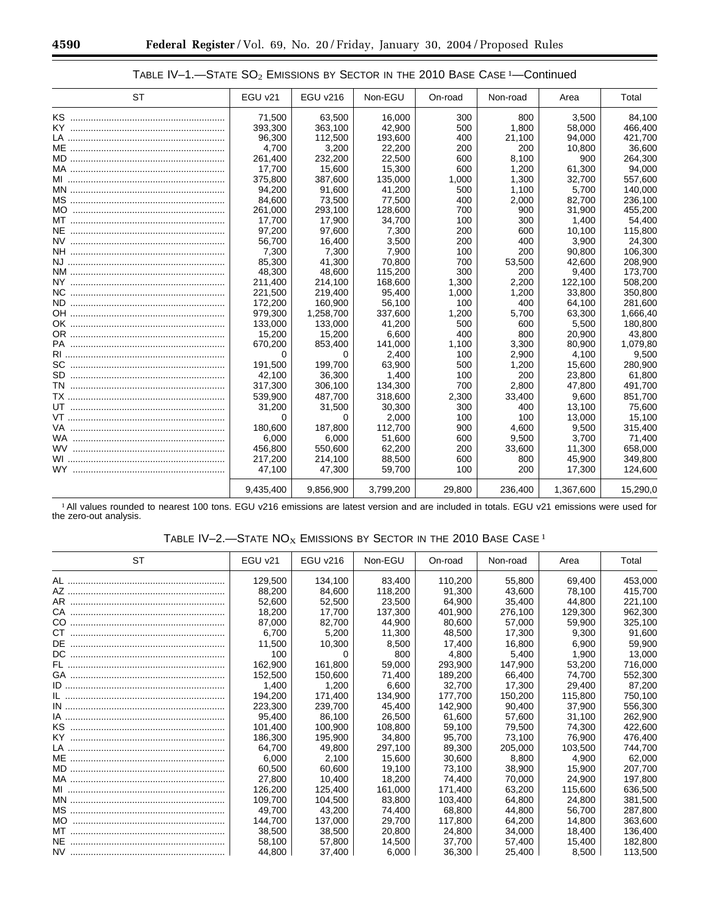TABLE IV–1.—STATE $SO_2$ EMISSIONS BY SECTOR IN THE 2010 BASE CASE [1]—Continued

| ST | EGU v21 | EGU v216 | Non-EGU | On-road | Non-road | Area | Total |
|---|---|---|---|---|---|---|---|
| KS | 71,500 | 63,500 | 16,000 | 300 | 800 | 3,500 | 84,100 |
| KY | 393,300 | 363,100 | 42,900 | 500 | 1,800 | 58,000 | 466,400 |
| LA | 96,300 | 112,500 | 193,600 | 400 | 21,100 | 94,000 | 421,700 |
| ME | 4,700 | 3,200 | 22,200 | 200 | 200 | 10,800 | 36,600 |
| MD | 261,400 | 232,200 | 22,500 | 600 | 8,100 | 900 | 264,300 |
| MA | 17,700 | 15,600 | 15,300 | 600 | 1,200 | 61,300 | 94,000 |
| MI | 375,800 | 387,600 | 135,000 | 1,000 | 1,300 | 32,700 | 557,600 |
| MN | 94,200 | 91,600 | 41,200 | 500 | 1,100 | 5,700 | 140,000 |
| MS | 84,600 | 73,500 | 77,500 | 400 | 2,000 | 82,700 | 236,100 |
| MO | 261,000 | 293,100 | 128,600 | 700 | 900 | 31,900 | 455,200 |
| MT | 17,700 | 17,900 | 34,700 | 100 | 300 | 1,400 | 54,400 |
| NE | 97,200 | 97,600 | 7,300 | 200 | 600 | 10,100 | 115,800 |
| NV | 56,700 | 16,400 | 3,500 | 200 | 400 | 3,900 | 24,300 |
| NH | 7,300 | 7,300 | 7,900 | 100 | 200 | 90,800 | 106,300 |
| NJ | 85,300 | 41,300 | 70,800 | 700 | 53,500 | 42,600 | 208,900 |
| NM | 48,300 | 48,600 | 115,200 | 300 | 200 | 9,400 | 173,700 |
| NY | 211,400 | 214,100 | 168,600 | 1,300 | 2,200 | 122,100 | 508,200 |
| NC | 221,500 | 219,400 | 95,400 | 1,000 | 1,200 | 33,800 | 350,800 |
| ND | 172,200 | 160,900 | 56,100 | 100 | 400 | 64,100 | 281,600 |
| OH | 979,300 | 1,258,700 | 337,600 | 1,200 | 5,700 | 63,300 | 1,666,40 |
| OK | 133,000 | 133,000 | 41,200 | 500 | 600 | 5,500 | 180,800 |
| OR | 15,200 | 15,200 | 6,600 | 400 | 800 | 20,900 | 43,800 |
| PA | 670,200 | 853,400 | 141,000 | 1,100 | 3,300 | 80,900 | 1,079,80 |
| RI | 0 | 0 | 2,400 | 100 | 2,900 | 4,100 | 9,500 |
| SC | 191,500 | 199,700 | 63,900 | 500 | 1,200 | 15,600 | 280,900 |
| SD | 42,100 | 36,300 | 1,400 | 100 | 200 | 23,800 | 61,800 |
| TN | 317,300 | 306,100 | 134,300 | 700 | 2,800 | 47,800 | 491,700 |
| TX | 539,900 | 487,700 | 318,600 | 2,300 | 33,400 | 9,600 | 851,700 |
| UT | 31,200 | 31,500 | 30,300 | 300 | 400 | 13,100 | 75,600 |
| VT | 0 | 0 | 2,000 | 100 | 100 | 13,000 | 15,100 |
| VA | 180,600 | 187,800 | 112,700 | 900 | 4,600 | 9,500 | 315,400 |
| WA | 6,000 | 6,000 | 51,600 | 600 | 9,500 | 3,700 | 71,400 |
| WV | 456,800 | 550,600 | 62,200 | 200 | 33,600 | 11,300 | 658,000 |
| WI | 217,200 | 214,100 | 88,500 | 600 | 800 | 45,900 | 349,800 |
| WY | 47,100 | 47,300 | 59,700 | 100 | 200 | 17,300 | 124,600 |
| | 9,435,400 | 9,856,900 | 3,799,200 | 29,800 | 236,400 | 1,367,600 | 15,290,0 |

[1] All values rounded to nearest 100 tons. EGU v216 emissions are latest version and are included in totals. EGU v21 emissions were used for the zero-out analysis.

TABLE IV–2.—STATE $NO_X$ EMISSIONS BY SECTOR IN THE 2010 BASE CASE [1]

| ST | EGU v21 | EGU v216 | Non-EGU | On-road | Non-road | Area | Total |
|---|---|---|---|---|---|---|---|
| AL | 129,500 | 134,100 | 83,400 | 110,200 | 55,800 | 69,400 | 453,000 |
| AZ | 88,200 | 84,600 | 118,200 | 91,300 | 43,600 | 78,100 | 415,700 |
| AR | 52,600 | 52,500 | 23,500 | 64,900 | 35,400 | 44,800 | 221,100 |
| CA | 18,200 | 17,700 | 137,300 | 401,900 | 276,100 | 129,300 | 962,300 |
| CO | 87,000 | 82,700 | 44,900 | 80,600 | 57,000 | 59,900 | 325,100 |
| CT | 6,700 | 5,200 | 11,300 | 48,500 | 17,300 | 9,300 | 91,600 |
| DE | 11,500 | 10,300 | 8,500 | 17,400 | 16,800 | 6,900 | 59,900 |
| DC | 100 | 0 | 800 | 4,800 | 5,400 | 1,900 | 13,000 |
| FL | 162,900 | 161,800 | 59,000 | 293,900 | 147,900 | 53,200 | 716,000 |
| GA | 152,500 | 150,600 | 71,400 | 189,200 | 66,400 | 74,700 | 552,300 |
| ID | 1,400 | 1,200 | 6,600 | 32,700 | 17,300 | 29,400 | 87,200 |
| IL | 194,200 | 171,400 | 134,900 | 177,700 | 150,200 | 115,800 | 750,100 |
| IN | 223,300 | 239,700 | 45,400 | 142,900 | 90,400 | 37,900 | 556,300 |
| IA | 95,400 | 86,100 | 26,500 | 61,600 | 57,600 | 31,100 | 262,900 |
| KS | 101,400 | 100,900 | 108,800 | 59,100 | 79,500 | 74,300 | 422,600 |
| KY | 186,300 | 195,900 | 34,800 | 95,700 | 73,100 | 76,900 | 476,400 |
| LA | 64,700 | 49,800 | 297,100 | 89,300 | 205,000 | 103,500 | 744,700 |
| ME | 6,000 | 2,100 | 15,600 | 30,600 | 8,800 | 4,900 | 62,000 |
| MD | 60,500 | 60,600 | 19,100 | 73,100 | 38,900 | 15,900 | 207,700 |
| MA | 27,800 | 10,400 | 18,200 | 74,400 | 70,000 | 24,900 | 197,800 |
| MI | 126,200 | 125,400 | 161,000 | 171,400 | 63,200 | 115,600 | 636,500 |
| MN | 109,700 | 104,500 | 83,800 | 103,400 | 64,800 | 24,800 | 381,500 |
| MS | 49,700 | 43,200 | 74,400 | 68,800 | 44,800 | 56,700 | 287,800 |
| MO | 144,700 | 137,000 | 29,700 | 117,800 | 64,200 | 14,800 | 363,600 |
| MT | 38,500 | 38,500 | 20,800 | 24,800 | 34,000 | 18,400 | 136,400 |
| NE | 58,100 | 57,800 | 14,500 | 37,700 | 57,400 | 15,400 | 182,800 |
| NV | 44,800 | 37,400 | 6,000 | 36,300 | 25,400 | 8,500 | 113,500 |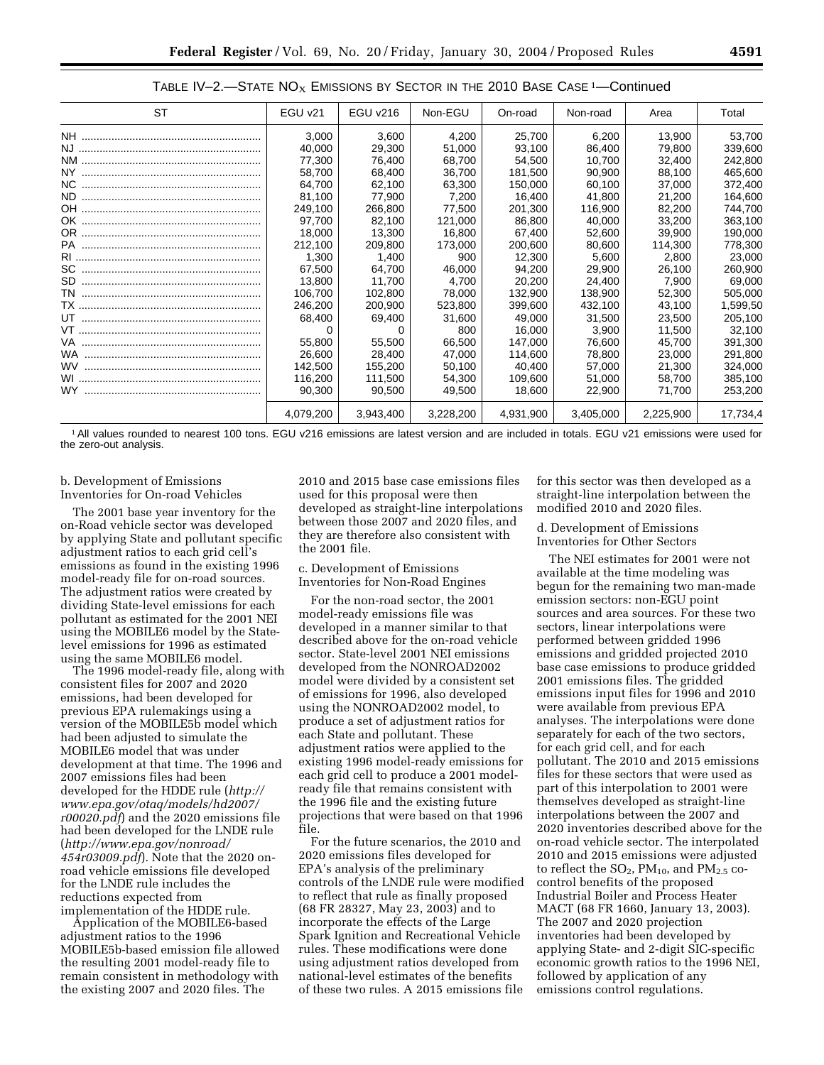TABLE IV–2.—STATE $NO_X$ EMISSIONS BY SECTOR IN THE 2010 BASE CASE [1]—Continued

| ST | EGU v21 | EGU v216 | Non-EGU | On-road | Non-road | Area | Total |
|---|---|---|---|---|---|---|---|
| NH | 3,000 | 3,600 | 4,200 | 25,700 | 6,200 | 13,900 | 53,700 |
| NJ | 40,000 | 29,300 | 51,000 | 93,100 | 86,400 | 79,800 | 339,600 |
| NM | 77,300 | 76,400 | 68,700 | 54,500 | 10,700 | 32,400 | 242,800 |
| NY | 58,700 | 68,400 | 36,700 | 181,500 | 90,900 | 88,100 | 465,600 |
| NC | 64,700 | 62,100 | 63,300 | 150,000 | 60,100 | 37,000 | 372,400 |
| ND | 81,100 | 77,900 | 7,200 | 16,400 | 41,800 | 21,200 | 164,600 |
| OH | 249,100 | 266,800 | 77,500 | 201,300 | 116,900 | 82,200 | 744,700 |
| OK | 97,700 | 82,100 | 121,000 | 86,800 | 40,000 | 33,200 | 363,100 |
| OR | 18,000 | 13,300 | 16,800 | 67,400 | 52,600 | 39,900 | 190,000 |
| PA | 212,100 | 209,800 | 173,000 | 200,600 | 80,600 | 114,300 | 778,300 |
| RI | 1,300 | 1,400 | 900 | 12,300 | 5,600 | 2,800 | 23,000 |
| SC | 67,500 | 64,700 | 46,000 | 94,200 | 29,900 | 26,100 | 260,900 |
| SD | 13,800 | 11,700 | 4,700 | 20,200 | 24,400 | 7,900 | 69,000 |
| TN | 106,700 | 102,800 | 78,000 | 132,900 | 138,900 | 52,300 | 505,000 |
| TX | 246,200 | 200,900 | 523,800 | 399,600 | 432,100 | 43,100 | 1,599,50 |
| UT | 68,400 | 69,400 | 31,600 | 49,000 | 31,500 | 23,500 | 205,100 |
| VT | 0 | 0 | 800 | 16,000 | 3,900 | 11,500 | 32,100 |
| VA | 55,800 | 55,500 | 66,500 | 147,000 | 76,600 | 45,700 | 391,300 |
| WA | 26,600 | 28,400 | 47,000 | 114,600 | 78,800 | 23,000 | 291,800 |
| WV | 142,500 | 155,200 | 50,100 | 40,400 | 57,000 | 21,300 | 324,000 |
| WI | 116,200 | 111,500 | 54,300 | 109,600 | 51,000 | 58,700 | 385,100 |
| WY | 90,300 | 90,500 | 49,500 | 18,600 | 22,900 | 71,700 | 253,200 |
| | 4,079,200 | 3,943,400 | 3,228,200 | 4,931,900 | 3,405,000 | 2,225,900 | 17,734,4 |

[1] All values rounded to nearest 100 tons. EGU v216 emissions are latest version and are included in totals. EGU v21 emissions were used for the zero-out analysis.

b. Development of Emissions Inventories for On-road Vehicles

The 2001 base year inventory for the on-Road vehicle sector was developed by applying State and pollutant specific adjustment ratios to each grid cell's emissions as found in the existing 1996 model-ready file for on-road sources. The adjustment ratios were created by dividing State-level emissions for each pollutant as estimated for the 2001 NEI using the MOBILE6 model by the State-level emissions for 1996 as estimated using the same MOBILE6 model.

The 1996 model-ready file, along with consistent files for 2007 and 2020 emissions, had been developed for previous EPA rulemakings using a version of the MOBILE5b model which had been adjusted to simulate the MOBILE6 model that was under development at that time. The 1996 and 2007 emissions files had been developed for the HDDE rule (*http://www.epa.gov/otaq/models/hd2007/r00020.pdf*) and the 2020 emissions file had been developed for the LNDE rule (*http://www.epa.gov/nonroad/454r03009.pdf*). Note that the 2020 on-road vehicle emissions file developed for the LNDE rule includes the reductions expected from implementation of the HDDE rule.

Application of the MOBILE6-based adjustment ratios to the 1996 MOBILE5b-based emission file allowed the resulting 2001 model-ready file to remain consistent in methodology with the existing 2007 and 2020 files. The 2010 and 2015 base case emissions files used for this proposal were then developed as straight-line interpolations between those 2007 and 2020 files, and they are therefore also consistent with the 2001 file.

c. Development of Emissions Inventories for Non-Road Engines

For the non-road sector, the 2001 model-ready emissions file was developed in a manner similar to that described above for the on-road vehicle sector. State-level 2001 NEI emissions developed from the NONROAD2002 model were divided by a consistent set of emissions for 1996, also developed using the NONROAD2002 model, to produce a set of adjustment ratios for each State and pollutant. These adjustment ratios were applied to the existing 1996 model-ready emissions for each grid cell to produce a 2001 model-ready file that remains consistent with the 1996 file and the existing future projections that were based on that 1996 file.

For the future scenarios, the 2010 and 2020 emissions files developed for EPA's analysis of the preliminary controls of the LNDE rule were modified to reflect that rule as finally proposed (68 FR 28327, May 23, 2003) and to incorporate the effects of the Large Spark Ignition and Recreational Vehicle rules. These modifications were done using adjustment ratios developed from national-level estimates of the benefits of these two rules. A 2015 emissions file for this sector was then developed as a straight-line interpolation between the modified 2010 and 2020 files.

d. Development of Emissions Inventories for Other Sectors

The NEI estimates for 2001 were not available at the time modeling was begun for the remaining two man-made emission sectors: non-EGU point sources and area sources. For these two sectors, linear interpolations were performed between gridded 1996 emissions and gridded projected 2010 base case emissions to produce gridded 2001 emissions files. The gridded emissions input files for 1996 and 2010 were available from previous EPA analyses. The interpolations were done separately for each of the two sectors, for each grid cell, and for each pollutant. The 2010 and 2015 emissions files for these sectors that were used as part of this interpolation to 2001 were themselves developed as straight-line interpolations between the 2007 and 2020 inventories described above for the on-road vehicle sector. The interpolated 2010 and 2015 emissions were adjusted to reflect the $SO_2$, $PM_{10}$, and $PM_{2.5}$ co-control benefits of the proposed Industrial Boiler and Process Heater MACT (68 FR 1660, January 13, 2003). The 2007 and 2020 projection inventories had been developed by applying State- and 2-digit SIC-specific economic growth ratios to the 1996 NEI, followed by application of any emissions control regulations.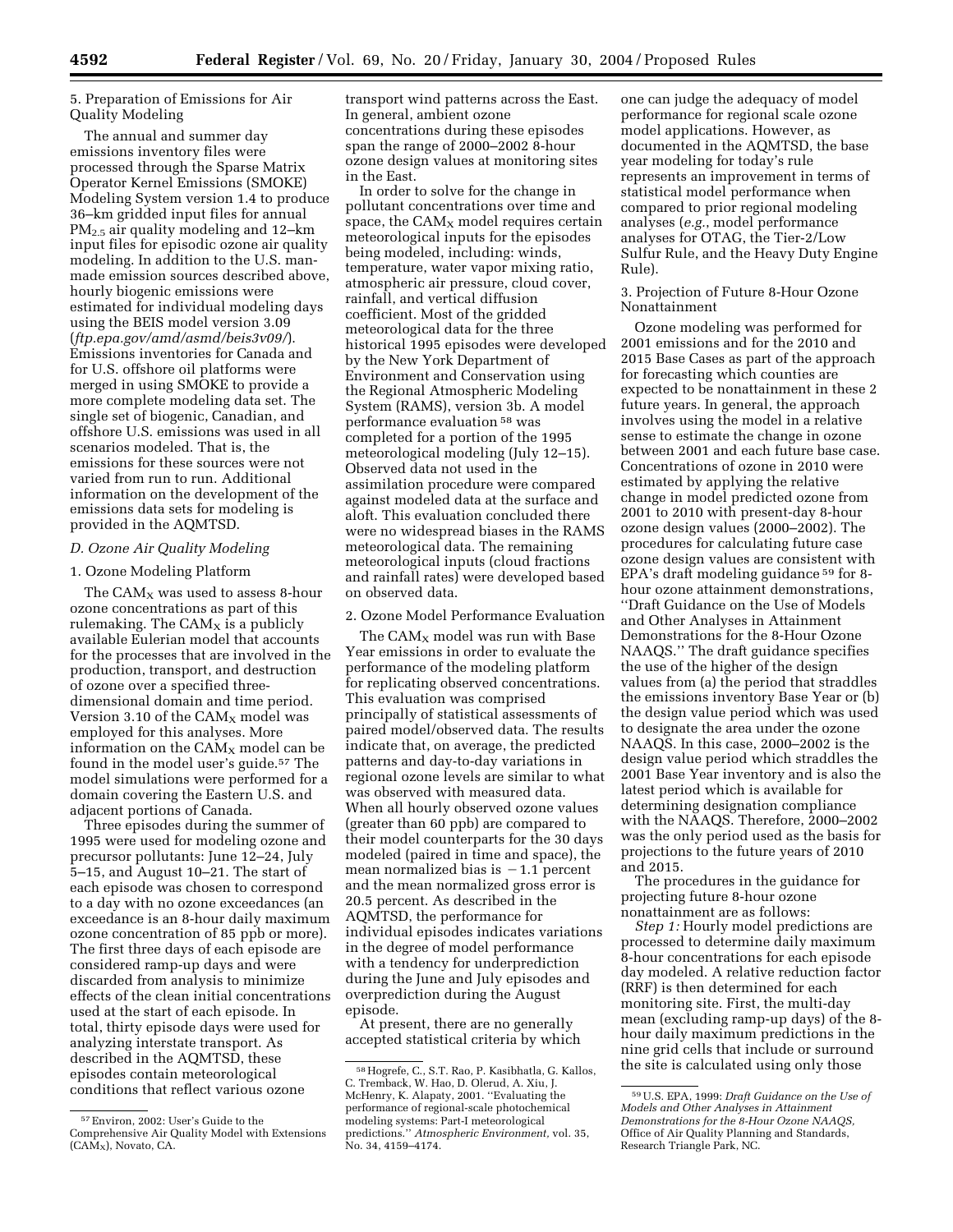5. Preparation of Emissions for Air Quality Modeling

The annual and summer day emissions inventory files were processed through the Sparse Matrix Operator Kernel Emissions (SMOKE) Modeling System version 1.4 to produce 36–km gridded input files for annual $PM_{2.5}$ air quality modeling and 12–km input files for episodic ozone air quality modeling. In addition to the U.S. man-made emission sources described above, hourly biogenic emissions were estimated for individual modeling days using the BEIS model version 3.09 (*ftp.epa.gov/amd/asmd/beis3v09/*). Emissions inventories for Canada and for U.S. offshore oil platforms were merged in using SMOKE to provide a more complete modeling data set. The single set of biogenic, Canadian, and offshore U.S. emissions was used in all scenarios modeled. That is, the emissions for these sources were not varied from run to run. Additional information on the development of the emissions data sets for modeling is provided in the AQMTSD.

### *D. Ozone Air Quality Modeling*

1. Ozone Modeling Platform

The $CAM_X$ was used to assess 8-hour ozone concentrations as part of this rulemaking. The $CAM_X$ is a publicly available Eulerian model that accounts for the processes that are involved in the production, transport, and destruction of ozone over a specified three-dimensional domain and time period. Version 3.10 of the $CAM_X$ model was employed for this analyses. More information on the $CAM_X$ model can be found in the model user's guide.[57] The model simulations were performed for a domain covering the Eastern U.S. and adjacent portions of Canada.

Three episodes during the summer of 1995 were used for modeling ozone and precursor pollutants: June 12–24, July 5–15, and August 10–21. The start of each episode was chosen to correspond to a day with no ozone exceedances (an exceedance is an 8-hour daily maximum ozone concentration of 85 ppb or more). The first three days of each episode are considered ramp-up days and were discarded from analysis to minimize effects of the clean initial concentrations used at the start of each episode. In total, thirty episode days were used for analyzing interstate transport. As described in the AQMTSD, these episodes contain meteorological conditions that reflect various ozone transport wind patterns across the East. In general, ambient ozone concentrations during these episodes span the range of 2000–2002 8-hour ozone design values at monitoring sites in the East.

In order to solve for the change in pollutant concentrations over time and space, the $CAM_X$ model requires certain meteorological inputs for the episodes being modeled, including: winds, temperature, water vapor mixing ratio, atmospheric air pressure, cloud cover, rainfall, and vertical diffusion coefficient. Most of the gridded meteorological data for the three historical 1995 episodes were developed by the New York Department of Environment and Conservation using the Regional Atmospheric Modeling System (RAMS), version 3b. A model performance evaluation [58] was completed for a portion of the 1995 meteorological modeling (July 12–15). Observed data not used in the assimilation procedure were compared against modeled data at the surface and aloft. This evaluation concluded there were no widespread biases in the RAMS meteorological data. The remaining meteorological inputs (cloud fractions and rainfall rates) were developed based on observed data.

2. Ozone Model Performance Evaluation

The $CAM_X$ model was run with Base Year emissions in order to evaluate the performance of the modeling platform for replicating observed concentrations. This evaluation was comprised principally of statistical assessments of paired model/observed data. The results indicate that, on average, the predicted patterns and day-to-day variations in regional ozone levels are similar to what was observed with measured data. When all hourly observed ozone values (greater than 60 ppb) are compared to their model counterparts for the 30 days modeled (paired in time and space), the mean normalized bias is −1.1 percent and the mean normalized gross error is 20.5 percent. As described in the AQMTSD, the performance for individual episodes indicates variations in the degree of model performance with a tendency for underprediction during the June and July episodes and overprediction during the August episode.

At present, there are no generally accepted statistical criteria by which one can judge the adequacy of model performance for regional scale ozone model applications. However, as documented in the AQMTSD, the base year modeling for today's rule represents an improvement in terms of statistical model performance when compared to prior regional modeling analyses (*e.g.*, model performance analyses for OTAG, the Tier-2/Low Sulfur Rule, and the Heavy Duty Engine Rule).

3. Projection of Future 8-Hour Ozone Nonattainment

Ozone modeling was performed for 2001 emissions and for the 2010 and 2015 Base Cases as part of the approach for forecasting which counties are expected to be nonattainment in these 2 future years. In general, the approach involves using the model in a relative sense to estimate the change in ozone between 2001 and each future base case. Concentrations of ozone in 2010 were estimated by applying the relative change in model predicted ozone from 2001 to 2010 with present-day 8-hour ozone design values (2000–2002). The procedures for calculating future case ozone design values are consistent with EPA's draft modeling guidance [59] for 8-hour ozone attainment demonstrations, ''Draft Guidance on the Use of Models and Other Analyses in Attainment Demonstrations for the 8-Hour Ozone NAAQS.'' The draft guidance specifies the use of the higher of the design values from (a) the period that straddles the emissions inventory Base Year or (b) the design value period which was used to designate the area under the ozone NAAQS. In this case, 2000–2002 is the design value period which straddles the 2001 Base Year inventory and is also the latest period which is available for determining designation compliance with the NAAQS. Therefore, 2000–2002 was the only period used as the basis for projections to the future years of 2010 and 2015.

The procedures in the guidance for projecting future 8-hour ozone nonattainment are as follows:

*Step 1:* Hourly model predictions are processed to determine daily maximum 8-hour concentrations for each episode day modeled. A relative reduction factor (RRF) is then determined for each monitoring site. First, the multi-day mean (excluding ramp-up days) of the 8-hour daily maximum predictions in the nine grid cells that include or surround the site is calculated using only those

---

[57] Environ, 2002: User's Guide to the Comprehensive Air Quality Model with Extensions ($CAM_X$), Novato, CA.

[58] Hogrefe, C., S.T. Rao, P. Kasibhatla, G. Kallos, C. Tremback, W. Hao, D. Olerud, A. Xiu, J. McHenry, K. Alapaty, 2001. ''Evaluating the performance of regional-scale photochemical modeling systems: Part-I meteorological predictions.'' *Atmospheric Environment,* vol. 35, No. 34, 4159–4174.

[59] U.S. EPA, 1999: *Draft Guidance on the Use of Models and Other Analyses in Attainment Demonstrations for the 8-Hour Ozone NAAQS,* Office of Air Quality Planning and Standards, Research Triangle Park, NC.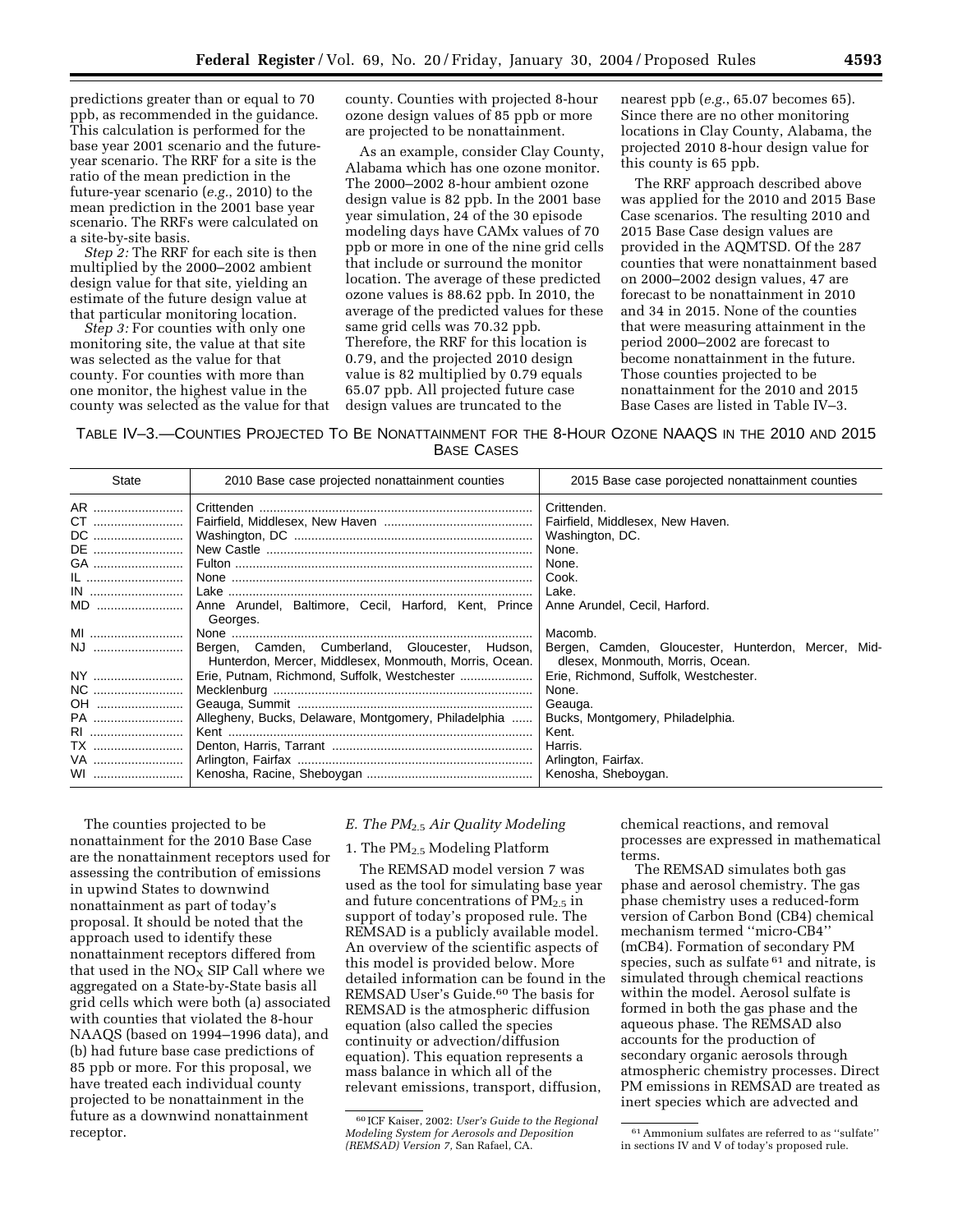predictions greater than or equal to 70 ppb, as recommended in the guidance. This calculation is performed for the base year 2001 scenario and the future-year scenario. The RRF for a site is the ratio of the mean prediction in the future-year scenario (*e.g.*, 2010) to the mean prediction in the 2001 base year scenario. The RRFs were calculated on a site-by-site basis.

*Step 2:* The RRF for each site is then multiplied by the 2000–2002 ambient design value for that site, yielding an estimate of the future design value at that particular monitoring location.

*Step 3:* For counties with only one monitoring site, the value at that site was selected as the value for that county. For counties with more than one monitor, the highest value in the county was selected as the value for that county. Counties with projected 8-hour ozone design values of 85 ppb or more are projected to be nonattainment.

As an example, consider Clay County, Alabama which has one ozone monitor. The 2000–2002 8-hour ambient ozone design value is 82 ppb. In the 2001 base year simulation, 24 of the 30 episode modeling days have CAMx values of 70 ppb or more in one of the nine grid cells that include or surround the monitor location. The average of these predicted ozone values is 88.62 ppb. In 2010, the average of the predicted values for these same grid cells was 70.32 ppb. Therefore, the RRF for this location is 0.79, and the projected 2010 design value is 82 multiplied by 0.79 equals 65.07 ppb. All projected future case design values are truncated to the nearest ppb (*e.g.*, 65.07 becomes 65). Since there are no other monitoring locations in Clay County, Alabama, the projected 2010 8-hour design value for this county is 65 ppb.

The RRF approach described above was applied for the 2010 and 2015 Base Case scenarios. The resulting 2010 and 2015 Base Case design values are provided in the AQMTSD. Of the 287 counties that were nonattainment based on 2000–2002 design values, 47 are forecast to be nonattainment in 2010 and 34 in 2015. None of the counties that were measuring attainment in the period 2000–2002 are forecast to become nonattainment in the future. Those counties projected to be nonattainment for the 2010 and 2015 Base Cases are listed in Table IV–3.

TABLE IV–3.—COUNTIES PROJECTED TO BE NONATTAINMENT FOR THE 8-HOUR OZONE NAAQS IN THE 2010 AND 2015 BASE CASES

| State | 2010 Base case projected nonattainment counties | 2015 Base case porojected nonattainment counties |
|---|---|---|
| AR | Crittenden | Crittenden. |
| CT | Fairfield, Middlesex, New Haven | Fairfield, Middlesex, New Haven. |
| DC | Washington, DC | Washington, DC. |
| DE | New Castle | None. |
| GA | Fulton | None. |
| IL | None | Cook. |
| IN | Lake | Lake. |
| MD | Anne Arundel, Baltimore, Cecil, Harford, Kent, Prince Georges. | Anne Arundel, Cecil, Harford. |
| MI | None | Macomb. |
| NJ | Bergen, Camden, Cumberland, Gloucester, Hudson, Hunterdon, Mercer, Middlesex, Monmouth, Morris, Ocean. | Bergen, Camden, Gloucester, Hunterdon, Mercer, Middlesex, Monmouth, Morris, Ocean. |
| NY | Erie, Putnam, Richmond, Suffolk, Westchester | Erie, Richmond, Suffolk, Westchester. |
| NC | Mecklenburg | None. |
| OH | Geauga, Summit | Geauga. |
| PA | Allegheny, Bucks, Delaware, Montgomery, Philadelphia | Bucks, Montgomery, Philadelphia. |
| RI | Kent | Kent. |
| TX | Denton, Harris, Tarrant | Harris. |
| VA | Arlington, Fairfax | Arlington, Fairfax. |
| WI | Kenosha, Racine, Sheboygan | Kenosha, Sheboygan. |

The counties projected to be nonattainment for the 2010 Base Case are the nonattainment receptors used for assessing the contribution of emissions in upwind States to downwind nonattainment as part of today's proposal. It should be noted that the approach used to identify these nonattainment receptors differed from that used in the $NO_X$ SIP Call where we aggregated on a State-by-State basis all grid cells which were both (a) associated with counties that violated the 8-hour NAAQS (based on 1994–1996 data), and (b) had future base case predictions of 85 ppb or more. For this proposal, we have treated each individual county projected to be nonattainment in the future as a downwind nonattainment receptor.

### *E. The $PM_{2.5}$ Air Quality Modeling*

#### 1. The $PM_{2.5}$ Modeling Platform

The REMSAD model version 7 was used as the tool for simulating base year and future concentrations of $PM_{2.5}$ in support of today's proposed rule. The REMSAD is a publicly available model. An overview of the scientific aspects of this model is provided below. More detailed information can be found in the REMSAD User's Guide.[60] The basis for REMSAD is the atmospheric diffusion equation (also called the species continuity or advection/diffusion equation). This equation represents a mass balance in which all of the relevant emissions, transport, diffusion, chemical reactions, and removal processes are expressed in mathematical terms.

The REMSAD simulates both gas phase and aerosol chemistry. The gas phase chemistry uses a reduced-form version of Carbon Bond (CB4) chemical mechanism termed ''micro-CB4'' (mCB4). Formation of secondary PM species, such as sulfate[61] and nitrate, is simulated through chemical reactions within the model. Aerosol sulfate is formed in both the gas phase and the aqueous phase. The REMSAD also accounts for the production of secondary organic aerosols through atmospheric chemistry processes. Direct PM emissions in REMSAD are treated as inert species which are advected and

[60] ICF Kaiser, 2002: *User's Guide to the Regional Modeling System for Aerosols and Deposition (REMSAD) Version 7,* San Rafael, CA.

[61] Ammonium sulfates are referred to as ''sulfate'' in sections IV and V of today's proposed rule.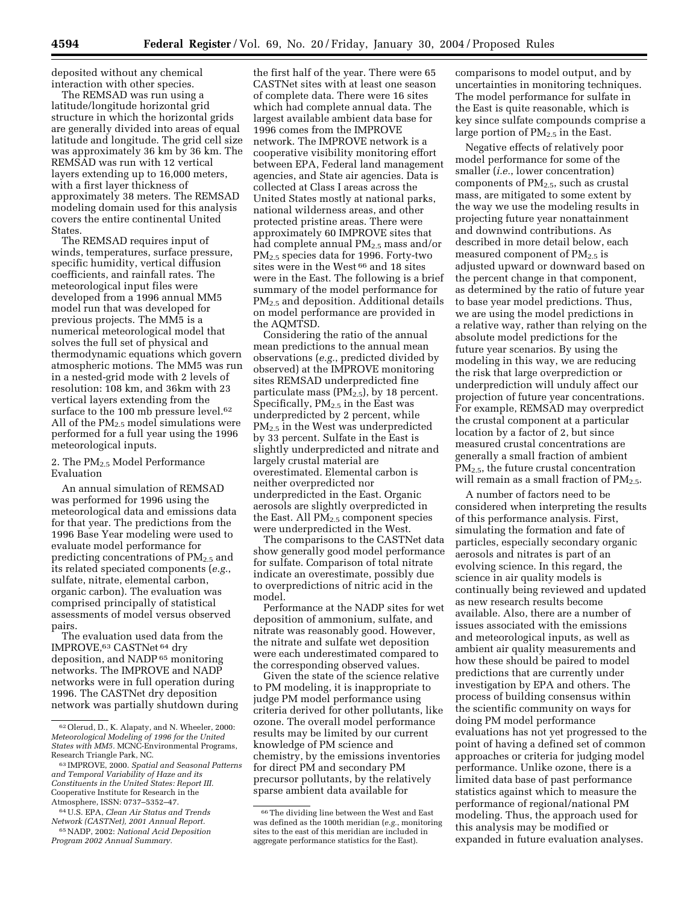deposited without any chemical interaction with other species.

The REMSAD was run using a latitude/longitude horizontal grid structure in which the horizontal grids are generally divided into areas of equal latitude and longitude. The grid cell size was approximately 36 km by 36 km. The REMSAD was run with 12 vertical layers extending up to 16,000 meters, with a first layer thickness of approximately 38 meters. The REMSAD modeling domain used for this analysis covers the entire continental United States.

The REMSAD requires input of winds, temperatures, surface pressure, specific humidity, vertical diffusion coefficients, and rainfall rates. The meteorological input files were developed from a 1996 annual MM5 model run that was developed for previous projects. The MM5 is a numerical meteorological model that solves the full set of physical and thermodynamic equations which govern atmospheric motions. The MM5 was run in a nested-grid mode with 2 levels of resolution: 108 km, and 36km with 23 vertical layers extending from the surface to the 100 mb pressure level.[62] All of the $PM_{2.5}$ model simulations were performed for a full year using the 1996 meteorological inputs.

2. The $PM_{2.5}$ Model Performance Evaluation

An annual simulation of REMSAD was performed for 1996 using the meteorological data and emissions data for that year. The predictions from the 1996 Base Year modeling were used to evaluate model performance for predicting concentrations of $PM_{2.5}$ and its related speciated components (*e.g.*, sulfate, nitrate, elemental carbon, organic carbon). The evaluation was comprised principally of statistical assessments of model versus observed pairs.

The evaluation used data from the IMPROVE,[63] CASTNet[64] dry deposition, and NADP[65] monitoring networks. The IMPROVE and NADP networks were in full operation during 1996. The CASTNet dry deposition network was partially shutdown during the first half of the year. There were 65 CASTNet sites with at least one season of complete data. There were 16 sites which had complete annual data. The largest available ambient data base for 1996 comes from the IMPROVE network. The IMPROVE network is a cooperative visibility monitoring effort between EPA, Federal land management agencies, and State air agencies. Data is collected at Class I areas across the United States mostly at national parks, national wilderness areas, and other protected pristine areas. There were approximately 60 IMPROVE sites that had complete annual $PM_{2.5}$ mass and/or $PM_{2.5}$ species data for 1996. Forty-two sites were in the West[66] and 18 sites were in the East. The following is a brief summary of the model performance for $PM_{2.5}$ and deposition. Additional details on model performance are provided in the AQMTSD.

Considering the ratio of the annual mean predictions to the annual mean observations (*e.g.*, predicted divided by observed) at the IMPROVE monitoring sites REMSAD underpredicted fine particulate mass ($PM_{2.5}$), by 18 percent. Specifically, $PM_{2.5}$ in the East was underpredicted by 2 percent, while $PM_{2.5}$ in the West was underpredicted by 33 percent. Sulfate in the East is slightly underpredicted and nitrate and largely crustal material are overestimated. Elemental carbon is neither overpredicted nor underpredicted in the East. Organic aerosols are slightly overpredicted in the East. All $PM_{2.5}$ component species were underpredicted in the West.

The comparisons to the CASTNet data show generally good model performance for sulfate. Comparison of total nitrate indicate an overestimate, possibly due to overpredictions of nitric acid in the model.

Performance at the NADP sites for wet deposition of ammonium, sulfate, and nitrate was reasonably good. However, the nitrate and sulfate wet deposition were each underestimated compared to the corresponding observed values.

Given the state of the science relative to PM modeling, it is inappropriate to judge PM model performance using criteria derived for other pollutants, like ozone. The overall model performance results may be limited by our current knowledge of PM science and chemistry, by the emissions inventories for direct PM and secondary PM precursor pollutants, by the relatively sparse ambient data available for comparisons to model output, and by uncertainties in monitoring techniques. The model performance for sulfate in the East is quite reasonable, which is key since sulfate compounds comprise a large portion of $PM_{2.5}$ in the East.

Negative effects of relatively poor model performance for some of the smaller (*i.e.*, lower concentration) components of $PM_{2.5}$, such as crustal mass, are mitigated to some extent by the way we use the modeling results in projecting future year nonattainment and downwind contributions. As described in more detail below, each measured component of $PM_{2.5}$ is adjusted upward or downward based on the percent change in that component, as determined by the ratio of future year to base year model predictions. Thus, we are using the model predictions in a relative way, rather than relying on the absolute model predictions for the future year scenarios. By using the modeling in this way, we are reducing the risk that large overprediction or underprediction will unduly affect our projection of future year concentrations. For example, REMSAD may overpredict the crustal component at a particular location by a factor of 2, but since measured crustal concentrations are generally a small fraction of ambient $PM_{2.5}$, the future crustal concentration will remain as a small fraction of $PM_{2.5}$.

A number of factors need to be considered when interpreting the results of this performance analysis. First, simulating the formation and fate of particles, especially secondary organic aerosols and nitrates is part of an evolving science. In this regard, the science in air quality models is continually being reviewed and updated as new research results become available. Also, there are a number of issues associated with the emissions and meteorological inputs, as well as ambient air quality measurements and how these should be paired to model predictions that are currently under investigation by EPA and others. The process of building consensus within the scientific community on ways for doing PM model performance evaluations has not yet progressed to the point of having a defined set of common approaches or criteria for judging model performance. Unlike ozone, there is a limited data base of past performance statistics against which to measure the performance of regional/national PM modeling. Thus, the approach used for this analysis may be modified or expanded in future evaluation analyses.

---

[62] Olerud, D., K. Alapaty, and N. Wheeler, 2000: *Meteorological Modeling of 1996 for the United States with MM5.* MCNC-Environmental Programs, Research Triangle Park, NC.

[63] IMPROVE, 2000. *Spatial and Seasonal Patterns and Temporal Variability of Haze and its Constituents in the United States: Report III.* Cooperative Institute for Research in the Atmosphere, ISSN: 0737–5352–47.

[64] U.S. EPA, *Clean Air Status and Trends Network (CASTNet), 2001 Annual Report.*

[65] NADP, 2002: *National Acid Deposition Program 2002 Annual Summary.*

[66] The dividing line between the West and East was defined as the 100th meridian (*e.g.*, monitoring sites to the east of this meridian are included in aggregate performance statistics for the East).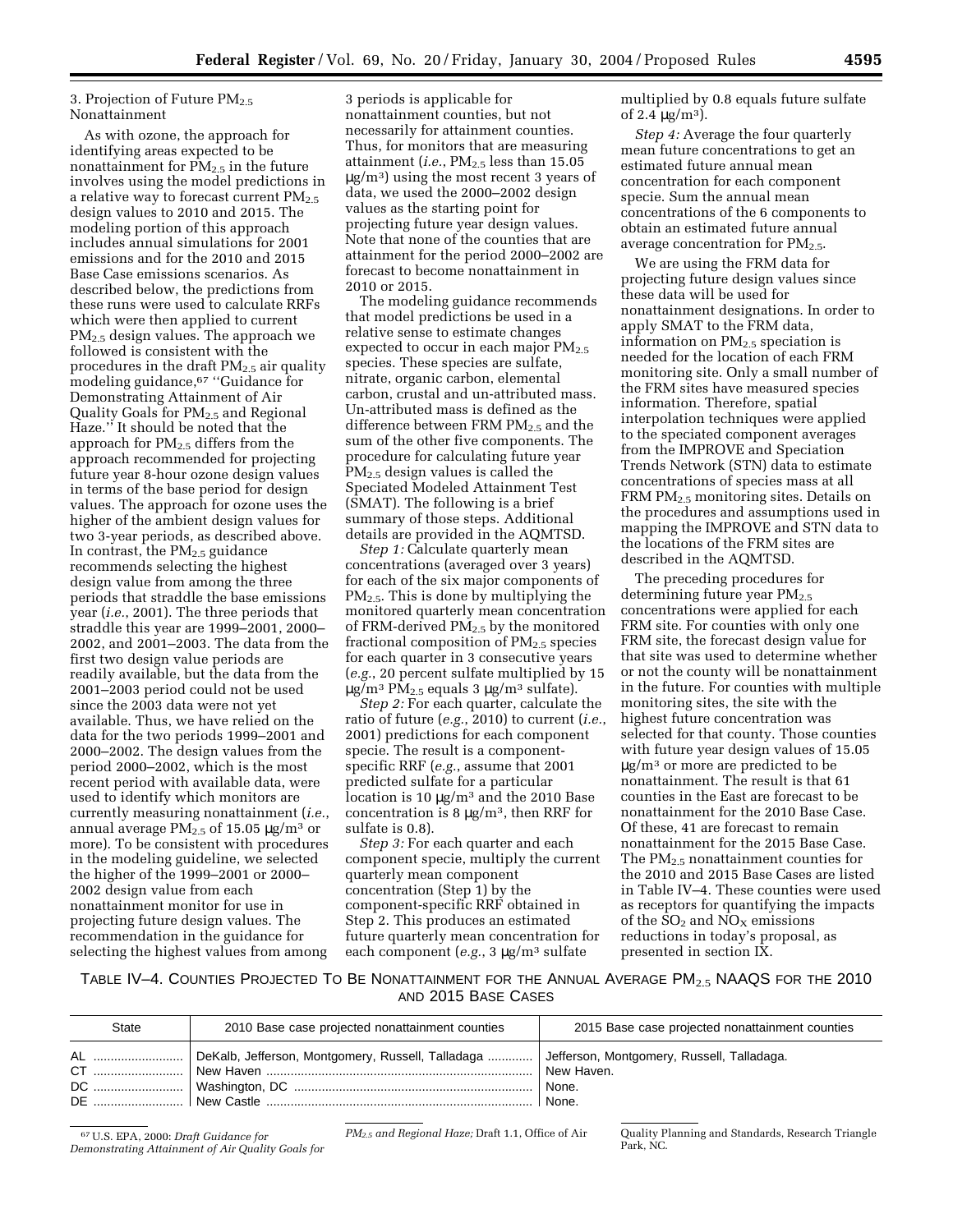3. Projection of Future $PM_{2.5}$ Nonattainment

As with ozone, the approach for identifying areas expected to be nonattainment for $PM_{2.5}$ in the future involves using the model predictions in a relative way to forecast current $PM_{2.5}$ design values to 2010 and 2015. The modeling portion of this approach includes annual simulations for 2001 emissions and for the 2010 and 2015 Base Case emissions scenarios. As described below, the predictions from these runs were used to calculate RRFs which were then applied to current $PM_{2.5}$ design values. The approach we followed is consistent with the procedures in the draft $PM_{2.5}$ air quality modeling guidance,[67] ''Guidance for Demonstrating Attainment of Air Quality Goals for $PM_{2.5}$ and Regional Haze.'' It should be noted that the approach for $PM_{2.5}$ differs from the approach recommended for projecting future year 8-hour ozone design values in terms of the base period for design values. The approach for ozone uses the higher of the ambient design values for two 3-year periods, as described above. In contrast, the $PM_{2.5}$ guidance recommends selecting the highest design value from among the three periods that straddle the base emissions year (*i.e.*, 2001). The three periods that straddle this year are 1999–2001, 2000–2002, and 2001–2003. The data from the first two design value periods are readily available, but the data from the 2001–2003 period could not be used since the 2003 data were not yet available. Thus, we have relied on the data for the two periods 1999–2001 and 2000–2002. The design values from the period 2000–2002, which is the most recent period with available data, were used to identify which monitors are currently measuring nonattainment (*i.e.*, annual average $PM_{2.5}$ of 15.05 μg/m³ or more). To be consistent with procedures in the modeling guideline, we selected the higher of the 1999–2001 or 2000–2002 design value from each nonattainment monitor for use in projecting future design values. The recommendation in the guidance for selecting the highest values from among 3 periods is applicable for nonattainment counties, but not necessarily for attainment counties. Thus, for monitors that are measuring attainment (*i.e.*, $PM_{2.5}$ less than 15.05 μg/m³) using the most recent 3 years of data, we used the 2000–2002 design values as the starting point for projecting future year design values. Note that none of the counties that are attainment for the period 2000–2002 are forecast to become nonattainment in 2010 or 2015.

The modeling guidance recommends that model predictions be used in a relative sense to estimate changes expected to occur in each major $PM_{2.5}$ species. These species are sulfate, nitrate, organic carbon, elemental carbon, crustal and un-attributed mass. Un-attributed mass is defined as the difference between FRM $PM_{2.5}$ and the sum of the other five components. The procedure for calculating future year $PM_{2.5}$ design values is called the Speciated Modeled Attainment Test (SMAT). The following is a brief summary of those steps. Additional details are provided in the AQMTSD.

*Step 1:* Calculate quarterly mean concentrations (averaged over 3 years) for each of the six major components of $PM_{2.5}$. This is done by multiplying the monitored quarterly mean concentration of FRM-derived $PM_{2.5}$ by the monitored fractional composition of $PM_{2.5}$ species for each quarter in 3 consecutive years (*e.g.*, 20 percent sulfate multiplied by 15 μg/m³ $PM_{2.5}$ equals 3 μg/m³ sulfate).

*Step 2:* For each quarter, calculate the ratio of future (*e.g.*, 2010) to current (*i.e.*, 2001) predictions for each component specie. The result is a component-specific RRF (*e.g.*, assume that 2001 predicted sulfate for a particular location is 10 μg/m³ and the 2010 Base concentration is 8 μg/m³, then RRF for sulfate is 0.8).

*Step 3:* For each quarter and each component specie, multiply the current quarterly mean component concentration (Step 1) by the component-specific RRF obtained in Step 2. This produces an estimated future quarterly mean concentration for each component (*e.g.*, 3 μg/m³ sulfate multiplied by 0.8 equals future sulfate of 2.4 μg/m³).

*Step 4:* Average the four quarterly mean future concentrations to get an estimated future annual mean concentration for each component specie. Sum the annual mean concentrations of the 6 components to obtain an estimated future annual average concentration for $PM_{2.5}$.

We are using the FRM data for projecting future design values since these data will be used for nonattainment designations. In order to apply SMAT to the FRM data, information on $PM_{2.5}$ speciation is needed for the location of each FRM monitoring site. Only a small number of the FRM sites have measured species information. Therefore, spatial interpolation techniques were applied to the speciated component averages from the IMPROVE and Speciation Trends Network (STN) data to estimate concentrations of species mass at all FRM $PM_{2.5}$ monitoring sites. Details on the procedures and assumptions used in mapping the IMPROVE and STN data to the locations of the FRM sites are described in the AQMTSD.

The preceding procedures for determining future year $PM_{2.5}$ concentrations were applied for each FRM site. For counties with only one FRM site, the forecast design value for that site was used to determine whether or not the county will be nonattainment in the future. For counties with multiple monitoring sites, the site with the highest future concentration was selected for that county. Those counties with future year design values of 15.05 μg/m³ or more are predicted to be nonattainment. The result is that 61 counties in the East are forecast to be nonattainment for the 2010 Base Case. Of these, 41 are forecast to remain nonattainment for the 2015 Base Case. The $PM_{2.5}$ nonattainment counties for the 2010 and 2015 Base Cases are listed in Table IV–4. These counties were used as receptors for quantifying the impacts of the $SO_2$ and $NO_X$ emissions reductions in today's proposal, as presented in section IX.

TABLE IV–4. COUNTIES PROJECTED TO BE NONATTAINMENT FOR THE ANNUAL AVERAGE $PM_{2.5}$ NAAQS FOR THE 2010 AND 2015 BASE CASES

| State | 2010 Base case projected nonattainment counties | 2015 Base case projected nonattainment counties |
|---|---|---|
| AL | DeKalb, Jefferson, Montgomery, Russell, Talladaga | Jefferson, Montgomery, Russell, Talladaga. |
| CT | New Haven | New Haven. |
| DC | Washington, DC | None. |
| DE | New Castle | None. |

[67] U.S. EPA, 2000: *Draft Guidance for Demonstrating Attainment of Air Quality Goals for $PM_{2.5}$ and Regional Haze;* Draft 1.1, Office of Air Quality Planning and Standards, Research Triangle Park, NC.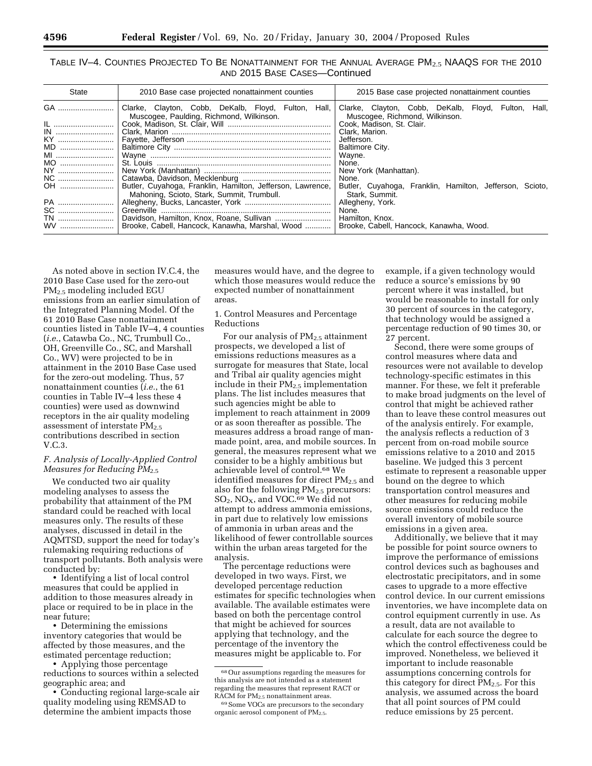TABLE IV–4. COUNTIES PROJECTED TO BE NONATTAINMENT FOR THE ANNUAL AVERAGE $PM_{2.5}$ NAAQS FOR THE 2010 AND 2015 BASE CASES—Continued

| State | 2010 Base case projected nonattainment counties | 2015 Base case projected nonattainment counties |
|---|---|---|
| GA | Clarke, Clayton, Cobb, DeKalb, Floyd, Fulton, Hall, Muscogee, Paulding, Richmond, Wilkinson. | Clarke, Clayton, Cobb, DeKalb, Floyd, Fulton, Hall, Muscogee, Richmond, Wilkinson. |
| IL | Cook, Madison, St. Clair, Will | Cook, Madison, St. Clair. |
| IN | Clark, Marion | Clark, Marion. |
| KY | Fayette, Jefferson | Jefferson. |
| MD | Baltimore City | Baltimore City. |
| MI | Wayne | Wayne. |
| MO | St. Louis | None. |
| NY | New York (Manhattan) | New York (Manhattan). |
| NC | Catawba, Davidson, Mecklenburg | None. |
| OH | Butler, Cuyahoga, Franklin, Hamilton, Jefferson, Lawrence, Mahoning, Scioto, Stark, Summit, Trumbull. | Butler, Cuyahoga, Franklin, Hamilton, Jefferson, Scioto, Stark, Summit. |
| PA | Allegheny, Bucks, Lancaster, York | Allegheny, York. |
| SC | Greenville | None. |
| TN | Davidson, Hamilton, Knox, Roane, Sullivan | Hamilton, Knox. |
| WV | Brooke, Cabell, Hancock, Kanawha, Marshal, Wood | Brooke, Cabell, Hancock, Kanawha, Wood. |

As noted above in section IV.C.4, the 2010 Base Case used for the zero-out $PM_{2.5}$ modeling included EGU emissions from an earlier simulation of the Integrated Planning Model. Of the 61 2010 Base Case nonattainment counties listed in Table IV–4, 4 counties (*i.e.*, Catawba Co., NC, Trumbull Co., OH, Greenville Co., SC, and Marshall Co., WV) were projected to be in attainment in the 2010 Base Case used for the zero-out modeling. Thus, 57 nonattainment counties (*i.e.*, the 61 counties in Table IV–4 less these 4 counties) were used as downwind receptors in the air quality modeling assessment of interstate $PM_{2.5}$ contributions described in section V.C.3.

### *F. Analysis of Locally-Applied Control Measures for Reducing $PM_{2.5}$*

We conducted two air quality modeling analyses to assess the probability that attainment of the PM standard could be reached with local measures only. The results of these analyses, discussed in detail in the AQMTSD, support the need for today's rulemaking requiring reductions of transport pollutants. Both analysis were conducted by:

- Identifying a list of local control measures that could be applied in addition to those measures already in place or required to be in place in the near future;
- Determining the emissions inventory categories that would be affected by those measures, and the estimated percentage reduction;
- Applying those percentage reductions to sources within a selected geographic area; and
- Conducting regional large-scale air quality modeling using REMSAD to determine the ambient impacts those measures would have, and the degree to which those measures would reduce the expected number of nonattainment areas.

#### 1. Control Measures and Percentage Reductions

For our analysis of $PM_{2.5}$ attainment prospects, we developed a list of emissions reductions measures as a surrogate for measures that State, local and Tribal air quality agencies might include in their $PM_{2.5}$ implementation plans. The list includes measures that such agencies might be able to implement to reach attainment in 2009 or as soon thereafter as possible. The measures address a broad range of man-made point, area, and mobile sources. In general, the measures represent what we consider to be a highly ambitious but achievable level of control.[68] We identified measures for direct $PM_{2.5}$ and also for the following $PM_{2.5}$ precursors: $SO_2$, $NO_X$, and VOC.[69] We did not attempt to address ammonia emissions, in part due to relatively low emissions of ammonia in urban areas and the likelihood of fewer controllable sources within the urban areas targeted for the analysis.

The percentage reductions were developed in two ways. First, we developed percentage reduction estimates for specific technologies when available. The available estimates were based on both the percentage control that might be achieved for sources applying that technology, and the percentage of the inventory the measures might be applicable to. For example, if a given technology would reduce a source's emissions by 90 percent where it was installed, but would be reasonable to install for only 30 percent of sources in the category, that technology would be assigned a percentage reduction of 90 times 30, or 27 percent.

Second, there were some groups of control measures where data and resources were not available to develop technology-specific estimates in this manner. For these, we felt it preferable to make broad judgments on the level of control that might be achieved rather than to leave these control measures out of the analysis entirely. For example, the analysis reflects a reduction of 3 percent from on-road mobile source emissions relative to a 2010 and 2015 baseline. We judged this 3 percent estimate to represent a reasonable upper bound on the degree to which transportation control measures and other measures for reducing mobile source emissions could reduce the overall inventory of mobile source emissions in a given area.

Additionally, we believe that it may be possible for point source owners to improve the performance of emissions control devices such as baghouses and electrostatic precipitators, and in some cases to upgrade to a more effective control device. In our current emissions inventories, we have incomplete data on control equipment currently in use. As a result, data are not available to calculate for each source the degree to which the control effectiveness could be improved. Nonetheless, we believed it important to include reasonable assumptions concerning controls for this category for direct $PM_{2.5}$. For this analysis, we assumed across the board that all point sources of PM could reduce emissions by 25 percent.

---

[68] Our assumptions regarding the measures for this analysis are not intended as a statement regarding the measures that represent RACT or RACM for $PM_{2.5}$ nonattainment areas.

[69] Some VOCs are precursors to the secondary organic aerosol component of $PM_{2.5}$.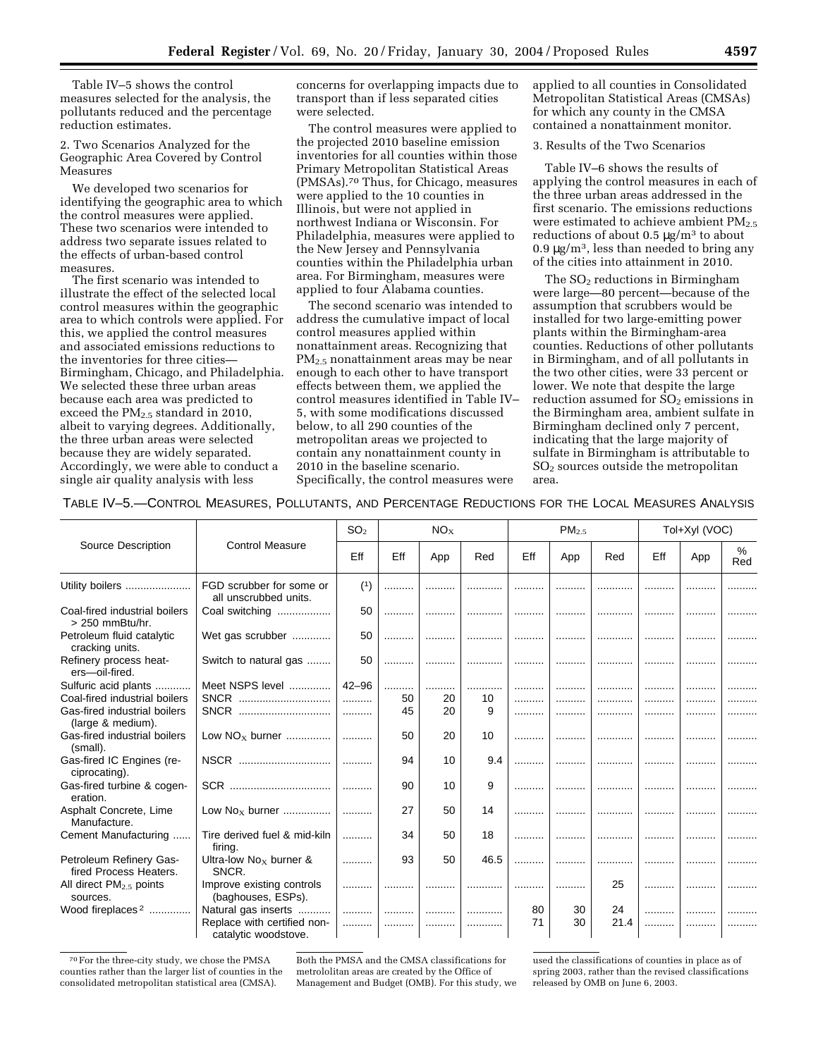Table IV–5 shows the control measures selected for the analysis, the pollutants reduced and the percentage reduction estimates.

2. Two Scenarios Analyzed for the Geographic Area Covered by Control Measures

We developed two scenarios for identifying the geographic area to which the control measures were applied. These two scenarios were intended to address two separate issues related to the effects of urban-based control measures.

The first scenario was intended to illustrate the effect of the selected local control measures within the geographic area to which controls were applied. For this, we applied the control measures and associated emissions reductions to the inventories for three cities—Birmingham, Chicago, and Philadelphia. We selected these three urban areas because each area was predicted to exceed the $PM_{2.5}$ standard in 2010, albeit to varying degrees. Additionally, the three urban areas were selected because they are widely separated. Accordingly, we were able to conduct a single air quality analysis with less concerns for overlapping impacts due to transport than if less separated cities were selected.

The control measures were applied to the projected 2010 baseline emission inventories for all counties within those Primary Metropolitan Statistical Areas (PMSAs).[70] Thus, for Chicago, measures were applied to the 10 counties in Illinois, but were not applied in northwest Indiana or Wisconsin. For Philadelphia, measures were applied to the New Jersey and Pennsylvania counties within the Philadelphia urban area. For Birmingham, measures were applied to four Alabama counties.

The second scenario was intended to address the cumulative impact of local control measures applied within nonattainment areas. Recognizing that $PM_{2.5}$ nonattainment areas may be near enough to each other to have transport effects between them, we applied the control measures identified in Table IV–5, with some modifications discussed below, to all 290 counties of the metropolitan areas we projected to contain any nonattainment county in 2010 in the baseline scenario. Specifically, the control measures were applied to all counties in Consolidated Metropolitan Statistical Areas (CMSAs) for which any county in the CMSA contained a nonattainment monitor.

3. Results of the Two Scenarios

Table IV–6 shows the results of applying the control measures in each of the three urban areas addressed in the first scenario. The emissions reductions were estimated to achieve ambient $PM_{2.5}$ reductions of about 0.5 μg/m³ to about 0.9 μg/m³, less than needed to bring any of the cities into attainment in 2010.

The $SO_2$ reductions in Birmingham were large—80 percent—because of the assumption that scrubbers would be installed for two large-emitting power plants within the Birmingham-area counties. Reductions of other pollutants in Birmingham, and of all pollutants in the two other cities, were 33 percent or lower. We note that despite the large reduction assumed for $SO_2$ emissions in the Birmingham area, ambient sulfate in Birmingham declined only 7 percent, indicating that the large majority of sulfate in Birmingham is attributable to $SO_2$ sources outside the metropolitan area.

TABLE IV–5.—CONTROL MEASURES, POLLUTANTS, AND PERCENTAGE REDUCTIONS FOR THE LOCAL MEASURES ANALYSIS

| Source Description | Control Measure | $SO_2$ | $NO_X$ | | | $PM_{2.5}$ | | | Tol+Xyl (VOC) | | |
|---|---|---|---|---|---|---|---|---|---|---|---|
| | | Eff | Eff | App | Red | Eff | App | Red | Eff | App | % Red |
| Utility boilers | FGD scrubber for some or all unscrubbed units. | [1] | | | | | | | | | |
| Coal-fired industrial boilers > 250 mmBtu/hr. | Coal switching | 50 | | | | | | | | | |
| Petroleum fluid catalytic cracking units. | Wet gas scrubber | 50 | | | | | | | | | |
| Refinery process heaters—oil-fired. | Switch to natural gas | 50 | | | | | | | | | |
| Sulfuric acid plants | Meet NSPS level | 42–96 | | | | | | | | | |
| Coal-fired industrial boilers | SNCR | | 50 | 20 | 10 | | | | | | |
| Gas-fired industrial boilers (large & medium). | SNCR | | 45 | 20 | 9 | | | | | | |
| Gas-fired industrial boilers (small). | Low $NO_X$ burner | | 50 | 20 | 10 | | | | | | |
| Gas-fired IC Engines (reciprocating). | NSCR | | 94 | 10 | 9.4 | | | | | | |
| Gas-fired turbine & cogeneration. | SCR | | 90 | 10 | 9 | | | | | | |
| Asphalt Concrete, Lime Manufacture. | Low $No_X$ burner | | 27 | 50 | 14 | | | | | | |
| Cement Manufacturing | Tire derived fuel & mid-kiln firing. | | 34 | 50 | 18 | | | | | | |
| Petroleum Refinery Gas-fired Process Heaters. | Ultra-low $No_X$ burner & SNCR. | | 93 | 50 | 46.5 | | | | | | |
| All direct $PM_{2.5}$ points sources. | Improve existing controls (baghouses, ESPs). | | | | | | | 25 | | | |
| Wood fireplaces [2] | Natural gas inserts | | | | | 80 | 30 | 24 | | | |
| | Replace with certified non-catalytic woodstove. | | | | | 71 | 30 | 21.4 | | | |

[70] For the three-city study, we chose the PMSA counties rather than the larger list of counties in the consolidated metropolitan statistical area (CMSA). Both the PMSA and the CMSA classifications for metrololitan areas are created by the Office of Management and Budget (OMB). For this study, we used the classifications of counties in place as of spring 2003, rather than the revised classifications released by OMB on June 6, 2003.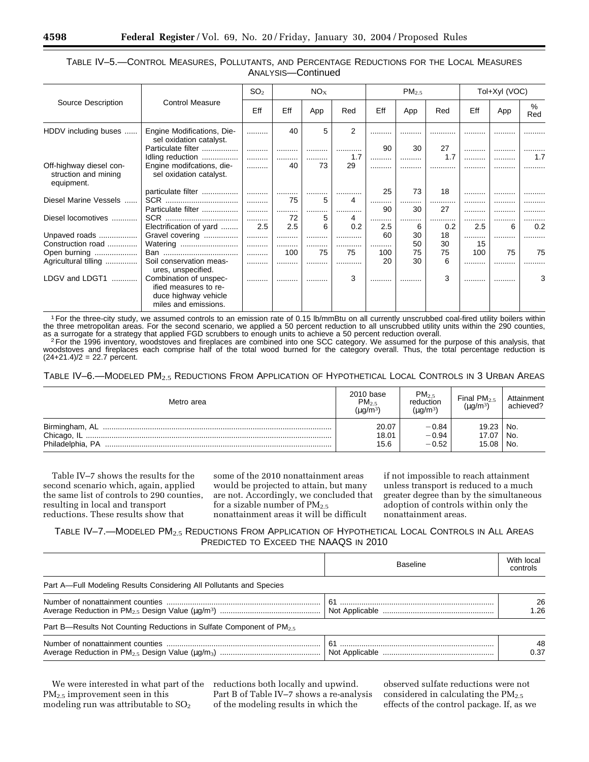TABLE IV–5.—CONTROL MEASURES, POLLUTANTS, AND PERCENTAGE REDUCTIONS FOR THE LOCAL MEASURES ANALYSIS—Continued

| Source Description | Control Measure | $SO_2$ | $NO_X$ | | | $PM_{2.5}$ | | | Tol+Xyl (VOC) | | |
|---|---|---|---|---|---|---|---|---|---|---|---|
| | | Eff | Eff | App | Red | Eff | App | Red | Eff | App | % Red |
| HDDV including buses | Engine Modifications, Diesel oxidation catalyst. | | 40 | 5 | 2 | | | | | | |
| | Particulate filter | | | | | 90 | 30 | 27 | | | |
| | Idling reduction | | | | 1.7 | | | 1.7 | | | 1.7 |
| Off-highway diesel construction and mining equipment. | Engine modifcations, diesel oxidation catalyst. | | 40 | 73 | 29 | | | | | | |
| | particulate filter | | | | | 25 | 73 | 18 | | | |
| Diesel Marine Vessels | SCR | | 75 | 5 | 4 | | | | | | |
| | Particulate filter | | | | | 90 | 30 | 27 | | | |
| Diesel locomotives | SCR | | 72 | 5 | 4 | | | | | | |
| | Electrification of yard | 2.5 | 2.5 | 6 | 0.2 | 2.5 | 6 | 0.2 | 2.5 | 6 | 0.2 |
| Unpaved roads | Gravel covering | | | | | 60 | 30 | 18 | | | |
| Construction road | Watering | | | | | | 50 | 30 | 15 | | |
| Open burning | Ban | | 100 | 75 | 75 | 100 | 75 | 75 | 100 | 75 | 75 |
| Agricultural tilling | Soil conservation measures, unspecified. | | | | | 20 | 30 | 6 | | | |
| LDGV and LDGT1 | Combination of unspecified measures to reduce highway vehicle miles and emissions. | | | | 3 | | | 3 | | | 3 |

[1] For the three-city study, we assumed controls to an emission rate of 0.15 lb/mmBtu on all currently unscrubbed coal-fired utility boilers within the three metropolitan areas. For the second scenario, we applied a 50 percent reduction to all unscrubbed utility units within the 290 counties, as a surrogate for a strategy that applied FGD scrubbers to enough units to achieve a 50 percent reduction overall.

[2] For the 1996 inventory, woodstoves and fireplaces are combined into one SCC category. We assumed for the purpose of this analysis, that woodstoves and fireplaces each comprise half of the total wood burned for the category overall. Thus, the total percentage reduction is (24+21.4)/2 = 22.7 percent.

TABLE IV–6.—MODELED $PM_{2.5}$ REDUCTIONS FROM APPLICATION OF HYPOTHETICAL LOCAL CONTROLS IN 3 URBAN AREAS

| Metro area | 2010 base $PM_{2.5}$ ($\mu g/m^3$) | $PM_{2.5}$ reduction ($\mu g/m^3$) | Final $PM_{2.5}$ ($\mu g/m^3$) | Attainment achieved? |
|---|---|---|---|---|
| Birmingham, AL | 20.07 | −0.84 | 19.23 | No. |
| Chicago, IL | 18.01 | −0.94 | 17.07 | No. |
| Philadelphia, PA | 15.6 | −0.52 | 15.08 | No. |

Table IV–7 shows the results for the second scenario which, again, applied the same list of controls to 290 counties, resulting in local and transport reductions. These results show that some of the 2010 nonattainment areas would be projected to attain, but many are not. Accordingly, we concluded that for a sizable number of $PM_{2.5}$ nonattainment areas it will be difficult if not impossible to reach attainment unless transport is reduced to a much greater degree than by the simultaneous adoption of controls within only the nonattainment areas.

TABLE IV–7.—MODELED $PM_{2.5}$ REDUCTIONS FROM APPLICATION OF HYPOTHETICAL LOCAL CONTROLS IN ALL AREAS PREDICTED TO EXCEED THE NAAQS IN 2010

| | Baseline | With local controls |
|---|---|---|
| Part A—Full Modeling Results Considering All Pollutants and Species | | |
| Number of nonattainment counties | 61 | 26 |
| Average Reduction in $PM_{2.5}$ Design Value ($\mu g/m^3$) | Not Applicable | 1.26 |
| Part B—Results Not Counting Reductions in Sulfate Component of $PM_{2.5}$ | | |
| Number of nonattainment counties | 61 | 48 |
| Average Reduction in $PM_{2.5}$ Design Value ($\mu g/m_3$) | Not Applicable | 0.37 |

We were interested in what part of the $PM_{2.5}$ improvement seen in this modeling run was attributable to $SO_2$ reductions both locally and upwind. Part B of Table IV–7 shows a re-analysis of the modeling results in which the observed sulfate reductions were not considered in calculating the $PM_{2.5}$ effects of the control package. If, as we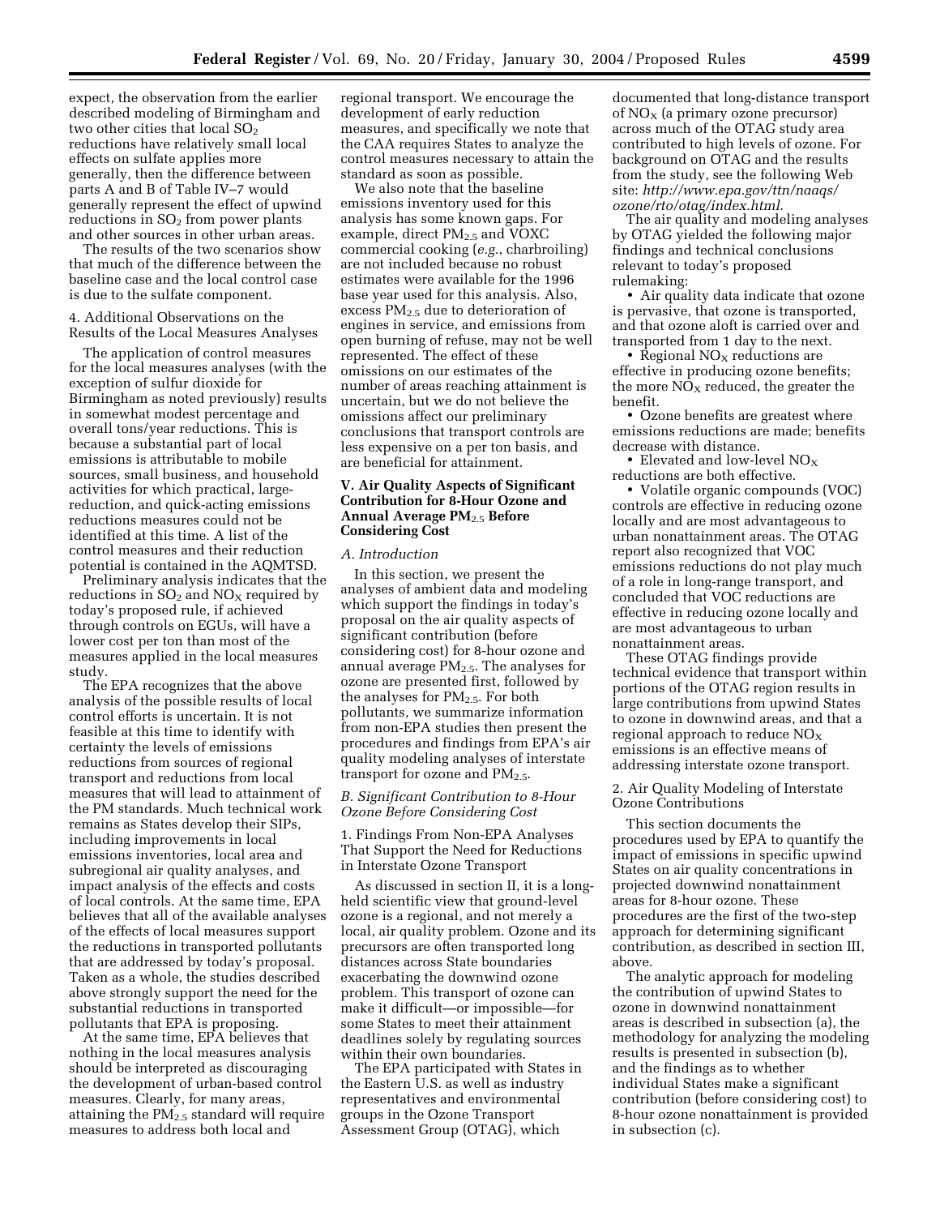expect, the observation from the earlier described modeling of Birmingham and two other cities that local $SO_2$ reductions have relatively small local effects on sulfate applies more generally, then the difference between parts A and B of Table IV–7 would generally represent the effect of upwind reductions in $SO_2$ from power plants and other sources in other urban areas.

The results of the two scenarios show that much of the difference between the baseline case and the local control case is due to the sulfate component.

4. Additional Observations on the Results of the Local Measures Analyses

The application of control measures for the local measures analyses (with the exception of sulfur dioxide for Birmingham as noted previously) results in somewhat modest percentage and overall tons/year reductions. This is because a substantial part of local emissions is attributable to mobile sources, small business, and household activities for which practical, large-reduction, and quick-acting emissions reductions measures could not be identified at this time. A list of the control measures and their reduction potential is contained in the AQMTSD.

Preliminary analysis indicates that the reductions in $SO_2$ and $NO_X$ required by today's proposed rule, if achieved through controls on EGUs, will have a lower cost per ton than most of the measures applied in the local measures study.

The EPA recognizes that the above analysis of the possible results of local control efforts is uncertain. It is not feasible at this time to identify with certainty the levels of emissions reductions from sources of regional transport and reductions from local measures that will lead to attainment of the PM standards. Much technical work remains as States develop their SIPs, including improvements in local emissions inventories, local area and subregional air quality analyses, and impact analysis of the effects and costs of local controls. At the same time, EPA believes that all of the available analyses of the effects of local measures support the reductions in transported pollutants that are addressed by today's proposal. Taken as a whole, the studies described above strongly support the need for the substantial reductions in transported pollutants that EPA is proposing.

At the same time, EPA believes that nothing in the local measures analysis should be interpreted as discouraging the development of urban-based control measures. Clearly, for many areas, attaining the $PM_{2.5}$ standard will require measures to address both local and regional transport. We encourage the development of early reduction measures, and specifically we note that the CAA requires States to analyze the control measures necessary to attain the standard as soon as possible.

We also note that the baseline emissions inventory used for this analysis has some known gaps. For example, direct $PM_{2.5}$ and VOXC commercial cooking (*e.g.*, charbroiling) are not included because no robust estimates were available for the 1996 base year used for this analysis. Also, excess $PM_{2.5}$ due to deterioration of engines in service, and emissions from open burning of refuse, may not be well represented. The effect of these omissions on our estimates of the number of areas reaching attainment is uncertain, but we do not believe the omissions affect our preliminary conclusions that transport controls are less expensive on a per ton basis, and are beneficial for attainment.

## V. Air Quality Aspects of Significant Contribution for 8-Hour Ozone and Annual Average $PM_{2.5}$ Before Considering Cost

### *A. Introduction*

In this section, we present the analyses of ambient data and modeling which support the findings in today's proposal on the air quality aspects of significant contribution (before considering cost) for 8-hour ozone and annual average $PM_{2.5}$. The analyses for ozone are presented first, followed by the analyses for $PM_{2.5}$. For both pollutants, we summarize information from non-EPA studies then present the procedures and findings from EPA's air quality modeling analyses of interstate transport for ozone and $PM_{2.5}$.

### *B. Significant Contribution to 8-Hour Ozone Before Considering Cost*

1. Findings From Non-EPA Analyses That Support the Need for Reductions in Interstate Ozone Transport

As discussed in section II, it is a long-held scientific view that ground-level ozone is a regional, and not merely a local, air quality problem. Ozone and its precursors are often transported long distances across State boundaries exacerbating the downwind ozone problem. This transport of ozone can make it difficult—or impossible—for some States to meet their attainment deadlines solely by regulating sources within their own boundaries.

The EPA participated with States in the Eastern U.S. as well as industry representatives and environmental groups in the Ozone Transport Assessment Group (OTAG), which documented that long-distance transport of $NO_X$ (a primary ozone precursor) across much of the OTAG study area contributed to high levels of ozone. For background on OTAG and the results from the study, see the following Web site: *http://www.epa.gov/ttn/naaqs/ozone/rto/otag/index.html*.

The air quality and modeling analyses by OTAG yielded the following major findings and technical conclusions relevant to today's proposed rulemaking:

- Air quality data indicate that ozone is pervasive, that ozone is transported, and that ozone aloft is carried over and transported from 1 day to the next.
- Regional $NO_X$ reductions are effective in producing ozone benefits; the more $NO_X$ reduced, the greater the benefit.
- Ozone benefits are greatest where emissions reductions are made; benefits decrease with distance.
- Elevated and low-level $NO_X$ reductions are both effective.
- Volatile organic compounds (VOC) controls are effective in reducing ozone locally and are most advantageous to urban nonattainment areas. The OTAG report also recognized that VOC emissions reductions do not play much of a role in long-range transport, and concluded that VOC reductions are effective in reducing ozone locally and are most advantageous to urban nonattainment areas.

These OTAG findings provide technical evidence that transport within portions of the OTAG region results in large contributions from upwind States to ozone in downwind areas, and that a regional approach to reduce $NO_X$ emissions is an effective means of addressing interstate ozone transport.

2. Air Quality Modeling of Interstate Ozone Contributions

This section documents the procedures used by EPA to quantify the impact of emissions in specific upwind States on air quality concentrations in projected downwind nonattainment areas for 8-hour ozone. These procedures are the first of the two-step approach for determining significant contribution, as described in section III, above.

The analytic approach for modeling the contribution of upwind States to ozone in downwind nonattainment areas is described in subsection (a), the methodology for analyzing the modeling results is presented in subsection (b), and the findings as to whether individual States make a significant contribution (before considering cost) to 8-hour ozone nonattainment is provided in subsection (c).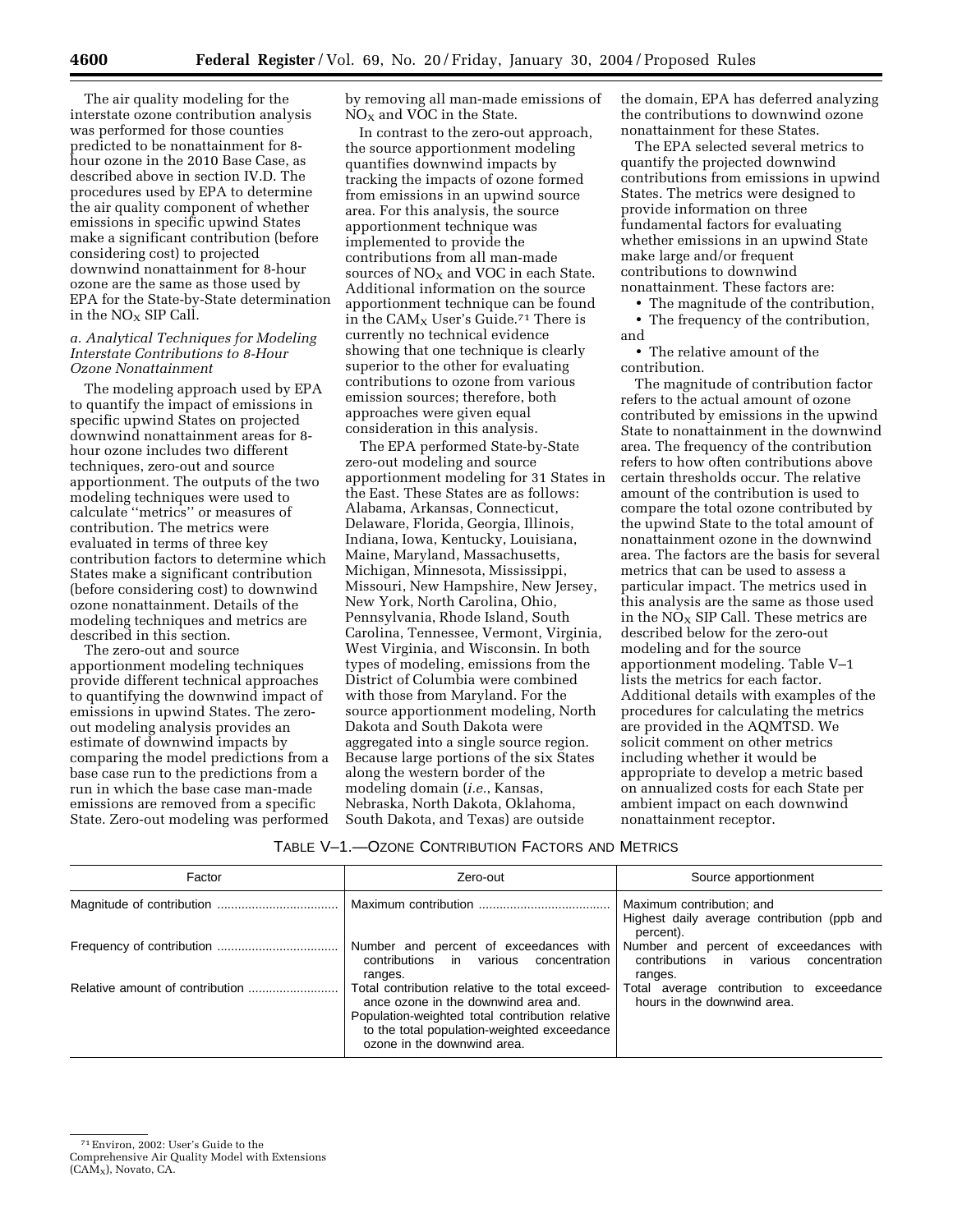The air quality modeling for the interstate ozone contribution analysis was performed for those counties predicted to be nonattainment for 8-hour ozone in the 2010 Base Case, as described above in section IV.D. The procedures used by EPA to determine the air quality component of whether emissions in specific upwind States make a significant contribution (before considering cost) to projected downwind nonattainment for 8-hour ozone are the same as those used by EPA for the State-by-State determination in the $NO_X$ SIP Call.

*a. Analytical Techniques for Modeling Interstate Contributions to 8-Hour Ozone Nonattainment*

The modeling approach used by EPA to quantify the impact of emissions in specific upwind States on projected downwind nonattainment areas for 8-hour ozone includes two different techniques, zero-out and source apportionment. The outputs of the two modeling techniques were used to calculate "metrics" or measures of contribution. The metrics were evaluated in terms of three key contribution factors to determine which States make a significant contribution (before considering cost) to downwind ozone nonattainment. Details of the modeling techniques and metrics are described in this section.

The zero-out and source apportionment modeling techniques provide different technical approaches to quantifying the downwind impact of emissions in upwind States. The zero-out modeling analysis provides an estimate of downwind impacts by comparing the model predictions from a base case run to the predictions from a run in which the base case man-made emissions are removed from a specific State. Zero-out modeling was performed by removing all man-made emissions of $NO_X$ and VOC in the State.

In contrast to the zero-out approach, the source apportionment modeling quantifies downwind impacts by tracking the impacts of ozone formed from emissions in an upwind source area. For this analysis, the source apportionment technique was implemented to provide the contributions from all man-made sources of $NO_X$ and VOC in each State. Additional information on the source apportionment technique can be found in the $CAM_X$ User's Guide.[71] There is currently no technical evidence showing that one technique is clearly superior to the other for evaluating contributions to ozone from various emission sources; therefore, both approaches were given equal consideration in this analysis.

The EPA performed State-by-State zero-out modeling and source apportionment modeling for 31 States in the East. These States are as follows: Alabama, Arkansas, Connecticut, Delaware, Florida, Georgia, Illinois, Indiana, Iowa, Kentucky, Louisiana, Maine, Maryland, Massachusetts, Michigan, Minnesota, Mississippi, Missouri, New Hampshire, New Jersey, New York, North Carolina, Ohio, Pennsylvania, Rhode Island, South Carolina, Tennessee, Vermont, Virginia, West Virginia, and Wisconsin. In both types of modeling, emissions from the District of Columbia were combined with those from Maryland. For the source apportionment modeling, North Dakota and South Dakota were aggregated into a single source region. Because large portions of the six States along the western border of the modeling domain (*i.e.*, Kansas, Nebraska, North Dakota, Oklahoma, South Dakota, and Texas) are outside the domain, EPA has deferred analyzing the contributions to downwind ozone nonattainment for these States.

The EPA selected several metrics to quantify the projected downwind contributions from emissions in upwind States. The metrics were designed to provide information on three fundamental factors for evaluating whether emissions in an upwind State make large and/or frequent contributions to downwind nonattainment. These factors are:

- The magnitude of the contribution,
- The frequency of the contribution, and
- The relative amount of the contribution.

The magnitude of contribution factor refers to the actual amount of ozone contributed by emissions in the upwind State to nonattainment in the downwind area. The frequency of the contribution refers to how often contributions above certain thresholds occur. The relative amount of the contribution is used to compare the total ozone contributed by the upwind State to the total amount of nonattainment ozone in the downwind area. The factors are the basis for several metrics that can be used to assess a particular impact. The metrics used in this analysis are the same as those used in the $NO_X$ SIP Call. These metrics are described below for the zero-out modeling and for the source apportionment modeling. Table V–1 lists the metrics for each factor. Additional details with examples of the procedures for calculating the metrics are provided in the AQMTSD. We solicit comment on other metrics including whether it would be appropriate to develop a metric based on annualized costs for each State per ambient impact on each downwind nonattainment receptor.

TABLE V–1.—OZONE CONTRIBUTION FACTORS AND METRICS

| Factor | Zero-out | Source apportionment |
|---|---|---|
| Magnitude of contribution | Maximum contribution | Maximum contribution; and Highest daily average contribution (ppb and percent). |
| Frequency of contribution | Number and percent of exceedances with contributions in various concentration ranges. | Number and percent of exceedances with contributions in various concentration ranges. |
| Relative amount of contribution | Total contribution relative to the total exceedance ozone in the downwind area and. Population-weighted total contribution relative to the total population-weighted exceedance ozone in the downwind area. | Total average contribution to exceedance hours in the downwind area. |

[71] Environ, 2002: User's Guide to the Comprehensive Air Quality Model with Extensions ($CAM_X$), Novato, CA.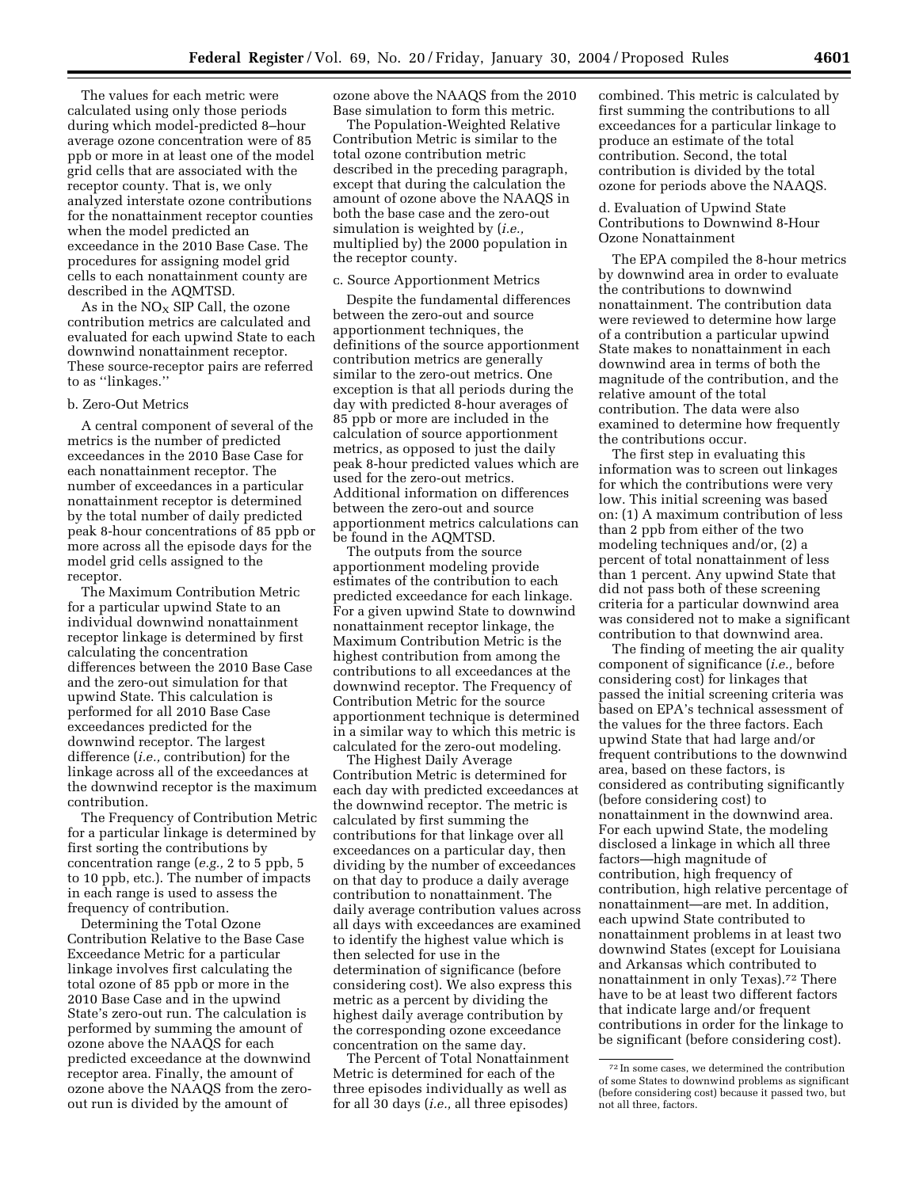The values for each metric were calculated using only those periods during which model-predicted 8–hour average ozone concentration were of 85 ppb or more in at least one of the model grid cells that are associated with the receptor county. That is, we only analyzed interstate ozone contributions for the nonattainment receptor counties when the model predicted an exceedance in the 2010 Base Case. The procedures for assigning model grid cells to each nonattainment county are described in the AQMTSD.

As in the $NO_X$ SIP Call, the ozone contribution metrics are calculated and evaluated for each upwind State to each downwind nonattainment receptor. These source-receptor pairs are referred to as ''linkages.''

### b. Zero-Out Metrics

A central component of several of the metrics is the number of predicted exceedances in the 2010 Base Case for each nonattainment receptor. The number of exceedances in a particular nonattainment receptor is determined by the total number of daily predicted peak 8-hour concentrations of 85 ppb or more across all the episode days for the model grid cells assigned to the receptor.

The Maximum Contribution Metric for a particular upwind State to an individual downwind nonattainment receptor linkage is determined by first calculating the concentration differences between the 2010 Base Case and the zero-out simulation for that upwind State. This calculation is performed for all 2010 Base Case exceedances predicted for the downwind receptor. The largest difference (*i.e.,* contribution) for the linkage across all of the exceedances at the downwind receptor is the maximum contribution.

The Frequency of Contribution Metric for a particular linkage is determined by first sorting the contributions by concentration range (*e.g.,* 2 to 5 ppb, 5 to 10 ppb, etc.). The number of impacts in each range is used to assess the frequency of contribution.

Determining the Total Ozone Contribution Relative to the Base Case Exceedance Metric for a particular linkage involves first calculating the total ozone of 85 ppb or more in the 2010 Base Case and in the upwind State's zero-out run. The calculation is performed by summing the amount of ozone above the NAAQS for each predicted exceedance at the downwind receptor area. Finally, the amount of ozone above the NAAQS from the zero-out run is divided by the amount of ozone above the NAAQS from the 2010 Base simulation to form this metric.

The Population-Weighted Relative Contribution Metric is similar to the total ozone contribution metric described in the preceding paragraph, except that during the calculation the amount of ozone above the NAAQS in both the base case and the zero-out simulation is weighted by (*i.e.,* multiplied by) the 2000 population in the receptor county.

### c. Source Apportionment Metrics

Despite the fundamental differences between the zero-out and source apportionment techniques, the definitions of the source apportionment contribution metrics are generally similar to the zero-out metrics. One exception is that all periods during the day with predicted 8-hour averages of 85 ppb or more are included in the calculation of source apportionment metrics, as opposed to just the daily peak 8-hour predicted values which are used for the zero-out metrics. Additional information on differences between the zero-out and source apportionment metrics calculations can be found in the AQMTSD.

The outputs from the source apportionment modeling provide estimates of the contribution to each predicted exceedance for each linkage. For a given upwind State to downwind nonattainment receptor linkage, the Maximum Contribution Metric is the highest contribution from among the contributions to all exceedances at the downwind receptor. The Frequency of Contribution Metric for the source apportionment technique is determined in a similar way to which this metric is calculated for the zero-out modeling.

The Highest Daily Average Contribution Metric is determined for each day with predicted exceedances at the downwind receptor. The metric is calculated by first summing the contributions for that linkage over all exceedances on a particular day, then dividing by the number of exceedances on that day to produce a daily average contribution to nonattainment. The daily average contribution values across all days with exceedances are examined to identify the highest value which is then selected for use in the determination of significance (before considering cost). We also express this metric as a percent by dividing the highest daily average contribution by the corresponding ozone exceedance concentration on the same day.

The Percent of Total Nonattainment Metric is determined for each of the three episodes individually as well as for all 30 days (*i.e.,* all three episodes) combined. This metric is calculated by first summing the contributions to all exceedances for a particular linkage to produce an estimate of the total contribution. Second, the total contribution is divided by the total ozone for periods above the NAAQS.

### d. Evaluation of Upwind State Contributions to Downwind 8-Hour Ozone Nonattainment

The EPA compiled the 8-hour metrics by downwind area in order to evaluate the contributions to downwind nonattainment. The contribution data were reviewed to determine how large of a contribution a particular upwind State makes to nonattainment in each downwind area in terms of both the magnitude of the contribution, and the relative amount of the total contribution. The data were also examined to determine how frequently the contributions occur.

The first step in evaluating this information was to screen out linkages for which the contributions were very low. This initial screening was based on: (1) A maximum contribution of less than 2 ppb from either of the two modeling techniques and/or, (2) a percent of total nonattainment of less than 1 percent. Any upwind State that did not pass both of these screening criteria for a particular downwind area was considered not to make a significant contribution to that downwind area.

The finding of meeting the air quality component of significance (*i.e.,* before considering cost) for linkages that passed the initial screening criteria was based on EPA's technical assessment of the values for the three factors. Each upwind State that had large and/or frequent contributions to the downwind area, based on these factors, is considered as contributing significantly (before considering cost) to nonattainment in the downwind area. For each upwind State, the modeling disclosed a linkage in which all three factors—high magnitude of contribution, high frequency of contribution, high relative percentage of nonattainment—are met. In addition, each upwind State contributed to nonattainment problems in at least two downwind States (except for Louisiana and Arkansas which contributed to nonattainment in only Texas).[72] There have to be at least two different factors that indicate large and/or frequent contributions in order for the linkage to be significant (before considering cost).

[72] In some cases, we determined the contribution of some States to downwind problems as significant (before considering cost) because it passed two, but not all three, factors.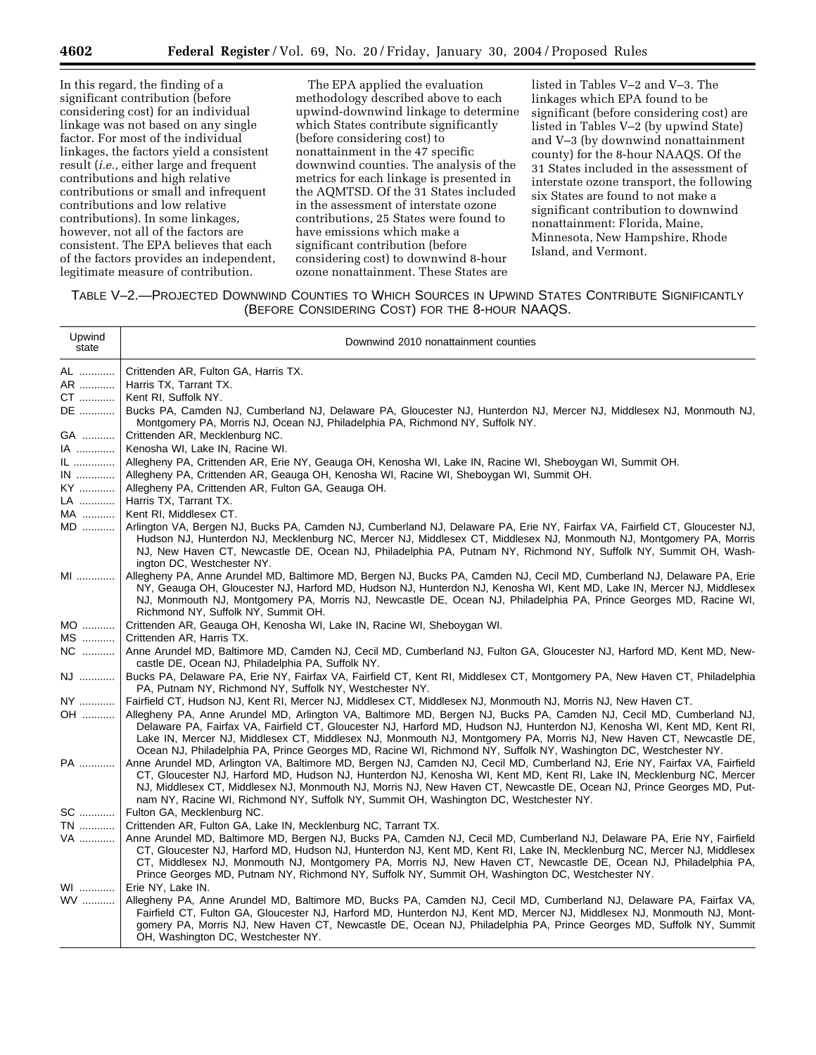In this regard, the finding of a significant contribution (before considering cost) for an individual linkage was not based on any single factor. For most of the individual linkages, the factors yield a consistent result (*i.e.,* either large and frequent contributions and high relative contributions or small and infrequent contributions and low relative contributions). In some linkages, however, not all of the factors are consistent. The EPA believes that each of the factors provides an independent, legitimate measure of contribution.

The EPA applied the evaluation methodology described above to each upwind-downwind linkage to determine which States contribute significantly (before considering cost) to nonattainment in the 47 specific downwind counties. The analysis of the metrics for each linkage is presented in the AQMTSD. Of the 31 States included in the assessment of interstate ozone contributions, 25 States were found to have emissions which make a significant contribution (before considering cost) to downwind 8-hour ozone nonattainment. These States are listed in Tables V–2 and V–3. The linkages which EPA found to be significant (before considering cost) are listed in Tables V–2 (by upwind State) and V–3 (by downwind nonattainment county) for the 8-hour NAAQS. Of the 31 States included in the assessment of interstate ozone transport, the following six States are found to not make a significant contribution to downwind nonattainment: Florida, Maine, Minnesota, New Hampshire, Rhode Island, and Vermont.

TABLE V–2.—PROJECTED DOWNWIND COUNTIES TO WHICH SOURCES IN UPWIND STATES CONTRIBUTE SIGNIFICANTLY (BEFORE CONSIDERING COST) FOR THE 8-HOUR NAAQS.

| Upwind state | Downwind 2010 nonattainment counties |
|---|---|
| AL | Crittenden AR, Fulton GA, Harris TX. |
| AR | Harris TX, Tarrant TX. |
| CT | Kent RI, Suffolk NY. |
| DE | Bucks PA, Camden NJ, Cumberland NJ, Delaware PA, Gloucester NJ, Hunterdon NJ, Mercer NJ, Middlesex NJ, Monmouth NJ, Montgomery PA, Morris NJ, Ocean NJ, Philadelphia PA, Richmond NY, Suffolk NY. |
| GA | Crittenden AR, Mecklenburg NC. |
| IA | Kenosha WI, Lake IN, Racine WI. |
| IL | Allegheny PA, Crittenden AR, Erie NY, Geauga OH, Kenosha WI, Lake IN, Racine WI, Sheboygan WI, Summit OH. |
| IN | Allegheny PA, Crittenden AR, Geauga OH, Kenosha WI, Racine WI, Sheboygan WI, Summit OH. |
| KY | Allegheny PA, Crittenden AR, Fulton GA, Geauga OH. |
| LA | Harris TX, Tarrant TX. |
| MA | Kent RI, Middlesex CT. |
| MD | Arlington VA, Bergen NJ, Bucks PA, Camden NJ, Cumberland NJ, Delaware PA, Erie NY, Fairfax VA, Fairfield CT, Gloucester NJ, Hudson NJ, Hunterdon NJ, Mecklenburg NC, Mercer NJ, Middlesex CT, Middlesex NJ, Monmouth NJ, Montgomery PA, Morris NJ, New Haven CT, Newcastle DE, Ocean NJ, Philadelphia PA, Putnam NY, Richmond NY, Suffolk NY, Summit OH, Washington DC, Westchester NY. |
| MI | Allegheny PA, Anne Arundel MD, Baltimore MD, Bergen NJ, Bucks PA, Camden NJ, Cecil MD, Cumberland NJ, Delaware PA, Erie NY, Geauga OH, Gloucester NJ, Harford MD, Hudson NJ, Hunterdon NJ, Kenosha WI, Kent MD, Lake IN, Mercer NJ, Middlesex NJ, Monmouth NJ, Montgomery PA, Morris NJ, Newcastle DE, Ocean NJ, Philadelphia PA, Prince Georges MD, Racine WI, Richmond NY, Suffolk NY, Summit OH. |
| MO | Crittenden AR, Geauga OH, Kenosha WI, Lake IN, Racine WI, Sheboygan WI. |
| MS | Crittenden AR, Harris TX. |
| NC | Anne Arundel MD, Baltimore MD, Camden NJ, Cecil MD, Cumberland NJ, Fulton GA, Gloucester NJ, Harford MD, Kent MD, Newcastle DE, Ocean NJ, Philadelphia PA, Suffolk NY. |
| NJ | Bucks PA, Delaware PA, Erie NY, Fairfax VA, Fairfield CT, Kent RI, Middlesex CT, Montgomery PA, New Haven CT, Philadelphia PA, Putnam NY, Richmond NY, Suffolk NY, Westchester NY. |
| NY | Fairfield CT, Hudson NJ, Kent RI, Mercer NJ, Middlesex CT, Middlesex NJ, Monmouth NJ, Morris NJ, New Haven CT. |
| OH | Allegheny PA, Anne Arundel MD, Arlington VA, Baltimore MD, Bergen NJ, Bucks PA, Camden NJ, Cecil MD, Cumberland NJ, Delaware PA, Fairfax VA, Fairfield CT, Gloucester NJ, Harford MD, Hudson NJ, Hunterdon NJ, Kenosha WI, Kent MD, Kent RI, Lake IN, Mercer NJ, Middlesex CT, Middlesex NJ, Monmouth NJ, Montgomery PA, Morris NJ, New Haven CT, Newcastle DE, Ocean NJ, Philadelphia PA, Prince Georges MD, Racine WI, Richmond NY, Suffolk NY, Washington DC, Westchester NY. |
| PA | Anne Arundel MD, Arlington VA, Baltimore MD, Bergen NJ, Camden NJ, Cecil MD, Cumberland NJ, Erie NY, Fairfax VA, Fairfield CT, Gloucester NJ, Harford MD, Hudson NJ, Hunterdon NJ, Kenosha WI, Kent MD, Kent RI, Lake IN, Mecklenburg NC, Mercer NJ, Middlesex CT, Middlesex NJ, Monmouth NJ, Morris NJ, New Haven CT, Newcastle DE, Ocean NJ, Prince Georges MD, Putnam NY, Racine WI, Richmond NY, Suffolk NY, Summit OH, Washington DC, Westchester NY. |
| SC | Fulton GA, Mecklenburg NC. |
| TN | Crittenden AR, Fulton GA, Lake IN, Mecklenburg NC, Tarrant TX. |
| VA | Anne Arundel MD, Baltimore MD, Bergen NJ, Bucks PA, Camden NJ, Cecil MD, Cumberland NJ, Delaware PA, Erie NY, Fairfield CT, Gloucester NJ, Harford MD, Hudson NJ, Hunterdon NJ, Kent MD, Kent RI, Lake IN, Mecklenburg NC, Mercer NJ, Middlesex CT, Middlesex NJ, Monmouth NJ, Montgomery PA, Morris NJ, New Haven CT, Newcastle DE, Ocean NJ, Philadelphia PA, Prince Georges MD, Putnam NY, Richmond NY, Suffolk NY, Summit OH, Washington DC, Westchester NY. |
| WI | Erie NY, Lake IN. |
| WV | Allegheny PA, Anne Arundel MD, Baltimore MD, Bucks PA, Camden NJ, Cecil MD, Cumberland NJ, Delaware PA, Fairfax VA, Fairfield CT, Fulton GA, Gloucester NJ, Harford MD, Hunterdon NJ, Kent MD, Mercer NJ, Middlesex NJ, Monmouth NJ, Montgomery PA, Morris NJ, New Haven CT, Newcastle DE, Ocean NJ, Philadelphia PA, Prince Georges MD, Suffolk NY, Summit OH, Washington DC, Westchester NY. |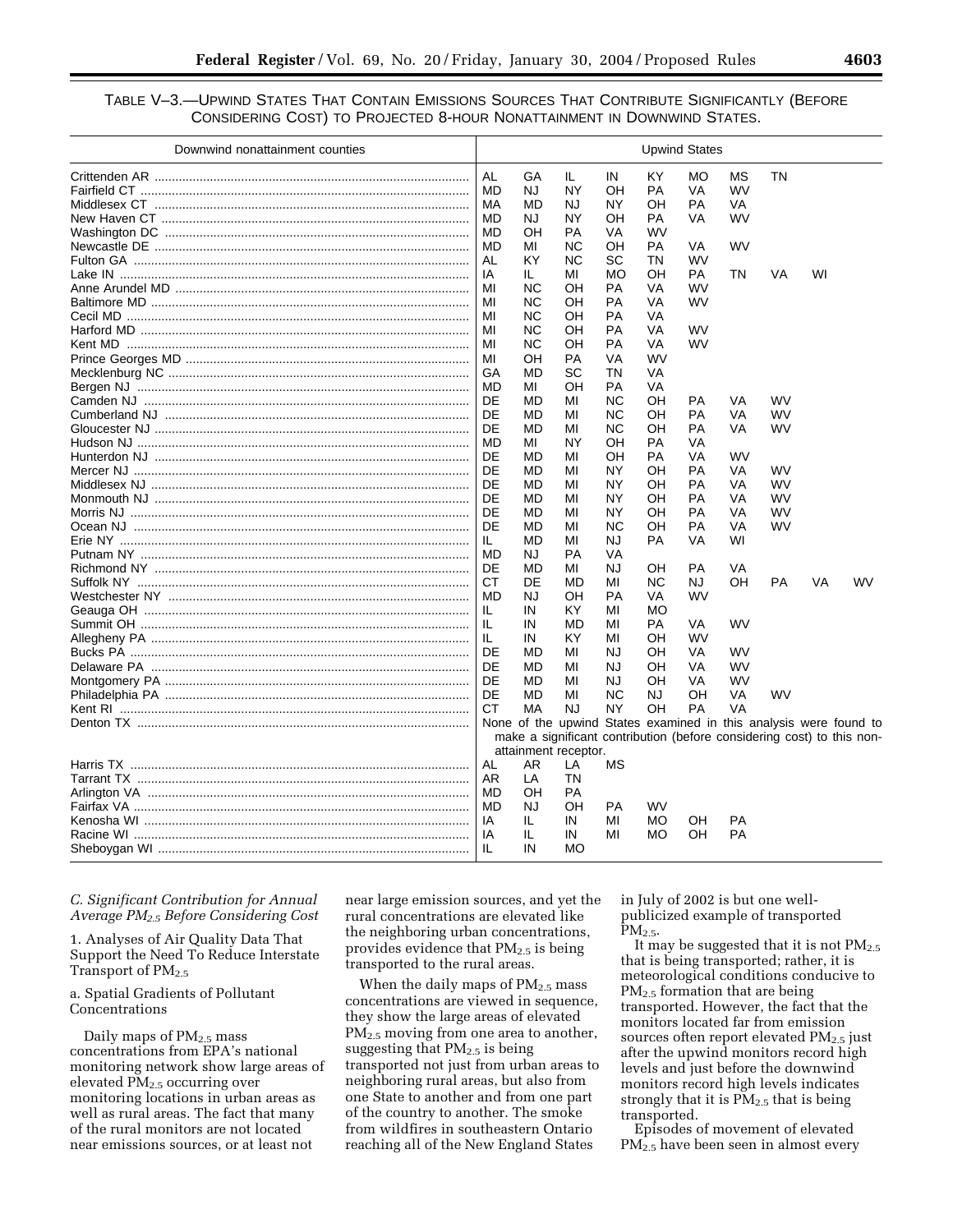TABLE V–3.—UPWIND STATES THAT CONTAIN EMISSIONS SOURCES THAT CONTRIBUTE SIGNIFICANTLY (BEFORE CONSIDERING COST) TO PROJECTED 8-HOUR NONATTAINMENT IN DOWNWIND STATES.

| Downwind nonattainment counties | Upwind States | | | | | | | | | |
|---|---|---|---|---|---|---|---|---|---|---|
| Crittenden AR | AL | GA | IL | IN | KY | MO | MS | TN | | |
| Fairfield CT | MD | NJ | NY | OH | PA | VA | WV | | | |
| Middlesex CT | MA | MD | NJ | NY | OH | PA | VA | | | |
| New Haven CT | MD | NJ | NY | OH | PA | VA | WV | | | |
| Washington DC | MD | OH | PA | VA | WV | | | | | |
| Newcastle DE | MD | MI | NC | OH | PA | VA | WV | | | |
| Fulton GA | AL | KY | NC | SC | TN | WV | | | | |
| Lake IN | IA | IL | MI | MO | OH | PA | TN | VA | WI | |
| Anne Arundel MD | MI | NC | OH | PA | VA | WV | | | | |
| Baltimore MD | MI | NC | OH | PA | VA | WV | | | | |
| Cecil MD | MI | NC | OH | PA | VA | | | | | |
| Harford MD | MI | NC | OH | PA | VA | WV | | | | |
| Kent MD | MI | NC | OH | PA | VA | WV | | | | |
| Prince Georges MD | MI | OH | PA | VA | WV | | | | | |
| Mecklenburg NC | GA | MD | SC | TN | VA | | | | | |
| Bergen NJ | MD | MI | OH | PA | VA | | | | | |
| Camden NJ | DE | MD | MI | NC | OH | PA | VA | WV | | |
| Cumberland NJ | DE | MD | MI | NC | OH | PA | VA | WV | | |
| Gloucester NJ | DE | MD | MI | NC | OH | PA | VA | WV | | |
| Hudson NJ | MD | MI | NY | OH | PA | VA | | | | |
| Hunterdon NJ | DE | MD | MI | OH | PA | VA | WV | | | |
| Mercer NJ | DE | MD | MI | NY | OH | PA | VA | WV | | |
| Middlesex NJ | DE | MD | MI | NY | OH | PA | VA | WV | | |
| Monmouth NJ | DE | MD | MI | NY | OH | PA | VA | WV | | |
| Morris NJ | DE | MD | MI | NY | OH | PA | VA | WV | | |
| Ocean NJ | DE | MD | MI | NC | OH | PA | VA | WV | | |
| Erie NY | IL | MD | MI | NJ | PA | VA | WI | | | |
| Putnam NY | MD | NJ | PA | VA | | | | | | |
| Richmond NY | DE | MD | MI | NJ | OH | PA | VA | | | |
| Suffolk NY | CT | DE | MD | MI | NC | NJ | OH | PA | VA | WV |
| Westchester NY | MD | NJ | OH | PA | VA | WV | | | | |
| Geauga OH | IL | IN | KY | MI | MO | | | | | |
| Summit OH | IL | IN | MD | MI | PA | VA | WV | | | |
| Allegheny PA | IL | IN | KY | MI | OH | WV | | | | |
| Bucks PA | DE | MD | MI | NJ | OH | VA | WV | | | |
| Delaware PA | DE | MD | MI | NJ | OH | VA | WV | | | |
| Montgomery PA | DE | MD | MI | NJ | OH | VA | WV | | | |
| Philadelphia PA | DE | MD | MI | NC | NJ | OH | VA | WV | | |
| Kent RI | CT | MA | NJ | NY | OH | PA | VA | | | |
| Denton TX | None of the upwind States examined in this analysis were found to make a significant contribution (before considering cost) to this nonattainment receptor. | | | | | | | | | |
| Harris TX | AL | AR | LA | MS | | | | | | |
| Tarrant TX | AR | LA | TN | | | | | | | |
| Arlington VA | MD | OH | PA | | | | | | | |
| Fairfax VA | MD | NJ | OH | PA | WV | | | | | |
| Kenosha WI | IA | IL | IN | MI | MO | OH | PA | | | |
| Racine WI | IA | IL | IN | MI | MO | OH | PA | | | |
| Sheboygan WI | IL | IN | MO | | | | | | | |

### *C. Significant Contribution for Annual Average $PM_{2.5}$ Before Considering Cost*

1. Analyses of Air Quality Data That Support the Need To Reduce Interstate Transport of $PM_{2.5}$

a. Spatial Gradients of Pollutant Concentrations

Daily maps of $PM_{2.5}$ mass concentrations from EPA's national monitoring network show large areas of elevated $PM_{2.5}$ occurring over monitoring locations in urban areas as well as rural areas. The fact that many of the rural monitors are not located near emissions sources, or at least not near large emission sources, and yet the rural concentrations are elevated like the neighboring urban concentrations, provides evidence that $PM_{2.5}$ is being transported to the rural areas.

When the daily maps of $PM_{2.5}$ mass concentrations are viewed in sequence, they show the large areas of elevated $PM_{2.5}$ moving from one area to another, suggesting that $PM_{2.5}$ is being transported not just from urban areas to neighboring rural areas, but also from one State to another and from one part of the country to another. The smoke from wildfires in southeastern Ontario reaching all of the New England States in July of 2002 is but one well-publicized example of transported $PM_{2.5}$.

It may be suggested that it is not $PM_{2.5}$ that is being transported; rather, it is meteorological conditions conducive to $PM_{2.5}$ formation that are being transported. However, the fact that the monitors located far from emission sources often report elevated $PM_{2.5}$ just after the upwind monitors record high levels and just before the downwind monitors record high levels indicates strongly that it is $PM_{2.5}$ that is being transported.

Episodes of movement of elevated $PM_{2.5}$ have been seen in almost every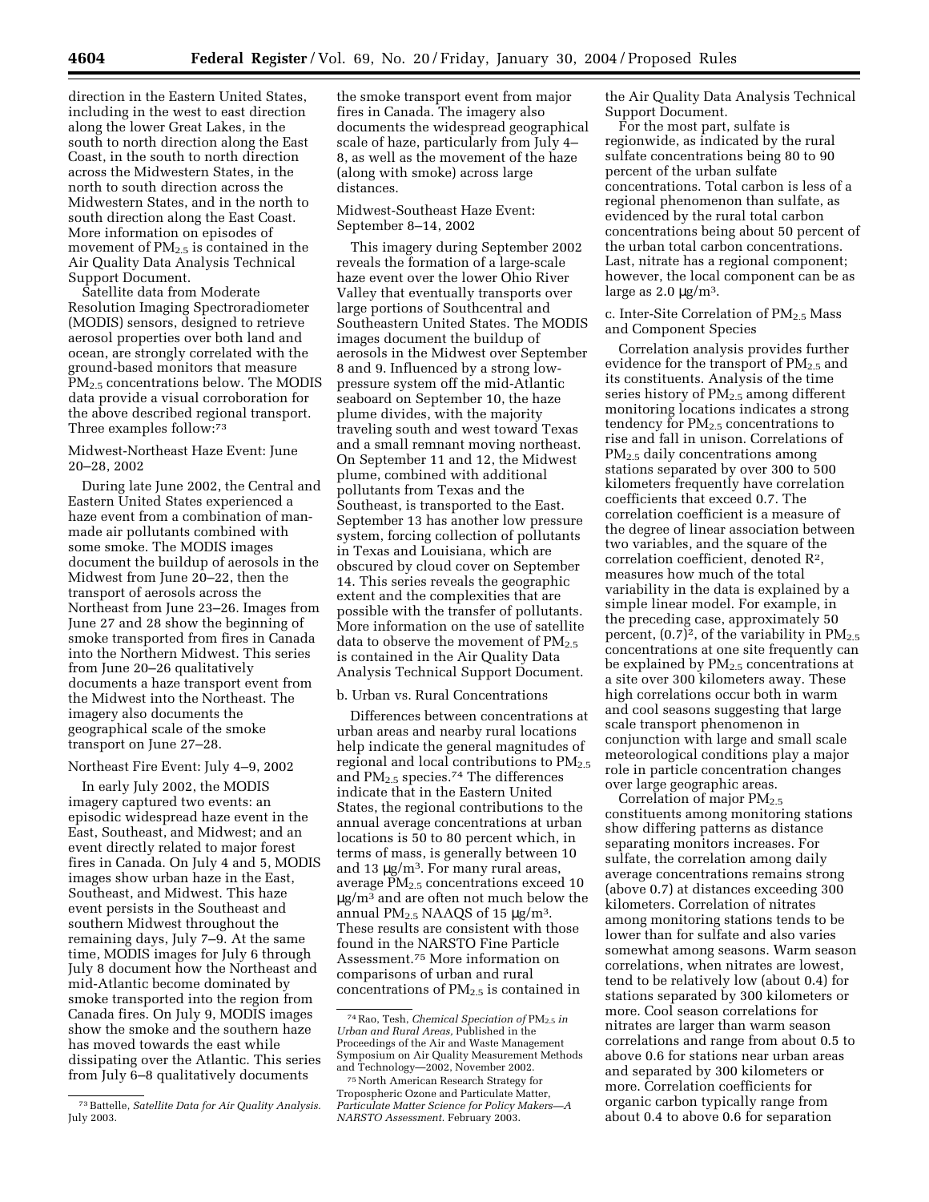direction in the Eastern United States, including in the west to east direction along the lower Great Lakes, in the south to north direction along the East Coast, in the south to north direction across the Midwestern States, in the north to south direction across the Midwestern States, and in the north to south direction along the East Coast. More information on episodes of movement of $PM_{2.5}$ is contained in the Air Quality Data Analysis Technical Support Document.

Satellite data from Moderate Resolution Imaging Spectroradiometer (MODIS) sensors, designed to retrieve aerosol properties over both land and ocean, are strongly correlated with the ground-based monitors that measure $PM_{2.5}$ concentrations below. The MODIS data provide a visual corroboration for the above described regional transport. Three examples follow:[73]

Midwest-Northeast Haze Event: June 20–28, 2002

During late June 2002, the Central and Eastern United States experienced a haze event from a combination of man-made air pollutants combined with some smoke. The MODIS images document the buildup of aerosols in the Midwest from June 20–22, then the transport of aerosols across the Northeast from June 23–26. Images from June 27 and 28 show the beginning of smoke transported from fires in Canada into the Northern Midwest. This series from June 20–26 qualitatively documents a haze transport event from the Midwest into the Northeast. The imagery also documents the geographical scale of the smoke transport on June 27–28.

Northeast Fire Event: July 4–9, 2002

In early July 2002, the MODIS imagery captured two events: an episodic widespread haze event in the East, Southeast, and Midwest; and an event directly related to major forest fires in Canada. On July 4 and 5, MODIS images show urban haze in the East, Southeast, and Midwest. This haze event persists in the Southeast and southern Midwest throughout the remaining days, July 7–9. At the same time, MODIS images for July 6 through July 8 document how the Northeast and mid-Atlantic become dominated by smoke transported into the region from Canada fires. On July 9, MODIS images show the smoke and the southern haze has moved towards the east while dissipating over the Atlantic. This series from July 6–8 qualitatively documents the smoke transport event from major fires in Canada. The imagery also documents the widespread geographical scale of haze, particularly from July 4–8, as well as the movement of the haze (along with smoke) across large distances.

Midwest-Southeast Haze Event: September 8–14, 2002

This imagery during September 2002 reveals the formation of a large-scale haze event over the lower Ohio River Valley that eventually transports over large portions of Southcentral and Southeastern United States. The MODIS images document the buildup of aerosols in the Midwest over September 8 and 9. Influenced by a strong low-pressure system off the mid-Atlantic seaboard on September 10, the haze plume divides, with the majority traveling south and west toward Texas and a small remnant moving northeast. On September 11 and 12, the Midwest plume, combined with additional pollutants from Texas and the Southeast, is transported to the East. September 13 has another low pressure system, forcing collection of pollutants in Texas and Louisiana, which are obscured by cloud cover on September 14. This series reveals the geographic extent and the complexities that are possible with the transfer of pollutants. More information on the use of satellite data to observe the movement of $PM_{2.5}$ is contained in the Air Quality Data Analysis Technical Support Document.

b. Urban vs. Rural Concentrations

Differences between concentrations at urban areas and nearby rural locations help indicate the general magnitudes of regional and local contributions to $PM_{2.5}$ and $PM_{2.5}$ species.[74] The differences indicate that in the Eastern United States, the regional contributions to the annual average concentrations at urban locations is 50 to 80 percent which, in terms of mass, is generally between 10 and 13 μg/m³. For many rural areas, average $PM_{2.5}$ concentrations exceed 10 μg/m³ and are often not much below the annual $PM_{2.5}$ NAAQS of 15 μg/m³. These results are consistent with those found in the NARSTO Fine Particle Assessment.[75] More information on comparisons of urban and rural concentrations of $PM_{2.5}$ is contained in the Air Quality Data Analysis Technical Support Document.

For the most part, sulfate is regionwide, as indicated by the rural sulfate concentrations being 80 to 90 percent of the urban sulfate concentrations. Total carbon is less of a regional phenomenon than sulfate, as evidenced by the rural total carbon concentrations being about 50 percent of the urban total carbon concentrations. Last, nitrate has a regional component; however, the local component can be as large as 2.0 μg/m³.

c. Inter-Site Correlation of $PM_{2.5}$ Mass and Component Species

Correlation analysis provides further evidence for the transport of $PM_{2.5}$ and its constituents. Analysis of the time series history of $PM_{2.5}$ among different monitoring locations indicates a strong tendency for $PM_{2.5}$ concentrations to rise and fall in unison. Correlations of $PM_{2.5}$ daily concentrations among stations separated by over 300 to 500 kilometers frequently have correlation coefficients that exceed 0.7. The correlation coefficient is a measure of the degree of linear association between two variables, and the square of the correlation coefficient, denoted $R^2$, measures how much of the total variability in the data is explained by a simple linear model. For example, in the preceding case, approximately 50 percent, $(0.7)^2$, of the variability in $PM_{2.5}$ concentrations at one site frequently can be explained by $PM_{2.5}$ concentrations at a site over 300 kilometers away. These high correlations occur both in warm and cool seasons suggesting that large scale transport phenomenon in conjunction with large and small scale meteorological conditions play a major role in particle concentration changes over large geographic areas.

Correlation of major $PM_{2.5}$ constituents among monitoring stations show differing patterns as distance separating monitors increases. For sulfate, the correlation among daily average concentrations remains strong (above 0.7) at distances exceeding 300 kilometers. Correlation of nitrates among monitoring stations tends to be lower than for sulfate and also varies somewhat among seasons. Warm season correlations, when nitrates are lowest, tend to be relatively low (about 0.4) for stations separated by 300 kilometers or more. Cool season correlations for nitrates are larger than warm season correlations and range from about 0.5 to above 0.6 for stations near urban areas and separated by 300 kilometers or more. Correlation coefficients for organic carbon typically range from about 0.4 to above 0.6 for separation

---

[73] Battelle, *Satellite Data for Air Quality Analysis.* July 2003.

[74] Rao, Tesh, *Chemical Speciation of $PM_{2.5}$ in Urban and Rural Areas,* Published in the Proceedings of the Air and Waste Management Symposium on Air Quality Measurement Methods and Technology—2002, November 2002.

[75] North American Research Strategy for Tropospheric Ozone and Particulate Matter, *Particulate Matter Science for Policy Makers—A NARSTO Assessment.* February 2003.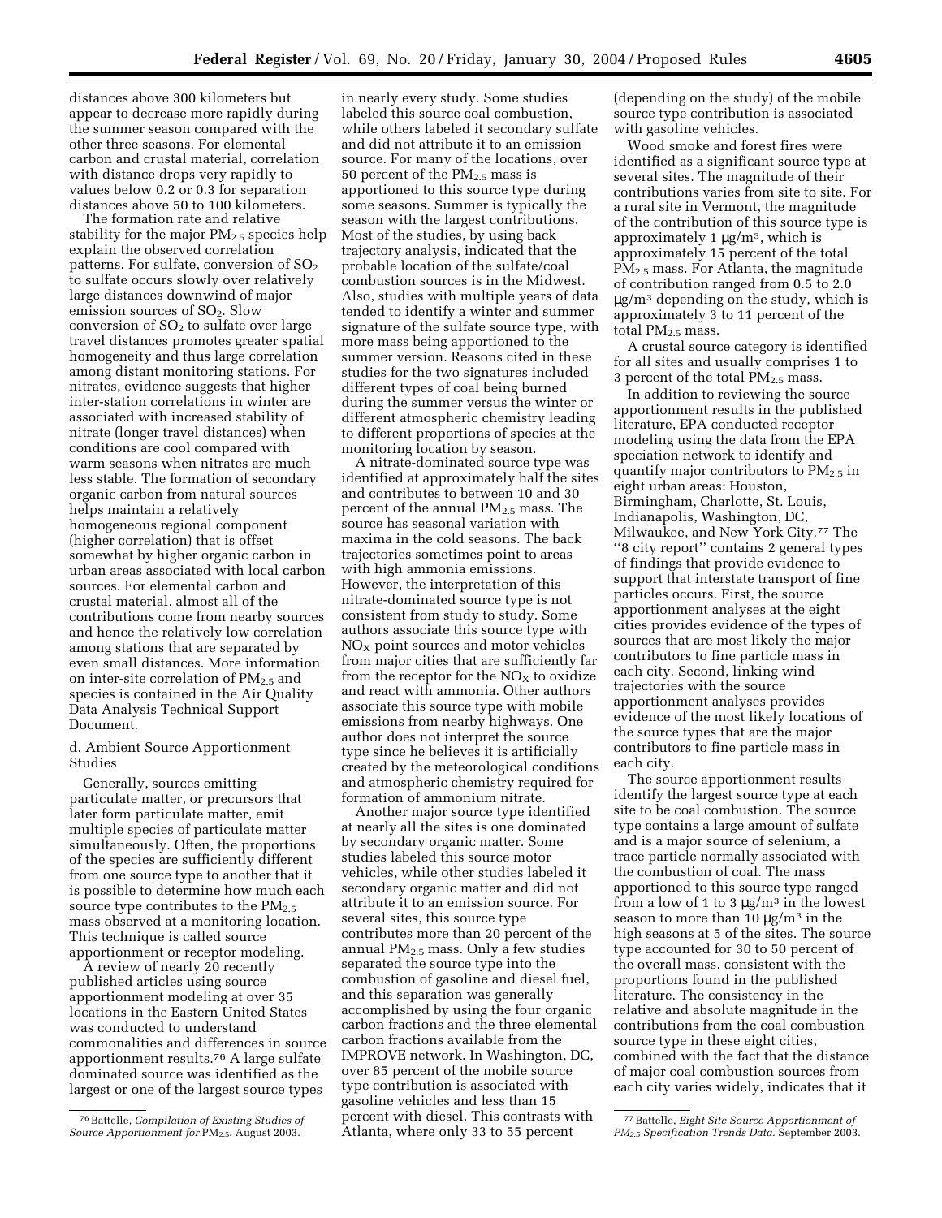distances above 300 kilometers but appear to decrease more rapidly during the summer season compared with the other three seasons. For elemental carbon and crustal material, correlation with distance drops very rapidly to values below 0.2 or 0.3 for separation distances above 50 to 100 kilometers.

The formation rate and relative stability for the major $PM_{2.5}$ species help explain the observed correlation patterns. For sulfate, conversion of $SO_2$ to sulfate occurs slowly over relatively large distances downwind of major emission sources of $SO_2$. Slow conversion of $SO_2$ to sulfate over large travel distances promotes greater spatial homogeneity and thus large correlation among distant monitoring stations. For nitrates, evidence suggests that higher inter-station correlations in winter are associated with increased stability of nitrate (longer travel distances) when conditions are cool compared with warm seasons when nitrates are much less stable. The formation of secondary organic carbon from natural sources helps maintain a relatively homogeneous regional component (higher correlation) that is offset somewhat by higher organic carbon in urban areas associated with local carbon sources. For elemental carbon and crustal material, almost all of the contributions come from nearby sources and hence the relatively low correlation among stations that are separated by even small distances. More information on inter-site correlation of $PM_{2.5}$ and species is contained in the Air Quality Data Analysis Technical Support Document.

d. Ambient Source Apportionment Studies

Generally, sources emitting particulate matter, or precursors that later form particulate matter, emit multiple species of particulate matter simultaneously. Often, the proportions of the species are sufficiently different from one source type to another that it is possible to determine how much each source type contributes to the $PM_{2.5}$ mass observed at a monitoring location. This technique is called source apportionment or receptor modeling.

A review of nearly 20 recently published articles using source apportionment modeling at over 35 locations in the Eastern United States was conducted to understand commonalities and differences in source apportionment results.[76] A large sulfate dominated source was identified as the largest or one of the largest source types in nearly every study. Some studies labeled this source coal combustion, while others labeled it secondary sulfate and did not attribute it to an emission source. For many of the locations, over 50 percent of the $PM_{2.5}$ mass is apportioned to this source type during some seasons. Summer is typically the season with the largest contributions. Most of the studies, by using back trajectory analysis, indicated that the probable location of the sulfate/coal combustion sources is in the Midwest. Also, studies with multiple years of data tended to identify a winter and summer signature of the sulfate source type, with more mass being apportioned to the summer version. Reasons cited in these studies for the two signatures included different types of coal being burned during the summer versus the winter or different atmospheric chemistry leading to different proportions of species at the monitoring location by season.

A nitrate-dominated source type was identified at approximately half the sites and contributes to between 10 and 30 percent of the annual $PM_{2.5}$ mass. The source has seasonal variation with maxima in the cold seasons. The back trajectories sometimes point to areas with high ammonia emissions. However, the interpretation of this nitrate-dominated source type is not consistent from study to study. Some authors associate this source type with $NO_X$ point sources and motor vehicles from major cities that are sufficiently far from the receptor for the $NO_X$ to oxidize and react with ammonia. Other authors associate this source type with mobile emissions from nearby highways. One author does not interpret the source type since he believes it is artificially created by the meteorological conditions and atmospheric chemistry required for formation of ammonium nitrate.

Another major source type identified at nearly all the sites is one dominated by secondary organic matter. Some studies labeled this source motor vehicles, while other studies labeled it secondary organic matter and did not attribute it to an emission source. For several sites, this source type contributes more than 20 percent of the annual $PM_{2.5}$ mass. Only a few studies separated the source type into the combustion of gasoline and diesel fuel, and this separation was generally accomplished by using the four organic carbon fractions and the three elemental carbon fractions available from the IMPROVE network. In Washington, DC, over 85 percent of the mobile source type contribution is associated with gasoline vehicles and less than 15 percent with diesel. This contrasts with Atlanta, where only 33 to 55 percent (depending on the study) of the mobile source type contribution is associated with gasoline vehicles.

Wood smoke and forest fires were identified as a significant source type at several sites. The magnitude of their contributions varies from site to site. For a rural site in Vermont, the magnitude of the contribution of this source type is approximately 1 μg/m³, which is approximately 15 percent of the total $PM_{2.5}$ mass. For Atlanta, the magnitude of contribution ranged from 0.5 to 2.0 μg/m³ depending on the study, which is approximately 3 to 11 percent of the total $PM_{2.5}$ mass.

A crustal source category is identified for all sites and usually comprises 1 to 3 percent of the total $PM_{2.5}$ mass.

In addition to reviewing the source apportionment results in the published literature, EPA conducted receptor modeling using the data from the EPA speciation network to identify and quantify major contributors to $PM_{2.5}$ in eight urban areas: Houston, Birmingham, Charlotte, St. Louis, Indianapolis, Washington, DC, Milwaukee, and New York City.[77] The "8 city report" contains 2 general types of findings that provide evidence to support that interstate transport of fine particles occurs. First, the source apportionment analyses at the eight cities provides evidence of the types of sources that are most likely the major contributors to fine particle mass in each city. Second, linking wind trajectories with the source apportionment analyses provides evidence of the most likely locations of the source types that are the major contributors to fine particle mass in each city.

The source apportionment results identify the largest source type at each site to be coal combustion. The source type contains a large amount of sulfate and is a major source of selenium, a trace particle normally associated with the combustion of coal. The mass apportioned to this source type ranged from a low of 1 to 3 μg/m³ in the lowest season to more than 10 μg/m³ in the high seasons at 5 of the sites. The source type accounted for 30 to 50 percent of the overall mass, consistent with the proportions found in the published literature. The consistency in the relative and absolute magnitude in the contributions from the coal combustion source type in these eight cities, combined with the fact that the distance of major coal combustion sources from each city varies widely, indicates that it

---

[76] Battelle, *Compilation of Existing Studies of Source Apportionment for* $PM_{2.5}$. August 2003.

[77] Battelle, *Eight Site Source Apportionment of* $PM_{2.5}$ *Specification Trends Data.* September 2003.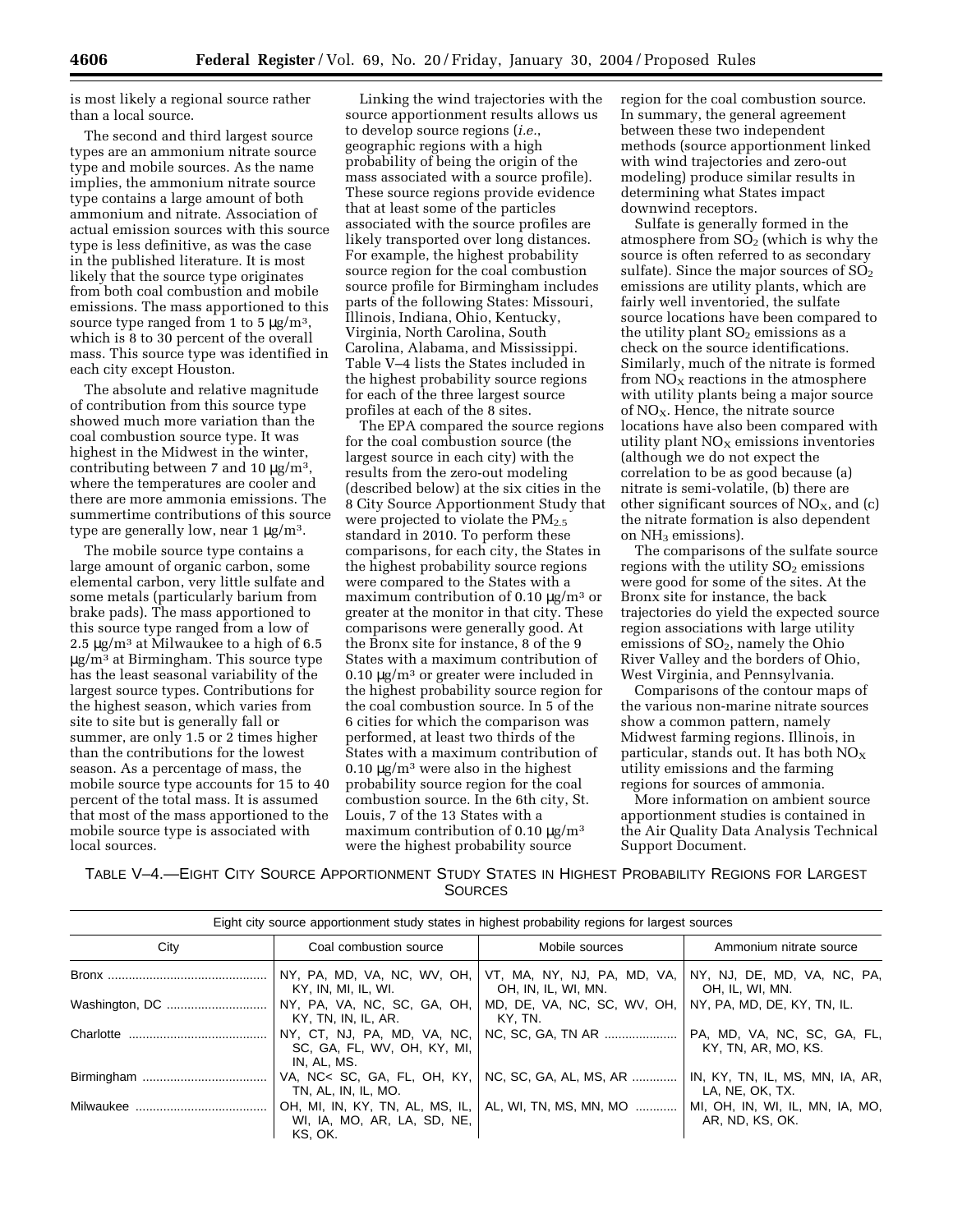is most likely a regional source rather than a local source.

The second and third largest source types are an ammonium nitrate source type and mobile sources. As the name implies, the ammonium nitrate source type contains a large amount of both ammonium and nitrate. Association of actual emission sources with this source type is less definitive, as was the case in the published literature. It is most likely that the source type originates from both coal combustion and mobile emissions. The mass apportioned to this source type ranged from 1 to 5 $\mu g/m^3$, which is 8 to 30 percent of the overall mass. This source type was identified in each city except Houston.

The absolute and relative magnitude of contribution from this source type showed much more variation than the coal combustion source type. It was highest in the Midwest in the winter, contributing between 7 and 10 $\mu g/m^3$, where the temperatures are cooler and there are more ammonia emissions. The summertime contributions of this source type are generally low, near 1 $\mu g/m^3$.

The mobile source type contains a large amount of organic carbon, some elemental carbon, very little sulfate and some metals (particularly barium from brake pads). The mass apportioned to this source type ranged from a low of 2.5 $\mu g/m^3$ at Milwaukee to a high of 6.5 $\mu g/m^3$ at Birmingham. This source type has the least seasonal variability of the largest source types. Contributions for the highest season, which varies from site to site but is generally fall or summer, are only 1.5 or 2 times higher than the contributions for the lowest season. As a percentage of mass, the mobile source type accounts for 15 to 40 percent of the total mass. It is assumed that most of the mass apportioned to the mobile source type is associated with local sources.

Linking the wind trajectories with the source apportionment results allows us to develop source regions (*i.e.*, geographic regions with a high probability of being the origin of the mass associated with a source profile). These source regions provide evidence that at least some of the particles associated with the source profiles are likely transported over long distances. For example, the highest probability source region for the coal combustion source profile for Birmingham includes parts of the following States: Missouri, Illinois, Indiana, Ohio, Kentucky, Virginia, North Carolina, South Carolina, Alabama, and Mississippi. Table V–4 lists the States included in the highest probability source regions for each of the three largest source profiles at each of the 8 sites.

The EPA compared the source regions for the coal combustion source (the largest source in each city) with the results from the zero-out modeling (described below) at the six cities in the 8 City Source Apportionment Study that were projected to violate the $PM_{2.5}$ standard in 2010. To perform these comparisons, for each city, the States in the highest probability source regions were compared to the States with a maximum contribution of 0.10 $\mu g/m^3$ or greater at the monitor in that city. These comparisons were generally good. At the Bronx site for instance, 8 of the 9 States with a maximum contribution of 0.10 $\mu g/m^3$ or greater were included in the highest probability source region for the coal combustion source. In 5 of the 6 cities for which the comparison was performed, at least two thirds of the States with a maximum contribution of 0.10 $\mu g/m^3$ were also in the highest probability source region for the coal combustion source. In the 6th city, St. Louis, 7 of the 13 States with a maximum contribution of 0.10 $\mu g/m^3$ were the highest probability source region for the coal combustion source. In summary, the general agreement between these two independent methods (source apportionment linked with wind trajectories and zero-out modeling) produce similar results in determining what States impact downwind receptors.

Sulfate is generally formed in the atmosphere from $SO_2$ (which is why the source is often referred to as secondary sulfate). Since the major sources of $SO_2$ emissions are utility plants, which are fairly well inventoried, the sulfate source locations have been compared to the utility plant $SO_2$ emissions as a check on the source identifications. Similarly, much of the nitrate is formed from $NO_X$ reactions in the atmosphere with utility plants being a major source of $NO_X$. Hence, the nitrate source locations have also been compared with utility plant $NO_X$ emissions inventories (although we do not expect the correlation to be as good because (a) nitrate is semi-volatile, (b) there are other significant sources of $NO_X$, and (c) the nitrate formation is also dependent on $NH_3$ emissions).

The comparisons of the sulfate source regions with the utility $SO_2$ emissions were good for some of the sites. At the Bronx site for instance, the back trajectories do yield the expected source region associations with large utility emissions of $SO_2$, namely the Ohio River Valley and the borders of Ohio, West Virginia, and Pennsylvania.

Comparisons of the contour maps of the various non-marine nitrate sources show a common pattern, namely Midwest farming regions. Illinois, in particular, stands out. It has both $NO_X$ utility emissions and the farming regions for sources of ammonia.

More information on ambient source apportionment studies is contained in the Air Quality Data Analysis Technical Support Document.

TABLE V–4.—EIGHT CITY SOURCE APPORTIONMENT STUDY STATES IN HIGHEST PROBABILITY REGIONS FOR LARGEST SOURCES

| Eight city source apportionment study states in highest probability regions for largest sources | | | |
|---|---|---|---|
| City | Coal combustion source | Mobile sources | Ammonium nitrate source |
| Bronx | NY, PA, MD, VA, NC, WV, OH, KY, IN, MI, IL, WI. | VT, MA, NY, NJ, PA, MD, VA, OH, IN, IL, WI, MN. | NY, NJ, DE, MD, VA, NC, PA, OH, IL, WI, MN. |
| Washington, DC | NY, PA, VA, NC, SC, GA, OH, KY, TN, IN, IL, AR. | MD, DE, VA, NC, SC, WV, OH, KY, TN. | NY, PA, MD, DE, KY, TN, IL. |
| Charlotte | NY, CT, NJ, PA, MD, VA, NC, SC, GA, FL, WV, OH, KY, MI, IN, AL, MS. | NC, SC, GA, TN AR | PA, MD, VA, NC, SC, GA, FL, KY, TN, AR, MO, KS. |
| Birmingham | VA, NC< SC, GA, FL, OH, KY, TN, AL, IN, IL, MO. | NC, SC, GA, AL, MS, AR | IN, KY, TN, IL, MS, MN, IA, AR, LA, NE, OK, TX. |
| Milwaukee | OH, MI, IN, KY, TN, AL, MS, IL, WI, IA, MO, AR, LA, SD, NE, KS, OK. | AL, WI, TN, MS, MN, MO | MI, OH, IN, WI, IL, MN, IA, MO, AR, ND, KS, OK. |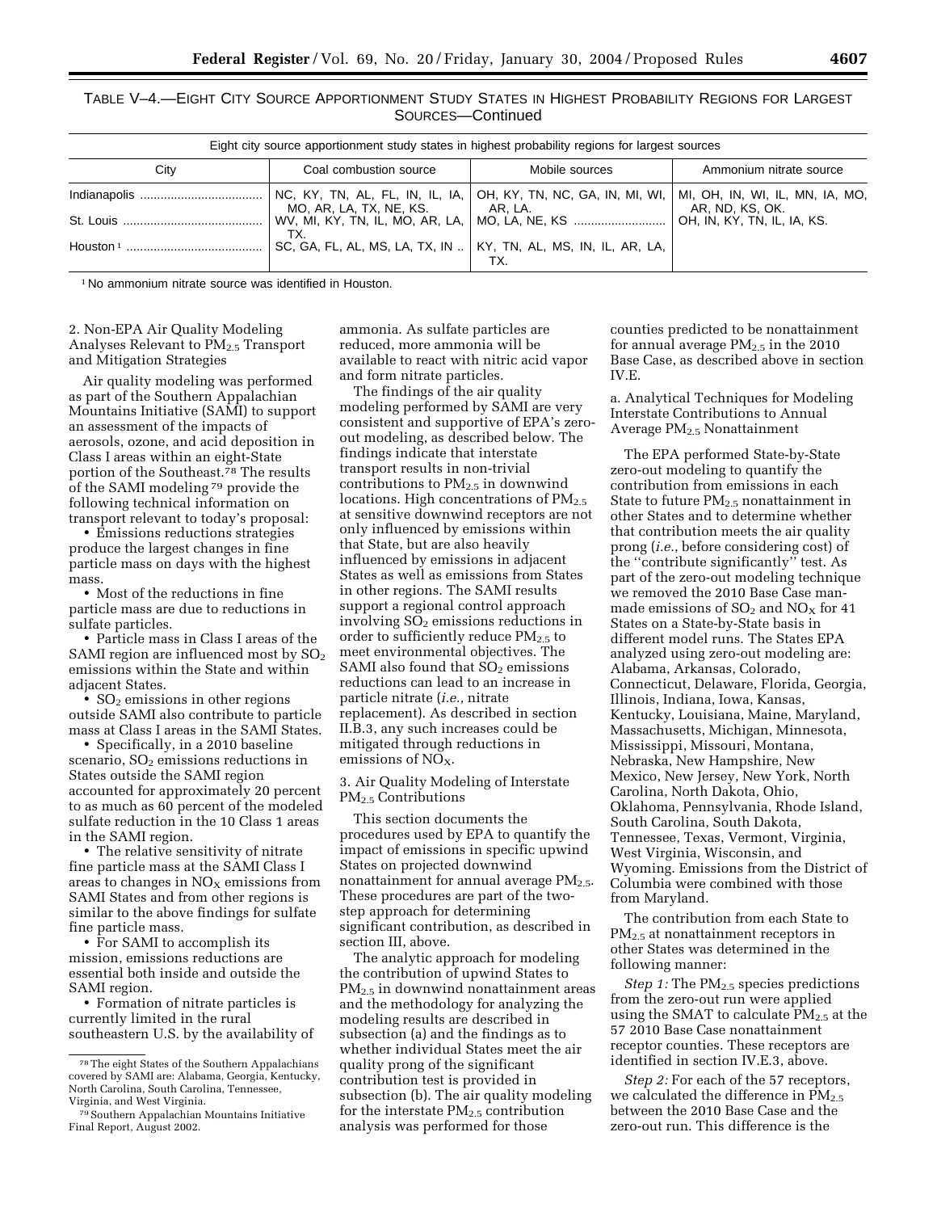TABLE V–4.—EIGHT CITY SOURCE APPORTIONMENT STUDY STATES IN HIGHEST PROBABILITY REGIONS FOR LARGEST SOURCES—Continued

| Eight city source apportionment study states in highest probability regions for largest sources | | | |
|---|---|---|---|
| City | Coal combustion source | Mobile sources | Ammonium nitrate source |
| Indianapolis | NC, KY, TN, AL, FL, IN, IL, IA, MO, AR, LA, TX, NE, KS. | OH, KY, TN, NC, GA, IN, MI, WI, AR, LA. | MI, OH, IN, WI, IL, MN, IA, MO, AR, ND, KS, OK. |
| St. Louis | WV, MI, KY, TN, IL, MO, AR, LA, TX. | MO, LA, NE, KS | OH, IN, KY, TN, IL, IA, KS. |
| Houston [1] | SC, GA, FL, AL, MS, LA, TX, IN | KY, TN, AL, MS, IN, IL, AR, LA, TX. | |

[1] No ammonium nitrate source was identified in Houston.

2. Non-EPA Air Quality Modeling Analyses Relevant to $PM_{2.5}$ Transport and Mitigation Strategies

Air quality modeling was performed as part of the Southern Appalachian Mountains Initiative (SAMI) to support an assessment of the impacts of aerosols, ozone, and acid deposition in Class I areas within an eight-State portion of the Southeast.[78] The results of the SAMI modeling[79] provide the following technical information on transport relevant to today's proposal:

- Emissions reductions strategies produce the largest changes in fine particle mass on days with the highest mass.
- Most of the reductions in fine particle mass are due to reductions in sulfate particles.
- Particle mass in Class I areas of the SAMI region are influenced most by $SO_2$ emissions within the State and within adjacent States.
- $SO_2$ emissions in other regions outside SAMI also contribute to particle mass at Class I areas in the SAMI States.
- Specifically, in a 2010 baseline scenario, $SO_2$ emissions reductions in States outside the SAMI region accounted for approximately 20 percent to as much as 60 percent of the modeled sulfate reduction in the 10 Class 1 areas in the SAMI region.
- The relative sensitivity of nitrate fine particle mass at the SAMI Class I areas to changes in $NO_X$ emissions from SAMI States and from other regions is similar to the above findings for sulfate fine particle mass.
- For SAMI to accomplish its mission, emissions reductions are essential both inside and outside the SAMI region.
- Formation of nitrate particles is currently limited in the rural southeastern U.S. by the availability of ammonia. As sulfate particles are reduced, more ammonia will be available to react with nitric acid vapor and form nitrate particles.

The findings of the air quality modeling performed by SAMI are very consistent and supportive of EPA's zero-out modeling, as described below. The findings indicate that interstate transport results in non-trivial contributions to $PM_{2.5}$ in downwind locations. High concentrations of $PM_{2.5}$ at sensitive downwind receptors are not only influenced by emissions within that State, but are also heavily influenced by emissions in adjacent States as well as emissions from States in other regions. The SAMI results support a regional control approach involving $SO_2$ emissions reductions in order to sufficiently reduce $PM_{2.5}$ to meet environmental objectives. The SAMI also found that $SO_2$ emissions reductions can lead to an increase in particle nitrate (*i.e.,* nitrate replacement). As described in section II.B.3, any such increases could be mitigated through reductions in emissions of $NO_X$.

3. Air Quality Modeling of Interstate $PM_{2.5}$ Contributions

This section documents the procedures used by EPA to quantify the impact of emissions in specific upwind States on projected downwind nonattainment for annual average $PM_{2.5}$. These procedures are part of the two-step approach for determining significant contribution, as described in section III, above.

The analytic approach for modeling the contribution of upwind States to $PM_{2.5}$ in downwind nonattainment areas and the methodology for analyzing the modeling results are described in subsection (a) and the findings as to whether individual States meet the air quality prong of the significant contribution test is provided in subsection (b). The air quality modeling for the interstate $PM_{2.5}$ contribution analysis was performed for those counties predicted to be nonattainment for annual average $PM_{2.5}$ in the 2010 Base Case, as described above in section IV.E.

a. Analytical Techniques for Modeling Interstate Contributions to Annual Average $PM_{2.5}$ Nonattainment

The EPA performed State-by-State zero-out modeling to quantify the contribution from emissions in each State to future $PM_{2.5}$ nonattainment in other States and to determine whether that contribution meets the air quality prong (*i.e.*, before considering cost) of the ''contribute significantly'' test. As part of the zero-out modeling technique we removed the 2010 Base Case man-made emissions of $SO_2$ and $NO_X$ for 41 States on a State-by-State basis in different model runs. The States EPA analyzed using zero-out modeling are: Alabama, Arkansas, Colorado, Connecticut, Delaware, Florida, Georgia, Illinois, Indiana, Iowa, Kansas, Kentucky, Louisiana, Maine, Maryland, Massachusetts, Michigan, Minnesota, Mississippi, Missouri, Montana, Nebraska, New Hampshire, New Mexico, New Jersey, New York, North Carolina, North Dakota, Ohio, Oklahoma, Pennsylvania, Rhode Island, South Carolina, South Dakota, Tennessee, Texas, Vermont, Virginia, West Virginia, Wisconsin, and Wyoming. Emissions from the District of Columbia were combined with those from Maryland.

The contribution from each State to $PM_{2.5}$ at nonattainment receptors in other States was determined in the following manner:

*Step 1:* The $PM_{2.5}$ species predictions from the zero-out run were applied using the SMAT to calculate $PM_{2.5}$ at the 57 2010 Base Case nonattainment receptor counties. These receptors are identified in section IV.E.3, above.

*Step 2:* For each of the 57 receptors, we calculated the difference in $PM_{2.5}$ between the 2010 Base Case and the zero-out run. This difference is the

[78] The eight States of the Southern Appalachians covered by SAMI are: Alabama, Georgia, Kentucky, North Carolina, South Carolina, Tennessee, Virginia, and West Virginia.

[79] Southern Appalachian Mountains Initiative Final Report, August 2002.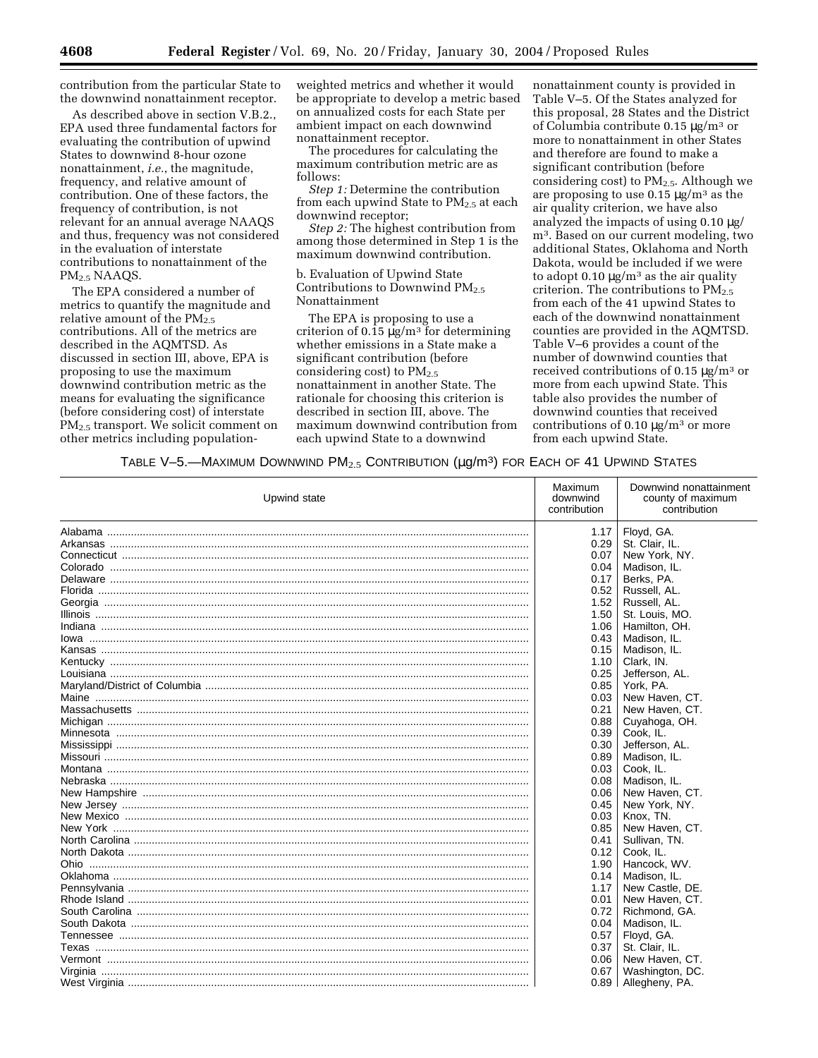contribution from the particular State to the downwind nonattainment receptor.

As described above in section V.B.2., EPA used three fundamental factors for evaluating the contribution of upwind States to downwind 8-hour ozone nonattainment, *i.e.*, the magnitude, frequency, and relative amount of contribution. One of these factors, the frequency of contribution, is not relevant for an annual average NAAQS and thus, frequency was not considered in the evaluation of interstate contributions to nonattainment of the $PM_{2.5}$ NAAQS.

The EPA considered a number of metrics to quantify the magnitude and relative amount of the $PM_{2.5}$ contributions. All of the metrics are described in the AQMTSD. As discussed in section III, above, EPA is proposing to use the maximum downwind contribution metric as the means for evaluating the significance (before considering cost) of interstate $PM_{2.5}$ transport. We solicit comment on other metrics including population-weighted metrics and whether it would be appropriate to develop a metric based on annualized costs for each State per ambient impact on each downwind nonattainment receptor.

The procedures for calculating the maximum contribution metric are as follows:

*Step 1:* Determine the contribution from each upwind State to $PM_{2.5}$ at each downwind receptor;

*Step 2:* The highest contribution from among those determined in Step 1 is the maximum downwind contribution.

b. Evaluation of Upwind State Contributions to Downwind $PM_{2.5}$ Nonattainment

The EPA is proposing to use a criterion of 0.15 μg/m³ for determining whether emissions in a State make a significant contribution (before considering cost) to $PM_{2.5}$ nonattainment in another State. The rationale for choosing this criterion is described in section III, above. The maximum downwind contribution from each upwind State to a downwind nonattainment county is provided in Table V–5. Of the States analyzed for this proposal, 28 States and the District of Columbia contribute 0.15 μg/m³ or more to nonattainment in other States and therefore are found to make a significant contribution (before considering cost) to $PM_{2.5}$. Although we are proposing to use 0.15 μg/m³ as the air quality criterion, we have also analyzed the impacts of using 0.10 μg/m³. Based on our current modeling, two additional States, Oklahoma and North Dakota, would be included if we were to adopt 0.10 μg/m³ as the air quality criterion. The contributions to $PM_{2.5}$ from each of the 41 upwind States to each of the downwind nonattainment counties are provided in the AQMTSD. Table V–6 provides a count of the number of downwind counties that received contributions of 0.15 μg/m³ or more from each upwind State. This table also provides the number of downwind counties that received contributions of 0.10 μg/m³ or more from each upwind State.

TABLE V–5.—MAXIMUM DOWNWIND $PM_{2.5}$ CONTRIBUTION (μg/m³) FOR EACH OF 41 UPWIND STATES

| Upwind state | Maximum downwind contribution | Downwind nonattainment county of maximum contribution |
|---|---|---|
| Alabama | 1.17 | Floyd, GA. |
| Arkansas | 0.29 | St. Clair, IL. |
| Connecticut | 0.07 | New York, NY. |
| Colorado | 0.04 | Madison, IL. |
| Delaware | 0.17 | Berks, PA. |
| Florida | 0.52 | Russell, AL. |
| Georgia | 1.52 | Russell, AL. |
| Illinois | 1.50 | St. Louis, MO. |
| Indiana | 1.06 | Hamilton, OH. |
| Iowa | 0.43 | Madison, IL. |
| Kansas | 0.15 | Madison, IL. |
| Kentucky | 1.10 | Clark, IN. |
| Louisiana | 0.25 | Jefferson, AL. |
| Maryland/District of Columbia | 0.85 | York, PA. |
| Maine | 0.03 | New Haven, CT. |
| Massachusetts | 0.21 | New Haven, CT. |
| Michigan | 0.88 | Cuyahoga, OH. |
| Minnesota | 0.39 | Cook, IL. |
| Mississippi | 0.30 | Jefferson, AL. |
| Missouri | 0.89 | Madison, IL. |
| Montana | 0.03 | Cook, IL. |
| Nebraska | 0.08 | Madison, IL. |
| New Hampshire | 0.06 | New Haven, CT. |
| New Jersey | 0.45 | New York, NY. |
| New Mexico | 0.03 | Knox, TN. |
| New York | 0.85 | New Haven, CT. |
| North Carolina | 0.41 | Sullivan, TN. |
| North Dakota | 0.12 | Cook, IL. |
| Ohio | 1.90 | Hancock, WV. |
| Oklahoma | 0.14 | Madison, IL. |
| Pennsylvania | 1.17 | New Castle, DE. |
| Rhode Island | 0.01 | New Haven, CT. |
| South Carolina | 0.72 | Richmond, GA. |
| South Dakota | 0.04 | Madison, IL. |
| Tennessee | 0.57 | Floyd, GA. |
| Texas | 0.37 | St. Clair, IL. |
| Vermont | 0.06 | New Haven, CT. |
| Virginia | 0.67 | Washington, DC. |
| West Virginia | 0.89 | Allegheny, PA. |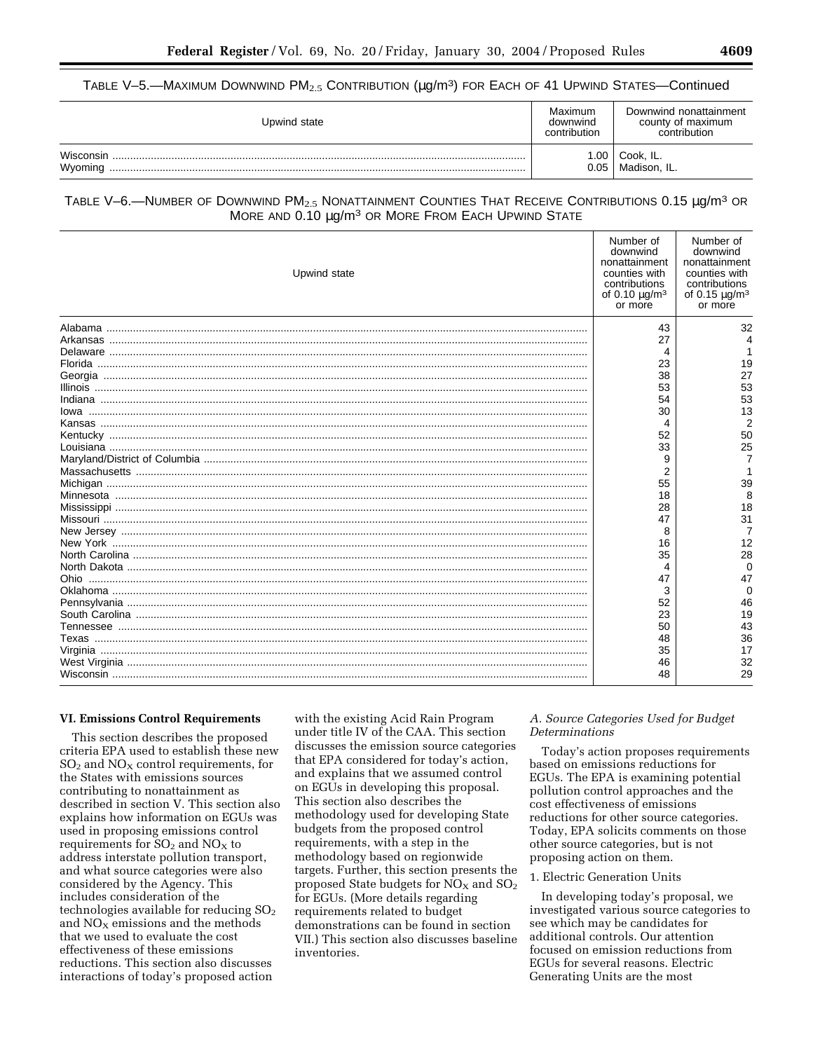TABLE V–5.—MAXIMUM DOWNWIND $PM_{2.5}$ CONTRIBUTION ($\mu g/m^3$) FOR EACH OF 41 UPWIND STATES—Continued

| Upwind state | Maximum downwind contribution | Downwind nonattainment county of maximum contribution |
|---|---|---|
| Wisconsin | 1.00 | Cook, IL. |
| Wyoming | 0.05 | Madison, IL. |

TABLE V–6.—NUMBER OF DOWNWIND $PM_{2.5}$ NONATTAINMENT COUNTIES THAT RECEIVE CONTRIBUTIONS 0.15 $\mu g/m^3$ OR MORE AND 0.10 $\mu g/m^3$ OR MORE FROM EACH UPWIND STATE

| Upwind state | Number of downwind nonattainment counties with contributions of 0.10 $\mu g/m^3$ or more | Number of downwind nonattainment counties with contributions of 0.15 $\mu g/m^3$ or more |
|---|---|---|
| Alabama | 43 | 32 |
| Arkansas | 27 | 4 |
| Delaware | 4 | 1 |
| Florida | 23 | 19 |
| Georgia | 38 | 27 |
| Illinois | 53 | 53 |
| Indiana | 54 | 53 |
| Iowa | 30 | 13 |
| Kansas | 4 | 2 |
| Kentucky | 52 | 50 |
| Louisiana | 33 | 25 |
| Maryland/District of Columbia | 9 | 7 |
| Massachusetts | 2 | 1 |
| Michigan | 55 | 39 |
| Minnesota | 18 | 8 |
| Mississippi | 28 | 18 |
| Missouri | 47 | 31 |
| New Jersey | 8 | 7 |
| New York | 16 | 12 |
| North Carolina | 35 | 28 |
| North Dakota | 4 | 0 |
| Ohio | 47 | 47 |
| Oklahoma | 3 | 0 |
| Pennsylvania | 52 | 46 |
| South Carolina | 23 | 19 |
| Tennessee | 50 | 43 |
| Texas | 48 | 36 |
| Virginia | 35 | 17 |
| West Virginia | 46 | 32 |
| Wisconsin | 48 | 29 |

**VI. Emissions Control Requirements**

This section describes the proposed criteria EPA used to establish these new $SO_2$ and $NO_X$ control requirements, for the States with emissions sources contributing to nonattainment as described in section V. This section also explains how information on EGUs was used in proposing emissions control requirements for $SO_2$ and $NO_X$ to address interstate pollution transport, and what source categories were also considered by the Agency. This includes consideration of the technologies available for reducing $SO_2$ and $NO_X$ emissions and the methods that we used to evaluate the cost effectiveness of these emissions reductions. This section also discusses interactions of today's proposed action with the existing Acid Rain Program under title IV of the CAA. This section discusses the emission source categories that EPA considered for today's action, and explains that we assumed control on EGUs in developing this proposal. This section also describes the methodology used for developing State budgets from the proposed control requirements, with a step in the methodology based on regionwide targets. Further, this section presents the proposed State budgets for $NO_X$ and $SO_2$ for EGUs. (More details regarding requirements related to budget demonstrations can be found in section VII.) This section also discusses baseline inventories.

*A. Source Categories Used for Budget Determinations*

Today's action proposes requirements based on emissions reductions for EGUs. The EPA is examining potential pollution control approaches and the cost effectiveness of emissions reductions for other source categories. Today, EPA solicits comments on those other source categories, but is not proposing action on them.

1. Electric Generation Units

In developing today's proposal, we investigated various source categories to see which may be candidates for additional controls. Our attention focused on emission reductions from EGUs for several reasons. Electric Generating Units are the most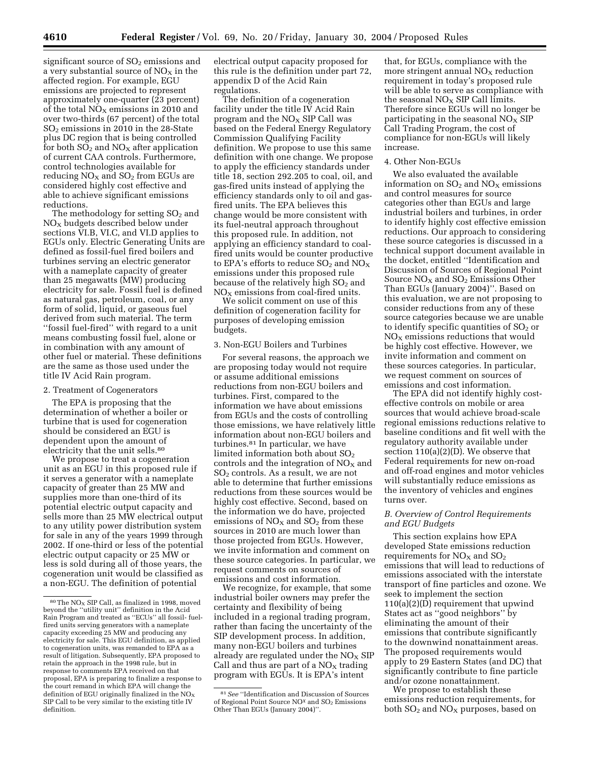significant source of $SO_2$ emissions and a very substantial source of $NO_X$ in the affected region. For example, EGU emissions are projected to represent approximately one-quarter (23 percent) of the total $NO_X$ emissions in 2010 and over two-thirds (67 percent) of the total $SO_2$ emissions in 2010 in the 28-State plus DC region that is being controlled for both $SO_2$ and $NO_X$ after application of current CAA controls. Furthermore, control technologies available for reducing $NO_X$ and $SO_2$ from EGUs are considered highly cost effective and able to achieve significant emissions reductions.

The methodology for setting $SO_2$ and $NO_X$ budgets described below under sections VI.B, VI.C, and VI.D applies to EGUs only. Electric Generating Units are defined as fossil-fuel fired boilers and turbines serving an electric generator with a nameplate capacity of greater than 25 megawatts (MW) producing electricity for sale. Fossil fuel is defined as natural gas, petroleum, coal, or any form of solid, liquid, or gaseous fuel derived from such material. The term ''fossil fuel-fired'' with regard to a unit means combusting fossil fuel, alone or in combination with any amount of other fuel or material. These definitions are the same as those used under the title IV Acid Rain program.

### 2. Treatment of Cogenerators

The EPA is proposing that the determination of whether a boiler or turbine that is used for cogeneration should be considered an EGU is dependent upon the amount of electricity that the unit sells.[80]

We propose to treat a cogeneration unit as an EGU in this proposed rule if it serves a generator with a nameplate capacity of greater than 25 MW and supplies more than one-third of its potential electric output capacity and sells more than 25 MW electrical output to any utility power distribution system for sale in any of the years 1999 through 2002. If one-third or less of the potential electric output capacity or 25 MW or less is sold during all of those years, the cogeneration unit would be classified as a non-EGU. The definition of potential electrical output capacity proposed for this rule is the definition under part 72, appendix D of the Acid Rain regulations.

The definition of a cogeneration facility under the title IV Acid Rain program and the $NO_X$ SIP Call was based on the Federal Energy Regulatory Commission Qualifying Facility definition. We propose to use this same definition with one change. We propose to apply the efficiency standards under title 18, section 292.205 to coal, oil, and gas-fired units instead of applying the efficiency standards only to oil and gas-fired units. The EPA believes this change would be more consistent with its fuel-neutral approach throughout this proposed rule. In addition, not applying an efficiency standard to coal-fired units would be counter productive to EPA's efforts to reduce $SO_2$ and $NO_X$ emissions under this proposed rule because of the relatively high $SO_2$ and $NO_X$ emissions from coal-fired units.

We solicit comment on use of this definition of cogeneration facility for purposes of developing emission budgets.

### 3. Non-EGU Boilers and Turbines

For several reasons, the approach we are proposing today would not require or assume additional emissions reductions from non-EGU boilers and turbines. First, compared to the information we have about emissions from EGUs and the costs of controlling those emissions, we have relatively little information about non-EGU boilers and turbines.[81] In particular, we have limited information both about $SO_2$ controls and the integration of $NO_X$ and $SO_2$ controls. As a result, we are not able to determine that further emissions reductions from these sources would be highly cost effective. Second, based on the information we do have, projected emissions of $NO_X$ and $SO_2$ from these sources in 2010 are much lower than those projected from EGUs. However, we invite information and comment on these source categories. In particular, we request comments on sources of emissions and cost information.

We recognize, for example, that some industrial boiler owners may prefer the certainty and flexibility of being included in a regional trading program, rather than facing the uncertainty of the SIP development process. In addition, many non-EGU boilers and turbines already are regulated under the $NO_X$ SIP Call and thus are part of a $NO_X$ trading program with EGUs. It is EPA's intent that, for EGUs, compliance with the more stringent annual $NO_X$ reduction requirement in today's proposed rule will be able to serve as compliance with the seasonal $NO_X$ SIP Call limits. Therefore since EGUs will no longer be participating in the seasonal $NO_X$ SIP Call Trading Program, the cost of compliance for non-EGUs will likely increase.

### 4. Other Non-EGUs

We also evaluated the available information on $SO_2$ and $NO_X$ emissions and control measures for source categories other than EGUs and large industrial boilers and turbines, in order to identify highly cost effective emission reductions. Our approach to considering these source categories is discussed in a technical support document available in the docket, entitled ''Identification and Discussion of Sources of Regional Point Source $NO_X$ and $SO_2$ Emissions Other Than EGUs (January 2004)''. Based on this evaluation, we are not proposing to consider reductions from any of these source categories because we are unable to identify specific quantities of $SO_2$ or $NO_X$ emissions reductions that would be highly cost effective. However, we invite information and comment on these sources categories. In particular, we request comment on sources of emissions and cost information.

The EPA did not identify highly cost-effective controls on mobile or area sources that would achieve broad-scale regional emissions reductions relative to baseline conditions and fit well with the regulatory authority available under section 110(a)(2)(D). We observe that Federal requirements for new on-road and off-road engines and motor vehicles will substantially reduce emissions as the inventory of vehicles and engines turns over.

## *B. Overview of Control Requirements and EGU Budgets*

This section explains how EPA developed State emissions reduction requirements for $NO_X$ and $SO_2$ emissions that will lead to reductions of emissions associated with the interstate transport of fine particles and ozone. We seek to implement the section 110(a)(2)(D) requirement that upwind States act as ''good neighbors'' by eliminating the amount of their emissions that contribute significantly to the downwind nonattainment areas. The proposed requirements would apply to 29 Eastern States (and DC) that significantly contribute to fine particle and/or ozone nonattainment.

We propose to establish these emissions reduction requirements, for both $SO_2$ and $NO_X$ purposes, based on

---

[80] The $NO_X$ SIP Call, as finalized in 1998, moved beyond the ''utility unit'' definition in the Acid Rain Program and treated as ''ECUs'' all fossil- fuel-fired units serving generators with a nameplate capacity exceeding 25 MW and producing any electricity for sale. This EGU definition, as applied to cogeneration units, was remanded to EPA as a result of litigation. Subsequently, EPA proposed to retain the approach in the 1998 rule, but in response to comments EPA received on that proposal, EPA is preparing to finalize a response to the court remand in which EPA will change the definition of EGU originally finalized in the $NO_X$ SIP Call to be very similar to the existing title IV definition.

[81] *See* ''Identification and Discussion of Sources of Regional Point Source $NO^X$ and $SO_2$ Emissions Other Than EGUs (January 2004)''.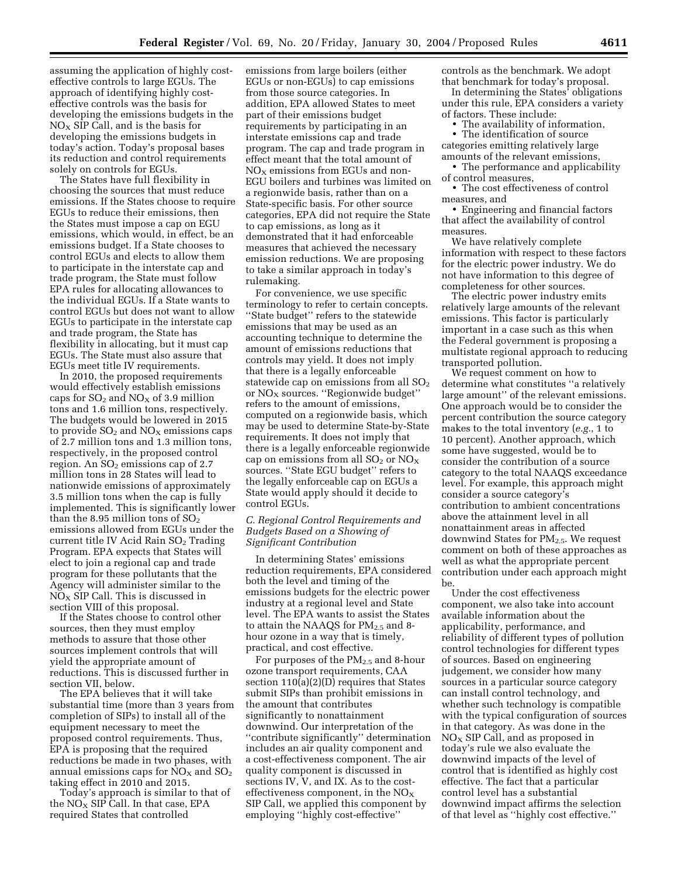assuming the application of highly cost-effective controls to large EGUs. The approach of identifying highly cost-effective controls was the basis for developing the emissions budgets in the $NO_X$ SIP Call, and is the basis for developing the emissions budgets in today's action. Today's proposal bases its reduction and control requirements solely on controls for EGUs.

The States have full flexibility in choosing the sources that must reduce emissions. If the States choose to require EGUs to reduce their emissions, then the States must impose a cap on EGU emissions, which would, in effect, be an emissions budget. If a State chooses to control EGUs and elects to allow them to participate in the interstate cap and trade program, the State must follow EPA rules for allocating allowances to the individual EGUs. If a State wants to control EGUs but does not want to allow EGUs to participate in the interstate cap and trade program, the State has flexibility in allocating, but it must cap EGUs. The State must also assure that EGUs meet title IV requirements.

In 2010, the proposed requirements would effectively establish emissions caps for $SO_2$ and $NO_X$ of 3.9 million tons and 1.6 million tons, respectively. The budgets would be lowered in 2015 to provide $SO_2$ and $NO_X$ emissions caps of 2.7 million tons and 1.3 million tons, respectively, in the proposed control region. An $SO_2$ emissions cap of 2.7 million tons in 28 States will lead to nationwide emissions of approximately 3.5 million tons when the cap is fully implemented. This is significantly lower than the 8.95 million tons of $SO_2$ emissions allowed from EGUs under the current title IV Acid Rain $SO_2$ Trading Program. EPA expects that States will elect to join a regional cap and trade program for these pollutants that the Agency will administer similar to the $NO_X$ SIP Call. This is discussed in section VIII of this proposal.

If the States choose to control other sources, then they must employ methods to assure that those other sources implement controls that will yield the appropriate amount of reductions. This is discussed further in section VII, below.

The EPA believes that it will take substantial time (more than 3 years from completion of SIPs) to install all of the equipment necessary to meet the proposed control requirements. Thus, EPA is proposing that the required reductions be made in two phases, with annual emissions caps for $NO_X$ and $SO_2$ taking effect in 2010 and 2015.

Today's approach is similar to that of the $NO_X$ SIP Call. In that case, EPA required States that controlled emissions from large boilers (either EGUs or non-EGUs) to cap emissions from those source categories. In addition, EPA allowed States to meet part of their emissions budget requirements by participating in an interstate emissions cap and trade program. The cap and trade program in effect meant that the total amount of $NO_X$ emissions from EGUs and non-EGU boilers and turbines was limited on a regionwide basis, rather than on a State-specific basis. For other source categories, EPA did not require the State to cap emissions, as long as it demonstrated that it had enforceable measures that achieved the necessary emission reductions. We are proposing to take a similar approach in today's rulemaking.

For convenience, we use specific terminology to refer to certain concepts. ''State budget'' refers to the statewide emissions that may be used as an accounting technique to determine the amount of emissions reductions that controls may yield. It does not imply that there is a legally enforceable statewide cap on emissions from all $SO_2$ or $NO_X$ sources. ''Regionwide budget'' refers to the amount of emissions, computed on a regionwide basis, which may be used to determine State-by-State requirements. It does not imply that there is a legally enforceable regionwide cap on emissions from all $SO_2$ or $NO_X$ sources. ''State EGU budget'' refers to the legally enforceable cap on EGUs a State would apply should it decide to control EGUs.

### *C. Regional Control Requirements and Budgets Based on a Showing of Significant Contribution*

In determining States' emissions reduction requirements, EPA considered both the level and timing of the emissions budgets for the electric power industry at a regional level and State level. The EPA wants to assist the States to attain the NAAQS for $PM_{2.5}$ and 8-hour ozone in a way that is timely, practical, and cost effective.

For purposes of the $PM_{2.5}$ and 8-hour ozone transport requirements, CAA section 110(a)(2)(D) requires that States submit SIPs than prohibit emissions in the amount that contributes significantly to nonattainment downwind. Our interpretation of the ''contribute significantly'' determination includes an air quality component and a cost-effectiveness component. The air quality component is discussed in sections IV, V, and IX. As to the cost-effectiveness component, in the $NO_X$ SIP Call, we applied this component by employing ''highly cost-effective'' controls as the benchmark. We adopt that benchmark for today's proposal.

In determining the States' obligations under this rule, EPA considers a variety of factors. These include:

- The availability of information,
- The identification of source categories emitting relatively large amounts of the relevant emissions,
- The performance and applicability of control measures,
- The cost effectiveness of control measures, and
- Engineering and financial factors that affect the availability of control measures.

We have relatively complete information with respect to these factors for the electric power industry. We do not have information to this degree of completeness for other sources.

The electric power industry emits relatively large amounts of the relevant emissions. This factor is particularly important in a case such as this when the Federal government is proposing a multistate regional approach to reducing transported pollution.

We request comment on how to determine what constitutes ''a relatively large amount'' of the relevant emissions. One approach would be to consider the percent contribution the source category makes to the total inventory (*e.g.*, 1 to 10 percent). Another approach, which some have suggested, would be to consider the contribution of a source category to the total NAAQS exceedance level. For example, this approach might consider a source category's contribution to ambient concentrations above the attainment level in all nonattainment areas in affected downwind States for $PM_{2.5}$. We request comment on both of these approaches as well as what the appropriate percent contribution under each approach might be.

Under the cost effectiveness component, we also take into account available information about the applicability, performance, and reliability of different types of pollution control technologies for different types of sources. Based on engineering judgement, we consider how many sources in a particular source category can install control technology, and whether such technology is compatible with the typical configuration of sources in that category. As was done in the $NO_X$ SIP Call, and as proposed in today's rule we also evaluate the downwind impacts of the level of control that is identified as highly cost effective. The fact that a particular control level has a substantial downwind impact affirms the selection of that level as ''highly cost effective.''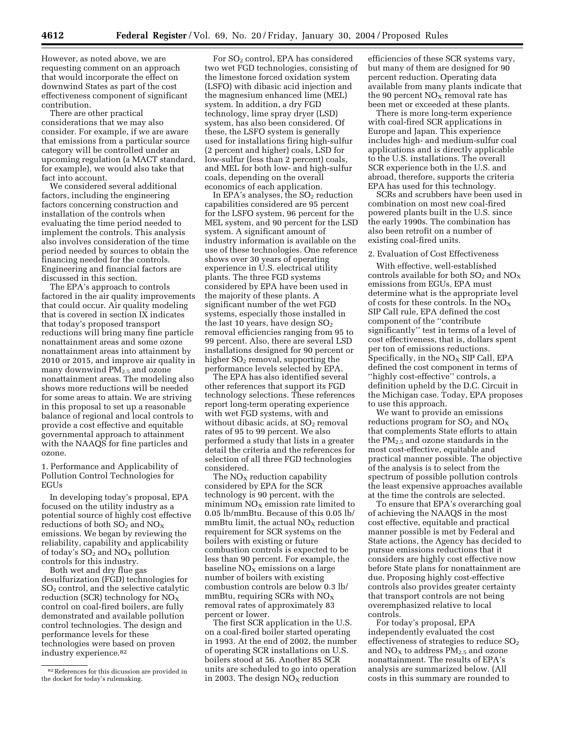However, as noted above, we are requesting comment on an approach that would incorporate the effect on downwind States as part of the cost effectiveness component of significant contribution.

There are other practical considerations that we may also consider. For example, if we are aware that emissions from a particular source category will be controlled under an upcoming regulation (a MACT standard, for example), we would also take that fact into account.

We considered several additional factors, including the engineering factors concerning construction and installation of the controls when evaluating the time period needed to implement the controls. This analysis also involves consideration of the time period needed by sources to obtain the financing needed for the controls. Engineering and financial factors are discussed in this section.

The EPA's approach to controls factored in the air quality improvements that could occur. Air quality modeling that is covered in section IX indicates that today's proposed transport reductions will bring many fine particle nonattainment areas and some ozone nonattainment areas into attainment by 2010 or 2015, and improve air quality in many downwind $PM_{2.5}$ and ozone nonattainment areas. The modeling also shows more reductions will be needed for some areas to attain. We are striving in this proposal to set up a reasonable balance of regional and local controls to provide a cost effective and equitable governmental approach to attainment with the NAAQS for fine particles and ozone.

1. Performance and Applicability of Pollution Control Technologies for EGUs

In developing today's proposal, EPA focused on the utility industry as a potential source of highly cost effective reductions of both $SO_2$ and $NO_X$ emissions. We began by reviewing the reliability, capability and applicability of today's $SO_2$ and $NO_X$ pollution controls for this industry.

Both wet and dry flue gas desulfurization (FGD) technologies for $SO_2$ control, and the selective catalytic reduction (SCR) technology for $NO_X$ control on coal-fired boilers, are fully demonstrated and available pollution control technologies. The design and performance levels for these technologies were based on proven industry experience.[82]

For $SO_2$ control, EPA has considered two wet FGD technologies, consisting of the limestone forced oxidation system (LSFO) with dibasic acid injection and the magnesium enhanced lime (MEL) system. In addition, a dry FGD technology, lime spray dryer (LSD) system, has also been considered. Of these, the LSFO system is generally used for installations firing high-sulfur (2 percent and higher) coals, LSD for low-sulfur (less than 2 percent) coals, and MEL for both low- and high-sulfur coals, depending on the overall economics of each application.

In EPA's analyses, the $SO_2$ reduction capabilities considered are 95 percent for the LSFO system, 96 percent for the MEL system, and 90 percent for the LSD system. A significant amount of industry information is available on the use of these technologies. One reference shows over 30 years of operating experience in U.S. electrical utility plants. The three FGD systems considered by EPA have been used in the majority of these plants. A significant number of the wet FGD systems, especially those installed in the last 10 years, have design $SO_2$ removal efficiencies ranging from 95 to 99 percent. Also, there are several LSD installations designed for 90 percent or higher $SO_2$ removal, supporting the performance levels selected by EPA.

The EPA has also identified several other references that support its FGD technology selections. These references report long-term operating experience with wet FGD systems, with and without dibasic acids, at $SO_2$ removal rates of 95 to 99 percent. We also performed a study that lists in a greater detail the criteria and the references for selection of all three FGD technologies considered.

The $NO_X$ reduction capability considered by EPA for the SCR technology is 90 percent, with the minimum $NO_X$ emission rate limited to 0.05 lb/mmBtu. Because of this 0.05 lb/mmBtu limit, the actual $NO_X$ reduction requirement for SCR systems on the boilers with existing or future combustion controls is expected to be less than 90 percent. For example, the baseline $NO_X$ emissions on a large number of boilers with existing combustion controls are below 0.3 lb/mmBtu, requiring SCRs with $NO_X$ removal rates of approximately 83 percent or lower.

The first SCR application in the U.S. on a coal-fired boiler started operating in 1993. At the end of 2002, the number of operating SCR installations on U.S. boilers stood at 56. Another 85 SCR units are scheduled to go into operation in 2003. The design $NO_X$ reduction efficiencies of these SCR systems vary, but many of them are designed for 90 percent reduction. Operating data available from many plants indicate that the 90 percent $NO_X$ removal rate has been met or exceeded at these plants.

There is more long-term experience with coal-fired SCR applications in Europe and Japan. This experience includes high- and medium-sulfur coal applications and is directly applicable to the U.S. installations. The overall SCR experience both in the U.S. and abroad, therefore, supports the criteria EPA has used for this technology.

SCRs and scrubbers have been used in combination on most new coal-fired powered plants built in the U.S. since the early 1990s. The combination has also been retrofit on a number of existing coal-fired units.

2. Evaluation of Cost Effectiveness

With effective, well-established controls available for both $SO_2$ and $NO_X$ emissions from EGUs, EPA must determine what is the appropriate level of costs for these controls. In the $NO_X$ SIP Call rule, EPA defined the cost component of the "contribute significantly" test in terms of a level of cost effectiveness, that is, dollars spent per ton of emissions reductions. Specifically, in the $NO_X$ SIP Call, EPA defined the cost component in terms of "highly cost-effective" controls, a definition upheld by the D.C. Circuit in the Michigan case. Today, EPA proposes to use this approach.

We want to provide an emissions reductions program for $SO_2$ and $NO_X$ that complements State efforts to attain the $PM_{2.5}$ and ozone standards in the most cost-effective, equitable and practical manner possible. The objective of the analysis is to select from the spectrum of possible pollution controls the least expensive approaches available at the time the controls are selected.

To ensure that EPA's overarching goal of achieving the NAAQS in the most cost effective, equitable and practical manner possible is met by Federal and State actions, the Agency has decided to pursue emissions reductions that it considers are highly cost effective now before State plans for nonattainment are due. Proposing highly cost-effective controls also provides greater certainty that transport controls are not being overemphasized relative to local controls.

For today's proposal, EPA independently evaluated the cost effectiveness of strategies to reduce $SO_2$ and $NO_X$ to address $PM_{2.5}$ and ozone nonattainment. The results of EPA's analysis are summarized below. (All costs in this summary are rounded to

[82] References for this dicussion are provided in the docket for today's rulemaking.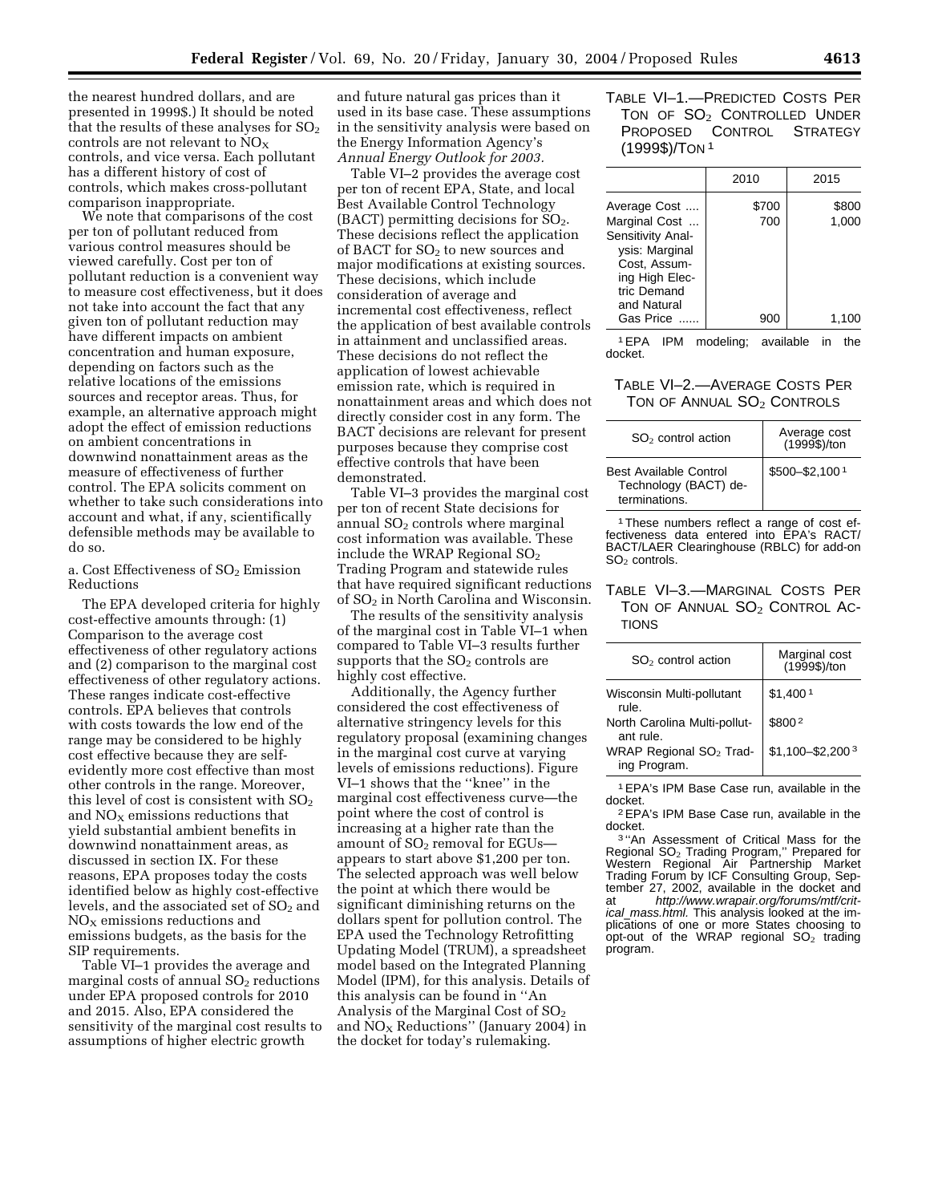the nearest hundred dollars, and are presented in 1999$.) It should be noted that the results of these analyses for $SO_2$ controls are not relevant to $NO_X$ controls, and vice versa. Each pollutant has a different history of cost of controls, which makes cross-pollutant comparison inappropriate.

We note that comparisons of the cost per ton of pollutant reduced from various control measures should be viewed carefully. Cost per ton of pollutant reduction is a convenient way to measure cost effectiveness, but it does not take into account the fact that any given ton of pollutant reduction may have different impacts on ambient concentration and human exposure, depending on factors such as the relative locations of the emissions sources and receptor areas. Thus, for example, an alternative approach might adopt the effect of emission reductions on ambient concentrations in downwind nonattainment areas as the measure of effectiveness of further control. The EPA solicits comment on whether to take such considerations into account and what, if any, scientifically defensible methods may be available to do so.

a. Cost Effectiveness of $SO_2$ Emission Reductions

The EPA developed criteria for highly cost-effective amounts through: (1) Comparison to the average cost effectiveness of other regulatory actions and (2) comparison to the marginal cost effectiveness of other regulatory actions. These ranges indicate cost-effective controls. EPA believes that controls with costs towards the low end of the range may be considered to be highly cost effective because they are self-evidently more cost effective than most other controls in the range. Moreover, this level of cost is consistent with $SO_2$ and $NO_X$ emissions reductions that yield substantial ambient benefits in downwind nonattainment areas, as discussed in section IX. For these reasons, EPA proposes today the costs identified below as highly cost-effective levels, and the associated set of $SO_2$ and $NO_X$ emissions reductions and emissions budgets, as the basis for the SIP requirements.

Table VI–1 provides the average and marginal costs of annual $SO_2$ reductions under EPA proposed controls for 2010 and 2015. Also, EPA considered the sensitivity of the marginal cost results to assumptions of higher electric growth and future natural gas prices than it used in its base case. These assumptions in the sensitivity analysis were based on the Energy Information Agency's *Annual Energy Outlook for 2003*.

Table VI–2 provides the average cost per ton of recent EPA, State, and local Best Available Control Technology (BACT) permitting decisions for $SO_2$. These decisions reflect the application of BACT for $SO_2$ to new sources and major modifications at existing sources. These decisions, which include consideration of average and incremental cost effectiveness, reflect the application of best available controls in attainment and unclassified areas. These decisions do not reflect the application of lowest achievable emission rate, which is required in nonattainment areas and which does not directly consider cost in any form. The BACT decisions are relevant for present purposes because they comprise cost effective controls that have been demonstrated.

Table VI–3 provides the marginal cost per ton of recent State decisions for annual $SO_2$ controls where marginal cost information was available. These include the WRAP Regional $SO_2$ Trading Program and statewide rules that have required significant reductions of $SO_2$ in North Carolina and Wisconsin.

The results of the sensitivity analysis of the marginal cost in Table VI–1 when compared to Table VI–3 results further supports that the $SO_2$ controls are highly cost effective.

Additionally, the Agency further considered the cost effectiveness of alternative stringency levels for this regulatory proposal (examining changes in the marginal cost curve at varying levels of emissions reductions). Figure VI–1 shows that the "knee" in the marginal cost effectiveness curve—the point where the cost of control is increasing at a higher rate than the amount of $SO_2$ removal for EGUs—appears to start above $1,200 per ton. The selected approach was well below the point at which there would be significant diminishing returns on the dollars spent for pollution control. The EPA used the Technology Retrofitting Updating Model (TRUM), a spreadsheet model based on the Integrated Planning Model (IPM), for this analysis. Details of this analysis can be found in "An Analysis of the Marginal Cost of $SO_2$ and $NO_X$ Reductions" (January 2004) in the docket for today's rulemaking.

TABLE VI–1.—PREDICTED COSTS PER TON OF $SO_2$ CONTROLLED UNDER PROPOSED CONTROL STRATEGY (1999$)/TON [1]

| | 2010 | 2015 |
|---|---|---|
| Average Cost .... | $700 | $800 |
| Marginal Cost ... | 700 | 1,000 |
| Sensitivity Analysis: Marginal Cost, Assuming High Electric Demand and Natural Gas Price ...... | 900 | 1,100 |

[1] EPA IPM modeling; available in the docket.

TABLE VI–2.—AVERAGE COSTS PER TON OF ANNUAL $SO_2$ CONTROLS

| $SO_2$ control action | Average cost (1999$)/ton |
|---|---|
| Best Available Control Technology (BACT) determinations. | $500–$2,100 [1] |

[1] These numbers reflect a range of cost effectiveness data entered into EPA's RACT/BACT/LAER Clearinghouse (RBLC) for add-on $SO_2$ controls.

TABLE VI–3.—MARGINAL COSTS PER TON OF ANNUAL $SO_2$ CONTROL ACTIONS

| $SO_2$ control action | Marginal cost (1999$)/ton |
|---|---|
| Wisconsin Multi-pollutant rule. | $1,400 [1] |
| North Carolina Multi-pollutant rule. | $800 [2] |
| WRAP Regional $SO_2$ Trading Program. | $1,100–$2,200 [3] |

[1] EPA's IPM Base Case run, available in the docket.

[2] EPA's IPM Base Case run, available in the docket.

[3] "An Assessment of Critical Mass for the Regional $SO_2$ Trading Program," Prepared for Western Regional Air Partnership Market Trading Forum by ICF Consulting Group, September 27, 2002, available in the docket and at *http://www.wrapair.org/forums/mtf/critical_mass.html.* This analysis looked at the implications of one or more States choosing to opt-out of the WRAP regional $SO_2$ trading program.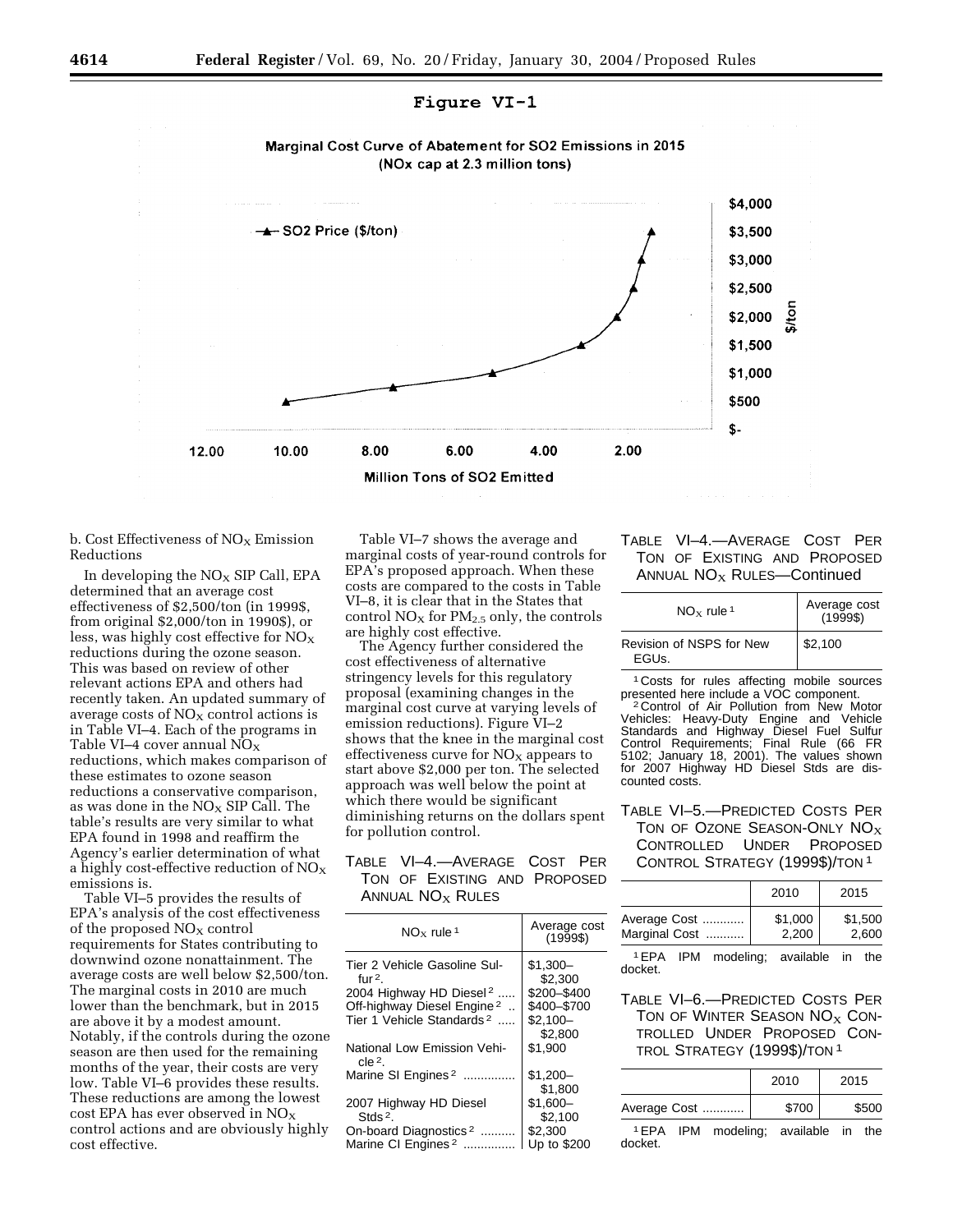Figure VI-1

Marginal Cost Curve of Abatement for SO2 Emissions in 2015
(NOx cap at 2.3 million tons)

b. Cost Effectiveness of $NO_X$ Emission Reductions

In developing the $NO_X$ SIP Call, EPA determined that an average cost effectiveness of \$2,500/ton (in 1999\$, from original \$2,000/ton in 1990\$), or less, was highly cost effective for $NO_X$ reductions during the ozone season. This was based on review of other relevant actions EPA and others had recently taken. An updated summary of average costs of $NO_X$ control actions is in Table VI–4. Each of the programs in Table VI–4 cover annual $NO_X$ reductions, which makes comparison of these estimates to ozone season reductions a conservative comparison, as was done in the $NO_X$ SIP Call. The table's results are very similar to what EPA found in 1998 and reaffirm the Agency's earlier determination of what a highly cost-effective reduction of $NO_X$ emissions is.

Table VI–5 provides the results of EPA's analysis of the cost effectiveness of the proposed $NO_X$ control requirements for States contributing to downwind ozone nonattainment. The average costs are well below \$2,500/ton. The marginal costs in 2010 are much lower than the benchmark, but in 2015 are above it by a modest amount. Notably, if the controls during the ozone season are then used for the remaining months of the year, their costs are very low. Table VI–6 provides these results. These reductions are among the lowest cost EPA has ever observed in $NO_X$ control actions and are obviously highly cost effective.

Table VI–7 shows the average and marginal costs of year-round controls for EPA's proposed approach. When these costs are compared to the costs in Table VI–8, it is clear that in the States that control $NO_X$ for $PM_{2.5}$ only, the controls are highly cost effective.

The Agency further considered the cost effectiveness of alternative stringency levels for this regulatory proposal (examining changes in the marginal cost curve at varying levels of emission reductions). Figure VI–2 shows that the knee in the marginal cost effectiveness curve for $NO_X$ appears to start above \$2,000 per ton. The selected approach was well below the point at which there would be significant diminishing returns on the dollars spent for pollution control.

TABLE VI–4.—AVERAGE COST PER TON OF EXISTING AND PROPOSED ANNUAL $NO_X$ RULES

| $NO_X$ rule [1] | Average cost (1999\$) |
|---|---|
| Tier 2 Vehicle Gasoline Sulfur [2]. | \$1,300–\$2,300 |
| 2004 Highway HD Diesel [2] ..... | \$200–\$400 |
| Off-highway Diesel Engine [2] .. | \$400–\$700 |
| Tier 1 Vehicle Standards [2] ..... | \$2,100–\$2,800 |
| National Low Emission Vehicle [2]. | \$1,900 |
| Marine SI Engines [2] ............... | \$1,200–\$1,800 |
| 2007 Highway HD Diesel Stds [2]. | \$1,600–\$2,100 |
| On-board Diagnostics [2] .......... | \$2,300 |
| Marine CI Engines [2] ............... | Up to \$200 |
| Revision of NSPS for New EGUs. | \$2,100 |

[1] Costs for rules affecting mobile sources presented here include a VOC component.

[2] Control of Air Pollution from New Motor Vehicles: Heavy-Duty Engine and Vehicle Standards and Highway Diesel Fuel Sulfur Control Requirements; Final Rule (66 FR 5102; January 18, 2001). The values shown for 2007 Highway HD Diesel Stds are discounted costs.

TABLE VI–5.—PREDICTED COSTS PER TON OF OZONE SEASON-ONLY $NO_X$ CONTROLLED UNDER PROPOSED CONTROL STRATEGY (1999\$)/TON [1]

| | 2010 | 2015 |
|---|---|---|
| Average Cost ............ | \$1,000 | \$1,500 |
| Marginal Cost ........... | 2,200 | 2,600 |

[1] EPA IPM modeling; available in the docket.

TABLE VI–6.—PREDICTED COSTS PER TON OF WINTER SEASON $NO_X$ CONTROLLED UNDER PROPOSED CONTROL STRATEGY (1999\$)/TON [1]

| | 2010 | 2015 |
|---|---|---|
| Average Cost ............ | \$700 | \$500 |

[1] EPA IPM modeling; available in the docket.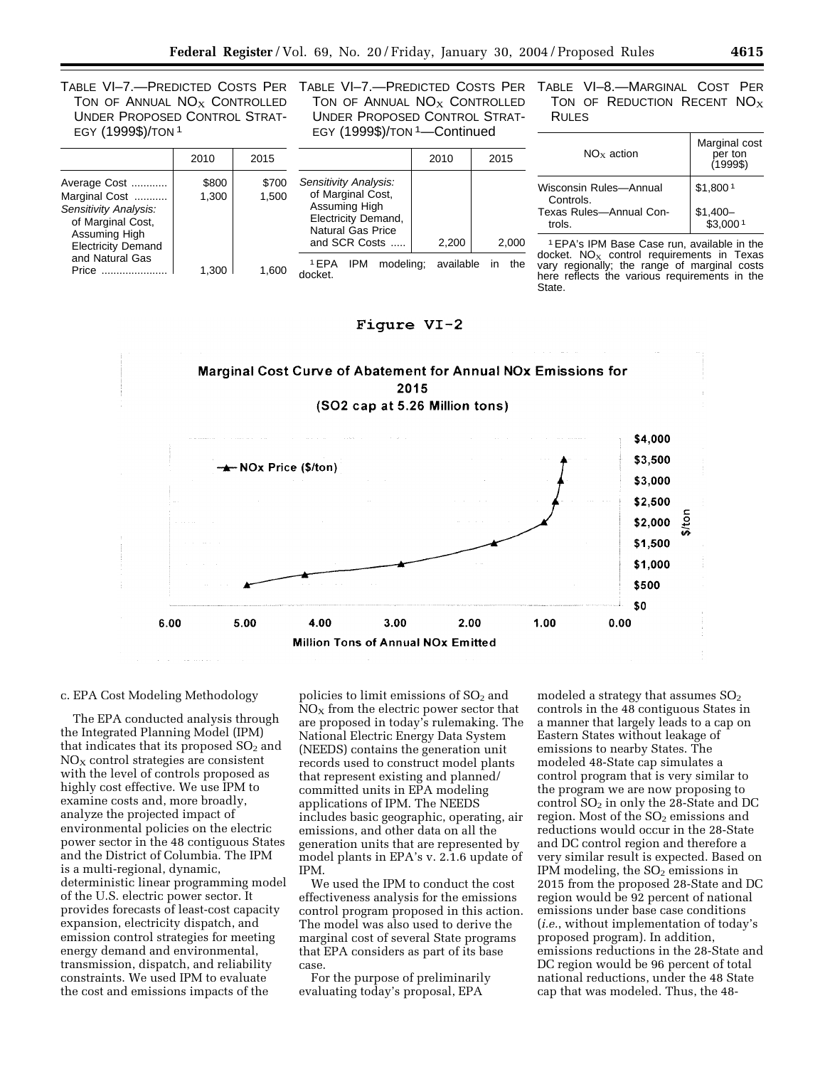TABLE VI–7.—PREDICTED COSTS PER TON OF ANNUAL $NO_X$ CONTROLLED UNDER PROPOSED CONTROL STRATEGY (1999$)/TON [1]

| | 2010 | 2015 |
|---|---|---|
| Average Cost | $800 | $700 |
| Marginal Cost | 1,300 | 1,500 |
| *Sensitivity Analysis:* of Marginal Cost, Assuming High Electricity Demand and Natural Gas Price | 1,300 | 1,600 |
| *Sensitivity Analysis:* of Marginal Cost, Assuming High Electricity Demand, Natural Gas Price and SCR Costs | 2,200 | 2,000 |

[1] EPA IPM modeling; available in the docket.

TABLE VI–8.—MARGINAL COST PER TON OF REDUCTION RECENT $NO_X$ RULES

| $NO_X$ action | Marginal cost per ton (1999$) |
|---|---|
| Wisconsin Rules—Annual Controls. | $1,800 [1] |
| Texas Rules—Annual Controls. | $1,400–$3,000 [1] |

[1] EPA's IPM Base Case run, available in the docket. $NO_X$ control requirements in Texas vary regionally; the range of marginal costs here reflects the various requirements in the State.

Figure VI-2

Marginal Cost Curve of Abatement for Annual NOx Emissions for 2015 (SO2 cap at 5.26 Million tons)

c. EPA Cost Modeling Methodology

The EPA conducted analysis through the Integrated Planning Model (IPM) that indicates that its proposed $SO_2$ and $NO_X$ control strategies are consistent with the level of controls proposed as highly cost effective. We use IPM to examine costs and, more broadly, analyze the projected impact of environmental policies on the electric power sector in the 48 contiguous States and the District of Columbia. The IPM is a multi-regional, dynamic, deterministic linear programming model of the U.S. electric power sector. It provides forecasts of least-cost capacity expansion, electricity dispatch, and emission control strategies for meeting energy demand and environmental, transmission, dispatch, and reliability constraints. We used IPM to evaluate the cost and emissions impacts of the policies to limit emissions of $SO_2$ and $NO_X$ from the electric power sector that are proposed in today's rulemaking. The National Electric Energy Data System (NEEDS) contains the generation unit records used to construct model plants that represent existing and planned/committed units in EPA modeling applications of IPM. The NEEDS includes basic geographic, operating, air emissions, and other data on all the generation units that are represented by model plants in EPA's v. 2.1.6 update of IPM.

We used the IPM to conduct the cost effectiveness analysis for the emissions control program proposed in this action. The model was also used to derive the marginal cost of several State programs that EPA considers as part of its base case.

For the purpose of preliminarily evaluating today's proposal, EPA modeled a strategy that assumes $SO_2$ controls in the 48 contiguous States in a manner that largely leads to a cap on Eastern States without leakage of emissions to nearby States. The modeled 48-State cap simulates a control program that is very similar to the program we are now proposing to control $SO_2$ in only the 28-State and DC region. Most of the $SO_2$ emissions and reductions would occur in the 28-State and DC control region and therefore a very similar result is expected. Based on IPM modeling, the $SO_2$ emissions in 2015 from the proposed 28-State and DC region would be 92 percent of national emissions under base case conditions (*i.e.*, without implementation of today's proposed program). In addition, emissions reductions in the 28-State and DC region would be 96 percent of total national reductions, under the 48 State cap that was modeled. Thus, the 48-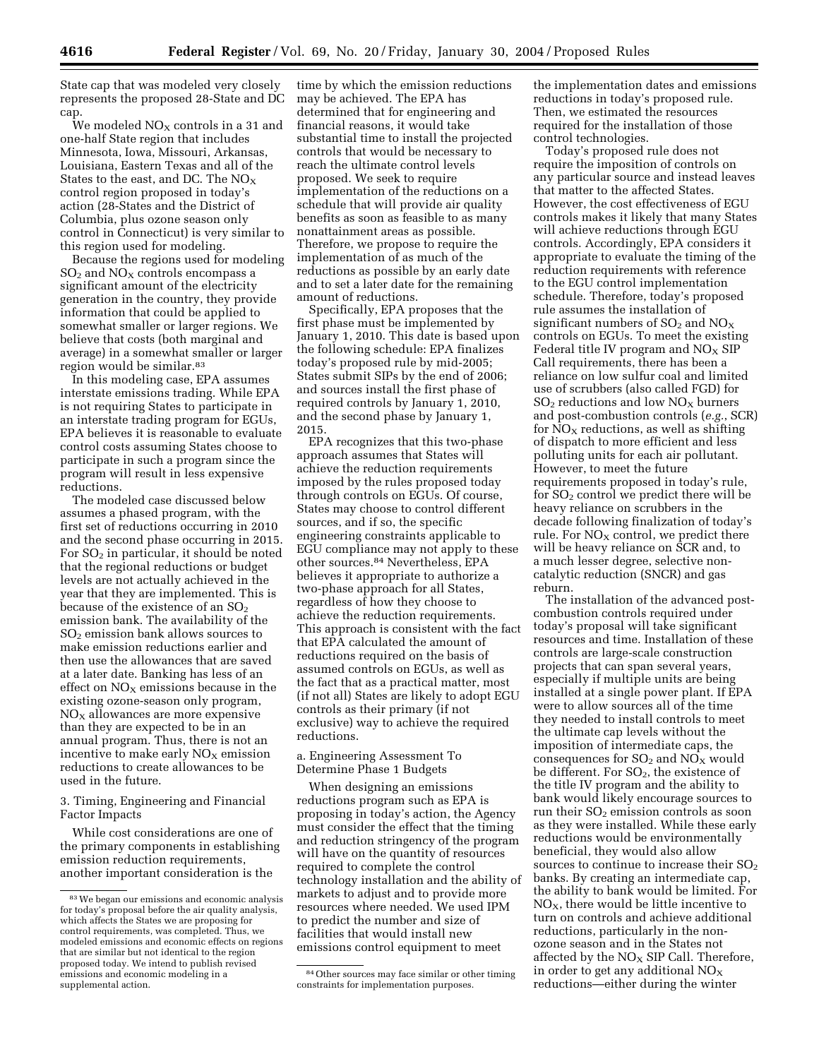State cap that was modeled very closely represents the proposed 28-State and DC cap.

We modeled $NO_X$ controls in a 31 and one-half State region that includes Minnesota, Iowa, Missouri, Arkansas, Louisiana, Eastern Texas and all of the States to the east, and DC. The $NO_X$ control region proposed in today's action (28-States and the District of Columbia, plus ozone season only control in Connecticut) is very similar to this region used for modeling.

Because the regions used for modeling $SO_2$ and $NO_X$ controls encompass a significant amount of the electricity generation in the country, they provide information that could be applied to somewhat smaller or larger regions. We believe that costs (both marginal and average) in a somewhat smaller or larger region would be similar.[83]

In this modeling case, EPA assumes interstate emissions trading. While EPA is not requiring States to participate in an interstate trading program for EGUs, EPA believes it is reasonable to evaluate control costs assuming States choose to participate in such a program since the program will result in less expensive reductions.

The modeled case discussed below assumes a phased program, with the first set of reductions occurring in 2010 and the second phase occurring in 2015. For $SO_2$ in particular, it should be noted that the regional reductions or budget levels are not actually achieved in the year that they are implemented. This is because of the existence of an $SO_2$ emission bank. The availability of the $SO_2$ emission bank allows sources to make emission reductions earlier and then use the allowances that are saved at a later date. Banking has less of an effect on $NO_X$ emissions because in the existing ozone-season only program, $NO_X$ allowances are more expensive than they are expected to be in an annual program. Thus, there is not an incentive to make early $NO_X$ emission reductions to create allowances to be used in the future.

3. Timing, Engineering and Financial Factor Impacts

While cost considerations are one of the primary components in establishing emission reduction requirements, another important consideration is the time by which the emission reductions may be achieved. The EPA has determined that for engineering and financial reasons, it would take substantial time to install the projected controls that would be necessary to reach the ultimate control levels proposed. We seek to require implementation of the reductions on a schedule that will provide air quality benefits as soon as feasible to as many nonattainment areas as possible. Therefore, we propose to require the implementation of as much of the reductions as possible by an early date and to set a later date for the remaining amount of reductions.

Specifically, EPA proposes that the first phase must be implemented by January 1, 2010. This date is based upon the following schedule: EPA finalizes today's proposed rule by mid-2005; States submit SIPs by the end of 2006; and sources install the first phase of required controls by January 1, 2010, and the second phase by January 1, 2015.

EPA recognizes that this two-phase approach assumes that States will achieve the reduction requirements imposed by the rules proposed today through controls on EGUs. Of course, States may choose to control different sources, and if so, the specific engineering constraints applicable to EGU compliance may not apply to these other sources.[84] Nevertheless, EPA believes it appropriate to authorize a two-phase approach for all States, regardless of how they choose to achieve the reduction requirements. This approach is consistent with the fact that EPA calculated the amount of reductions required on the basis of assumed controls on EGUs, as well as the fact that as a practical matter, most (if not all) States are likely to adopt EGU controls as their primary (if not exclusive) way to achieve the required reductions.

a. Engineering Assessment To Determine Phase 1 Budgets

When designing an emissions reductions program such as EPA is proposing in today's action, the Agency must consider the effect that the timing and reduction stringency of the program will have on the quantity of resources required to complete the control technology installation and the ability of markets to adjust and to provide more resources where needed. We used IPM to predict the number and size of facilities that would install new emissions control equipment to meet the implementation dates and emissions reductions in today's proposed rule. Then, we estimated the resources required for the installation of those control technologies.

Today's proposed rule does not require the imposition of controls on any particular source and instead leaves that matter to the affected States. However, the cost effectiveness of EGU controls makes it likely that many States will achieve reductions through EGU controls. Accordingly, EPA considers it appropriate to evaluate the timing of the reduction requirements with reference to the EGU control implementation schedule. Therefore, today's proposed rule assumes the installation of significant numbers of $SO_2$ and $NO_X$ controls on EGUs. To meet the existing Federal title IV program and $NO_X$ SIP Call requirements, there has been a reliance on low sulfur coal and limited use of scrubbers (also called FGD) for $SO_2$ reductions and low $NO_X$ burners and post-combustion controls (*e.g.*, SCR) for $NO_X$ reductions, as well as shifting of dispatch to more efficient and less polluting units for each air pollutant. However, to meet the future requirements proposed in today's rule, for $SO_2$ control we predict there will be heavy reliance on scrubbers in the decade following finalization of today's rule. For $NO_X$ control, we predict there will be heavy reliance on SCR and, to a much lesser degree, selective non-catalytic reduction (SNCR) and gas reburn.

The installation of the advanced post-combustion controls required under today's proposal will take significant resources and time. Installation of these controls are large-scale construction projects that can span several years, especially if multiple units are being installed at a single power plant. If EPA were to allow sources all of the time they needed to install controls to meet the ultimate cap levels without the imposition of intermediate caps, the consequences for $SO_2$ and $NO_X$ would be different. For $SO_2$, the existence of the title IV program and the ability to bank would likely encourage sources to run their $SO_2$ emission controls as soon as they were installed. While these early reductions would be environmentally beneficial, they would also allow sources to continue to increase their $SO_2$ banks. By creating an intermediate cap, the ability to bank would be limited. For $NO_X$, there would be little incentive to turn on controls and achieve additional reductions, particularly in the non-ozone season and in the States not affected by the $NO_X$ SIP Call. Therefore, in order to get any additional $NO_X$ reductions—either during the winter

---

[83] We began our emissions and economic analysis for today's proposal before the air quality analysis, which affects the States we are proposing for control requirements, was completed. Thus, we modeled emissions and economic effects on regions that are similar but not identical to the region proposed today. We intend to publish revised emissions and economic modeling in a supplemental action.

[84] Other sources may face similar or other timing constraints for implementation purposes.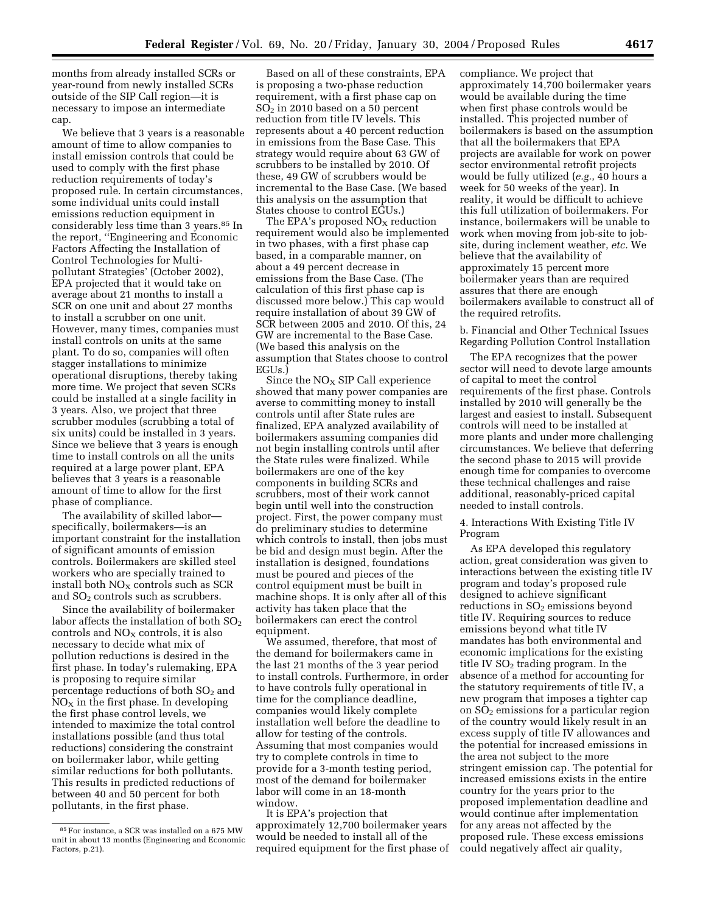months from already installed SCRs or year-round from newly installed SCRs outside of the SIP Call region—it is necessary to impose an intermediate cap.

We believe that 3 years is a reasonable amount of time to allow companies to install emission controls that could be used to comply with the first phase reduction requirements of today's proposed rule. In certain circumstances, some individual units could install emissions reduction equipment in considerably less time than 3 years.[85] In the report, ''Engineering and Economic Factors Affecting the Installation of Control Technologies for Multi-pollutant Strategies' (October 2002), EPA projected that it would take on average about 21 months to install a SCR on one unit and about 27 months to install a scrubber on one unit. However, many times, companies must install controls on units at the same plant. To do so, companies will often stagger installations to minimize operational disruptions, thereby taking more time. We project that seven SCRs could be installed at a single facility in 3 years. Also, we project that three scrubber modules (scrubbing a total of six units) could be installed in 3 years. Since we believe that 3 years is enough time to install controls on all the units required at a large power plant, EPA believes that 3 years is a reasonable amount of time to allow for the first phase of compliance.

The availability of skilled labor—specifically, boilermakers—is an important constraint for the installation of significant amounts of emission controls. Boilermakers are skilled steel workers who are specially trained to install both $NO_X$ controls such as SCR and $SO_2$ controls such as scrubbers.

Since the availability of boilermaker labor affects the installation of both $SO_2$ controls and $NO_X$ controls, it is also necessary to decide what mix of pollution reductions is desired in the first phase. In today's rulemaking, EPA is proposing to require similar percentage reductions of both $SO_2$ and $NO_X$ in the first phase. In developing the first phase control levels, we intended to maximize the total control installations possible (and thus total reductions) considering the constraint on boilermaker labor, while getting similar reductions for both pollutants. This results in predicted reductions of between 40 and 50 percent for both pollutants, in the first phase.

Based on all of these constraints, EPA is proposing a two-phase reduction requirement, with a first phase cap on $SO_2$ in 2010 based on a 50 percent reduction from title IV levels. This represents about a 40 percent reduction in emissions from the Base Case. This strategy would require about 63 GW of scrubbers to be installed by 2010. Of these, 49 GW of scrubbers would be incremental to the Base Case. (We based this analysis on the assumption that States choose to control EGUs.)

The EPA's proposed $NO_X$ reduction requirement would also be implemented in two phases, with a first phase cap based, in a comparable manner, on about a 49 percent decrease in emissions from the Base Case. (The calculation of this first phase cap is discussed more below.) This cap would require installation of about 39 GW of SCR between 2005 and 2010. Of this, 24 GW are incremental to the Base Case. (We based this analysis on the assumption that States choose to control EGUs.)

Since the $NO_X$ SIP Call experience showed that many power companies are averse to committing money to install controls until after State rules are finalized, EPA analyzed availability of boilermakers assuming companies did not begin installing controls until after the State rules were finalized. While boilermakers are one of the key components in building SCRs and scrubbers, most of their work cannot begin until well into the construction project. First, the power company must do preliminary studies to determine which controls to install, then jobs must be bid and design must begin. After the installation is designed, foundations must be poured and pieces of the control equipment must be built in machine shops. It is only after all of this activity has taken place that the boilermakers can erect the control equipment.

We assumed, therefore, that most of the demand for boilermakers came in the last 21 months of the 3 year period to install controls. Furthermore, in order to have controls fully operational in time for the compliance deadline, companies would likely complete installation well before the deadline to allow for testing of the controls. Assuming that most companies would try to complete controls in time to provide for a 3-month testing period, most of the demand for boilermaker labor will come in an 18-month window.

It is EPA's projection that approximately 12,700 boilermaker years would be needed to install all of the required equipment for the first phase of compliance. We project that approximately 14,700 boilermaker years would be available during the time when first phase controls would be installed. This projected number of boilermakers is based on the assumption that all the boilermakers that EPA projects are available for work on power sector environmental retrofit projects would be fully utilized (*e.g.*, 40 hours a week for 50 weeks of the year). In reality, it would be difficult to achieve this full utilization of boilermakers. For instance, boilermakers will be unable to work when moving from job-site to job-site, during inclement weather, *etc.* We believe that the availability of approximately 15 percent more boilermaker years than are required assures that there are enough boilermakers available to construct all of the required retrofits.

b. Financial and Other Technical Issues Regarding Pollution Control Installation

The EPA recognizes that the power sector will need to devote large amounts of capital to meet the control requirements of the first phase. Controls installed by 2010 will generally be the largest and easiest to install. Subsequent controls will need to be installed at more plants and under more challenging circumstances. We believe that deferring the second phase to 2015 will provide enough time for companies to overcome these technical challenges and raise additional, reasonably-priced capital needed to install controls.

4. Interactions With Existing Title IV Program

As EPA developed this regulatory action, great consideration was given to interactions between the existing title IV program and today's proposed rule designed to achieve significant reductions in $SO_2$ emissions beyond title IV. Requiring sources to reduce emissions beyond what title IV mandates has both environmental and economic implications for the existing title IV $SO_2$ trading program. In the absence of a method for accounting for the statutory requirements of title IV, a new program that imposes a tighter cap on $SO_2$ emissions for a particular region of the country would likely result in an excess supply of title IV allowances and the potential for increased emissions in the area not subject to the more stringent emission cap. The potential for increased emissions exists in the entire country for the years prior to the proposed implementation deadline and would continue after implementation for any areas not affected by the proposed rule. These excess emissions could negatively affect air quality,

[85] For instance, a SCR was installed on a 675 MW unit in about 13 months (Engineering and Economic Factors, p.21).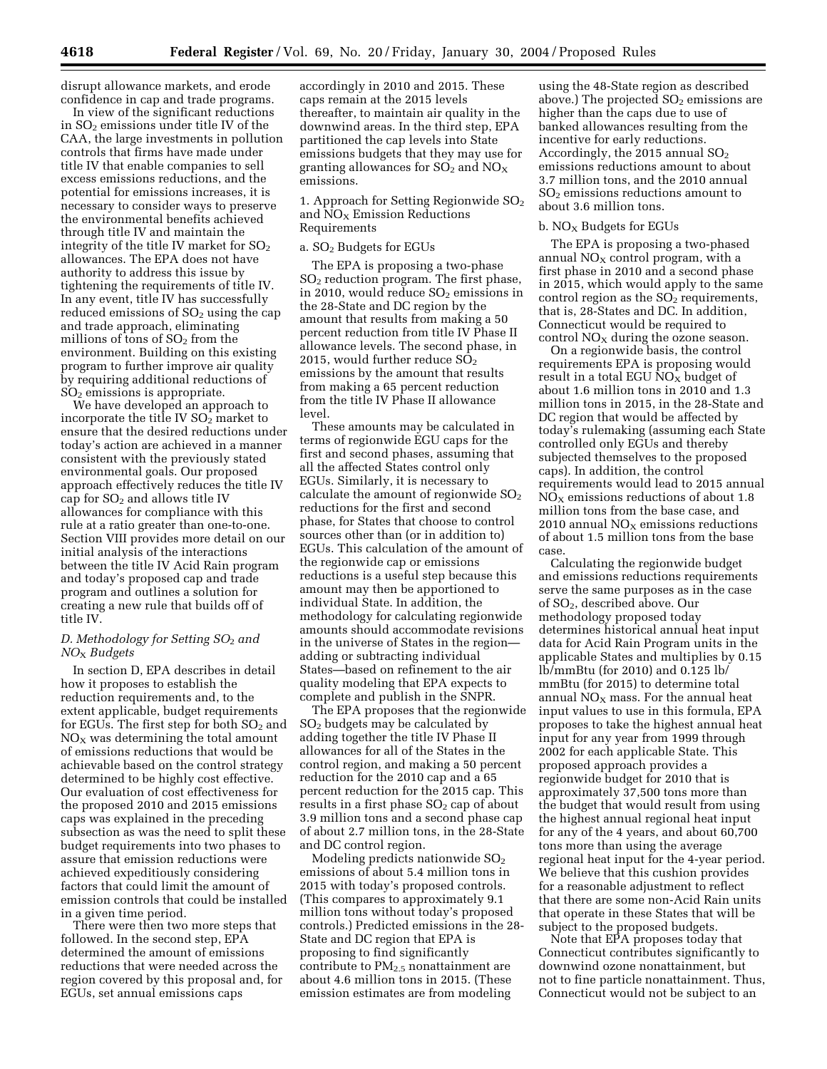disrupt allowance markets, and erode confidence in cap and trade programs.

In view of the significant reductions in $SO_2$ emissions under title IV of the CAA, the large investments in pollution controls that firms have made under title IV that enable companies to sell excess emissions reductions, and the potential for emissions increases, it is necessary to consider ways to preserve the environmental benefits achieved through title IV and maintain the integrity of the title IV market for $SO_2$ allowances. The EPA does not have authority to address this issue by tightening the requirements of title IV. In any event, title IV has successfully reduced emissions of $SO_2$ using the cap and trade approach, eliminating millions of tons of $SO_2$ from the environment. Building on this existing program to further improve air quality by requiring additional reductions of $SO_2$ emissions is appropriate.

We have developed an approach to incorporate the title IV $SO_2$ market to ensure that the desired reductions under today's action are achieved in a manner consistent with the previously stated environmental goals. Our proposed approach effectively reduces the title IV cap for $SO_2$ and allows title IV allowances for compliance with this rule at a ratio greater than one-to-one. Section VIII provides more detail on our initial analysis of the interactions between the title IV Acid Rain program and today's proposed cap and trade program and outlines a solution for creating a new rule that builds off of title IV.

### *D. Methodology for Setting $SO_2$ and $NO_X$ Budgets*

In section D, EPA describes in detail how it proposes to establish the reduction requirements and, to the extent applicable, budget requirements for EGUs. The first step for both $SO_2$ and $NO_X$ was determining the total amount of emissions reductions that would be achievable based on the control strategy determined to be highly cost effective. Our evaluation of cost effectiveness for the proposed 2010 and 2015 emissions caps was explained in the preceding subsection as was the need to split these budget requirements into two phases to assure that emission reductions were achieved expeditiously considering factors that could limit the amount of emission controls that could be installed in a given time period.

There were then two more steps that followed. In the second step, EPA determined the amount of emissions reductions that were needed across the region covered by this proposal and, for EGUs, set annual emissions caps accordingly in 2010 and 2015. These caps remain at the 2015 levels thereafter, to maintain air quality in the downwind areas. In the third step, EPA partitioned the cap levels into State emissions budgets that they may use for granting allowances for $SO_2$ and $NO_X$ emissions.

#### 1. Approach for Setting Regionwide $SO_2$ and $NO_X$ Emission Reductions Requirements

##### a. $SO_2$ Budgets for EGUs

The EPA is proposing a two-phase $SO_2$ reduction program. The first phase, in 2010, would reduce $SO_2$ emissions in the 28-State and DC region by the amount that results from making a 50 percent reduction from title IV Phase II allowance levels. The second phase, in 2015, would further reduce $SO_2$ emissions by the amount that results from making a 65 percent reduction from the title IV Phase II allowance level.

These amounts may be calculated in terms of regionwide EGU caps for the first and second phases, assuming that all the affected States control only EGUs. Similarly, it is necessary to calculate the amount of regionwide $SO_2$ reductions for the first and second phase, for States that choose to control sources other than (or in addition to) EGUs. This calculation of the amount of the regionwide cap or emissions reductions is a useful step because this amount may then be apportioned to individual State. In addition, the methodology for calculating regionwide amounts should accommodate revisions in the universe of States in the region—adding or subtracting individual States—based on refinement to the air quality modeling that EPA expects to complete and publish in the SNPR.

The EPA proposes that the regionwide $SO_2$ budgets may be calculated by adding together the title IV Phase II allowances for all of the States in the control region, and making a 50 percent reduction for the 2010 cap and a 65 percent reduction for the 2015 cap. This results in a first phase $SO_2$ cap of about 3.9 million tons and a second phase cap of about 2.7 million tons, in the 28-State and DC control region.

Modeling predicts nationwide $SO_2$ emissions of about 5.4 million tons in 2015 with today's proposed controls. (This compares to approximately 9.1 million tons without today's proposed controls.) Predicted emissions in the 28-State and DC region that EPA is proposing to find significantly contribute to $PM_{2.5}$ nonattainment are about 4.6 million tons in 2015. (These emission estimates are from modeling using the 48-State region as described above.) The projected $SO_2$ emissions are higher than the caps due to use of banked allowances resulting from the incentive for early reductions. Accordingly, the 2015 annual $SO_2$ emissions reductions amount to about 3.7 million tons, and the 2010 annual $SO_2$ emissions reductions amount to about 3.6 million tons.

##### b. $NO_X$ Budgets for EGUs

The EPA is proposing a two-phased annual $NO_X$ control program, with a first phase in 2010 and a second phase in 2015, which would apply to the same control region as the $SO_2$ requirements, that is, 28-States and DC. In addition, Connecticut would be required to control $NO_X$ during the ozone season.

On a regionwide basis, the control requirements EPA is proposing would result in a total EGU $NO_X$ budget of about 1.6 million tons in 2010 and 1.3 million tons in 2015, in the 28-State and DC region that would be affected by today's rulemaking (assuming each State controlled only EGUs and thereby subjected themselves to the proposed caps). In addition, the control requirements would lead to 2015 annual $NO_X$ emissions reductions of about 1.8 million tons from the base case, and 2010 annual $NO_X$ emissions reductions of about 1.5 million tons from the base case.

Calculating the regionwide budget and emissions reductions requirements serve the same purposes as in the case of $SO_2$, described above. Our methodology proposed today determines historical annual heat input data for Acid Rain Program units in the applicable States and multiplies by 0.15 lb/mmBtu (for 2010) and 0.125 lb/mmBtu (for 2015) to determine total annual $NO_X$ mass. For the annual heat input values to use in this formula, EPA proposes to take the highest annual heat input for any year from 1999 through 2002 for each applicable State. This proposed approach provides a regionwide budget for 2010 that is approximately 37,500 tons more than the budget that would result from using the highest annual regional heat input for any of the 4 years, and about 60,700 tons more than using the average regional heat input for the 4-year period. We believe that this cushion provides for a reasonable adjustment to reflect that there are some non-Acid Rain units that operate in these States that will be subject to the proposed budgets.

Note that EPA proposes today that Connecticut contributes significantly to downwind ozone nonattainment, but not to fine particle nonattainment. Thus, Connecticut would not be subject to an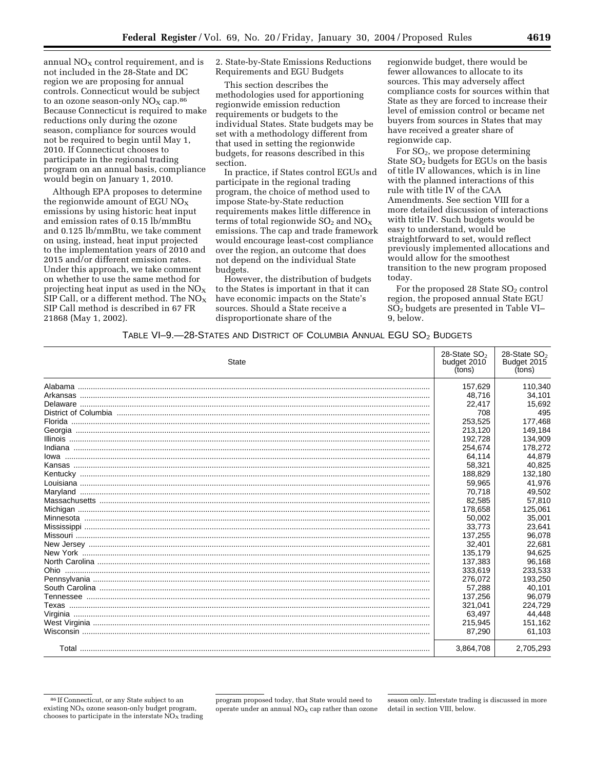annual $NO_X$ control requirement, and is not included in the 28-State and DC region we are proposing for annual controls. Connecticut would be subject to an ozone season-only $NO_X$ cap.[86] Because Connecticut is required to make reductions only during the ozone season, compliance for sources would not be required to begin until May 1, 2010. If Connecticut chooses to participate in the regional trading program on an annual basis, compliance would begin on January 1, 2010.

Although EPA proposes to determine the regionwide amount of EGU $NO_X$ emissions by using historic heat input and emission rates of 0.15 lb/mmBtu and 0.125 lb/mmBtu, we take comment on using, instead, heat input projected to the implementation years of 2010 and 2015 and/or different emission rates. Under this approach, we take comment on whether to use the same method for projecting heat input as used in the $NO_X$ SIP Call, or a different method. The $NO_X$ SIP Call method is described in 67 FR 21868 (May 1, 2002).

2. State-by-State Emissions Reductions Requirements and EGU Budgets

This section describes the methodologies used for apportioning regionwide emission reduction requirements or budgets to the individual States. State budgets may be set with a methodology different from that used in setting the regionwide budgets, for reasons described in this section.

In practice, if States control EGUs and participate in the regional trading program, the choice of method used to impose State-by-State reduction requirements makes little difference in terms of total regionwide $SO_2$ and $NO_X$ emissions. The cap and trade framework would encourage least-cost compliance over the region, an outcome that does not depend on the individual State budgets.

However, the distribution of budgets to the States is important in that it can have economic impacts on the State's sources. Should a State receive a disproportionate share of the regionwide budget, there would be fewer allowances to allocate to its sources. This may adversely affect compliance costs for sources within that State as they are forced to increase their level of emission control or became net buyers from sources in States that may have received a greater share of regionwide cap.

For $SO_2$, we propose determining State $SO_2$ budgets for EGUs on the basis of title IV allowances, which is in line with the planned interactions of this rule with title IV of the CAA Amendments. See section VIII for a more detailed discussion of interactions with title IV. Such budgets would be easy to understand, would be straightforward to set, would reflect previously implemented allocations and would allow for the smoothest transition to the new program proposed today.

For the proposed 28 State $SO_2$ control region, the proposed annual State EGU $SO_2$ budgets are presented in Table VI–9, below.

TABLE VI–9.—28-STATES AND DISTRICT OF COLUMBIA ANNUAL EGU $SO_2$ BUDGETS

| State | 28-State $SO_2$ budget 2010 (tons) | 28-State $SO_2$ Budget 2015 (tons) |
|---|---|---|
| Alabama | 157,629 | 110,340 |
| Arkansas | 48,716 | 34,101 |
| Delaware | 22,417 | 15,692 |
| District of Columbia | 708 | 495 |
| Florida | 253,525 | 177,468 |
| Georgia | 213,120 | 149,184 |
| Illinois | 192,728 | 134,909 |
| Indiana | 254,674 | 178,272 |
| Iowa | 64,114 | 44,879 |
| Kansas | 58,321 | 40,825 |
| Kentucky | 188,829 | 132,180 |
| Louisiana | 59,965 | 41,976 |
| Maryland | 70,718 | 49,502 |
| Massachusetts | 82,585 | 57,810 |
| Michigan | 178,658 | 125,061 |
| Minnesota | 50,002 | 35,001 |
| Mississippi | 33,773 | 23,641 |
| Missouri | 137,255 | 96,078 |
| New Jersey | 32,401 | 22,681 |
| New York | 135,179 | 94,625 |
| North Carolina | 137,383 | 96,168 |
| Ohio | 333,619 | 233,533 |
| Pennsylvania | 276,072 | 193,250 |
| South Carolina | 57,288 | 40,101 |
| Tennessee | 137,256 | 96,079 |
| Texas | 321,041 | 224,729 |
| Virginia | 63,497 | 44,448 |
| West Virginia | 215,945 | 151,162 |
| Wisconsin | 87,290 | 61,103 |
| Total | 3,864,708 | 2,705,293 |

[86] If Connecticut, or any State subject to an existing $NO_X$ ozone season-only budget program, chooses to participate in the interstate $NO_X$ trading program proposed today, that State would need to operate under an annual $NO_X$ cap rather than ozone season only. Interstate trading is discussed in more detail in section VIII, below.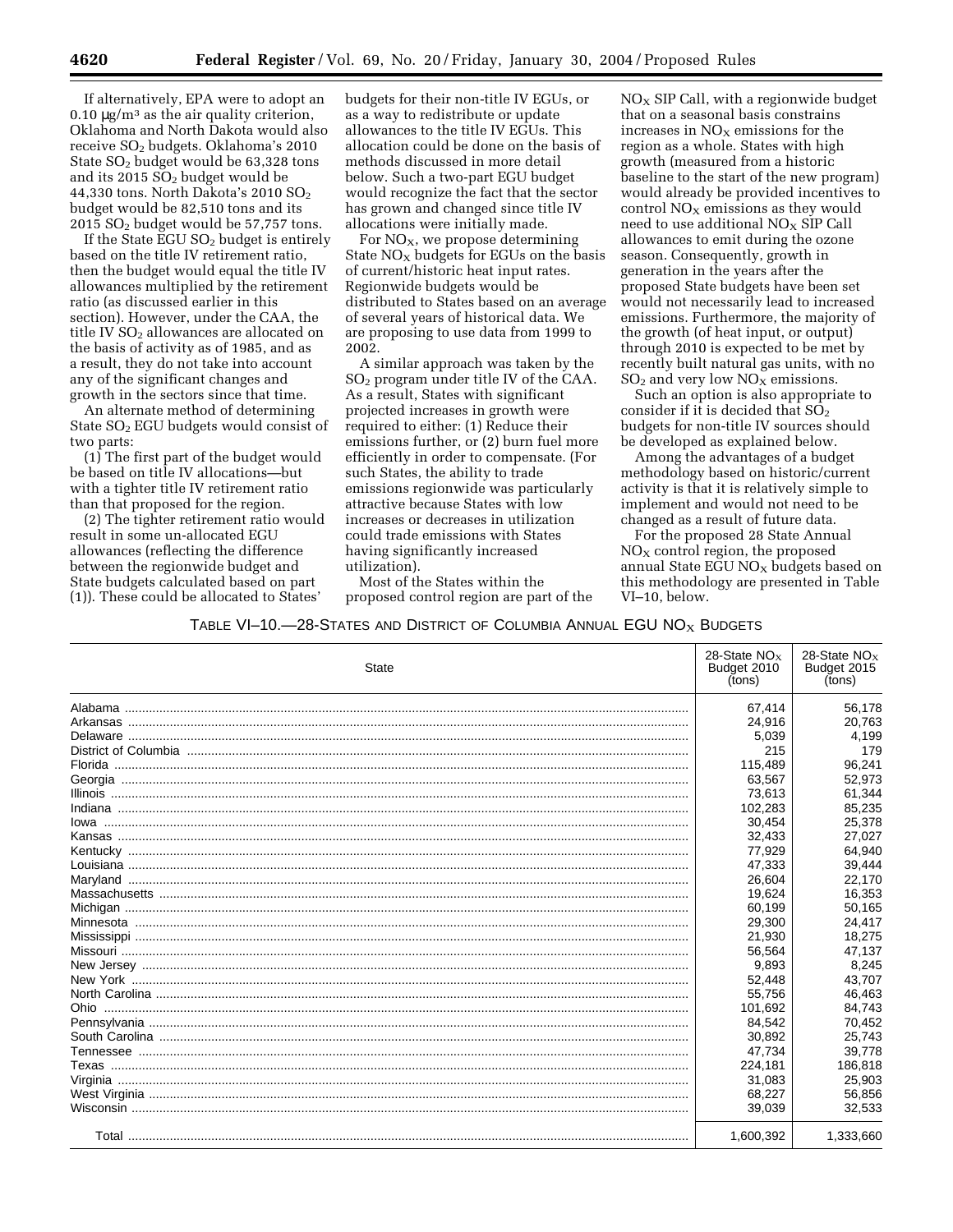If alternatively, EPA were to adopt an 0.10 μg/m³ as the air quality criterion, Oklahoma and North Dakota would also receive $SO_2$ budgets. Oklahoma's 2010 State $SO_2$ budget would be 63,328 tons and its 2015 $SO_2$ budget would be 44,330 tons. North Dakota's 2010 $SO_2$ budget would be 82,510 tons and its 2015 $SO_2$ budget would be 57,757 tons.

If the State EGU $SO_2$ budget is entirely based on the title IV retirement ratio, then the budget would equal the title IV allowances multiplied by the retirement ratio (as discussed earlier in this section). However, under the CAA, the title IV $SO_2$ allowances are allocated on the basis of activity as of 1985, and as a result, they do not take into account any of the significant changes and growth in the sectors since that time.

An alternate method of determining State $SO_2$ EGU budgets would consist of two parts:

(1) The first part of the budget would be based on title IV allocations—but with a tighter title IV retirement ratio than that proposed for the region.

(2) The tighter retirement ratio would result in some un-allocated EGU allowances (reflecting the difference between the regionwide budget and State budgets calculated based on part (1)). These could be allocated to States' budgets for their non-title IV EGUs, or as a way to redistribute or update allowances to the title IV EGUs. This allocation could be done on the basis of methods discussed in more detail below. Such a two-part EGU budget would recognize the fact that the sector has grown and changed since title IV allocations were initially made.

For $NO_X$, we propose determining State $NO_X$ budgets for EGUs on the basis of current/historic heat input rates. Regionwide budgets would be distributed to States based on an average of several years of historical data. We are proposing to use data from 1999 to 2002.

A similar approach was taken by the $SO_2$ program under title IV of the CAA. As a result, States with significant projected increases in growth were required to either: (1) Reduce their emissions further, or (2) burn fuel more efficiently in order to compensate. (For such States, the ability to trade emissions regionwide was particularly attractive because States with low increases or decreases in utilization could trade emissions with States having significantly increased utilization).

Most of the States within the proposed control region are part of the $NO_X$ SIP Call, with a regionwide budget that on a seasonal basis constrains increases in $NO_X$ emissions for the region as a whole. States with high growth (measured from a historic baseline to the start of the new program) would already be provided incentives to control $NO_X$ emissions as they would need to use additional $NO_X$ SIP Call allowances to emit during the ozone season. Consequently, growth in generation in the years after the proposed State budgets have been set would not necessarily lead to increased emissions. Furthermore, the majority of the growth (of heat input, or output) through 2010 is expected to be met by recently built natural gas units, with no $SO_2$ and very low $NO_X$ emissions.

Such an option is also appropriate to consider if it is decided that $SO_2$ budgets for non-title IV sources should be developed as explained below.

Among the advantages of a budget methodology based on historic/current activity is that it is relatively simple to implement and would not need to be changed as a result of future data.

For the proposed 28 State Annual $NO_X$ control region, the proposed annual State EGU $NO_X$ budgets based on this methodology are presented in Table VI–10, below.

TABLE VI–10.—28-STATES AND DISTRICT OF COLUMBIA ANNUAL EGU $NO_X$ BUDGETS

| State | 28-State $NO_X$ Budget 2010 (tons) | 28-State $NO_X$ Budget 2015 (tons) |
|---|---|---|
| Alabama | 67,414 | 56,178 |
| Arkansas | 24,916 | 20,763 |
| Delaware | 5,039 | 4,199 |
| District of Columbia | 215 | 179 |
| Florida | 115,489 | 96,241 |
| Georgia | 63,567 | 52,973 |
| Illinois | 73,613 | 61,344 |
| Indiana | 102,283 | 85,235 |
| Iowa | 30,454 | 25,378 |
| Kansas | 32,433 | 27,027 |
| Kentucky | 77,929 | 64,940 |
| Louisiana | 47,333 | 39,444 |
| Maryland | 26,604 | 22,170 |
| Massachusetts | 19,624 | 16,353 |
| Michigan | 60,199 | 50,165 |
| Minnesota | 29,300 | 24,417 |
| Mississippi | 21,930 | 18,275 |
| Missouri | 56,564 | 47,137 |
| New Jersey | 9,893 | 8,245 |
| New York | 52,448 | 43,707 |
| North Carolina | 55,756 | 46,463 |
| Ohio | 101,692 | 84,743 |
| Pennsylvania | 84,542 | 70,452 |
| South Carolina | 30,892 | 25,743 |
| Tennessee | 47,734 | 39,778 |
| Texas | 224,181 | 186,818 |
| Virginia | 31,083 | 25,903 |
| West Virginia | 68,227 | 56,856 |
| Wisconsin | 39,039 | 32,533 |
| Total | 1,600,392 | 1,333,660 |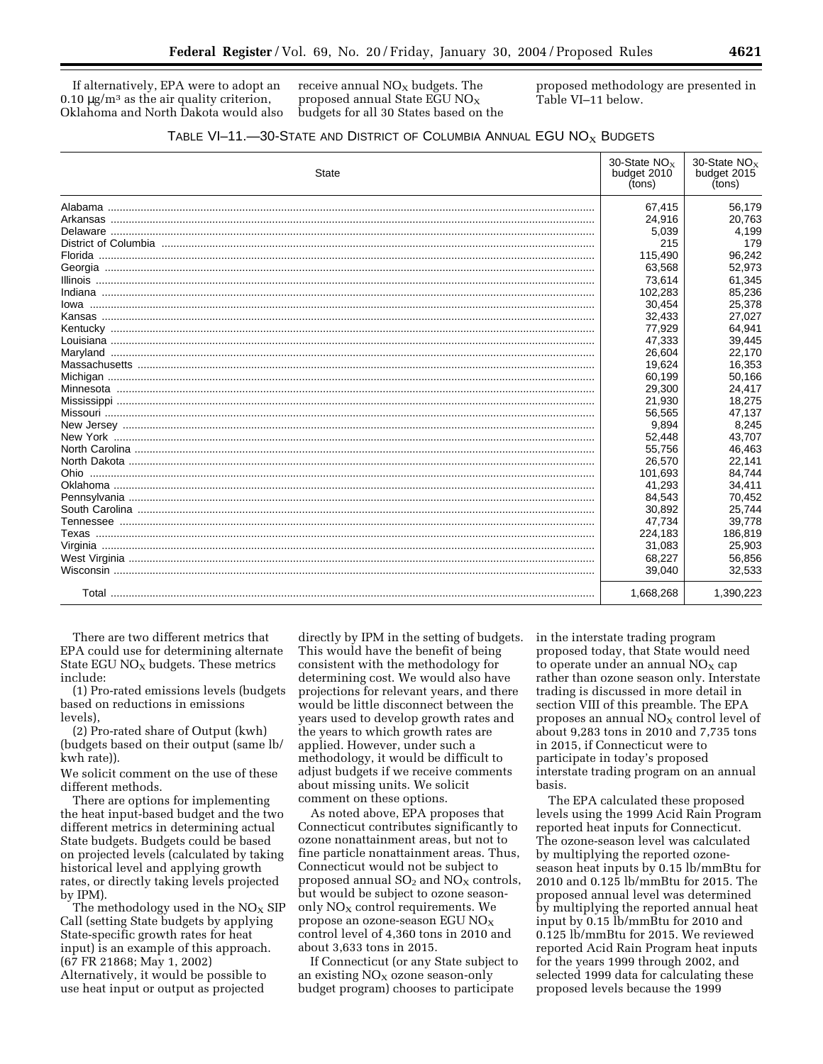If alternatively, EPA were to adopt an 0.10 μg/m³ as the air quality criterion, Oklahoma and North Dakota would also receive annual $NO_X$ budgets. The proposed annual State EGU $NO_X$ budgets for all 30 States based on the proposed methodology are presented in Table VI–11 below.

TABLE VI–11.—30-STATE AND DISTRICT OF COLUMBIA ANNUAL EGU $NO_X$ BUDGETS

| State | 30-State $NO_X$ budget 2010 (tons) | 30-State $NO_X$ budget 2015 (tons) |
|---|---|---|
| Alabama | 67,415 | 56,179 |
| Arkansas | 24,916 | 20,763 |
| Delaware | 5,039 | 4,199 |
| District of Columbia | 215 | 179 |
| Florida | 115,490 | 96,242 |
| Georgia | 63,568 | 52,973 |
| Illinois | 73,614 | 61,345 |
| Indiana | 102,283 | 85,236 |
| Iowa | 30,454 | 25,378 |
| Kansas | 32,433 | 27,027 |
| Kentucky | 77,929 | 64,941 |
| Louisiana | 47,333 | 39,445 |
| Maryland | 26,604 | 22,170 |
| Massachusetts | 19,624 | 16,353 |
| Michigan | 60,199 | 50,166 |
| Minnesota | 29,300 | 24,417 |
| Mississippi | 21,930 | 18,275 |
| Missouri | 56,565 | 47,137 |
| New Jersey | 9,894 | 8,245 |
| New York | 52,448 | 43,707 |
| North Carolina | 55,756 | 46,463 |
| North Dakota | 26,570 | 22,141 |
| Ohio | 101,693 | 84,744 |
| Oklahoma | 41,293 | 34,411 |
| Pennsylvania | 84,543 | 70,452 |
| South Carolina | 30,892 | 25,744 |
| Tennessee | 47,734 | 39,778 |
| Texas | 224,183 | 186,819 |
| Virginia | 31,083 | 25,903 |
| West Virginia | 68,227 | 56,856 |
| Wisconsin | 39,040 | 32,533 |
| Total | 1,668,268 | 1,390,223 |

There are two different metrics that EPA could use for determining alternate State EGU $NO_X$ budgets. These metrics include:

(1) Pro-rated emissions levels (budgets based on reductions in emissions levels),

(2) Pro-rated share of Output (kwh) (budgets based on their output (same lb/kwh rate)).

We solicit comment on the use of these different methods.

There are options for implementing the heat input-based budget and the two different metrics in determining actual State budgets. Budgets could be based on projected levels (calculated by taking historical level and applying growth rates, or directly taking levels projected by IPM).

The methodology used in the $NO_X$ SIP Call (setting State budgets by applying State-specific growth rates for heat input) is an example of this approach. (67 FR 21868; May 1, 2002) Alternatively, it would be possible to use heat input or output as projected directly by IPM in the setting of budgets. This would have the benefit of being consistent with the methodology for determining cost. We would also have projections for relevant years, and there would be little disconnect between the years used to develop growth rates and the years to which growth rates are applied. However, under such a methodology, it would be difficult to adjust budgets if we receive comments about missing units. We solicit comment on these options.

As noted above, EPA proposes that Connecticut contributes significantly to ozone nonattainment areas, but not to fine particle nonattainment areas. Thus, Connecticut would not be subject to proposed annual $SO_2$ and $NO_X$ controls, but would be subject to ozone season-only $NO_X$ control requirements. We propose an ozone-season EGU $NO_X$ control level of 4,360 tons in 2010 and about 3,633 tons in 2015.

If Connecticut (or any State subject to an existing $NO_X$ ozone season-only budget program) chooses to participate in the interstate trading program proposed today, that State would need to operate under an annual $NO_X$ cap rather than ozone season only. Interstate trading is discussed in more detail in section VIII of this preamble. The EPA proposes an annual $NO_X$ control level of about 9,283 tons in 2010 and 7,735 tons in 2015, if Connecticut were to participate in today's proposed interstate trading program on an annual basis.

The EPA calculated these proposed levels using the 1999 Acid Rain Program reported heat inputs for Connecticut. The ozone-season level was calculated by multiplying the reported ozone-season heat inputs by 0.15 lb/mmBtu for 2010 and 0.125 lb/mmBtu for 2015. The proposed annual level was determined by multiplying the reported annual heat input by 0.15 lb/mmBtu for 2010 and 0.125 lb/mmBtu for 2015. We reviewed reported Acid Rain Program heat inputs for the years 1999 through 2002, and selected 1999 data for calculating these proposed levels because the 1999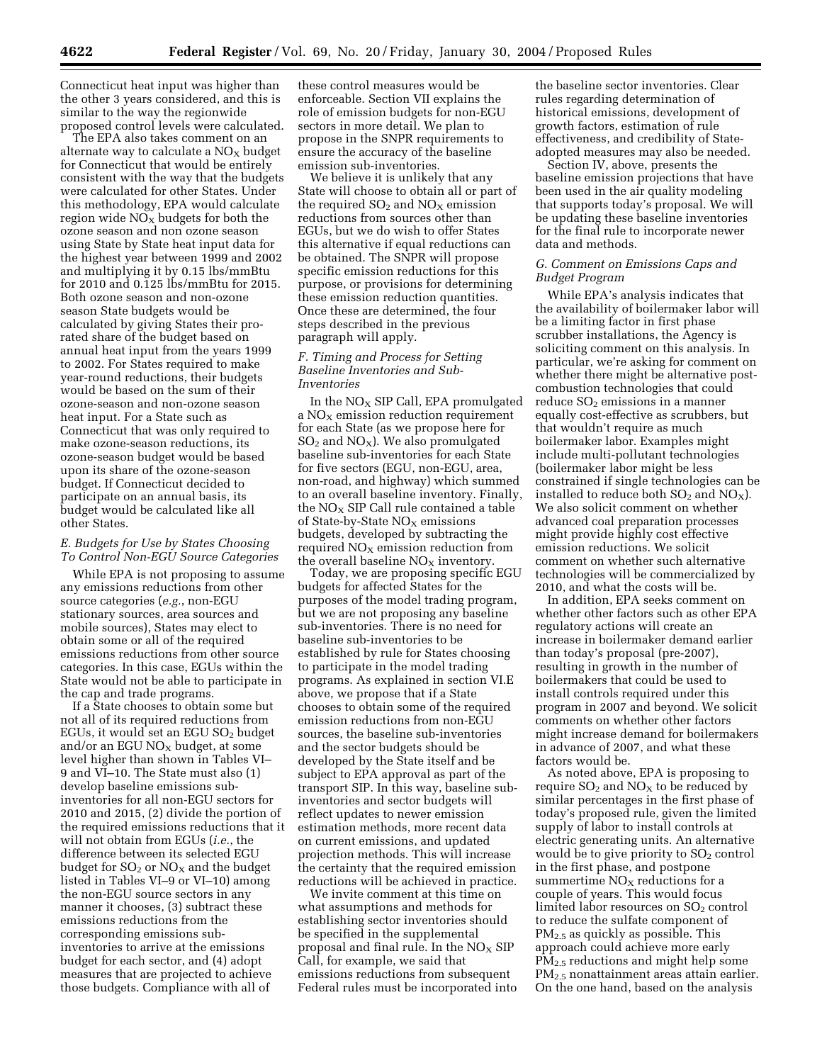Connecticut heat input was higher than the other 3 years considered, and this is similar to the way the regionwide proposed control levels were calculated.

The EPA also takes comment on an alternate way to calculate a $NO_X$ budget for Connecticut that would be entirely consistent with the way that the budgets were calculated for other States. Under this methodology, EPA would calculate region wide $NO_X$ budgets for both the ozone season and non ozone season using State by State heat input data for the highest year between 1999 and 2002 and multiplying it by 0.15 lbs/mmBtu for 2010 and 0.125 lbs/mmBtu for 2015. Both ozone season and non-ozone season State budgets would be calculated by giving States their pro-rated share of the budget based on annual heat input from the years 1999 to 2002. For States required to make year-round reductions, their budgets would be based on the sum of their ozone-season and non-ozone season heat input. For a State such as Connecticut that was only required to make ozone-season reductions, its ozone-season budget would be based upon its share of the ozone-season budget. If Connecticut decided to participate on an annual basis, its budget would be calculated like all other States.

### E. Budgets for Use by States Choosing To Control Non-EGU Source Categories

While EPA is not proposing to assume any emissions reductions from other source categories (*e.g.*, non-EGU stationary sources, area sources and mobile sources), States may elect to obtain some or all of the required emissions reductions from other source categories. In this case, EGUs within the State would not be able to participate in the cap and trade programs.

If a State chooses to obtain some but not all of its required reductions from EGUs, it would set an EGU $SO_2$ budget and/or an EGU $NO_X$ budget, at some level higher than shown in Tables VI–9 and VI–10. The State must also (1) develop baseline emissions sub-inventories for all non-EGU sectors for 2010 and 2015, (2) divide the portion of the required emissions reductions that it will not obtain from EGUs (*i.e.*, the difference between its selected EGU budget for $SO_2$ or $NO_X$ and the budget listed in Tables VI–9 or VI–10) among the non-EGU source sectors in any manner it chooses, (3) subtract these emissions reductions from the corresponding emissions sub-inventories to arrive at the emissions budget for each sector, and (4) adopt measures that are projected to achieve those budgets. Compliance with all of these control measures would be enforceable. Section VII explains the role of emission budgets for non-EGU sectors in more detail. We plan to propose in the SNPR requirements to ensure the accuracy of the baseline emission sub-inventories.

We believe it is unlikely that any State will choose to obtain all or part of the required $SO_2$ and $NO_X$ emission reductions from sources other than EGUs, but we do wish to offer States this alternative if equal reductions can be obtained. The SNPR will propose specific emission reductions for this purpose, or provisions for determining these emission reduction quantities. Once these are determined, the four steps described in the previous paragraph will apply.

### F. Timing and Process for Setting Baseline Inventories and Sub-Inventories

In the $NO_X$ SIP Call, EPA promulgated a $NO_X$ emission reduction requirement for each State (as we propose here for $SO_2$ and $NO_X$). We also promulgated baseline sub-inventories for each State for five sectors (EGU, non-EGU, area, non-road, and highway) which summed to an overall baseline inventory. Finally, the $NO_X$ SIP Call rule contained a table of State-by-State $NO_X$ emissions budgets, developed by subtracting the required $NO_X$ emission reduction from the overall baseline $NO_X$ inventory.

Today, we are proposing specific EGU budgets for affected States for the purposes of the model trading program, but we are not proposing any baseline sub-inventories. There is no need for baseline sub-inventories to be established by rule for States choosing to participate in the model trading programs. As explained in section VI.E above, we propose that if a State chooses to obtain some of the required emission reductions from non-EGU sources, the baseline sub-inventories and the sector budgets should be developed by the State itself and be subject to EPA approval as part of the transport SIP. In this way, baseline sub-inventories and sector budgets will reflect updates to newer emission estimation methods, more recent data on current emissions, and updated projection methods. This will increase the certainty that the required emission reductions will be achieved in practice.

We invite comment at this time on what assumptions and methods for establishing sector inventories should be specified in the supplemental proposal and final rule. In the $NO_X$ SIP Call, for example, we said that emissions reductions from subsequent Federal rules must be incorporated into the baseline sector inventories. Clear rules regarding determination of historical emissions, development of growth factors, estimation of rule effectiveness, and credibility of State-adopted measures may also be needed.

Section IV, above, presents the baseline emission projections that have been used in the air quality modeling that supports today's proposal. We will be updating these baseline inventories for the final rule to incorporate newer data and methods.

### G. Comment on Emissions Caps and Budget Program

While EPA's analysis indicates that the availability of boilermaker labor will be a limiting factor in first phase scrubber installations, the Agency is soliciting comment on this analysis. In particular, we're asking for comment on whether there might be alternative post-combustion technologies that could reduce $SO_2$ emissions in a manner equally cost-effective as scrubbers, but that wouldn't require as much boilermaker labor. Examples might include multi-pollutant technologies (boilermaker labor might be less constrained if single technologies can be installed to reduce both $SO_2$ and $NO_X$). We also solicit comment on whether advanced coal preparation processes might provide highly cost effective emission reductions. We solicit comment on whether such alternative technologies will be commercialized by 2010, and what the costs will be.

In addition, EPA seeks comment on whether other factors such as other EPA regulatory actions will create an increase in boilermaker demand earlier than today's proposal (pre-2007), resulting in growth in the number of boilermakers that could be used to install controls required under this program in 2007 and beyond. We solicit comments on whether other factors might increase demand for boilermakers in advance of 2007, and what these factors would be.

As noted above, EPA is proposing to require $SO_2$ and $NO_X$ to be reduced by similar percentages in the first phase of today's proposed rule, given the limited supply of labor to install controls at electric generating units. An alternative would be to give priority to $SO_2$ control in the first phase, and postpone summertime $NO_X$ reductions for a couple of years. This would focus limited labor resources on $SO_2$ control to reduce the sulfate component of $PM_{2.5}$ as quickly as possible. This approach could achieve more early $PM_{2.5}$ reductions and might help some $PM_{2.5}$ nonattainment areas attain earlier. On the one hand, based on the analysis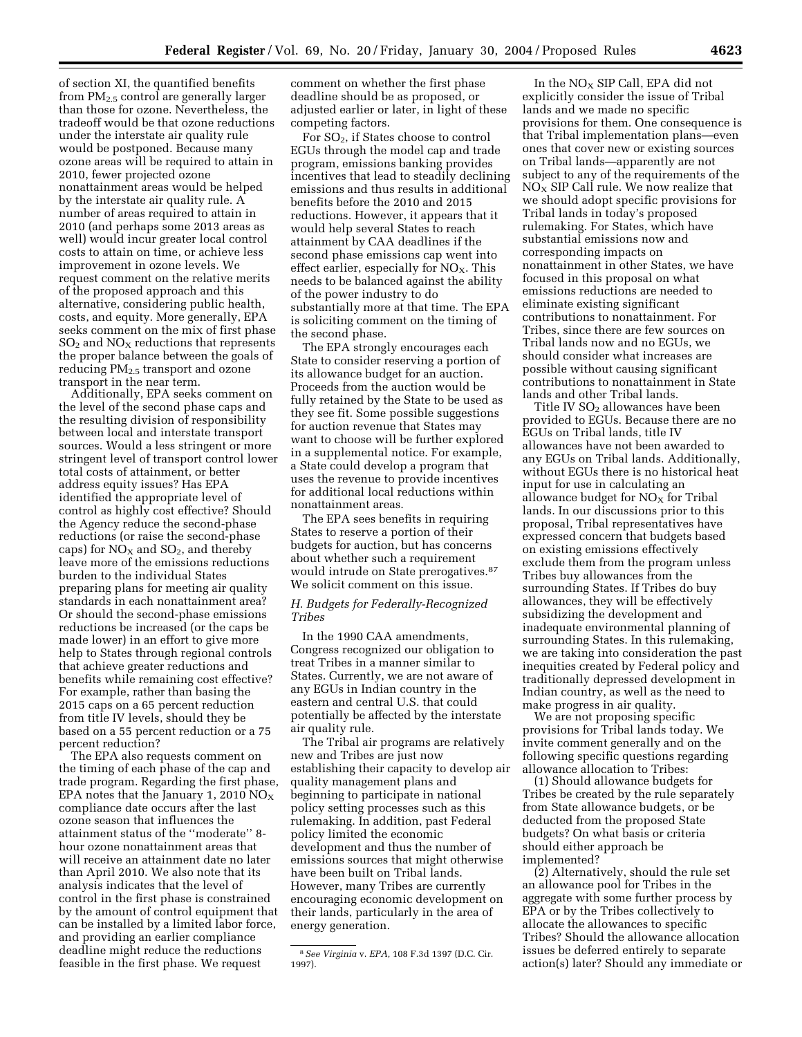of section XI, the quantified benefits from $PM_{2.5}$ control are generally larger than those for ozone. Nevertheless, the tradeoff would be that ozone reductions under the interstate air quality rule would be postponed. Because many ozone areas will be required to attain in 2010, fewer projected ozone nonattainment areas would be helped by the interstate air quality rule. A number of areas required to attain in 2010 (and perhaps some 2013 areas as well) would incur greater local control costs to attain on time, or achieve less improvement in ozone levels. We request comment on the relative merits of the proposed approach and this alternative, considering public health, costs, and equity. More generally, EPA seeks comment on the mix of first phase $SO_2$ and $NO_X$ reductions that represents the proper balance between the goals of reducing $PM_{2.5}$ transport and ozone transport in the near term.

Additionally, EPA seeks comment on the level of the second phase caps and the resulting division of responsibility between local and interstate transport sources. Would a less stringent or more stringent level of transport control lower total costs of attainment, or better address equity issues? Has EPA identified the appropriate level of control as highly cost effective? Should the Agency reduce the second-phase reductions (or raise the second-phase caps) for $NO_X$ and $SO_2$, and thereby leave more of the emissions reductions burden to the individual States preparing plans for meeting air quality standards in each nonattainment area? Or should the second-phase emissions reductions be increased (or the caps be made lower) in an effort to give more help to States through regional controls that achieve greater reductions and benefits while remaining cost effective? For example, rather than basing the 2015 caps on a 65 percent reduction from title IV levels, should they be based on a 55 percent reduction or a 75 percent reduction?

The EPA also requests comment on the timing of each phase of the cap and trade program. Regarding the first phase, EPA notes that the January 1, 2010 $NO_X$ compliance date occurs after the last ozone season that influences the attainment status of the "moderate" 8-hour ozone nonattainment areas that will receive an attainment date no later than April 2010. We also note that its analysis indicates that the level of control in the first phase is constrained by the amount of control equipment that can be installed by a limited labor force, and providing an earlier compliance deadline might reduce the reductions feasible in the first phase. We request comment on whether the first phase deadline should be as proposed, or adjusted earlier or later, in light of these competing factors.

For $SO_2$, if States choose to control EGUs through the model cap and trade program, emissions banking provides incentives that lead to steadily declining emissions and thus results in additional benefits before the 2010 and 2015 reductions. However, it appears that it would help several States to reach attainment by CAA deadlines if the second phase emissions cap went into effect earlier, especially for $NO_X$. This needs to be balanced against the ability of the power industry to do substantially more at that time. The EPA is soliciting comment on the timing of the second phase.

The EPA strongly encourages each State to consider reserving a portion of its allowance budget for an auction. Proceeds from the auction would be fully retained by the State to be used as they see fit. Some possible suggestions for auction revenue that States may want to choose will be further explored in a supplemental notice. For example, a State could develop a program that uses the revenue to provide incentives for additional local reductions within nonattainment areas.

The EPA sees benefits in requiring States to reserve a portion of their budgets for auction, but has concerns about whether such a requirement would intrude on State prerogatives.[87] We solicit comment on this issue.

### H. Budgets for Federally-Recognized Tribes

In the 1990 CAA amendments, Congress recognized our obligation to treat Tribes in a manner similar to States. Currently, we are not aware of any EGUs in Indian country in the eastern and central U.S. that could potentially be affected by the interstate air quality rule.

The Tribal air programs are relatively new and Tribes are just now establishing their capacity to develop air quality management plans and beginning to participate in national policy setting processes such as this rulemaking. In addition, past Federal policy limited the economic development and thus the number of emissions sources that might otherwise have been built on Tribal lands. However, many Tribes are currently encouraging economic development on their lands, particularly in the area of energy generation.

In the $NO_X$ SIP Call, EPA did not explicitly consider the issue of Tribal lands and we made no specific provisions for them. One consequence is that Tribal implementation plans—even ones that cover new or existing sources on Tribal lands—apparently are not subject to any of the requirements of the $NO_X$ SIP Call rule. We now realize that we should adopt specific provisions for Tribal lands in today's proposed rulemaking. For States, which have substantial emissions now and corresponding impacts on nonattainment in other States, we have focused in this proposal on what emissions reductions are needed to eliminate existing significant contributions to nonattainment. For Tribes, since there are few sources on Tribal lands now and no EGUs, we should consider what increases are possible without causing significant contributions to nonattainment in State lands and other Tribal lands.

Title IV $SO_2$ allowances have been provided to EGUs. Because there are no EGUs on Tribal lands, title IV allowances have not been awarded to any EGUs on Tribal lands. Additionally, without EGUs there is no historical heat input for use in calculating an allowance budget for $NO_X$ for Tribal lands. In our discussions prior to this proposal, Tribal representatives have expressed concern that budgets based on existing emissions effectively exclude them from the program unless Tribes buy allowances from the surrounding States. If Tribes do buy allowances, they will be effectively subsidizing the development and inadequate environmental planning of surrounding States. In this rulemaking, we are taking into consideration the past inequities created by Federal policy and traditionally depressed development in Indian country, as well as the need to make progress in air quality.

We are not proposing specific provisions for Tribal lands today. We invite comment generally and on the following specific questions regarding allowance allocation to Tribes:

(1) Should allowance budgets for Tribes be created by the rule separately from State allowance budgets, or be deducted from the proposed State budgets? On what basis or criteria should either approach be implemented?

(2) Alternatively, should the rule set an allowance pool for Tribes in the aggregate with some further process by EPA or by the Tribes collectively to allocate the allowances to specific Tribes? Should the allowance allocation issues be deferred entirely to separate action(s) later? Should any immediate or

[8] *See Virginia* v. *EPA,* 108 F.3d 1397 (D.C. Cir. 1997).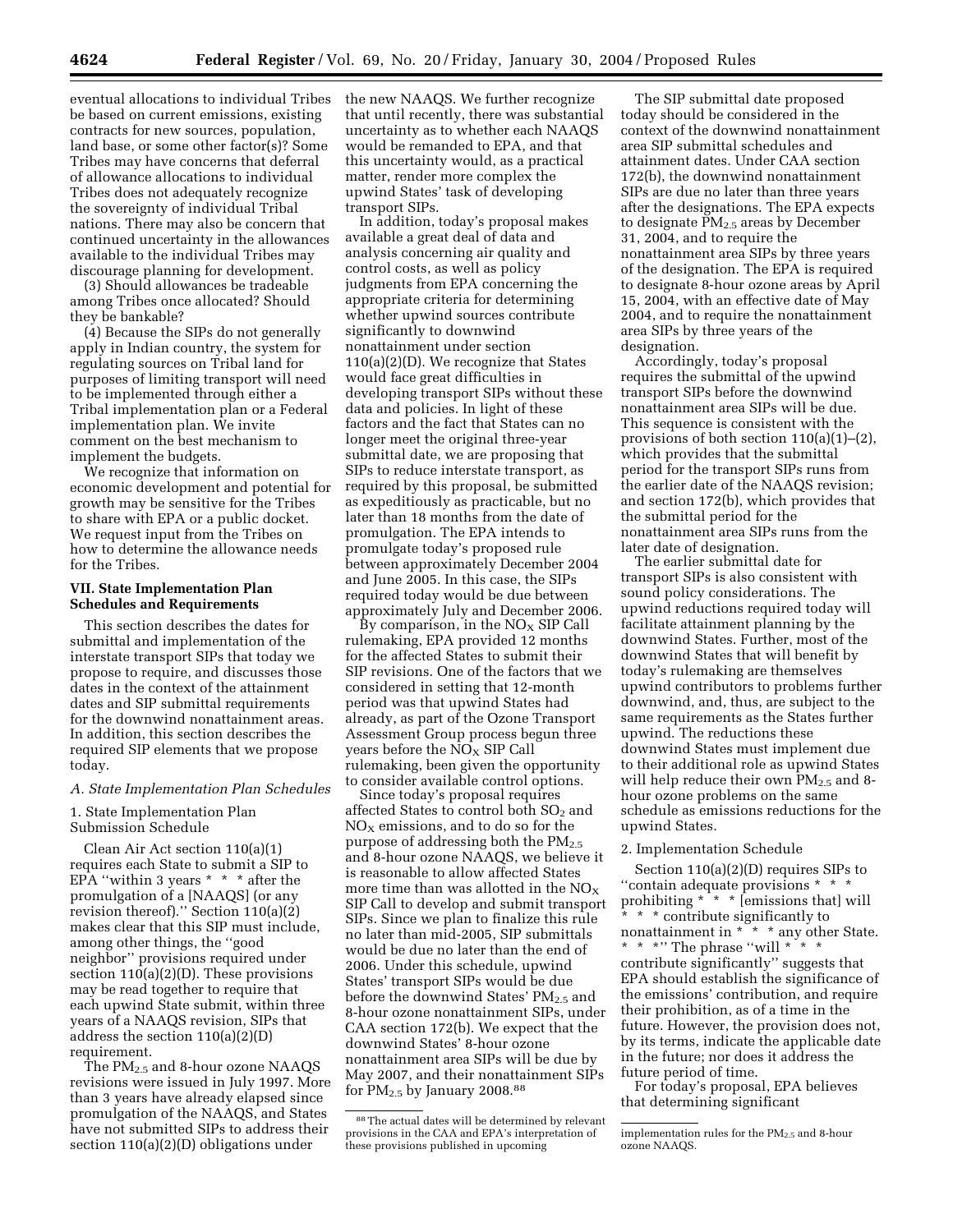eventual allocations to individual Tribes be based on current emissions, existing contracts for new sources, population, land base, or some other factor(s)? Some Tribes may have concerns that deferral of allowance allocations to individual Tribes does not adequately recognize the sovereignty of individual Tribal nations. There may also be concern that continued uncertainty in the allowances available to the individual Tribes may discourage planning for development.

(3) Should allowances be tradeable among Tribes once allocated? Should they be bankable?

(4) Because the SIPs do not generally apply in Indian country, the system for regulating sources on Tribal land for purposes of limiting transport will need to be implemented through either a Tribal implementation plan or a Federal implementation plan. We invite comment on the best mechanism to implement the budgets.

We recognize that information on economic development and potential for growth may be sensitive for the Tribes to share with EPA or a public docket. We request input from the Tribes on how to determine the allowance needs for the Tribes.

## VII. State Implementation Plan Schedules and Requirements

This section describes the dates for submittal and implementation of the interstate transport SIPs that today we propose to require, and discusses those dates in the context of the attainment dates and SIP submittal requirements for the downwind nonattainment areas. In addition, this section describes the required SIP elements that we propose today.

### A. State Implementation Plan Schedules

#### 1. State Implementation Plan Submission Schedule

Clean Air Act section 110(a)(1) requires each State to submit a SIP to EPA ''within 3 years * * * after the promulgation of a [NAAQS] (or any revision thereof).'' Section 110(a)(2) makes clear that this SIP must include, among other things, the ''good neighbor'' provisions required under section 110(a)(2)(D). These provisions may be read together to require that each upwind State submit, within three years of a NAAQS revision, SIPs that address the section 110(a)(2)(D) requirement.

The $PM_{2.5}$ and 8-hour ozone NAAQS revisions were issued in July 1997. More than 3 years have already elapsed since promulgation of the NAAQS, and States have not submitted SIPs to address their section 110(a)(2)(D) obligations under the new NAAQS. We further recognize that until recently, there was substantial uncertainty as to whether each NAAQS would be remanded to EPA, and that this uncertainty would, as a practical matter, render more complex the upwind States' task of developing transport SIPs.

In addition, today's proposal makes available a great deal of data and analysis concerning air quality and control costs, as well as policy judgments from EPA concerning the appropriate criteria for determining whether upwind sources contribute significantly to downwind nonattainment under section 110(a)(2)(D). We recognize that States would face great difficulties in developing transport SIPs without these data and policies. In light of these factors and the fact that States can no longer meet the original three-year submittal date, we are proposing that SIPs to reduce interstate transport, as required by this proposal, be submitted as expeditiously as practicable, but no later than 18 months from the date of promulgation. The EPA intends to promulgate today's proposed rule between approximately December 2004 and June 2005. In this case, the SIPs required today would be due between approximately July and December 2006.

By comparison, in the $NO_X$ SIP Call rulemaking, EPA provided 12 months for the affected States to submit their SIP revisions. One of the factors that we considered in setting that 12-month period was that upwind States had already, as part of the Ozone Transport Assessment Group process begun three years before the $NO_X$ SIP Call rulemaking, been given the opportunity to consider available control options.

Since today's proposal requires affected States to control both $SO_2$ and $NO_X$ emissions, and to do so for the purpose of addressing both the $PM_{2.5}$ and 8-hour ozone NAAQS, we believe it is reasonable to allow affected States more time than was allotted in the $NO_X$ SIP Call to develop and submit transport SIPs. Since we plan to finalize this rule no later than mid-2005, SIP submittals would be due no later than the end of 2006. Under this schedule, upwind States' transport SIPs would be due before the downwind States' $PM_{2.5}$ and 8-hour ozone nonattainment SIPs, under CAA section 172(b). We expect that the downwind States' 8-hour ozone nonattainment area SIPs will be due by May 2007, and their nonattainment SIPs for $PM_{2.5}$ by January 2008.[88]

The SIP submittal date proposed today should be considered in the context of the downwind nonattainment area SIP submittal schedules and attainment dates. Under CAA section 172(b), the downwind nonattainment SIPs are due no later than three years after the designations. The EPA expects to designate $PM_{2.5}$ areas by December 31, 2004, and to require the nonattainment area SIPs by three years of the designation. The EPA is required to designate 8-hour ozone areas by April 15, 2004, with an effective date of May 2004, and to require the nonattainment area SIPs by three years of the designation.

Accordingly, today's proposal requires the submittal of the upwind transport SIPs before the downwind nonattainment area SIPs will be due. This sequence is consistent with the provisions of both section 110(a)(1)–(2), which provides that the submittal period for the transport SIPs runs from the earlier date of the NAAQS revision; and section 172(b), which provides that the submittal period for the nonattainment area SIPs runs from the later date of designation.

The earlier submittal date for transport SIPs is also consistent with sound policy considerations. The upwind reductions required today will facilitate attainment planning by the downwind States. Further, most of the downwind States that will benefit by today's rulemaking are themselves upwind contributors to problems further downwind, and, thus, are subject to the same requirements as the States further upwind. The reductions these downwind States must implement due to their additional role as upwind States will help reduce their own $PM_{2.5}$ and 8-hour ozone problems on the same schedule as emissions reductions for the upwind States.

#### 2. Implementation Schedule

Section 110(a)(2)(D) requires SIPs to ''contain adequate provisions * * * prohibiting * * * [emissions that] will * * * contribute significantly to nonattainment in * * * any other State. * * *'' The phrase ''will * * * contribute significantly'' suggests that EPA should establish the significance of the emissions' contribution, and require their prohibition, as of a time in the future. However, the provision does not, by its terms, indicate the applicable date in the future; nor does it address the future period of time.

For today's proposal, EPA believes that determining significant

[88] The actual dates will be determined by relevant provisions in the CAA and EPA's interpretation of these provisions published in upcoming implementation rules for the $PM_{2.5}$ and 8-hour ozone NAAQS.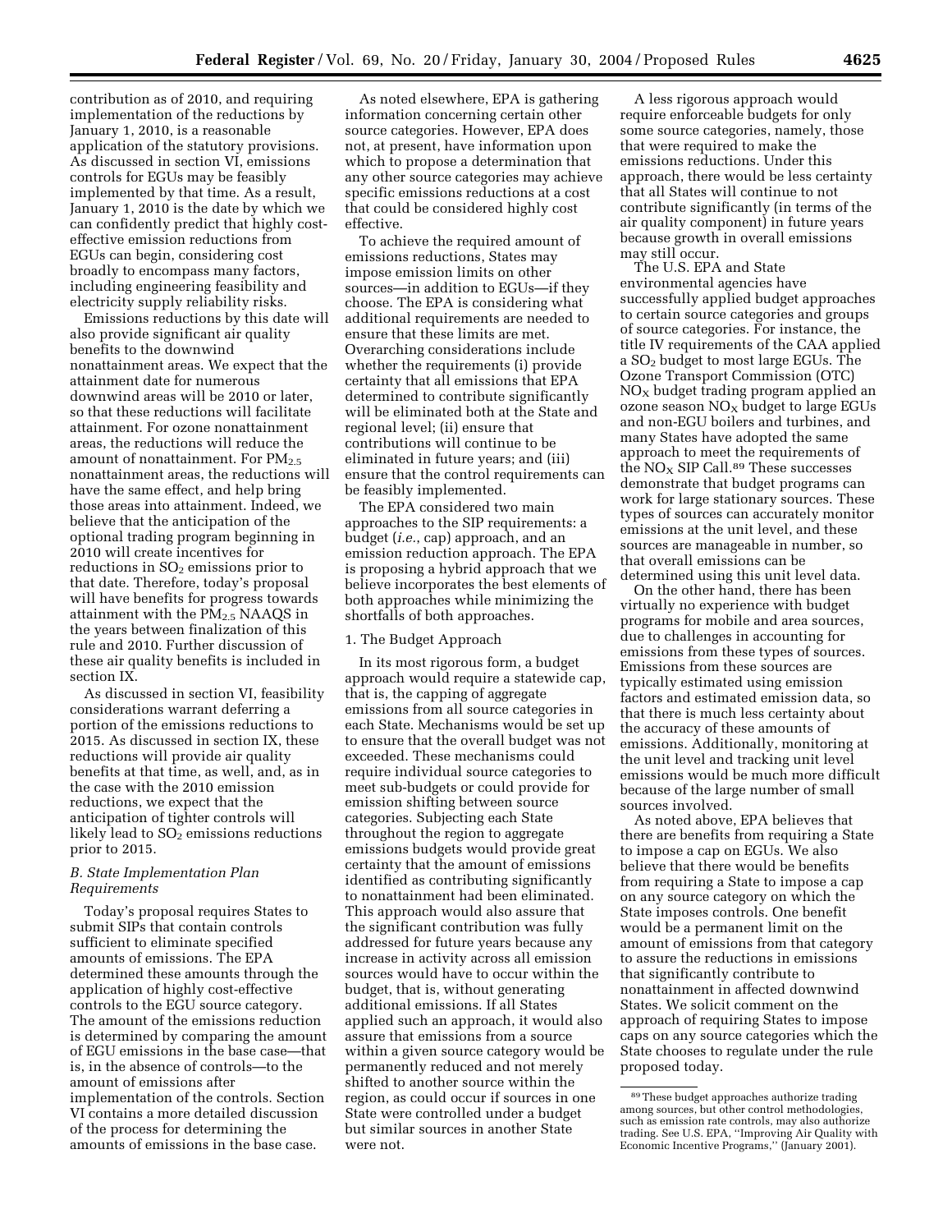contribution as of 2010, and requiring implementation of the reductions by January 1, 2010, is a reasonable application of the statutory provisions. As discussed in section VI, emissions controls for EGUs may be feasibly implemented by that time. As a result, January 1, 2010 is the date by which we can confidently predict that highly cost-effective emission reductions from EGUs can begin, considering cost broadly to encompass many factors, including engineering feasibility and electricity supply reliability risks.

Emissions reductions by this date will also provide significant air quality benefits to the downwind nonattainment areas. We expect that the attainment date for numerous downwind areas will be 2010 or later, so that these reductions will facilitate attainment. For ozone nonattainment areas, the reductions will reduce the amount of nonattainment. For $PM_{2.5}$ nonattainment areas, the reductions will have the same effect, and help bring those areas into attainment. Indeed, we believe that the anticipation of the optional trading program beginning in 2010 will create incentives for reductions in $SO_2$ emissions prior to that date. Therefore, today's proposal will have benefits for progress towards attainment with the $PM_{2.5}$ NAAQS in the years between finalization of this rule and 2010. Further discussion of these air quality benefits is included in section IX.

As discussed in section VI, feasibility considerations warrant deferring a portion of the emissions reductions to 2015. As discussed in section IX, these reductions will provide air quality benefits at that time, as well, and, as in the case with the 2010 emission reductions, we expect that the anticipation of tighter controls will likely lead to $SO_2$ emissions reductions prior to 2015.

### *B. State Implementation Plan Requirements*

Today's proposal requires States to submit SIPs that contain controls sufficient to eliminate specified amounts of emissions. The EPA determined these amounts through the application of highly cost-effective controls to the EGU source category. The amount of the emissions reduction is determined by comparing the amount of EGU emissions in the base case—that is, in the absence of controls—to the amount of emissions after implementation of the controls. Section VI contains a more detailed discussion of the process for determining the amounts of emissions in the base case.

As noted elsewhere, EPA is gathering information concerning certain other source categories. However, EPA does not, at present, have information upon which to propose a determination that any other source categories may achieve specific emissions reductions at a cost that could be considered highly cost effective.

To achieve the required amount of emissions reductions, States may impose emission limits on other sources—in addition to EGUs—if they choose. The EPA is considering what additional requirements are needed to ensure that these limits are met. Overarching considerations include whether the requirements (i) provide certainty that all emissions that EPA determined to contribute significantly will be eliminated both at the State and regional level; (ii) ensure that contributions will continue to be eliminated in future years; and (iii) ensure that the control requirements can be feasibly implemented.

The EPA considered two main approaches to the SIP requirements: a budget (*i.e.*, cap) approach, and an emission reduction approach. The EPA is proposing a hybrid approach that we believe incorporates the best elements of both approaches while minimizing the shortfalls of both approaches.

#### 1. The Budget Approach

In its most rigorous form, a budget approach would require a statewide cap, that is, the capping of aggregate emissions from all source categories in each State. Mechanisms would be set up to ensure that the overall budget was not exceeded. These mechanisms could require individual source categories to meet sub-budgets or could provide for emission shifting between source categories. Subjecting each State throughout the region to aggregate emissions budgets would provide great certainty that the amount of emissions identified as contributing significantly to nonattainment had been eliminated. This approach would also assure that the significant contribution was fully addressed for future years because any increase in activity across all emission sources would have to occur within the budget, that is, without generating additional emissions. If all States applied such an approach, it would also assure that emissions from a source within a given source category would be permanently reduced and not merely shifted to another source within the region, as could occur if sources in one State were controlled under a budget but similar sources in another State were not.

A less rigorous approach would require enforceable budgets for only some source categories, namely, those that were required to make the emissions reductions. Under this approach, there would be less certainty that all States will continue to not contribute significantly (in terms of the air quality component) in future years because growth in overall emissions may still occur.

The U.S. EPA and State environmental agencies have successfully applied budget approaches to certain source categories and groups of source categories. For instance, the title IV requirements of the CAA applied a $SO_2$ budget to most large EGUs. The Ozone Transport Commission (OTC) $NO_X$ budget trading program applied an ozone season $NO_X$ budget to large EGUs and non-EGU boilers and turbines, and many States have adopted the same approach to meet the requirements of the $NO_X$ SIP Call.[89] These successes demonstrate that budget programs can work for large stationary sources. These types of sources can accurately monitor emissions at the unit level, and these sources are manageable in number, so that overall emissions can be determined using this unit level data.

On the other hand, there has been virtually no experience with budget programs for mobile and area sources, due to challenges in accounting for emissions from these types of sources. Emissions from these sources are typically estimated using emission factors and estimated emission data, so that there is much less certainty about the accuracy of these amounts of emissions. Additionally, monitoring at the unit level and tracking unit level emissions would be much more difficult because of the large number of small sources involved.

As noted above, EPA believes that there are benefits from requiring a State to impose a cap on EGUs. We also believe that there would be benefits from requiring a State to impose a cap on any source category on which the State imposes controls. One benefit would be a permanent limit on the amount of emissions from that category to assure the reductions in emissions that significantly contribute to nonattainment in affected downwind States. We solicit comment on the approach of requiring States to impose caps on any source categories which the State chooses to regulate under the rule proposed today.

[89] These budget approaches authorize trading among sources, but other control methodologies, such as emission rate controls, may also authorize trading. See U.S. EPA, "Improving Air Quality with Economic Incentive Programs," (January 2001).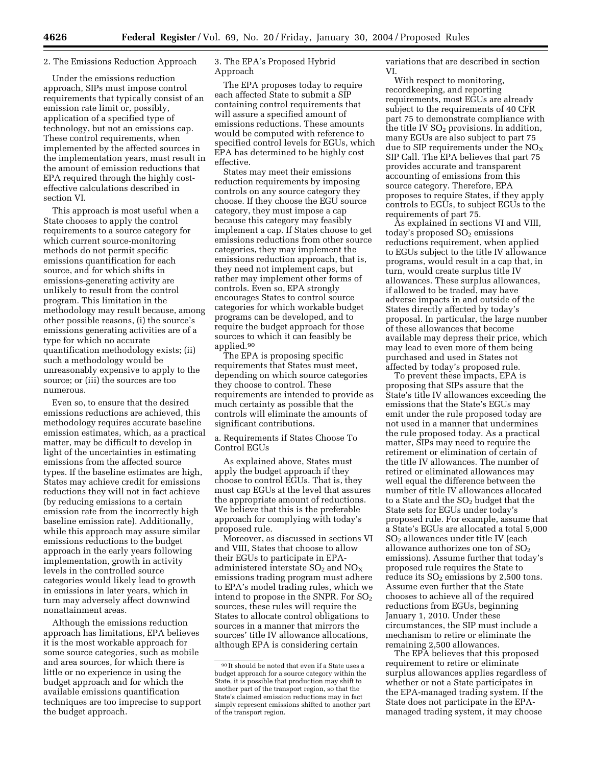2. The Emissions Reduction Approach

Under the emissions reduction approach, SIPs must impose control requirements that typically consist of an emission rate limit or, possibly, application of a specified type of technology, but not an emissions cap. These control requirements, when implemented by the affected sources in the implementation years, must result in the amount of emission reductions that EPA required through the highly cost-effective calculations described in section VI.

This approach is most useful when a State chooses to apply the control requirements to a source category for which current source-monitoring methods do not permit specific emissions quantification for each source, and for which shifts in emissions-generating activity are unlikely to result from the control program. This limitation in the methodology may result because, among other possible reasons, (i) the source's emissions generating activities are of a type for which no accurate quantification methodology exists; (ii) such a methodology would be unreasonably expensive to apply to the source; or (iii) the sources are too numerous.

Even so, to ensure that the desired emissions reductions are achieved, this methodology requires accurate baseline emission estimates, which, as a practical matter, may be difficult to develop in light of the uncertainties in estimating emissions from the affected source types. If the baseline estimates are high, States may achieve credit for emissions reductions they will not in fact achieve (by reducing emissions to a certain emission rate from the incorrectly high baseline emission rate). Additionally, while this approach may assure similar emissions reductions to the budget approach in the early years following implementation, growth in activity levels in the controlled source categories would likely lead to growth in emissions in later years, which in turn may adversely affect downwind nonattainment areas.

Although the emissions reduction approach has limitations, EPA believes it is the most workable approach for some source categories, such as mobile and area sources, for which there is little or no experience in using the budget approach and for which the available emissions quantification techniques are too imprecise to support the budget approach.

3. The EPA's Proposed Hybrid Approach

The EPA proposes today to require each affected State to submit a SIP containing control requirements that will assure a specified amount of emissions reductions. These amounts would be computed with reference to specified control levels for EGUs, which EPA has determined to be highly cost effective.

States may meet their emissions reduction requirements by imposing controls on any source category they choose. If they choose the EGU source category, they must impose a cap because this category may feasibly implement a cap. If States choose to get emissions reductions from other source categories, they may implement the emissions reduction approach, that is, they need not implement caps, but rather may implement other forms of controls. Even so, EPA strongly encourages States to control source categories for which workable budget programs can be developed, and to require the budget approach for those sources to which it can feasibly be applied.[90]

The EPA is proposing specific requirements that States must meet, depending on which source categories they choose to control. These requirements are intended to provide as much certainty as possible that the controls will eliminate the amounts of significant contributions.

a. Requirements if States Choose To Control EGUs

As explained above, States must apply the budget approach if they choose to control EGUs. That is, they must cap EGUs at the level that assures the appropriate amount of reductions. We believe that this is the preferable approach for complying with today's proposed rule.

Moreover, as discussed in sections VI and VIII, States that choose to allow their EGUs to participate in EPA-administered interstate $SO_2$ and $NO_X$ emissions trading program must adhere to EPA's model trading rules, which we intend to propose in the SNPR. For $SO_2$ sources, these rules will require the States to allocate control obligations to sources in a manner that mirrors the sources' title IV allowance allocations, although EPA is considering certain variations that are described in section VI.

With respect to monitoring, recordkeeping, and reporting requirements, most EGUs are already subject to the requirements of 40 CFR part 75 to demonstrate compliance with the title IV $SO_2$ provisions. In addition, many EGUs are also subject to part 75 due to SIP requirements under the $NO_X$ SIP Call. The EPA believes that part 75 provides accurate and transparent accounting of emissions from this source category. Therefore, EPA proposes to require States, if they apply controls to EGUs, to subject EGUs to the requirements of part 75.

As explained in sections VI and VIII, today's proposed $SO_2$ emissions reductions requirement, when applied to EGUs subject to the title IV allowance programs, would result in a cap that, in turn, would create surplus title IV allowances. These surplus allowances, if allowed to be traded, may have adverse impacts in and outside of the States directly affected by today's proposal. In particular, the large number of these allowances that become available may depress their price, which may lead to even more of them being purchased and used in States not affected by today's proposed rule.

To prevent these impacts, EPA is proposing that SIPs assure that the State's title IV allowances exceeding the emissions that the State's EGUs may emit under the rule proposed today are not used in a manner that undermines the rule proposed today. As a practical matter, SIPs may need to require the retirement or elimination of certain of the title IV allowances. The number of retired or eliminated allowances may well equal the difference between the number of title IV allowances allocated to a State and the $SO_2$ budget that the State sets for EGUs under today's proposed rule. For example, assume that a State's EGUs are allocated a total 5,000 $SO_2$ allowances under title IV (each allowance authorizes one ton of $SO_2$ emissions). Assume further that today's proposed rule requires the State to reduce its $SO_2$ emissions by 2,500 tons. Assume even further that the State chooses to achieve all of the required reductions from EGUs, beginning January 1, 2010. Under these circumstances, the SIP must include a mechanism to retire or eliminate the remaining 2,500 allowances.

The EPA believes that this proposed requirement to retire or eliminate surplus allowances applies regardless of whether or not a State participates in the EPA-managed trading system. If the State does not participate in the EPA-managed trading system, it may choose

[90] It should be noted that even if a State uses a budget approach for a source category within the State, it is possible that production may shift to another part of the transport region, so that the State's claimed emission reductions may in fact simply represent emissions shifted to another part of the transport region.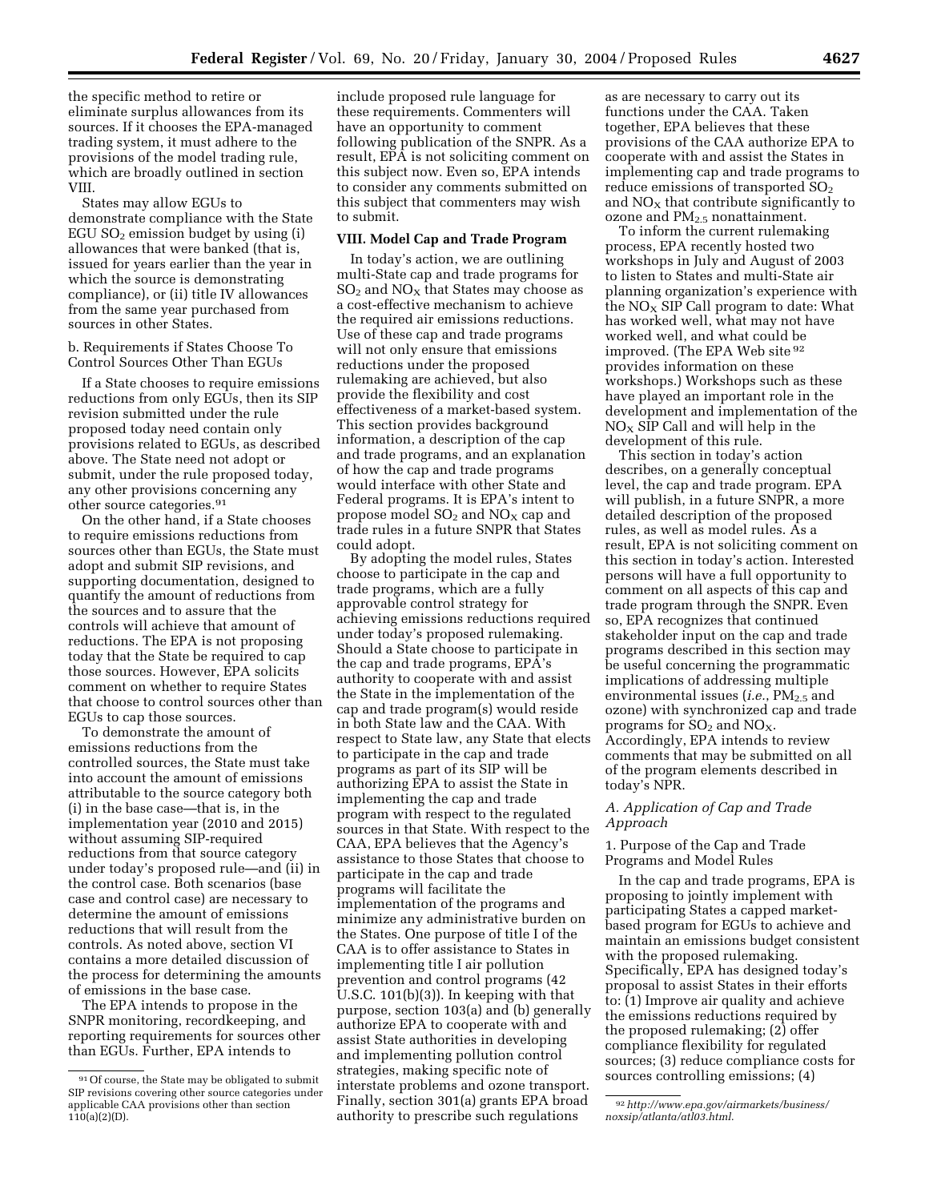the specific method to retire or eliminate surplus allowances from its sources. If it chooses the EPA-managed trading system, it must adhere to the provisions of the model trading rule, which are broadly outlined in section VIII.

States may allow EGUs to demonstrate compliance with the State EGU $SO_2$ emission budget by using (i) allowances that were banked (that is, issued for years earlier than the year in which the source is demonstrating compliance), or (ii) title IV allowances from the same year purchased from sources in other States.

b. Requirements if States Choose To Control Sources Other Than EGUs

If a State chooses to require emissions reductions from only EGUs, then its SIP revision submitted under the rule proposed today need contain only provisions related to EGUs, as described above. The State need not adopt or submit, under the rule proposed today, any other provisions concerning any other source categories.[91]

On the other hand, if a State chooses to require emissions reductions from sources other than EGUs, the State must adopt and submit SIP revisions, and supporting documentation, designed to quantify the amount of reductions from the sources and to assure that the controls will achieve that amount of reductions. The EPA is not proposing today that the State be required to cap those sources. However, EPA solicits comment on whether to require States that choose to control sources other than EGUs to cap those sources.

To demonstrate the amount of emissions reductions from the controlled sources, the State must take into account the amount of emissions attributable to the source category both (i) in the base case—that is, in the implementation year (2010 and 2015) without assuming SIP-required reductions from that source category under today's proposed rule—and (ii) in the control case. Both scenarios (base case and control case) are necessary to determine the amount of emissions reductions that will result from the controls. As noted above, section VI contains a more detailed discussion of the process for determining the amounts of emissions in the base case.

The EPA intends to propose in the SNPR monitoring, recordkeeping, and reporting requirements for sources other than EGUs. Further, EPA intends to include proposed rule language for these requirements. Commenters will have an opportunity to comment following publication of the SNPR. As a result, EPA is not soliciting comment on this subject now. Even so, EPA intends to consider any comments submitted on this subject that commenters may wish to submit.

## VIII. Model Cap and Trade Program

In today's action, we are outlining multi-State cap and trade programs for $SO_2$ and $NO_X$ that States may choose as a cost-effective mechanism to achieve the required air emissions reductions. Use of these cap and trade programs will not only ensure that emissions reductions under the proposed rulemaking are achieved, but also provide the flexibility and cost effectiveness of a market-based system. This section provides background information, a description of the cap and trade programs, and an explanation of how the cap and trade programs would interface with other State and Federal programs. It is EPA's intent to propose model $SO_2$ and $NO_X$ cap and trade rules in a future SNPR that States could adopt.

By adopting the model rules, States choose to participate in the cap and trade programs, which are a fully approvable control strategy for achieving emissions reductions required under today's proposed rulemaking. Should a State choose to participate in the cap and trade programs, EPA's authority to cooperate with and assist the State in the implementation of the cap and trade program(s) would reside in both State law and the CAA. With respect to State law, any State that elects to participate in the cap and trade programs as part of its SIP will be authorizing EPA to assist the State in implementing the cap and trade program with respect to the regulated sources in that State. With respect to the CAA, EPA believes that the Agency's assistance to those States that choose to participate in the cap and trade programs will facilitate the implementation of the programs and minimize any administrative burden on the States. One purpose of title I of the CAA is to offer assistance to States in implementing title I air pollution prevention and control programs (42 U.S.C. 101(b)(3)). In keeping with that purpose, section 103(a) and (b) generally authorize EPA to cooperate with and assist State authorities in developing and implementing pollution control strategies, making specific note of interstate problems and ozone transport. Finally, section 301(a) grants EPA broad authority to prescribe such regulations as are necessary to carry out its functions under the CAA. Taken together, EPA believes that these provisions of the CAA authorize EPA to cooperate with and assist the States in implementing cap and trade programs to reduce emissions of transported $SO_2$ and $NO_X$ that contribute significantly to ozone and $PM_{2.5}$ nonattainment.

To inform the current rulemaking process, EPA recently hosted two workshops in July and August of 2003 to listen to States and multi-State air planning organization's experience with the $NO_X$ SIP Call program to date: What has worked well, what may not have worked well, and what could be improved. (The EPA Web site[92] provides information on these workshops.) Workshops such as these have played an important role in the development and implementation of the $NO_X$ SIP Call and will help in the development of this rule.

This section in today's action describes, on a generally conceptual level, the cap and trade program. EPA will publish, in a future SNPR, a more detailed description of the proposed rules, as well as model rules. As a result, EPA is not soliciting comment on this section in today's action. Interested persons will have a full opportunity to comment on all aspects of this cap and trade program through the SNPR. Even so, EPA recognizes that continued stakeholder input on the cap and trade programs described in this section may be useful concerning the programmatic implications of addressing multiple environmental issues (*i.e.*, $PM_{2.5}$ and ozone) with synchronized cap and trade programs for $SO_2$ and $NO_X$. Accordingly, EPA intends to review comments that may be submitted on all of the program elements described in today's NPR.

### *A. Application of Cap and Trade Approach*

1. Purpose of the Cap and Trade Programs and Model Rules

In the cap and trade programs, EPA is proposing to jointly implement with participating States a capped market-based program for EGUs to achieve and maintain an emissions budget consistent with the proposed rulemaking. Specifically, EPA has designed today's proposal to assist States in their efforts to: (1) Improve air quality and achieve the emissions reductions required by the proposed rulemaking; (2) offer compliance flexibility for regulated sources; (3) reduce compliance costs for sources controlling emissions; (4)

---

[91] Of course, the State may be obligated to submit SIP revisions covering other source categories under applicable CAA provisions other than section 110(a)(2)(D).

[92] *http://www.epa.gov/airmarkets/business/noxsip/atlanta/atl03.html*.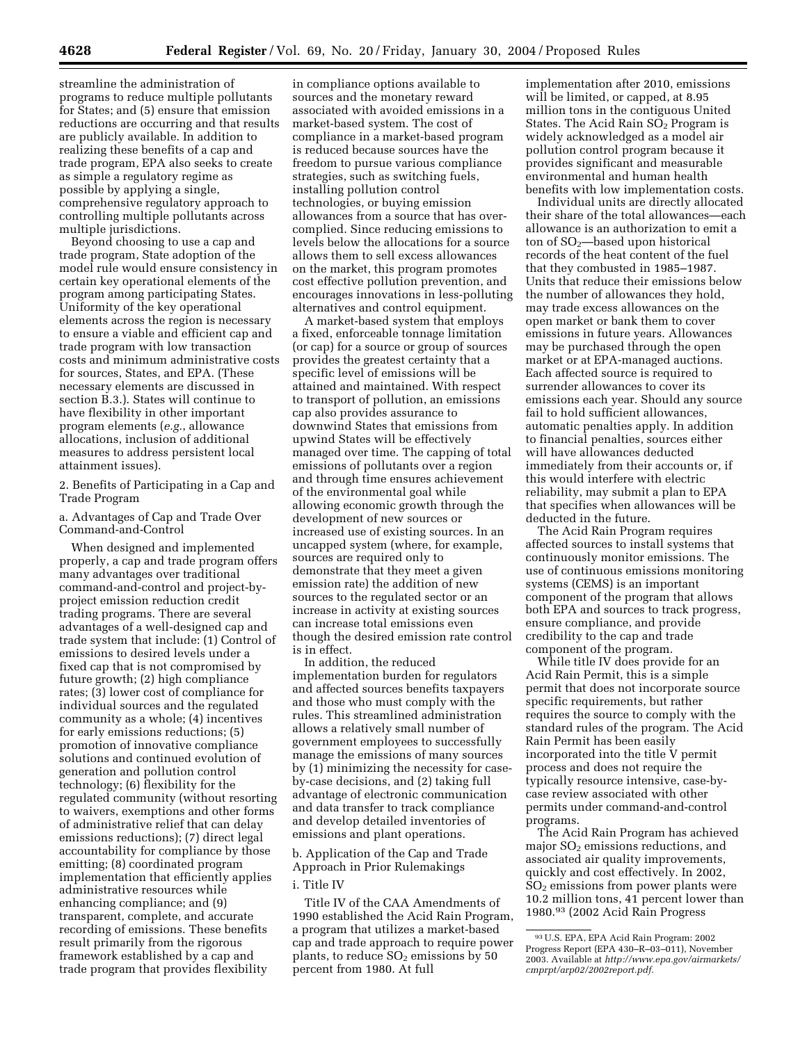streamline the administration of programs to reduce multiple pollutants for States; and (5) ensure that emission reductions are occurring and that results are publicly available. In addition to realizing these benefits of a cap and trade program, EPA also seeks to create as simple a regulatory regime as possible by applying a single, comprehensive regulatory approach to controlling multiple pollutants across multiple jurisdictions.

Beyond choosing to use a cap and trade program, State adoption of the model rule would ensure consistency in certain key operational elements of the program among participating States. Uniformity of the key operational elements across the region is necessary to ensure a viable and efficient cap and trade program with low transaction costs and minimum administrative costs for sources, States, and EPA. (These necessary elements are discussed in section B.3.). States will continue to have flexibility in other important program elements (*e.g.*, allowance allocations, inclusion of additional measures to address persistent local attainment issues).

2. Benefits of Participating in a Cap and Trade Program

a. Advantages of Cap and Trade Over Command-and-Control

When designed and implemented properly, a cap and trade program offers many advantages over traditional command-and-control and project-by-project emission reduction credit trading programs. There are several advantages of a well-designed cap and trade system that include: (1) Control of emissions to desired levels under a fixed cap that is not compromised by future growth; (2) high compliance rates; (3) lower cost of compliance for individual sources and the regulated community as a whole; (4) incentives for early emissions reductions; (5) promotion of innovative compliance solutions and continued evolution of generation and pollution control technology; (6) flexibility for the regulated community (without resorting to waivers, exemptions and other forms of administrative relief that can delay emissions reductions); (7) direct legal accountability for compliance by those emitting; (8) coordinated program implementation that efficiently applies administrative resources while enhancing compliance; and (9) transparent, complete, and accurate recording of emissions. These benefits result primarily from the rigorous framework established by a cap and trade program that provides flexibility in compliance options available to sources and the monetary reward associated with avoided emissions in a market-based system. The cost of compliance in a market-based program is reduced because sources have the freedom to pursue various compliance strategies, such as switching fuels, installing pollution control technologies, or buying emission allowances from a source that has over-complied. Since reducing emissions to levels below the allocations for a source allows them to sell excess allowances on the market, this program promotes cost effective pollution prevention, and encourages innovations in less-polluting alternatives and control equipment.

A market-based system that employs a fixed, enforceable tonnage limitation (or cap) for a source or group of sources provides the greatest certainty that a specific level of emissions will be attained and maintained. With respect to transport of pollution, an emissions cap also provides assurance to downwind States that emissions from upwind States will be effectively managed over time. The capping of total emissions of pollutants over a region and through time ensures achievement of the environmental goal while allowing economic growth through the development of new sources or increased use of existing sources. In an uncapped system (where, for example, sources are required only to demonstrate that they meet a given emission rate) the addition of new sources to the regulated sector or an increase in activity at existing sources can increase total emissions even though the desired emission rate control is in effect.

In addition, the reduced implementation burden for regulators and affected sources benefits taxpayers and those who must comply with the rules. This streamlined administration allows a relatively small number of government employees to successfully manage the emissions of many sources by (1) minimizing the necessity for case-by-case decisions, and (2) taking full advantage of electronic communication and data transfer to track compliance and develop detailed inventories of emissions and plant operations.

b. Application of the Cap and Trade Approach in Prior Rulemakings

i. Title IV

Title IV of the CAA Amendments of 1990 established the Acid Rain Program, a program that utilizes a market-based cap and trade approach to require power plants, to reduce $SO_2$ emissions by 50 percent from 1980. At full implementation after 2010, emissions will be limited, or capped, at 8.95 million tons in the contiguous United States. The Acid Rain $SO_2$ Program is widely acknowledged as a model air pollution control program because it provides significant and measurable environmental and human health benefits with low implementation costs.

Individual units are directly allocated their share of the total allowances—each allowance is an authorization to emit a ton of $SO_2$—based upon historical records of the heat content of the fuel that they combusted in 1985–1987. Units that reduce their emissions below the number of allowances they hold, may trade excess allowances on the open market or bank them to cover emissions in future years. Allowances may be purchased through the open market or at EPA-managed auctions. Each affected source is required to surrender allowances to cover its emissions each year. Should any source fail to hold sufficient allowances, automatic penalties apply. In addition to financial penalties, sources either will have allowances deducted immediately from their accounts or, if this would interfere with electric reliability, may submit a plan to EPA that specifies when allowances will be deducted in the future.

The Acid Rain Program requires affected sources to install systems that continuously monitor emissions. The use of continuous emissions monitoring systems (CEMS) is an important component of the program that allows both EPA and sources to track progress, ensure compliance, and provide credibility to the cap and trade component of the program.

While title IV does provide for an Acid Rain Permit, this is a simple permit that does not incorporate source specific requirements, but rather requires the source to comply with the standard rules of the program. The Acid Rain Permit has been easily incorporated into the title V permit process and does not require the typically resource intensive, case-by-case review associated with other permits under command-and-control programs.

The Acid Rain Program has achieved major $SO_2$ emissions reductions, and associated air quality improvements, quickly and cost effectively. In 2002, $SO_2$ emissions from power plants were 10.2 million tons, 41 percent lower than 1980.[93] (2002 Acid Rain Progress

[93] U.S. EPA, EPA Acid Rain Program: 2002 Progress Report (EPA 430–R–03–011), November 2003. Available at *http://www.epa.gov/airmarkets/cmprpt/arp02/2002report.pdf.*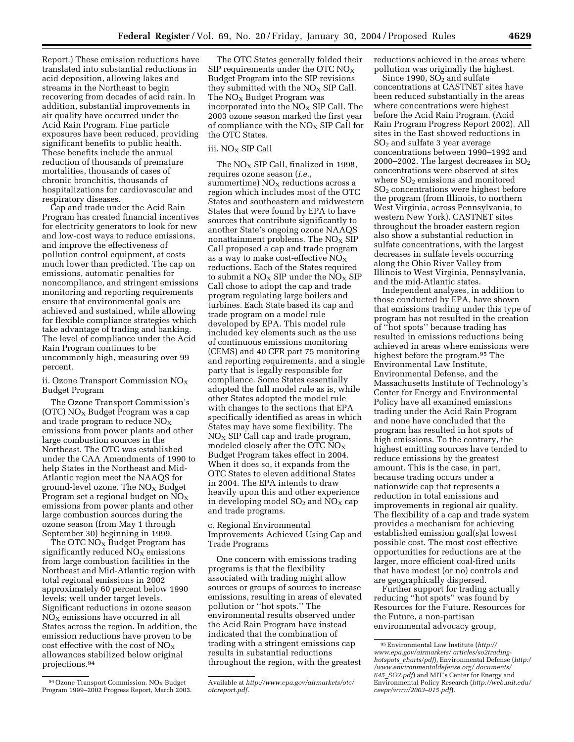Report.) These emission reductions have translated into substantial reductions in acid deposition, allowing lakes and streams in the Northeast to begin recovering from decades of acid rain. In addition, substantial improvements in air quality have occurred under the Acid Rain Program. Fine particle exposures have been reduced, providing significant benefits to public health. These benefits include the annual reduction of thousands of premature mortalities, thousands of cases of chronic bronchitis, thousands of hospitalizations for cardiovascular and respiratory diseases.

Cap and trade under the Acid Rain Program has created financial incentives for electricity generators to look for new and low-cost ways to reduce emissions, and improve the effectiveness of pollution control equipment, at costs much lower than predicted. The cap on emissions, automatic penalties for noncompliance, and stringent emissions monitoring and reporting requirements ensure that environmental goals are achieved and sustained, while allowing for flexible compliance strategies which take advantage of trading and banking. The level of compliance under the Acid Rain Program continues to be uncommonly high, measuring over 99 percent.

ii. Ozone Transport Commission $NO_X$ Budget Program

The Ozone Transport Commission's (OTC) $NO_X$ Budget Program was a cap and trade program to reduce $NO_X$ emissions from power plants and other large combustion sources in the Northeast. The OTC was established under the CAA Amendments of 1990 to help States in the Northeast and Mid-Atlantic region meet the NAAQS for ground-level ozone. The $NO_X$ Budget Program set a regional budget on $NO_X$ emissions from power plants and other large combustion sources during the ozone season (from May 1 through September 30) beginning in 1999.

The OTC $NO_X$ Budget Program has significantly reduced $NO_X$ emissions from large combustion facilities in the Northeast and Mid-Atlantic region with total regional emissions in 2002 approximately 60 percent below 1990 levels; well under target levels. Significant reductions in ozone season $NO_X$ emissions have occurred in all States across the region. In addition, the emission reductions have proven to be cost effective with the cost of $NO_X$ allowances stabilized below original projections.[94]

The OTC States generally folded their SIP requirements under the OTC $NO_X$ Budget Program into the SIP revisions they submitted with the $NO_X$ SIP Call. The $NO_X$ Budget Program was incorporated into the $NO_X$ SIP Call. The 2003 ozone season marked the first year of compliance with the $NO_X$ SIP Call for the OTC States.

iii. $NO_X$ SIP Call

The $NO_X$ SIP Call, finalized in 1998, requires ozone season (*i.e.*, summertime) $NO_X$ reductions across a region which includes most of the OTC States and southeastern and midwestern States that were found by EPA to have sources that contribute significantly to another State's ongoing ozone NAAQS nonattainment problems. The $NO_X$ SIP Call proposed a cap and trade program as a way to make cost-effective $NO_X$ reductions. Each of the States required to submit a $NO_X$ SIP under the $NO_X$ SIP Call chose to adopt the cap and trade program regulating large boilers and turbines. Each State based its cap and trade program on a model rule developed by EPA. This model rule included key elements such as the use of continuous emissions monitoring (CEMS) and 40 CFR part 75 monitoring and reporting requirements, and a single party that is legally responsible for compliance. Some States essentially adopted the full model rule as is, while other States adopted the model rule with changes to the sections that EPA specifically identified as areas in which States may have some flexibility. The $NO_X$ SIP Call cap and trade program, modeled closely after the OTC $NO_X$ Budget Program takes effect in 2004. When it does so, it expands from the OTC States to eleven additional States in 2004. The EPA intends to draw heavily upon this and other experience in developing model $SO_2$ and $NO_X$ cap and trade programs.

c. Regional Environmental Improvements Achieved Using Cap and Trade Programs

One concern with emissions trading programs is that the flexibility associated with trading might allow sources or groups of sources to increase emissions, resulting in areas of elevated pollution or ''hot spots.'' The environmental results observed under the Acid Rain Program have instead indicated that the combination of trading with a stringent emissions cap results in substantial reductions throughout the region, with the greatest reductions achieved in the areas where pollution was originally the highest.

Since 1990, $SO_2$ and sulfate concentrations at CASTNET sites have been reduced substantially in the areas where concentrations were highest before the Acid Rain Program. (Acid Rain Program Progress Report 2002). All sites in the East showed reductions in $SO_2$ and sulfate 3 year average concentrations between 1990–1992 and 2000–2002. The largest decreases in $SO_2$ concentrations were observed at sites where $SO_2$ emissions and monitored $SO_2$ concentrations were highest before the program (from Illinois, to northern West Virginia, across Pennsylvania, to western New York). CASTNET sites throughout the broader eastern region also show a substantial reduction in sulfate concentrations, with the largest decreases in sulfate levels occurring along the Ohio River Valley from Illinois to West Virginia, Pennsylvania, and the mid-Atlantic states.

Independent analyses, in addition to those conducted by EPA, have shown that emissions trading under this type of program has not resulted in the creation of ''hot spots'' because trading has resulted in emissions reductions being achieved in areas where emissions were highest before the program.[95] The Environmental Law Institute, Environmental Defense, and the Massachusetts Institute of Technology's Center for Energy and Environmental Policy have all examined emissions trading under the Acid Rain Program and none have concluded that the program has resulted in hot spots of high emissions. To the contrary, the highest emitting sources have tended to reduce emissions by the greatest amount. This is the case, in part, because trading occurs under a nationwide cap that represents a reduction in total emissions and improvements in regional air quality. The flexibility of a cap and trade system provides a mechanism for achieving established emission goal(s)at lowest possible cost. The most cost effective opportunities for reductions are at the larger, more efficient coal-fired units that have modest (or no) controls and are geographically dispersed.

Further support for trading actually reducing ''hot spots'' was found by Resources for the Future. Resources for the Future, a non-partisan environmental advocacy group,

---

[94] Ozone Transport Commission. $NO_X$ Budget Program 1999–2002 Progress Report, March 2003. Available at *http://www.epa.gov/airmarkets/otc/otcreport.pdf*.

[95] Environmental Law Institute (*http://www.epa.gov/airmarkets/ articles/so2trading-hotspots_charts/pdf*), Environmental Defense (*http://www.environmentaldefense.org/ documents/645_SO2.pdf*) and MIT's Center for Energy and Environmental Policy Research (*http://web.mit.edu/ceepr/www/2003–015.pdf*).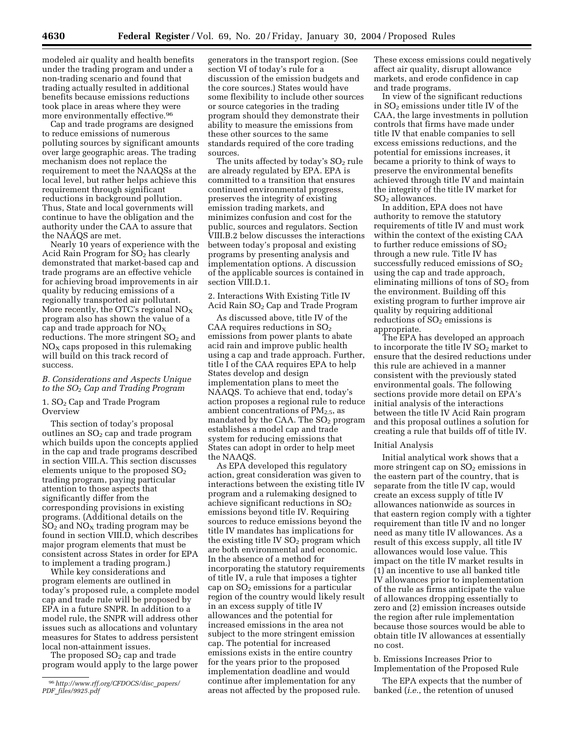modeled air quality and health benefits under the trading program and under a non-trading scenario and found that trading actually resulted in additional benefits because emissions reductions took place in areas where they were more environmentally effective.[96]

Cap and trade programs are designed to reduce emissions of numerous polluting sources by significant amounts over large geographic areas. The trading mechanism does not replace the requirement to meet the NAAQSs at the local level, but rather helps achieve this requirement through significant reductions in background pollution. Thus, State and local governments will continue to have the obligation and the authority under the CAA to assure that the NAAQS are met.

Nearly 10 years of experience with the Acid Rain Program for $SO_2$ has clearly demonstrated that market-based cap and trade programs are an effective vehicle for achieving broad improvements in air quality by reducing emissions of a regionally transported air pollutant. More recently, the OTC's regional $NO_X$ program also has shown the value of a cap and trade approach for $NO_X$ reductions. The more stringent $SO_2$ and $NO_X$ caps proposed in this rulemaking will build on this track record of success.

### *B. Considerations and Aspects Unique to the $SO_2$ Cap and Trading Program*

#### 1. $SO_2$ Cap and Trade Program Overview

This section of today's proposal outlines an $SO_2$ cap and trade program which builds upon the concepts applied in the cap and trade programs described in section VIII.A. This section discusses elements unique to the proposed $SO_2$ trading program, paying particular attention to those aspects that significantly differ from the corresponding provisions in existing programs. (Additional details on the $SO_2$ and $NO_X$ trading program may be found in section VIII.D, which describes major program elements that must be consistent across States in order for EPA to implement a trading program.)

While key considerations and program elements are outlined in today's proposed rule, a complete model cap and trade rule will be proposed by EPA in a future SNPR. In addition to a model rule, the SNPR will address other issues such as allocations and voluntary measures for States to address persistent local non-attainment issues.

The proposed $SO_2$ cap and trade program would apply to the large power generators in the transport region. (See section VI of today's rule for a discussion of the emission budgets and the core sources.) States would have some flexibility to include other sources or source categories in the trading program should they demonstrate their ability to measure the emissions from these other sources to the same standards required of the core trading sources.

The units affected by today's $SO_2$ rule are already regulated by EPA. EPA is committed to a transition that ensures continued environmental progress, preserves the integrity of existing emission trading markets, and minimizes confusion and cost for the public, sources and regulators. Section VIII.B.2 below discusses the interactions between today's proposal and existing programs by presenting analysis and implementation options. A discussion of the applicable sources is contained in section VIII.D.1.

#### 2. Interactions With Existing Title IV Acid Rain $SO_2$ Cap and Trade Program

As discussed above, title IV of the CAA requires reductions in $SO_2$ emissions from power plants to abate acid rain and improve public health using a cap and trade approach. Further, title I of the CAA requires EPA to help States develop and design implementation plans to meet the NAAQS. To achieve that end, today's action proposes a regional rule to reduce ambient concentrations of $PM_{2.5}$, as mandated by the CAA. The $SO_2$ program establishes a model cap and trade system for reducing emissions that States can adopt in order to help meet the NAAQS.

As EPA developed this regulatory action, great consideration was given to interactions between the existing title IV program and a rulemaking designed to achieve significant reductions in $SO_2$ emissions beyond title IV. Requiring sources to reduce emissions beyond the title IV mandates has implications for the existing title IV $SO_2$ program which are both environmental and economic. In the absence of a method for incorporating the statutory requirements of title IV, a rule that imposes a tighter cap on $SO_2$ emissions for a particular region of the country would likely result in an excess supply of title IV allowances and the potential for increased emissions in the area not subject to the more stringent emission cap. The potential for increased emissions exists in the entire country for the years prior to the proposed implementation deadline and would continue after implementation for any areas not affected by the proposed rule. These excess emissions could negatively affect air quality, disrupt allowance markets, and erode confidence in cap and trade programs.

In view of the significant reductions in $SO_2$ emissions under title IV of the CAA, the large investments in pollution controls that firms have made under title IV that enable companies to sell excess emissions reductions, and the potential for emissions increases, it became a priority to think of ways to preserve the environmental benefits achieved through title IV and maintain the integrity of the title IV market for $SO_2$ allowances.

In addition, EPA does not have authority to remove the statutory requirements of title IV and must work within the context of the existing CAA to further reduce emissions of $SO_2$ through a new rule. Title IV has successfully reduced emissions of $SO_2$ using the cap and trade approach, eliminating millions of tons of $SO_2$ from the environment. Building off this existing program to further improve air quality by requiring additional reductions of $SO_2$ emissions is appropriate.

The EPA has developed an approach to incorporate the title IV $SO_2$ market to ensure that the desired reductions under this rule are achieved in a manner consistent with the previously stated environmental goals. The following sections provide more detail on EPA's initial analysis of the interactions between the title IV Acid Rain program and this proposal outlines a solution for creating a rule that builds off of title IV.

Initial Analysis

Initial analytical work shows that a more stringent cap on $SO_2$ emissions in the eastern part of the country, that is separate from the title IV cap, would create an excess supply of title IV allowances nationwide as sources in that eastern region comply with a tighter requirement than title IV and no longer need as many title IV allowances. As a result of this excess supply, all title IV allowances would lose value. This impact on the title IV market results in (1) an incentive to use all banked title IV allowances prior to implementation of the rule as firms anticipate the value of allowances dropping essentially to zero and (2) emission increases outside the region after rule implementation because those sources would be able to obtain title IV allowances at essentially no cost.

b. Emissions Increases Prior to Implementation of the Proposed Rule

The EPA expects that the number of banked (*i.e.*, the retention of unused

---

[96] *http://www.rff.org/CFDOCS/disc_papers/PDF_files/9925.pdf*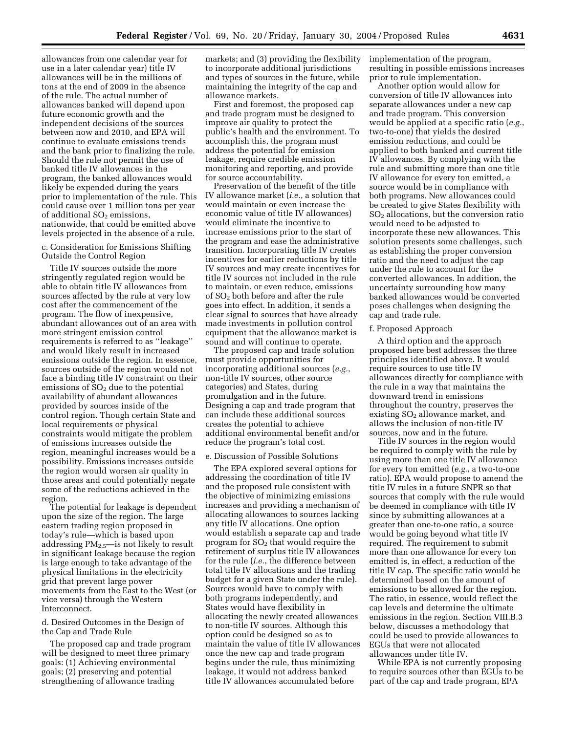allowances from one calendar year for use in a later calendar year) title IV allowances will be in the millions of tons at the end of 2009 in the absence of the rule. The actual number of allowances banked will depend upon future economic growth and the independent decisions of the sources between now and 2010, and EPA will continue to evaluate emissions trends and the bank prior to finalizing the rule. Should the rule not permit the use of banked title IV allowances in the program, the banked allowances would likely be expended during the years prior to implementation of the rule. This could cause over 1 million tons per year of additional $SO_2$ emissions, nationwide, that could be emitted above levels projected in the absence of a rule.

c. Consideration for Emissions Shifting Outside the Control Region

Title IV sources outside the more stringently regulated region would be able to obtain title IV allowances from sources affected by the rule at very low cost after the commencement of the program. The flow of inexpensive, abundant allowances out of an area with more stringent emission control requirements is referred to as ''leakage'' and would likely result in increased emissions outside the region. In essence, sources outside of the region would not face a binding title IV constraint on their emissions of $SO_2$ due to the potential availability of abundant allowances provided by sources inside of the control region. Though certain State and local requirements or physical constraints would mitigate the problem of emissions increases outside the region, meaningful increases would be a possibility. Emissions increases outside the region would worsen air quality in those areas and could potentially negate some of the reductions achieved in the region.

The potential for leakage is dependent upon the size of the region. The large eastern trading region proposed in today's rule—which is based upon addressing $PM_{2.5}$—is not likely to result in significant leakage because the region is large enough to take advantage of the physical limitations in the electricity grid that prevent large power movements from the East to the West (or vice versa) through the Western Interconnect.

d. Desired Outcomes in the Design of the Cap and Trade Rule

The proposed cap and trade program will be designed to meet three primary goals: (1) Achieving environmental goals; (2) preserving and potential strengthening of allowance trading markets; and (3) providing the flexibility to incorporate additional jurisdictions and types of sources in the future, while maintaining the integrity of the cap and allowance markets.

First and foremost, the proposed cap and trade program must be designed to improve air quality to protect the public's health and the environment. To accomplish this, the program must address the potential for emission leakage, require credible emission monitoring and reporting, and provide for source accountability.

Preservation of the benefit of the title IV allowance market (*i.e.*, a solution that would maintain or even increase the economic value of title IV allowances) would eliminate the incentive to increase emissions prior to the start of the program and ease the administrative transition. Incorporating title IV creates incentives for earlier reductions by title IV sources and may create incentives for title IV sources not included in the rule to maintain, or even reduce, emissions of $SO_2$ both before and after the rule goes into effect. In addition, it sends a clear signal to sources that have already made investments in pollution control equipment that the allowance market is sound and will continue to operate.

The proposed cap and trade solution must provide opportunities for incorporating additional sources (*e.g.*, non-title IV sources, other source categories) and States, during promulgation and in the future. Designing a cap and trade program that can include these additional sources creates the potential to achieve additional environmental benefit and/or reduce the program's total cost.

e. Discussion of Possible Solutions

The EPA explored several options for addressing the coordination of title IV and the proposed rule consistent with the objective of minimizing emissions increases and providing a mechanism of allocating allowances to sources lacking any title IV allocations. One option would establish a separate cap and trade program for $SO_2$ that would require the retirement of surplus title IV allowances for the rule (*i.e.*, the difference between total title IV allocations and the trading budget for a given State under the rule). Sources would have to comply with both programs independently, and States would have flexibility in allocating the newly created allowances to non-title IV sources. Although this option could be designed so as to maintain the value of title IV allowances once the new cap and trade program begins under the rule, thus minimizing leakage, it would not address banked title IV allowances accumulated before implementation of the program, resulting in possible emissions increases prior to rule implementation.

Another option would allow for conversion of title IV allowances into separate allowances under a new cap and trade program. This conversion would be applied at a specific ratio (*e.g.*, two-to-one) that yields the desired emission reductions, and could be applied to both banked and current title IV allowances. By complying with the rule and submitting more than one title IV allowance for every ton emitted, a source would be in compliance with both programs. New allowances could be created to give States flexibility with $SO_2$ allocations, but the conversion ratio would need to be adjusted to incorporate these new allowances. This solution presents some challenges, such as establishing the proper conversion ratio and the need to adjust the cap under the rule to account for the converted allowances. In addition, the uncertainty surrounding how many banked allowances would be converted poses challenges when designing the cap and trade rule.

f. Proposed Approach

A third option and the approach proposed here best addresses the three principles identified above. It would require sources to use title IV allowances directly for compliance with the rule in a way that maintains the downward trend in emissions throughout the country, preserves the existing $SO_2$ allowance market, and allows the inclusion of non-title IV sources, now and in the future.

Title IV sources in the region would be required to comply with the rule by using more than one title IV allowance for every ton emitted (*e.g.*, a two-to-one ratio). EPA would propose to amend the title IV rules in a future SNPR so that sources that comply with the rule would be deemed in compliance with title IV since by submitting allowances at a greater than one-to-one ratio, a source would be going beyond what title IV required. The requirement to submit more than one allowance for every ton emitted is, in effect, a reduction of the title IV cap. The specific ratio would be determined based on the amount of emissions to be allowed for the region. The ratio, in essence, would reflect the cap levels and determine the ultimate emissions in the region. Section VIII.B.3 below, discusses a methodology that could be used to provide allowances to EGUs that were not allocated allowances under title IV.

While EPA is not currently proposing to require sources other than EGUs to be part of the cap and trade program, EPA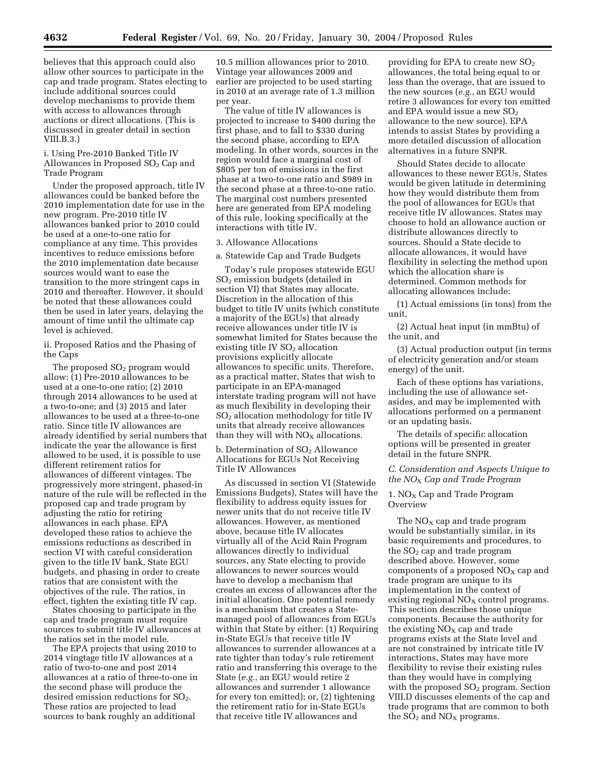believes that this approach could also allow other sources to participate in the cap and trade program. States electing to include additional sources could develop mechanisms to provide them with access to allowances through auctions or direct allocations. (This is discussed in greater detail in section VIII.B.3.)

i. Using Pre-2010 Banked Title IV Allowances in Proposed $SO_2$ Cap and Trade Program

Under the proposed approach, title IV allowances could be banked before the 2010 implementation date for use in the new program. Pre-2010 title IV allowances banked prior to 2010 could be used at a one-to-one ratio for compliance at any time. This provides incentives to reduce emissions before the 2010 implementation date because sources would want to ease the transition to the more stringent caps in 2010 and thereafter. However, it should be noted that these allowances could then be used in later years, delaying the amount of time until the ultimate cap level is achieved.

ii. Proposed Ratios and the Phasing of the Caps

The proposed $SO_2$ program would allow: (1) Pre-2010 allowances to be used at a one-to-one ratio; (2) 2010 through 2014 allowances to be used at a two-to-one; and (3) 2015 and later allowances to be used at a three-to-one ratio. Since title IV allowances are already identified by serial numbers that indicate the year the allowance is first allowed to be used, it is possible to use different retirement ratios for allowances of different vintages. The progressively more stringent, phased-in nature of the rule will be reflected in the proposed cap and trade program by adjusting the ratio for retiring allowances in each phase. EPA developed these ratios to achieve the emissions reductions as described in section VI with careful consideration given to the title IV bank, State EGU budgets, and phasing in order to create ratios that are consistent with the objectives of the rule. The ratios, in effect, tighten the existing title IV cap.

States choosing to participate in the cap and trade program must require sources to submit title IV allowances at the ratios set in the model rule.

The EPA projects that using 2010 to 2014 vingtage title IV allowances at a ratio of two-to-one and post 2014 allowances at a ratio of three-to-one in the second phase will produce the desired emission reductions for $SO_2$. These ratios are projected to lead sources to bank roughly an additional 10.5 million allowances prior to 2010. Vintage year allowances 2009 and earlier are projected to be used starting in 2010 at an average rate of 1.3 million per year.

The value of title IV allowances is projected to increase to $400 during the first phase, and to fall to $330 during the second phase, according to EPA modeling. In other words, sources in the region would face a marginal cost of $805 per ton of emissions in the first phase at a two-to-one ratio and $989 in the second phase at a three-to-one ratio. The marginal cost numbers presented here are generated from EPA modeling of this rule, looking specifically at the interactions with title IV.

3. Allowance Allocations

a. Statewide Cap and Trade Budgets

Today's rule proposes statewide EGU $SO_2$ emission budgets (detailed in section VI) that States may allocate. Discretion in the allocation of this budget to title IV units (which constitute a majority of the EGUs) that already receive allowances under title IV is somewhat limited for States because the existing title IV $SO_2$ allocation provisions explicitly allocate allowances to specific units. Therefore, as a practical matter, States that wish to participate in an EPA-managed interstate trading program will not have as much flexibility in developing their $SO_2$ allocation methodology for title IV units that already receive allowances than they will with $NO_X$ allocations.

b. Determination of $SO_2$ Allowance Allocations for EGUs Not Receiving Title IV Allowances

As discussed in section VI (Statewide Emissions Budgets), States will have the flexibility to address equity issues for newer units that do not receive title IV allowances. However, as mentioned above, because title IV allocates virtually all of the Acid Rain Program allowances directly to individual sources, any State electing to provide allowances to newer sources would have to develop a mechanism that creates an excess of allowances after the initial allocation. One potential remedy is a mechanism that creates a State-managed pool of allowances from EGUs within that State by either: (1) Requiring in-State EGUs that receive title IV allowances to surrender allowances at a rate tighter than today's rule retirement ratio and transferring this overage to the State (*e.g.*, an EGU would retire 2 allowances and surrender 1 allowance for every ton emitted); or, (2) tightening the retirement ratio for in-State EGUs that receive title IV allowances and providing for EPA to create new $SO_2$ allowances, the total being equal to or less than the overage, that are issued to the new sources (*e.g.*, an EGU would retire 3 allowances for every ton emitted and EPA would issue a new $SO_2$ allowance to the new source). EPA intends to assist States by providing a more detailed discussion of allocation alternatives in a future SNPR.

Should States decide to allocate allowances to these newer EGUs, States would be given latitude in determining how they would distribute them from the pool of allowances for EGUs that receive title IV allowances. States may choose to hold an allowance auction or distribute allowances directly to sources. Should a State decide to allocate allowances, it would have flexibility in selecting the method upon which the allocation share is determined. Common methods for allocating allowances include:

(1) Actual emissions (in tons) from the unit,

(2) Actual heat input (in mmBtu) of the unit, and

(3) Actual production output (in terms of electricity generation and/or steam energy) of the unit.

Each of these options has variations, including the use of allowance set-asides, and may be implemented with allocations performed on a permanent or an updating basis.

The details of specific allocation options will be presented in greater detail in the future SNPR.

### *C. Consideration and Aspects Unique to the $NO_X$ Cap and Trade Program*

1. $NO_X$ Cap and Trade Program Overview

The $NO_X$ cap and trade program would be substantially similar, in its basic requirements and procedures, to the $SO_2$ cap and trade program described above. However, some components of a proposed $NO_X$ cap and trade program are unique to its implementation in the context of existing regional $NO_X$ control programs. This section describes those unique components. Because the authority for the existing $NO_X$ cap and trade programs exists at the State level and are not constrained by intricate title IV interactions, States may have more flexibility to revise their existing rules than they would have in complying with the proposed $SO_2$ program. Section VIII.D discusses elements of the cap and trade programs that are common to both the $SO_2$ and $NO_X$ programs.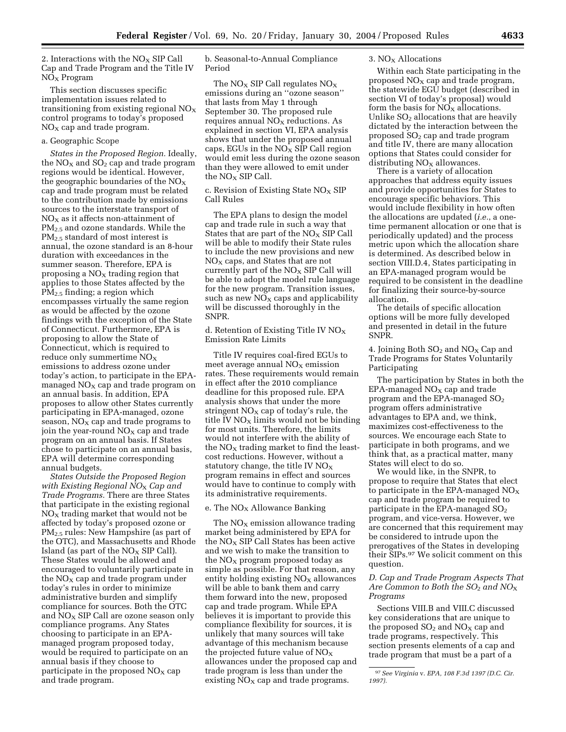2. Interactions with the $NO_X$ SIP Call Cap and Trade Program and the Title IV $NO_X$ Program

This section discusses specific implementation issues related to transitioning from existing regional $NO_X$ control programs to today's proposed $NO_X$ cap and trade program.

a. Geographic Scope

*States in the Proposed Region.* Ideally, the $NO_X$ and $SO_2$ cap and trade program regions would be identical. However, the geographic boundaries of the $NO_X$ cap and trade program must be related to the contribution made by emissions sources to the interstate transport of $NO_X$ as it affects non-attainment of $PM_{2.5}$ and ozone standards. While the $PM_{2.5}$ standard of most interest is annual, the ozone standard is an 8-hour duration with exceedances in the summer season. Therefore, EPA is proposing a $NO_X$ trading region that applies to those States affected by the $PM_{2.5}$ finding; a region which encompasses virtually the same region as would be affected by the ozone findings with the exception of the State of Connecticut. Furthermore, EPA is proposing to allow the State of Connecticut, which is required to reduce only summertime $NO_X$ emissions to address ozone under today's action, to participate in the EPA-managed $NO_X$ cap and trade program on an annual basis. In addition, EPA proposes to allow other States currently participating in EPA-managed, ozone season, $NO_X$ cap and trade programs to join the year-round $NO_X$ cap and trade program on an annual basis. If States chose to participate on an annual basis, EPA will determine corresponding annual budgets.

*States Outside the Proposed Region with Existing Regional $NO_X$ Cap and Trade Programs.* There are three States that participate in the existing regional $NO_X$ trading market that would not be affected by today's proposed ozone or $PM_{2.5}$ rules: New Hampshire (as part of the OTC), and Massachusetts and Rhode Island (as part of the $NO_X$ SIP Call). These States would be allowed and encouraged to voluntarily participate in the $NO_X$ cap and trade program under today's rules in order to minimize administrative burden and simplify compliance for sources. Both the OTC and $NO_X$ SIP Call are ozone season only compliance programs. Any States choosing to participate in an EPA-managed program proposed today, would be required to participate on an annual basis if they choose to participate in the proposed $NO_X$ cap and trade program.

b. Seasonal-to-Annual Compliance Period

The $NO_X$ SIP Call regulates $NO_X$ emissions during an "ozone season" that lasts from May 1 through September 30. The proposed rule requires annual $NO_X$ reductions. As explained in section VI, EPA analysis shows that under the proposed annual caps, EGUs in the $NO_X$ SIP Call region would emit less during the ozone season than they were allowed to emit under the $NO_X$ SIP Call.

c. Revision of Existing State $NO_X$ SIP Call Rules

The EPA plans to design the model cap and trade rule in such a way that States that are part of the $NO_X$ SIP Call will be able to modify their State rules to include the new provisions and new $NO_X$ caps, and States that are not currently part of the $NO_X$ SIP Call will be able to adopt the model rule language for the new program. Transition issues, such as new $NO_X$ caps and applicability will be discussed thoroughly in the SNPR.

d. Retention of Existing Title IV $NO_X$ Emission Rate Limits

Title IV requires coal-fired EGUs to meet average annual $NO_X$ emission rates. These requirements would remain in effect after the 2010 compliance deadline for this proposed rule. EPA analysis shows that under the more stringent $NO_X$ cap of today's rule, the title IV $NO_X$ limits would not be binding for most units. Therefore, the limits would not interfere with the ability of the $NO_X$ trading market to find the least-cost reductions. However, without a statutory change, the title IV $NO_X$ program remains in effect and sources would have to continue to comply with its administrative requirements.

e. The $NO_X$ Allowance Banking

The $NO_X$ emission allowance trading market being administered by EPA for the $NO_X$ SIP Call States has been active and we wish to make the transition to the $NO_X$ program proposed today as simple as possible. For that reason, any entity holding existing $NO_X$ allowances will be able to bank them and carry them forward into the new, proposed cap and trade program. While EPA believes it is important to provide this compliance flexibility for sources, it is unlikely that many sources will take advantage of this mechanism because the projected future value of $NO_X$ allowances under the proposed cap and trade program is less than under the existing $NO_X$ cap and trade programs.

3. $NO_X$ Allocations

Within each State participating in the proposed $NO_X$ cap and trade program, the statewide EGU budget (described in section VI of today's proposal) would form the basis for $NO_X$ allocations. Unlike $SO_2$ allocations that are heavily dictated by the interaction between the proposed $SO_2$ cap and trade program and title IV, there are many allocation options that States could consider for distributing $NO_X$ allowances.

There is a variety of allocation approaches that address equity issues and provide opportunities for States to encourage specific behaviors. This would include flexibility in how often the allocations are updated (*i.e.*, a one-time permanent allocation or one that is periodically updated) and the process metric upon which the allocation share is determined. As described below in section VIII.D.4, States participating in an EPA-managed program would be required to be consistent in the deadline for finalizing their source-by-source allocation.

The details of specific allocation options will be more fully developed and presented in detail in the future SNPR.

4. Joining Both $SO_2$ and $NO_X$ Cap and Trade Programs for States Voluntarily Participating

The participation by States in both the EPA-managed $NO_X$ cap and trade program and the EPA-managed $SO_2$ program offers administrative advantages to EPA and, we think, maximizes cost-effectiveness to the sources. We encourage each State to participate in both programs, and we think that, as a practical matter, many States will elect to do so.

We would like, in the SNPR, to propose to require that States that elect to participate in the EPA-managed $NO_X$ cap and trade program be required to participate in the EPA-managed $SO_2$ program, and vice-versa. However, we are concerned that this requirement may be considered to intrude upon the prerogatives of the States in developing their SIPs.[97] We solicit comment on this question.

*D. Cap and Trade Program Aspects That Are Common to Both the $SO_2$ and $NO_X$ Programs*

Sections VIII.B and VIII.C discussed key considerations that are unique to the proposed $SO_2$ and $NO_X$ cap and trade programs, respectively. This section presents elements of a cap and trade program that must be a part of a

[97] *See Virginia* v. *EPA, 108 F.3d 1397 (D.C. Cir. 1997).*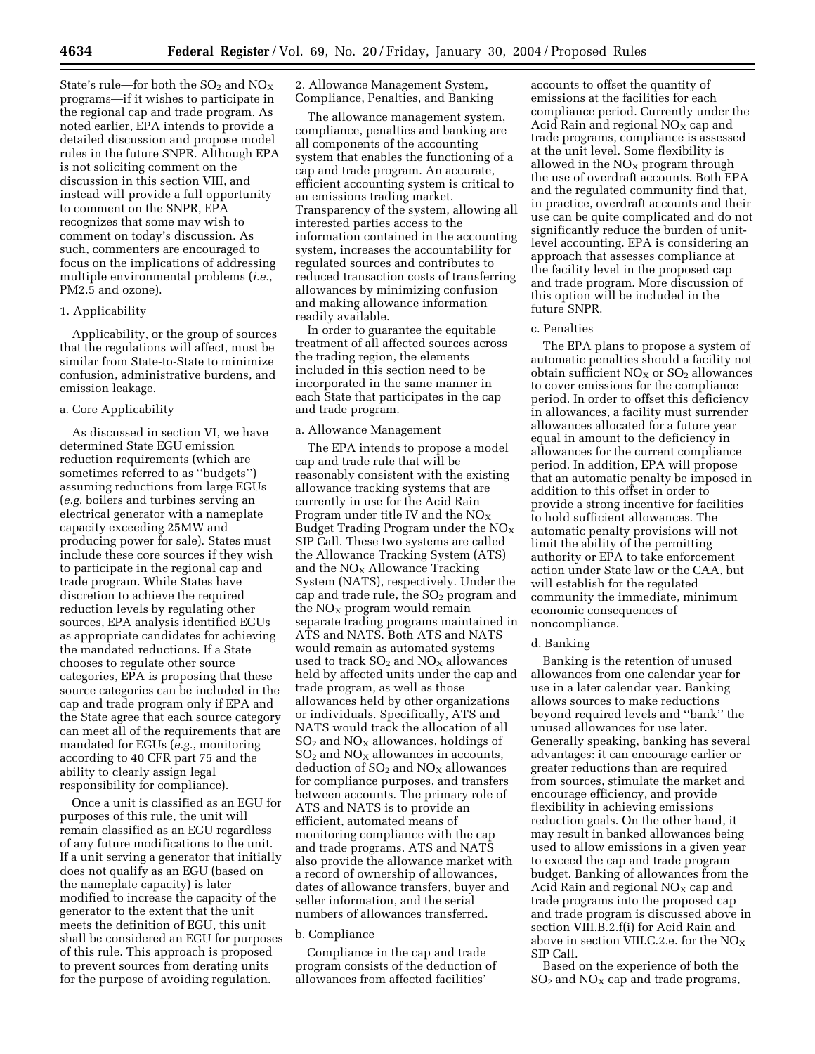State's rule—for both the $SO_2$ and $NO_X$ programs—if it wishes to participate in the regional cap and trade program. As noted earlier, EPA intends to provide a detailed discussion and propose model rules in the future SNPR. Although EPA is not soliciting comment on the discussion in this section VIII, and instead will provide a full opportunity to comment on the SNPR, EPA recognizes that some may wish to comment on today's discussion. As such, commenters are encouraged to focus on the implications of addressing multiple environmental problems (*i.e.*, PM2.5 and ozone).

1. Applicability

Applicability, or the group of sources that the regulations will affect, must be similar from State-to-State to minimize confusion, administrative burdens, and emission leakage.

a. Core Applicability

As discussed in section VI, we have determined State EGU emission reduction requirements (which are sometimes referred to as ''budgets'') assuming reductions from large EGUs (*e.g.* boilers and turbines serving an electrical generator with a nameplate capacity exceeding 25MW and producing power for sale). States must include these core sources if they wish to participate in the regional cap and trade program. While States have discretion to achieve the required reduction levels by regulating other sources, EPA analysis identified EGUs as appropriate candidates for achieving the mandated reductions. If a State chooses to regulate other source categories, EPA is proposing that these source categories can be included in the cap and trade program only if EPA and the State agree that each source category can meet all of the requirements that are mandated for EGUs (*e.g.*, monitoring according to 40 CFR part 75 and the ability to clearly assign legal responsibility for compliance).

Once a unit is classified as an EGU for purposes of this rule, the unit will remain classified as an EGU regardless of any future modifications to the unit. If a unit serving a generator that initially does not qualify as an EGU (based on the nameplate capacity) is later modified to increase the capacity of the generator to the extent that the unit meets the definition of EGU, this unit shall be considered an EGU for purposes of this rule. This approach is proposed to prevent sources from derating units for the purpose of avoiding regulation.

2. Allowance Management System, Compliance, Penalties, and Banking

The allowance management system, compliance, penalties and banking are all components of the accounting system that enables the functioning of a cap and trade program. An accurate, efficient accounting system is critical to an emissions trading market. Transparency of the system, allowing all interested parties access to the information contained in the accounting system, increases the accountability for regulated sources and contributes to reduced transaction costs of transferring allowances by minimizing confusion and making allowance information readily available.

In order to guarantee the equitable treatment of all affected sources across the trading region, the elements included in this section need to be incorporated in the same manner in each State that participates in the cap and trade program.

a. Allowance Management

The EPA intends to propose a model cap and trade rule that will be reasonably consistent with the existing allowance tracking systems that are currently in use for the Acid Rain Program under title IV and the $NO_X$ Budget Trading Program under the $NO_X$ SIP Call. These two systems are called the Allowance Tracking System (ATS) and the $NO_X$ Allowance Tracking System (NATS), respectively. Under the cap and trade rule, the $SO_2$ program and the $NO_X$ program would remain separate trading programs maintained in ATS and NATS. Both ATS and NATS would remain as automated systems used to track $SO_2$ and $NO_X$ allowances held by affected units under the cap and trade program, as well as those allowances held by other organizations or individuals. Specifically, ATS and NATS would track the allocation of all $SO_2$ and $NO_X$ allowances, holdings of $SO_2$ and $NO_X$ allowances in accounts, deduction of $SO_2$ and $NO_X$ allowances for compliance purposes, and transfers between accounts. The primary role of ATS and NATS is to provide an efficient, automated means of monitoring compliance with the cap and trade programs. ATS and NATS also provide the allowance market with a record of ownership of allowances, dates of allowance transfers, buyer and seller information, and the serial numbers of allowances transferred.

b. Compliance

Compliance in the cap and trade program consists of the deduction of allowances from affected facilities' accounts to offset the quantity of emissions at the facilities for each compliance period. Currently under the Acid Rain and regional $NO_X$ cap and trade programs, compliance is assessed at the unit level. Some flexibility is allowed in the $NO_X$ program through the use of overdraft accounts. Both EPA and the regulated community find that, in practice, overdraft accounts and their use can be quite complicated and do not significantly reduce the burden of unit-level accounting. EPA is considering an approach that assesses compliance at the facility level in the proposed cap and trade program. More discussion of this option will be included in the future SNPR.

c. Penalties

The EPA plans to propose a system of automatic penalties should a facility not obtain sufficient $NO_X$ or $SO_2$ allowances to cover emissions for the compliance period. In order to offset this deficiency in allowances, a facility must surrender allowances allocated for a future year equal in amount to the deficiency in allowances for the current compliance period. In addition, EPA will propose that an automatic penalty be imposed in addition to this offset in order to provide a strong incentive for facilities to hold sufficient allowances. The automatic penalty provisions will not limit the ability of the permitting authority or EPA to take enforcement action under State law or the CAA, but will establish for the regulated community the immediate, minimum economic consequences of noncompliance.

d. Banking

Banking is the retention of unused allowances from one calendar year for use in a later calendar year. Banking allows sources to make reductions beyond required levels and ''bank'' the unused allowances for use later. Generally speaking, banking has several advantages: it can encourage earlier or greater reductions than are required from sources, stimulate the market and encourage efficiency, and provide flexibility in achieving emissions reduction goals. On the other hand, it may result in banked allowances being used to allow emissions in a given year to exceed the cap and trade program budget. Banking of allowances from the Acid Rain and regional $NO_X$ cap and trade programs into the proposed cap and trade program is discussed above in section VIII.B.2.f(i) for Acid Rain and above in section VIII.C.2.e. for the $NO_X$ SIP Call.

Based on the experience of both the $SO_2$ and $NO_X$ cap and trade programs,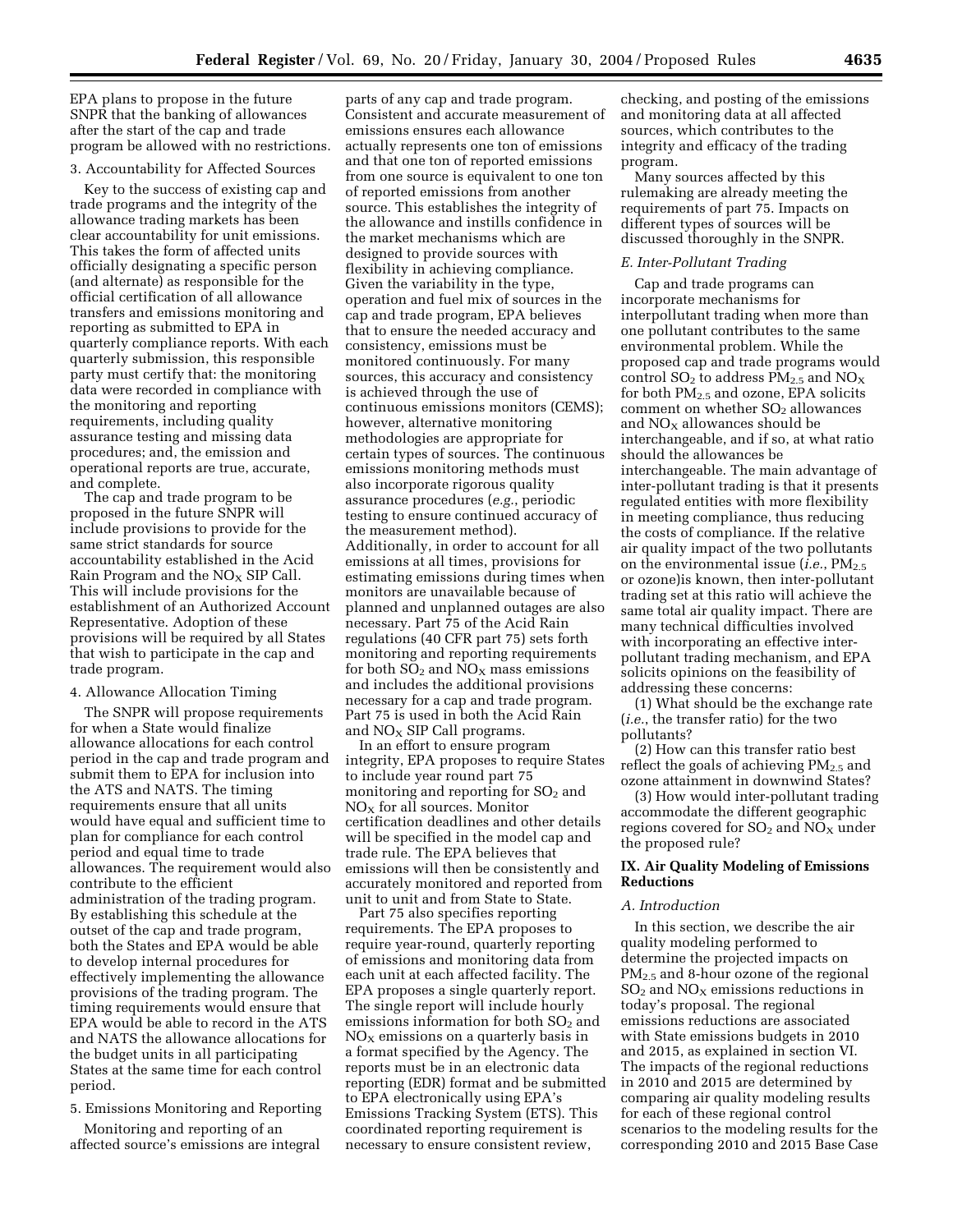EPA plans to propose in the future SNPR that the banking of allowances after the start of the cap and trade program be allowed with no restrictions.

3. Accountability for Affected Sources

Key to the success of existing cap and trade programs and the integrity of the allowance trading markets has been clear accountability for unit emissions. This takes the form of affected units officially designating a specific person (and alternate) as responsible for the official certification of all allowance transfers and emissions monitoring and reporting as submitted to EPA in quarterly compliance reports. With each quarterly submission, this responsible party must certify that: the monitoring data were recorded in compliance with the monitoring and reporting requirements, including quality assurance testing and missing data procedures; and, the emission and operational reports are true, accurate, and complete.

The cap and trade program to be proposed in the future SNPR will include provisions to provide for the same strict standards for source accountability established in the Acid Rain Program and the $NO_X$ SIP Call. This will include provisions for the establishment of an Authorized Account Representative. Adoption of these provisions will be required by all States that wish to participate in the cap and trade program.

4. Allowance Allocation Timing

The SNPR will propose requirements for when a State would finalize allowance allocations for each control period in the cap and trade program and submit them to EPA for inclusion into the ATS and NATS. The timing requirements ensure that all units would have equal and sufficient time to plan for compliance for each control period and equal time to trade allowances. The requirement would also contribute to the efficient administration of the trading program. By establishing this schedule at the outset of the cap and trade program, both the States and EPA would be able to develop internal procedures for effectively implementing the allowance provisions of the trading program. The timing requirements would ensure that EPA would be able to record in the ATS and NATS the allowance allocations for the budget units in all participating States at the same time for each control period.

5. Emissions Monitoring and Reporting

Monitoring and reporting of an affected source's emissions are integral parts of any cap and trade program. Consistent and accurate measurement of emissions ensures each allowance actually represents one ton of emissions and that one ton of reported emissions from one source is equivalent to one ton of reported emissions from another source. This establishes the integrity of the allowance and instills confidence in the market mechanisms which are designed to provide sources with flexibility in achieving compliance. Given the variability in the type, operation and fuel mix of sources in the cap and trade program, EPA believes that to ensure the needed accuracy and consistency, emissions must be monitored continuously. For many sources, this accuracy and consistency is achieved through the use of continuous emissions monitors (CEMS); however, alternative monitoring methodologies are appropriate for certain types of sources. The continuous emissions monitoring methods must also incorporate rigorous quality assurance procedures (*e.g.*, periodic testing to ensure continued accuracy of the measurement method). Additionally, in order to account for all emissions at all times, provisions for estimating emissions during times when monitors are unavailable because of planned and unplanned outages are also necessary. Part 75 of the Acid Rain regulations (40 CFR part 75) sets forth monitoring and reporting requirements for both $SO_2$ and $NO_X$ mass emissions and includes the additional provisions necessary for a cap and trade program. Part 75 is used in both the Acid Rain and $NO_X$ SIP Call programs.

In an effort to ensure program integrity, EPA proposes to require States to include year round part 75 monitoring and reporting for $SO_2$ and $NO_X$ for all sources. Monitor certification deadlines and other details will be specified in the model cap and trade rule. The EPA believes that emissions will then be consistently and accurately monitored and reported from unit to unit and from State to State.

Part 75 also specifies reporting requirements. The EPA proposes to require year-round, quarterly reporting of emissions and monitoring data from each unit at each affected facility. The EPA proposes a single quarterly report. The single report will include hourly emissions information for both $SO_2$ and $NO_X$ emissions on a quarterly basis in a format specified by the Agency. The reports must be in an electronic data reporting (EDR) format and be submitted to EPA electronically using EPA's Emissions Tracking System (ETS). This coordinated reporting requirement is necessary to ensure consistent review, checking, and posting of the emissions and monitoring data at all affected sources, which contributes to the integrity and efficacy of the trading program.

Many sources affected by this rulemaking are already meeting the requirements of part 75. Impacts on different types of sources will be discussed thoroughly in the SNPR.

*E. Inter-Pollutant Trading*

Cap and trade programs can incorporate mechanisms for interpollutant trading when more than one pollutant contributes to the same environmental problem. While the proposed cap and trade programs would control $SO_2$ to address $PM_{2.5}$ and $NO_X$ for both $PM_{2.5}$ and ozone, EPA solicits comment on whether $SO_2$ allowances and $NO_X$ allowances should be interchangeable, and if so, at what ratio should the allowances be interchangeable. The main advantage of inter-pollutant trading is that it presents regulated entities with more flexibility in meeting compliance, thus reducing the costs of compliance. If the relative air quality impact of the two pollutants on the environmental issue (*i.e.*, $PM_{2.5}$ or ozone)is known, then inter-pollutant trading set at this ratio will achieve the same total air quality impact. There are many technical difficulties involved with incorporating an effective inter-pollutant trading mechanism, and EPA solicits opinions on the feasibility of addressing these concerns:

(1) What should be the exchange rate (*i.e.*, the transfer ratio) for the two pollutants?

(2) How can this transfer ratio best reflect the goals of achieving $PM_{2.5}$ and ozone attainment in downwind States?

(3) How would inter-pollutant trading accommodate the different geographic regions covered for $SO_2$ and $NO_X$ under the proposed rule?

## IX. Air Quality Modeling of Emissions Reductions

*A. Introduction*

In this section, we describe the air quality modeling performed to determine the projected impacts on $PM_{2.5}$ and 8-hour ozone of the regional $SO_2$ and $NO_X$ emissions reductions in today's proposal. The regional emissions reductions are associated with State emissions budgets in 2010 and 2015, as explained in section VI. The impacts of the regional reductions in 2010 and 2015 are determined by comparing air quality modeling results for each of these regional control scenarios to the modeling results for the corresponding 2010 and 2015 Base Case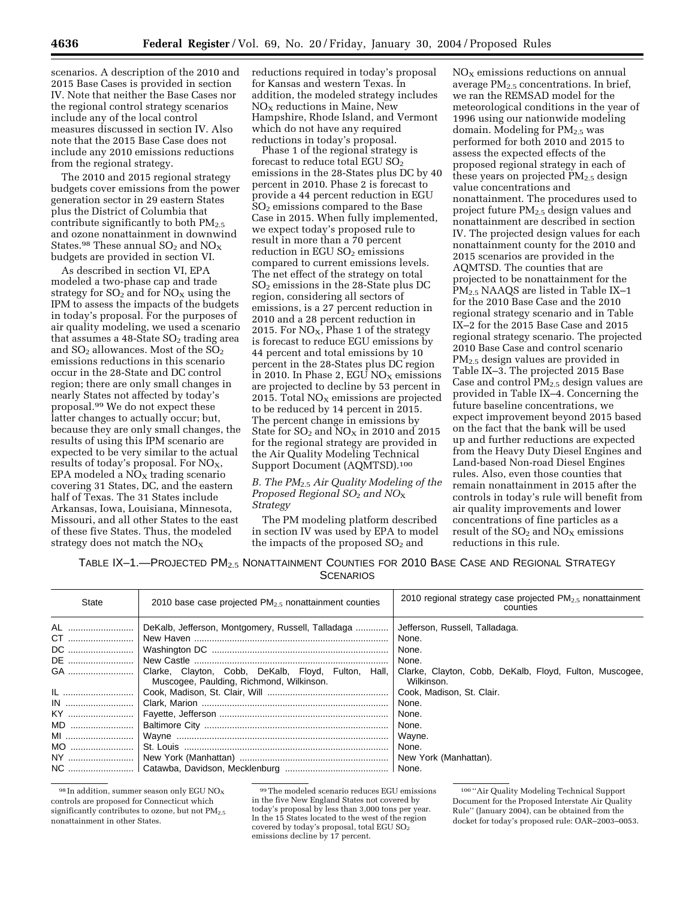scenarios. A description of the 2010 and 2015 Base Cases is provided in section IV. Note that neither the Base Cases nor the regional control strategy scenarios include any of the local control measures discussed in section IV. Also note that the 2015 Base Case does not include any 2010 emissions reductions from the regional strategy.

The 2010 and 2015 regional strategy budgets cover emissions from the power generation sector in 29 eastern States plus the District of Columbia that contribute significantly to both $PM_{2.5}$ and ozone nonattainment in downwind States.[98] These annual $SO_2$ and $NO_X$ budgets are provided in section VI.

As described in section VI, EPA modeled a two-phase cap and trade strategy for $SO_2$ and for $NO_X$ using the IPM to assess the impacts of the budgets in today's proposal. For the purposes of air quality modeling, we used a scenario that assumes a 48-State $SO_2$ trading area and $SO_2$ allowances. Most of the $SO_2$ emissions reductions in this scenario occur in the 28-State and DC control region; there are only small changes in nearly States not affected by today's proposal.[99] We do not expect these latter changes to actually occur; but, because they are only small changes, the results of using this IPM scenario are expected to be very similar to the actual results of today's proposal. For $NO_X$, EPA modeled a $NO_X$ trading scenario covering 31 States, DC, and the eastern half of Texas. The 31 States include Arkansas, Iowa, Louisiana, Minnesota, Missouri, and all other States to the east of these five States. Thus, the modeled strategy does not match the $NO_X$ reductions required in today's proposal for Kansas and western Texas. In addition, the modeled strategy includes $NO_X$ reductions in Maine, New Hampshire, Rhode Island, and Vermont which do not have any required reductions in today's proposal.

Phase 1 of the regional strategy is forecast to reduce total EGU $SO_2$ emissions in the 28-States plus DC by 40 percent in 2010. Phase 2 is forecast to provide a 44 percent reduction in EGU $SO_2$ emissions compared to the Base Case in 2015. When fully implemented, we expect today's proposed rule to result in more than a 70 percent reduction in EGU $SO_2$ emissions compared to current emissions levels. The net effect of the strategy on total $SO_2$ emissions in the 28-State plus DC region, considering all sectors of emissions, is a 27 percent reduction in 2010 and a 28 percent reduction in 2015. For $NO_X$, Phase 1 of the strategy is forecast to reduce EGU emissions by 44 percent and total emissions by 10 percent in the 28-States plus DC region in 2010. In Phase 2, EGU $NO_X$ emissions are projected to decline by 53 percent in 2015. Total $NO_X$ emissions are projected to be reduced by 14 percent in 2015. The percent change in emissions by State for $SO_2$ and $NO_X$ in 2010 and 2015 for the regional strategy are provided in the Air Quality Modeling Technical Support Document (AQMTSD).[100]

*B. The $PM_{2.5}$ Air Quality Modeling of the Proposed Regional $SO_2$ and $NO_X$ Strategy*

The PM modeling platform described in section IV was used by EPA to model the impacts of the proposed $SO_2$ and $NO_X$ emissions reductions on annual average $PM_{2.5}$ concentrations. In brief, we ran the REMSAD model for the meteorological conditions in the year of 1996 using our nationwide modeling domain. Modeling for $PM_{2.5}$ was performed for both 2010 and 2015 to assess the expected effects of the proposed regional strategy in each of these years on projected $PM_{2.5}$ design value concentrations and nonattainment. The procedures used to project future $PM_{2.5}$ design values and nonattainment are described in section IV. The projected design values for each nonattainment county for the 2010 and 2015 scenarios are provided in the AQMTSD. The counties that are projected to be nonattainment for the $PM_{2.5}$ NAAQS are listed in Table IX–1 for the 2010 Base Case and the 2010 regional strategy scenario and in Table IX–2 for the 2015 Base Case and 2015 regional strategy scenario. The projected 2010 Base Case and control scenario $PM_{2.5}$ design values are provided in Table IX–3. The projected 2015 Base Case and control $PM_{2.5}$ design values are provided in Table IX–4. Concerning the future baseline concentrations, we expect improvement beyond 2015 based on the fact that the bank will be used up and further reductions are expected from the Heavy Duty Diesel Engines and Land-based Non-road Diesel Engines rules. Also, even those counties that remain nonattainment in 2015 after the controls in today's rule will benefit from air quality improvements and lower concentrations of fine particles as a result of the $SO_2$ and $NO_X$ emissions reductions in this rule.

TABLE IX–1.—PROJECTED $PM_{2.5}$ NONATTAINMENT COUNTIES FOR 2010 BASE CASE AND REGIONAL STRATEGY SCENARIOS

| State | 2010 base case projected $PM_{2.5}$ nonattainment counties | 2010 regional strategy case projected $PM_{2.5}$ nonattainment counties |
|---|---|---|
| AL | DeKalb, Jefferson, Montgomery, Russell, Talladaga | Jefferson, Russell, Talladaga. |
| CT | New Haven | None. |
| DC | Washington DC | None. |
| DE | New Castle | None. |
| GA | Clarke, Clayton, Cobb, DeKalb, Floyd, Fulton, Hall, Muscogee, Paulding, Richmond, Wilkinson. | Clarke, Clayton, Cobb, DeKalb, Floyd, Fulton, Muscogee, Wilkinson. |
| IL | Cook, Madison, St. Clair, Will | Cook, Madison, St. Clair. |
| IN | Clark, Marion | None. |
| KY | Fayette, Jefferson | None. |
| MD | Baltimore City | None. |
| MI | Wayne | Wayne. |
| MO | St. Louis | None. |
| NY | New York (Manhattan) | New York (Manhattan). |
| NC | Catawba, Davidson, Mecklenburg | None. |

[98] In addition, summer season only EGU $NO_X$ controls are proposed for Connecticut which significantly contributes to ozone, but not $PM_{2.5}$ nonattainment in other States.

[99] The modeled scenario reduces EGU emissions in the five New England States not covered by today's proposal by less than 3,000 tons per year. In the 15 States located to the west of the region covered by today's proposal, total EGU $SO_2$ emissions decline by 17 percent.

[100] "Air Quality Modeling Technical Support Document for the Proposed Interstate Air Quality Rule" (January 2004), can be obtained from the docket for today's proposed rule: OAR–2003–0053.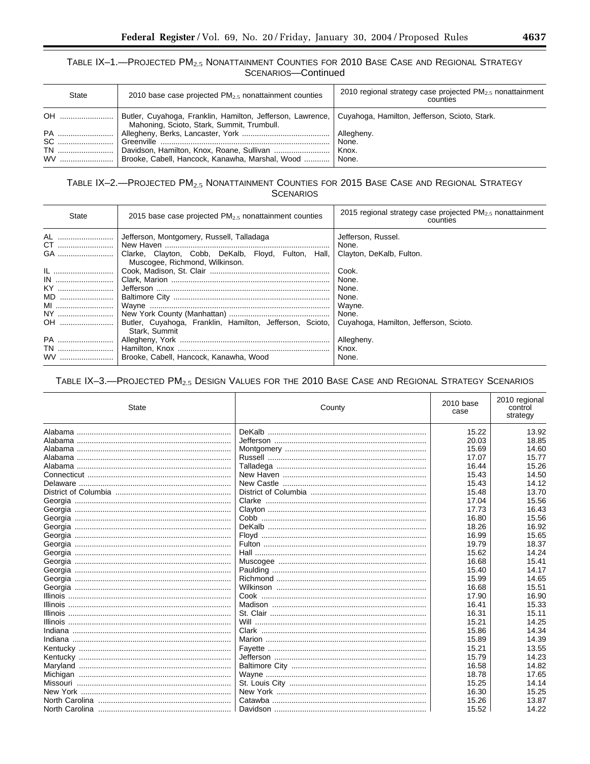TABLE IX–1.—PROJECTED $PM_{2.5}$ NONATTAINMENT COUNTIES FOR 2010 BASE CASE AND REGIONAL STRATEGY SCENARIOS—Continued

| State | 2010 base case projected $PM_{2.5}$ nonattainment counties | 2010 regional strategy case projected $PM_{2.5}$ nonattainment counties |
|---|---|---|
| OH | Butler, Cuyahoga, Franklin, Hamilton, Jefferson, Lawrence, Mahoning, Scioto, Stark, Summit, Trumbull. | Cuyahoga, Hamilton, Jefferson, Scioto, Stark. |
| PA | Allegheny, Berks, Lancaster, York | Allegheny. |
| SC | Greenville | None. |
| TN | Davidson, Hamilton, Knox, Roane, Sullivan | Knox. |
| WV | Brooke, Cabell, Hancock, Kanawha, Marshal, Wood | None. |

TABLE IX–2.—PROJECTED $PM_{2.5}$ NONATTAINMENT COUNTIES FOR 2015 BASE CASE AND REGIONAL STRATEGY SCENARIOS

| State | 2015 base case projected $PM_{2.5}$ nonattainment counties | 2015 regional strategy case projected $PM_{2.5}$ nonattainment counties |
|---|---|---|
| AL | Jefferson, Montgomery, Russell, Talladaga | Jefferson, Russel. |
| CT | New Haven | None. |
| GA | Clarke, Clayton, Cobb, DeKalb, Floyd, Fulton, Hall, Muscogee, Richmond, Wilkinson. | Clayton, DeKalb, Fulton. |
| IL | Cook, Madison, St. Clair | Cook. |
| IN | Clark, Marion | None. |
| KY | Jefferson | None. |
| MD | Baltimore City | None. |
| MI | Wayne | Wayne. |
| NY | New York County (Manhattan) | None. |
| OH | Butler, Cuyahoga, Franklin, Hamilton, Jefferson, Scioto, Stark, Summit | Cuyahoga, Hamilton, Jefferson, Scioto. |
| PA | Allegheny, York | Allegheny. |
| TN | Hamilton, Knox | Knox. |
| WV | Brooke, Cabell, Hancock, Kanawha, Wood | None. |

TABLE IX–3.—PROJECTED $PM_{2.5}$ DESIGN VALUES FOR THE 2010 BASE CASE AND REGIONAL STRATEGY SCENARIOS

| State | County | 2010 base case | 2010 regional control strategy |
|---|---|---|---|
| Alabama | DeKalb | 15.22 | 13.92 |
| Alabama | Jefferson | 20.03 | 18.85 |
| Alabama | Montgomery | 15.69 | 14.60 |
| Alabama | Russell | 17.07 | 15.77 |
| Alabama | Talladega | 16.44 | 15.26 |
| Connecticut | New Haven | 15.43 | 14.50 |
| Delaware | New Castle | 15.43 | 14.12 |
| District of Columbia | District of Columbia | 15.48 | 13.70 |
| Georgia | Clarke | 17.04 | 15.56 |
| Georgia | Clayton | 17.73 | 16.43 |
| Georgia | Cobb | 16.80 | 15.56 |
| Georgia | DeKalb | 18.26 | 16.92 |
| Georgia | Floyd | 16.99 | 15.65 |
| Georgia | Fulton | 19.79 | 18.37 |
| Georgia | Hall | 15.62 | 14.24 |
| Georgia | Muscogee | 16.68 | 15.41 |
| Georgia | Paulding | 15.40 | 14.17 |
| Georgia | Richmond | 15.99 | 14.65 |
| Georgia | Wilkinson | 16.68 | 15.51 |
| Illinois | Cook | 17.90 | 16.90 |
| Illinois | Madison | 16.41 | 15.33 |
| Illinois | St. Clair | 16.31 | 15.11 |
| Illinois | Will | 15.21 | 14.25 |
| Indiana | Clark | 15.86 | 14.34 |
| Indiana | Marion | 15.89 | 14.39 |
| Kentucky | Fayette | 15.21 | 13.55 |
| Kentucky | Jefferson | 15.79 | 14.23 |
| Maryland | Baltimore City | 16.58 | 14.82 |
| Michigan | Wayne | 18.78 | 17.65 |
| Missouri | St. Louis City | 15.25 | 14.14 |
| New York | New York | 16.30 | 15.25 |
| North Carolina | Catawba | 15.26 | 13.87 |
| North Carolina | Davidson | 15.52 | 14.22 |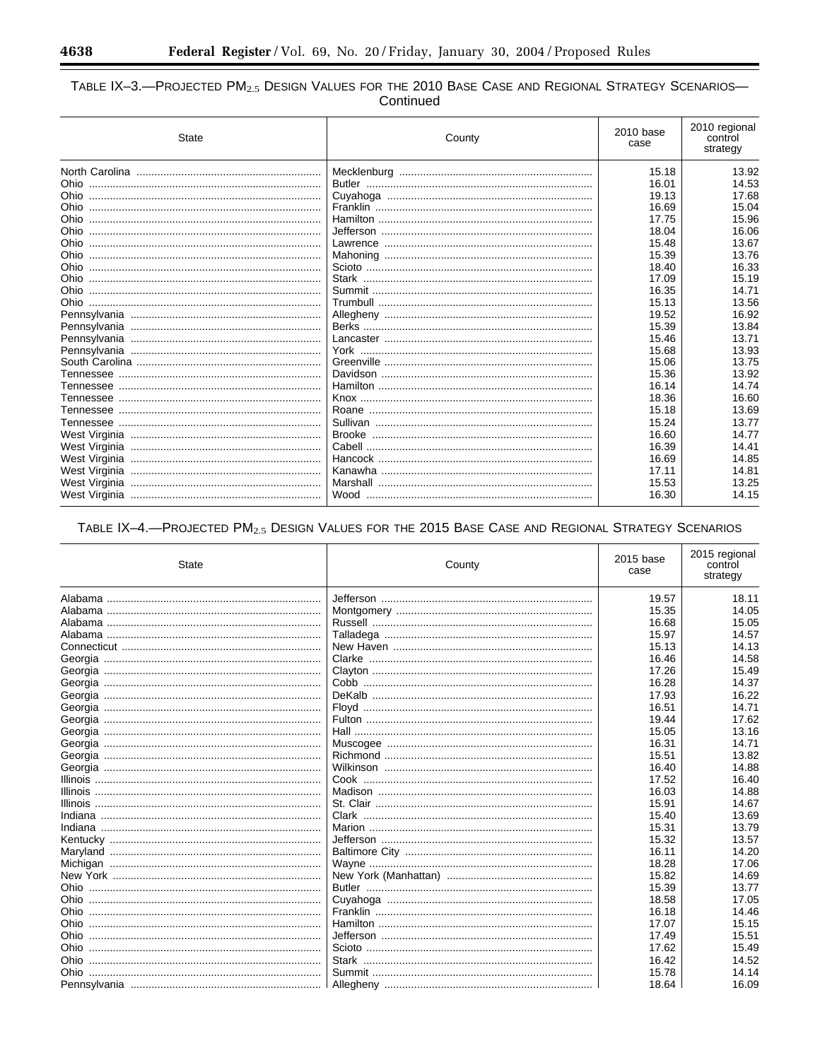TABLE IX–3.—PROJECTED $PM_{2.5}$ DESIGN VALUES FOR THE 2010 BASE CASE AND REGIONAL STRATEGY SCENARIOS—Continued

| State | County | 2010 base case | 2010 regional control strategy |
|---|---|---|---|
| North Carolina | Mecklenburg | 15.18 | 13.92 |
| Ohio | Butler | 16.01 | 14.53 |
| Ohio | Cuyahoga | 19.13 | 17.68 |
| Ohio | Franklin | 16.69 | 15.04 |
| Ohio | Hamilton | 17.75 | 15.96 |
| Ohio | Jefferson | 18.04 | 16.06 |
| Ohio | Lawrence | 15.48 | 13.67 |
| Ohio | Mahoning | 15.39 | 13.76 |
| Ohio | Scioto | 18.40 | 16.33 |
| Ohio | Stark | 17.09 | 15.19 |
| Ohio | Summit | 16.35 | 14.71 |
| Ohio | Trumbull | 15.13 | 13.56 |
| Pennsylvania | Allegheny | 19.52 | 16.92 |
| Pennsylvania | Berks | 15.39 | 13.84 |
| Pennsylvania | Lancaster | 15.46 | 13.71 |
| Pennsylvania | York | 15.68 | 13.93 |
| South Carolina | Greenville | 15.06 | 13.75 |
| Tennessee | Davidson | 15.36 | 13.92 |
| Tennessee | Hamilton | 16.14 | 14.74 |
| Tennessee | Knox | 18.36 | 16.60 |
| Tennessee | Roane | 15.18 | 13.69 |
| Tennessee | Sullivan | 15.24 | 13.77 |
| West Virginia | Brooke | 16.60 | 14.77 |
| West Virginia | Cabell | 16.39 | 14.41 |
| West Virginia | Hancock | 16.69 | 14.85 |
| West Virginia | Kanawha | 17.11 | 14.81 |
| West Virginia | Marshall | 15.53 | 13.25 |
| West Virginia | Wood | 16.30 | 14.15 |

TABLE IX–4.—PROJECTED $PM_{2.5}$ DESIGN VALUES FOR THE 2015 BASE CASE AND REGIONAL STRATEGY SCENARIOS

| State | County | 2015 base case | 2015 regional control strategy |
|---|---|---|---|
| Alabama | Jefferson | 19.57 | 18.11 |
| Alabama | Montgomery | 15.35 | 14.05 |
| Alabama | Russell | 16.68 | 15.05 |
| Alabama | Talladega | 15.97 | 14.57 |
| Connecticut | New Haven | 15.13 | 14.13 |
| Georgia | Clarke | 16.46 | 14.58 |
| Georgia | Clayton | 17.26 | 15.49 |
| Georgia | Cobb | 16.28 | 14.37 |
| Georgia | DeKalb | 17.93 | 16.22 |
| Georgia | Floyd | 16.51 | 14.71 |
| Georgia | Fulton | 19.44 | 17.62 |
| Georgia | Hall | 15.05 | 13.16 |
| Georgia | Muscogee | 16.31 | 14.71 |
| Georgia | Richmond | 15.51 | 13.82 |
| Georgia | Wilkinson | 16.40 | 14.88 |
| Illinois | Cook | 17.52 | 16.40 |
| Illinois | Madison | 16.03 | 14.88 |
| Illinois | St. Clair | 15.91 | 14.67 |
| Indiana | Clark | 15.40 | 13.69 |
| Indiana | Marion | 15.31 | 13.79 |
| Kentucky | Jefferson | 15.32 | 13.57 |
| Maryland | Baltimore City | 16.11 | 14.20 |
| Michigan | Wayne | 18.28 | 17.06 |
| New York | New York (Manhattan) | 15.82 | 14.69 |
| Ohio | Butler | 15.39 | 13.77 |
| Ohio | Cuyahoga | 18.58 | 17.05 |
| Ohio | Franklin | 16.18 | 14.46 |
| Ohio | Hamilton | 17.07 | 15.15 |
| Ohio | Jefferson | 17.49 | 15.51 |
| Ohio | Scioto | 17.62 | 15.49 |
| Ohio | Stark | 16.42 | 14.52 |
| Ohio | Summit | 15.78 | 14.14 |
| Pennsylvania | Allegheny | 18.64 | 16.09 |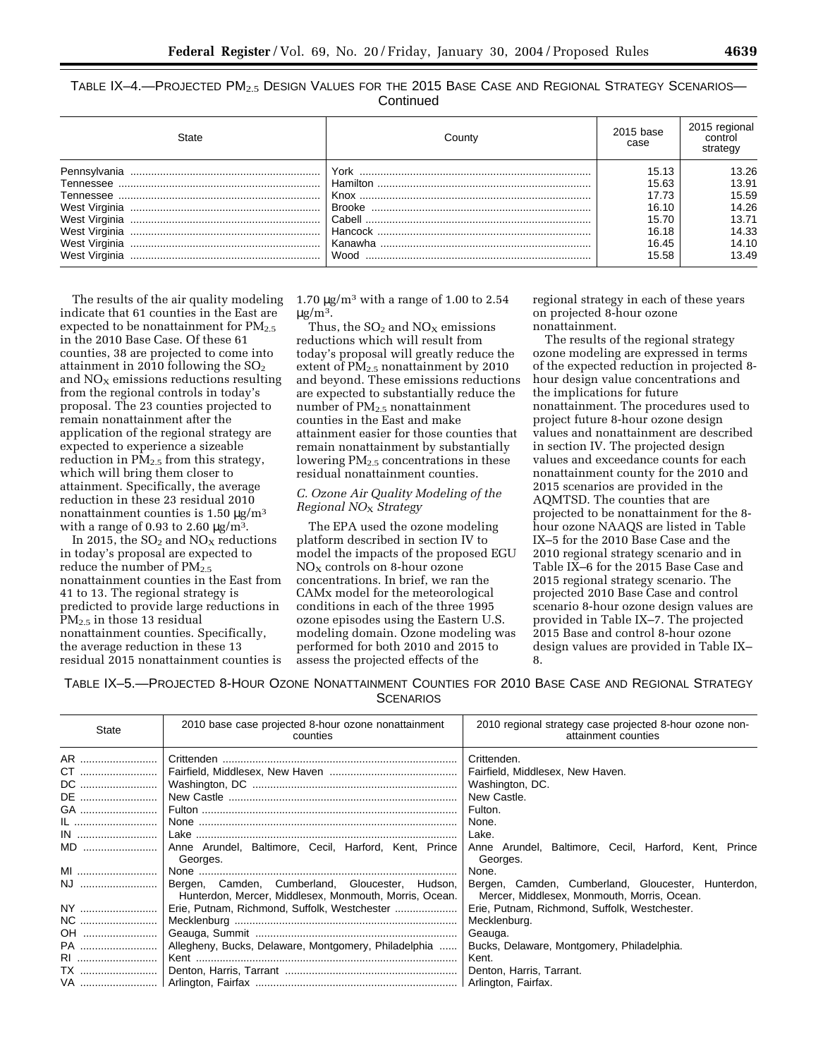TABLE IX–4.—PROJECTED $PM_{2.5}$ DESIGN VALUES FOR THE 2015 BASE CASE AND REGIONAL STRATEGY SCENARIOS—Continued

| State | County | 2015 base case | 2015 regional control strategy |
|---|---|---|---|
| Pennsylvania | York | 15.13 | 13.26 |
| Tennessee | Hamilton | 15.63 | 13.91 |
| Tennessee | Knox | 17.73 | 15.59 |
| West Virginia | Brooke | 16.10 | 14.26 |
| West Virginia | Cabell | 15.70 | 13.71 |
| West Virginia | Hancock | 16.18 | 14.33 |
| West Virginia | Kanawha | 16.45 | 14.10 |
| West Virginia | Wood | 15.58 | 13.49 |

The results of the air quality modeling indicate that 61 counties in the East are expected to be nonattainment for $PM_{2.5}$ in the 2010 Base Case. Of these 61 counties, 38 are projected to come into attainment in 2010 following the $SO_2$ and $NO_X$ emissions reductions resulting from the regional controls in today's proposal. The 23 counties projected to remain nonattainment after the application of the regional strategy are expected to experience a sizeable reduction in $PM_{2.5}$ from this strategy, which will bring them closer to attainment. Specifically, the average reduction in these 23 residual 2010 nonattainment counties is 1.50 $\mu g/m^3$ with a range of 0.93 to 2.60 $\mu g/m^3$.

In 2015, the $SO_2$ and $NO_X$ reductions in today's proposal are expected to reduce the number of $PM_{2.5}$ nonattainment counties in the East from 41 to 13. The regional strategy is predicted to provide large reductions in $PM_{2.5}$ in those 13 residual nonattainment counties. Specifically, the average reduction in these 13 residual 2015 nonattainment counties is 1.70 $\mu g/m^3$ with a range of 1.00 to 2.54 $\mu g/m^3$.

Thus, the $SO_2$ and $NO_X$ emissions reductions which will result from today's proposal will greatly reduce the extent of $PM_{2.5}$ nonattainment by 2010 and beyond. These emissions reductions are expected to substantially reduce the number of $PM_{2.5}$ nonattainment counties in the East and make attainment easier for those counties that remain nonattainment by substantially lowering $PM_{2.5}$ concentrations in these residual nonattainment counties.

### *C. Ozone Air Quality Modeling of the Regional $NO_X$ Strategy*

The EPA used the ozone modeling platform described in section IV to model the impacts of the proposed EGU $NO_X$ controls on 8-hour ozone concentrations. In brief, we ran the CAMx model for the meteorological conditions in each of the three 1995 ozone episodes using the Eastern U.S. modeling domain. Ozone modeling was performed for both 2010 and 2015 to assess the projected effects of the regional strategy in each of these years on projected 8-hour ozone nonattainment.

The results of the regional strategy ozone modeling are expressed in terms of the expected reduction in projected 8-hour design value concentrations and the implications for future nonattainment. The procedures used to project future 8-hour ozone design values and nonattainment are described in section IV. The projected design values and exceedance counts for each nonattainment county for the 2010 and 2015 scenarios are provided in the AQMTSD. The counties that are projected to be nonattainment for the 8-hour ozone NAAQS are listed in Table IX–5 for the 2010 Base Case and the 2010 regional strategy scenario and in Table IX–6 for the 2015 Base Case and 2015 regional strategy scenario. The projected 2010 Base Case and control scenario 8-hour ozone design values are provided in Table IX–7. The projected 2015 Base and control 8-hour ozone design values are provided in Table IX–8.

TABLE IX–5.—PROJECTED 8-HOUR OZONE NONATTAINMENT COUNTIES FOR 2010 BASE CASE AND REGIONAL STRATEGY SCENARIOS

| State | 2010 base case projected 8-hour ozone nonattainment counties | 2010 regional strategy case projected 8-hour ozone non-attainment counties |
|---|---|---|
| AR | Crittenden | Crittenden. |
| CT | Fairfield, Middlesex, New Haven | Fairfield, Middlesex, New Haven. |
| DC | Washington, DC | Washington, DC. |
| DE | New Castle | New Castle. |
| GA | Fulton | Fulton. |
| IL | None | None. |
| IN | Lake | Lake. |
| MD | Anne Arundel, Baltimore, Cecil, Harford, Kent, Prince Georges. | Anne Arundel, Baltimore, Cecil, Harford, Kent, Prince Georges. |
| MI | None | None. |
| NJ | Bergen, Camden, Cumberland, Gloucester, Hudson, Hunterdon, Mercer, Middlesex, Monmouth, Morris, Ocean. | Bergen, Camden, Cumberland, Gloucester, Hunterdon, Mercer, Middlesex, Monmouth, Morris, Ocean. |
| NY | Erie, Putnam, Richmond, Suffolk, Westchester | Erie, Putnam, Richmond, Suffolk, Westchester. |
| NC | Mecklenburg | Mecklenburg. |
| OH | Geauga, Summit | Geauga. |
| PA | Allegheny, Bucks, Delaware, Montgomery, Philadelphia | Bucks, Delaware, Montgomery, Philadelphia. |
| RI | Kent | Kent. |
| TX | Denton, Harris, Tarrant | Denton, Harris, Tarrant. |
| VA | Arlington, Fairfax | Arlington, Fairfax. |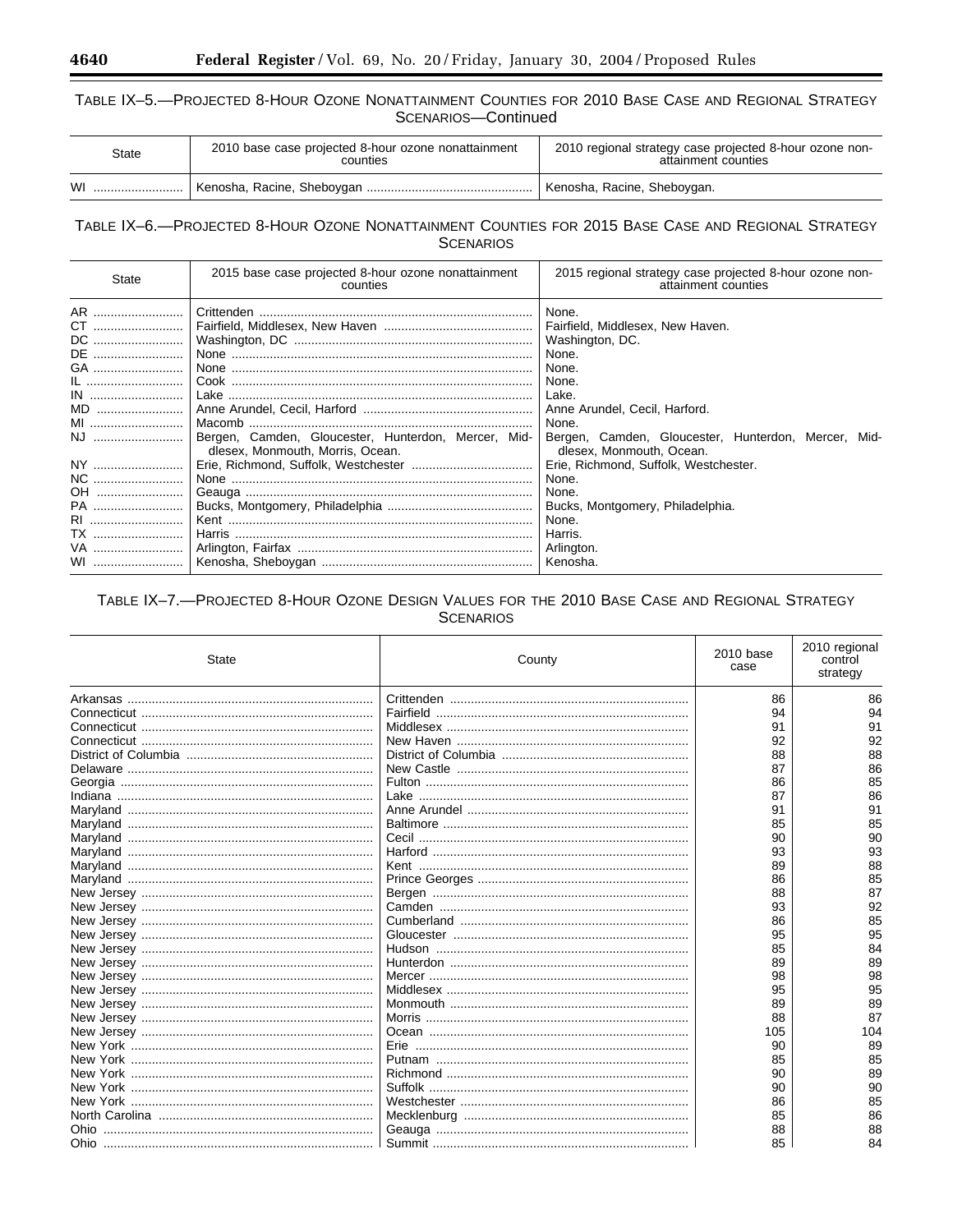TABLE IX–5.—PROJECTED 8-HOUR OZONE NONATTAINMENT COUNTIES FOR 2010 BASE CASE AND REGIONAL STRATEGY SCENARIOS—Continued

| State | 2010 base case projected 8-hour ozone nonattainment counties | 2010 regional strategy case projected 8-hour ozone non-attainment counties |
|---|---|---|
| WI | Kenosha, Racine, Sheboygan | Kenosha, Racine, Sheboygan. |

TABLE IX–6.—PROJECTED 8-HOUR OZONE NONATTAINMENT COUNTIES FOR 2015 BASE CASE AND REGIONAL STRATEGY SCENARIOS

| State | 2015 base case projected 8-hour ozone nonattainment counties | 2015 regional strategy case projected 8-hour ozone non-attainment counties |
|---|---|---|
| AR | Crittenden | None. |
| CT | Fairfield, Middlesex, New Haven | Fairfield, Middlesex, New Haven. |
| DC | Washington, DC | Washington, DC. |
| DE | None | None. |
| GA | None | None. |
| IL | Cook | None. |
| IN | Lake | Lake. |
| MD | Anne Arundel, Cecil, Harford | Anne Arundel, Cecil, Harford. |
| MI | Macomb | None. |
| NJ | Bergen, Camden, Gloucester, Hunterdon, Mercer, Middlesex, Monmouth, Morris, Ocean. | Bergen, Camden, Gloucester, Hunterdon, Mercer, Middlesex, Monmouth, Ocean. |
| NY | Erie, Richmond, Suffolk, Westchester | Erie, Richmond, Suffolk, Westchester. |
| NC | None | None. |
| OH | Geauga | None. |
| PA | Bucks, Montgomery, Philadelphia | Bucks, Montgomery, Philadelphia. |
| RI | Kent | None. |
| TX | Harris | Harris. |
| VA | Arlington, Fairfax | Arlington. |
| WI | Kenosha, Sheboygan | Kenosha. |

TABLE IX–7.—PROJECTED 8-HOUR OZONE DESIGN VALUES FOR THE 2010 BASE CASE AND REGIONAL STRATEGY SCENARIOS

| State | County | 2010 base case | 2010 regional control strategy |
|---|---|---|---|
| Arkansas | Crittenden | 86 | 86 |
| Connecticut | Fairfield | 94 | 94 |
| Connecticut | Middlesex | 91 | 91 |
| Connecticut | New Haven | 92 | 92 |
| District of Columbia | District of Columbia | 88 | 88 |
| Delaware | New Castle | 87 | 86 |
| Georgia | Fulton | 86 | 85 |
| Indiana | Lake | 87 | 86 |
| Maryland | Anne Arundel | 91 | 91 |
| Maryland | Baltimore | 85 | 85 |
| Maryland | Cecil | 90 | 90 |
| Maryland | Harford | 93 | 93 |
| Maryland | Kent | 89 | 88 |
| Maryland | Prince Georges | 86 | 85 |
| New Jersey | Bergen | 88 | 87 |
| New Jersey | Camden | 93 | 92 |
| New Jersey | Cumberland | 86 | 85 |
| New Jersey | Gloucester | 95 | 95 |
| New Jersey | Hudson | 85 | 84 |
| New Jersey | Hunterdon | 89 | 89 |
| New Jersey | Mercer | 98 | 98 |
| New Jersey | Middlesex | 95 | 95 |
| New Jersey | Monmouth | 89 | 89 |
| New Jersey | Morris | 88 | 87 |
| New Jersey | Ocean | 105 | 104 |
| New York | Erie | 90 | 89 |
| New York | Putnam | 85 | 85 |
| New York | Richmond | 90 | 89 |
| New York | Suffolk | 90 | 90 |
| New York | Westchester | 86 | 85 |
| North Carolina | Mecklenburg | 85 | 86 |
| Ohio | Geauga | 88 | 88 |
| Ohio | Summit | 85 | 84 |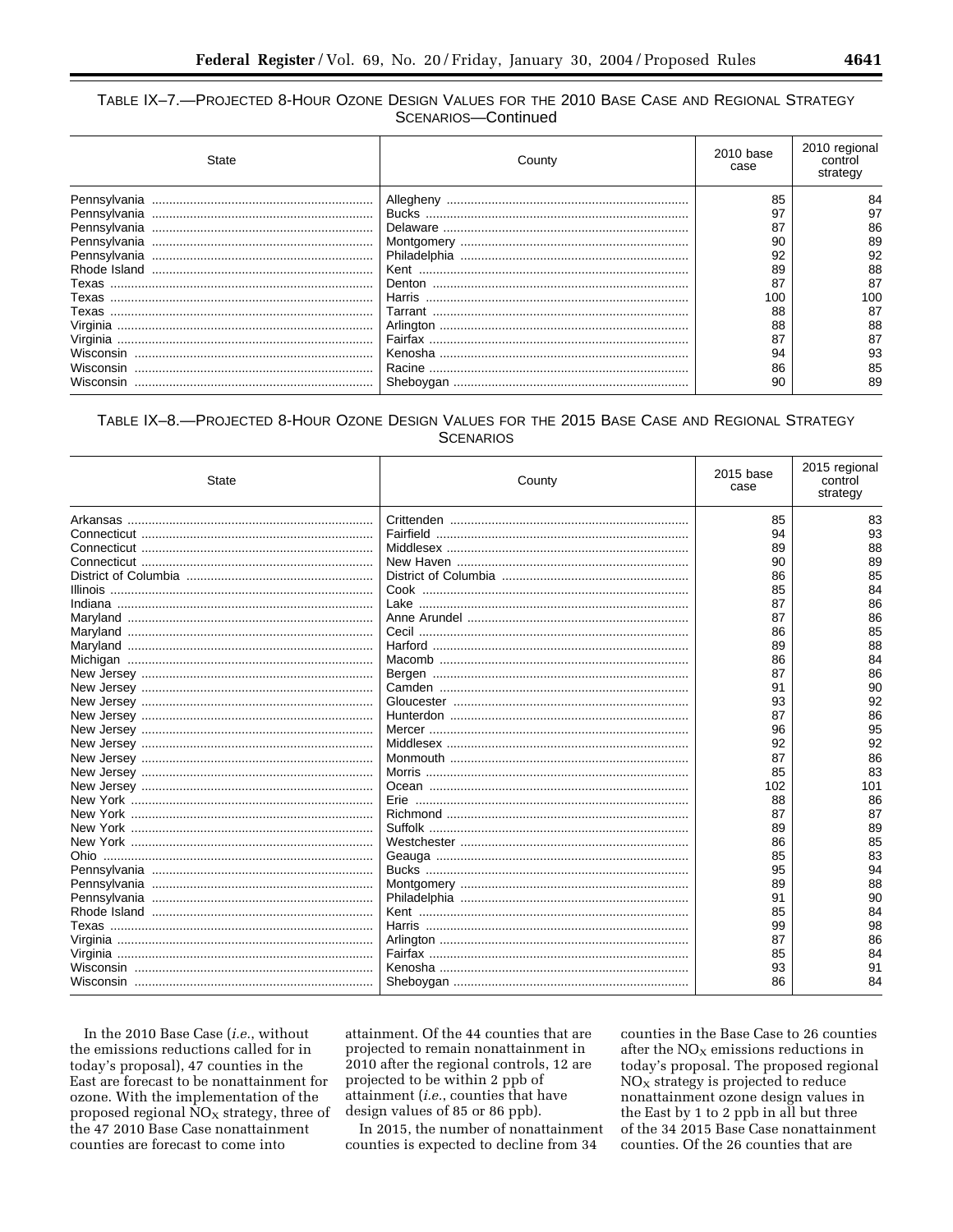TABLE IX–7.—PROJECTED 8-HOUR OZONE DESIGN VALUES FOR THE 2010 BASE CASE AND REGIONAL STRATEGY SCENARIOS—Continued

| State | County | 2010 base case | 2010 regional control strategy |
|---|---|---|---|
| Pennsylvania | Allegheny | 85 | 84 |
| Pennsylvania | Bucks | 97 | 97 |
| Pennsylvania | Delaware | 87 | 86 |
| Pennsylvania | Montgomery | 90 | 89 |
| Pennsylvania | Philadelphia | 92 | 92 |
| Rhode Island | Kent | 89 | 88 |
| Texas | Denton | 87 | 87 |
| Texas | Harris | 100 | 100 |
| Texas | Tarrant | 88 | 87 |
| Virginia | Arlington | 88 | 88 |
| Virginia | Fairfax | 87 | 87 |
| Wisconsin | Kenosha | 94 | 93 |
| Wisconsin | Racine | 86 | 85 |
| Wisconsin | Sheboygan | 90 | 89 |

TABLE IX–8.—PROJECTED 8-HOUR OZONE DESIGN VALUES FOR THE 2015 BASE CASE AND REGIONAL STRATEGY SCENARIOS

| State | County | 2015 base case | 2015 regional control strategy |
|---|---|---|---|
| Arkansas | Crittenden | 85 | 83 |
| Connecticut | Fairfield | 94 | 93 |
| Connecticut | Middlesex | 89 | 88 |
| Connecticut | New Haven | 90 | 89 |
| District of Columbia | District of Columbia | 86 | 85 |
| Illinois | Cook | 85 | 84 |
| Indiana | Lake | 87 | 86 |
| Maryland | Anne Arundel | 87 | 86 |
| Maryland | Cecil | 86 | 85 |
| Maryland | Harford | 89 | 88 |
| Michigan | Macomb | 86 | 84 |
| New Jersey | Bergen | 87 | 86 |
| New Jersey | Camden | 91 | 90 |
| New Jersey | Gloucester | 93 | 92 |
| New Jersey | Hunterdon | 87 | 86 |
| New Jersey | Mercer | 96 | 95 |
| New Jersey | Middlesex | 92 | 92 |
| New Jersey | Monmouth | 87 | 86 |
| New Jersey | Morris | 85 | 83 |
| New Jersey | Ocean | 102 | 101 |
| New York | Erie | 88 | 86 |
| New York | Richmond | 87 | 87 |
| New York | Suffolk | 89 | 89 |
| New York | Westchester | 86 | 85 |
| Ohio | Geauga | 85 | 83 |
| Pennsylvania | Bucks | 95 | 94 |
| Pennsylvania | Montgomery | 89 | 88 |
| Pennsylvania | Philadelphia | 91 | 90 |
| Rhode Island | Kent | 85 | 84 |
| Texas | Harris | 99 | 98 |
| Virginia | Arlington | 87 | 86 |
| Virginia | Fairfax | 85 | 84 |
| Wisconsin | Kenosha | 93 | 91 |
| Wisconsin | Sheboygan | 86 | 84 |

In the 2010 Base Case (*i.e.*, without the emissions reductions called for in today's proposal), 47 counties in the East are forecast to be nonattainment for ozone. With the implementation of the proposed regional $NO_X$ strategy, three of the 47 2010 Base Case nonattainment counties are forecast to come into attainment. Of the 44 counties that are projected to remain nonattainment in 2010 after the regional controls, 12 are projected to be within 2 ppb of attainment (*i.e.*, counties that have design values of 85 or 86 ppb).

In 2015, the number of nonattainment counties is expected to decline from 34 counties in the Base Case to 26 counties after the $NO_X$ emissions reductions in today's proposal. The proposed regional $NO_X$ strategy is projected to reduce nonattainment ozone design values in the East by 1 to 2 ppb in all but three of the 34 2015 Base Case nonattainment counties. Of the 26 counties that are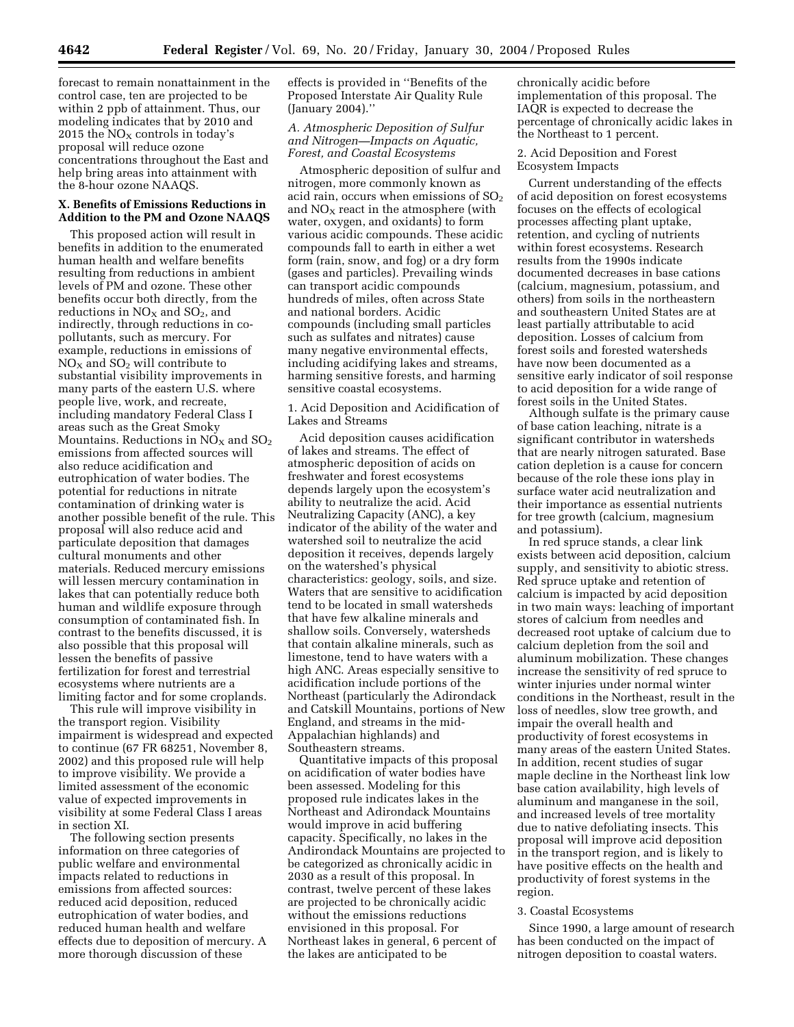forecast to remain nonattainment in the control case, ten are projected to be within 2 ppb of attainment. Thus, our modeling indicates that by 2010 and 2015 the $NO_X$ controls in today's proposal will reduce ozone concentrations throughout the East and help bring areas into attainment with the 8-hour ozone NAAQS.

## X. Benefits of Emissions Reductions in Addition to the PM and Ozone NAAQS

This proposed action will result in benefits in addition to the enumerated human health and welfare benefits resulting from reductions in ambient levels of PM and ozone. These other benefits occur both directly, from the reductions in $NO_X$ and $SO_2$, and indirectly, through reductions in co-pollutants, such as mercury. For example, reductions in emissions of $NO_X$ and $SO_2$ will contribute to substantial visibility improvements in many parts of the eastern U.S. where people live, work, and recreate, including mandatory Federal Class I areas such as the Great Smoky Mountains. Reductions in $NO_X$ and $SO_2$ emissions from affected sources will also reduce acidification and eutrophication of water bodies. The potential for reductions in nitrate contamination of drinking water is another possible benefit of the rule. This proposal will also reduce acid and particulate deposition that damages cultural monuments and other materials. Reduced mercury emissions will lessen mercury contamination in lakes that can potentially reduce both human and wildlife exposure through consumption of contaminated fish. In contrast to the benefits discussed, it is also possible that this proposal will lessen the benefits of passive fertilization for forest and terrestrial ecosystems where nutrients are a limiting factor and for some croplands.

This rule will improve visibility in the transport region. Visibility impairment is widespread and expected to continue (67 FR 68251, November 8, 2002) and this proposed rule will help to improve visibility. We provide a limited assessment of the economic value of expected improvements in visibility at some Federal Class I areas in section XI.

The following section presents information on three categories of public welfare and environmental impacts related to reductions in emissions from affected sources: reduced acid deposition, reduced eutrophication of water bodies, and reduced human health and welfare effects due to deposition of mercury. A more thorough discussion of these effects is provided in ''Benefits of the Proposed Interstate Air Quality Rule (January 2004).''

### *A. Atmospheric Deposition of Sulfur and Nitrogen—Impacts on Aquatic, Forest, and Coastal Ecosystems*

Atmospheric deposition of sulfur and nitrogen, more commonly known as acid rain, occurs when emissions of $SO_2$ and $NO_X$ react in the atmosphere (with water, oxygen, and oxidants) to form various acidic compounds. These acidic compounds fall to earth in either a wet form (rain, snow, and fog) or a dry form (gases and particles). Prevailing winds can transport acidic compounds hundreds of miles, often across State and national borders. Acidic compounds (including small particles such as sulfates and nitrates) cause many negative environmental effects, including acidifying lakes and streams, harming sensitive forests, and harming sensitive coastal ecosystems.

#### 1. Acid Deposition and Acidification of Lakes and Streams

Acid deposition causes acidification of lakes and streams. The effect of atmospheric deposition of acids on freshwater and forest ecosystems depends largely upon the ecosystem's ability to neutralize the acid. Acid Neutralizing Capacity (ANC), a key indicator of the ability of the water and watershed soil to neutralize the acid deposition it receives, depends largely on the watershed's physical characteristics: geology, soils, and size. Waters that are sensitive to acidification tend to be located in small watersheds that have few alkaline minerals and shallow soils. Conversely, watersheds that contain alkaline minerals, such as limestone, tend to have waters with a high ANC. Areas especially sensitive to acidification include portions of the Northeast (particularly the Adirondack and Catskill Mountains, portions of New England, and streams in the mid-Appalachian highlands) and Southeastern streams.

Quantitative impacts of this proposal on acidification of water bodies have been assessed. Modeling for this proposed rule indicates lakes in the Northeast and Adirondack Mountains would improve in acid buffering capacity. Specifically, no lakes in the Andirondack Mountains are projected to be categorized as chronically acidic in 2030 as a result of this proposal. In contrast, twelve percent of these lakes are projected to be chronically acidic without the emissions reductions envisioned in this proposal. For Northeast lakes in general, 6 percent of the lakes are anticipated to be chronically acidic before implementation of this proposal. The IAQR is expected to decrease the percentage of chronically acidic lakes in the Northeast to 1 percent.

#### 2. Acid Deposition and Forest Ecosystem Impacts

Current understanding of the effects of acid deposition on forest ecosystems focuses on the effects of ecological processes affecting plant uptake, retention, and cycling of nutrients within forest ecosystems. Research results from the 1990s indicate documented decreases in base cations (calcium, magnesium, potassium, and others) from soils in the northeastern and southeastern United States are at least partially attributable to acid deposition. Losses of calcium from forest soils and forested watersheds have now been documented as a sensitive early indicator of soil response to acid deposition for a wide range of forest soils in the United States.

Although sulfate is the primary cause of base cation leaching, nitrate is a significant contributor in watersheds that are nearly nitrogen saturated. Base cation depletion is a cause for concern because of the role these ions play in surface water acid neutralization and their importance as essential nutrients for tree growth (calcium, magnesium and potassium).

In red spruce stands, a clear link exists between acid deposition, calcium supply, and sensitivity to abiotic stress. Red spruce uptake and retention of calcium is impacted by acid deposition in two main ways: leaching of important stores of calcium from needles and decreased root uptake of calcium due to calcium depletion from the soil and aluminum mobilization. These changes increase the sensitivity of red spruce to winter injuries under normal winter conditions in the Northeast, result in the loss of needles, slow tree growth, and impair the overall health and productivity of forest ecosystems in many areas of the eastern United States. In addition, recent studies of sugar maple decline in the Northeast link low base cation availability, high levels of aluminum and manganese in the soil, and increased levels of tree mortality due to native defoliating insects. This proposal will improve acid deposition in the transport region, and is likely to have positive effects on the health and productivity of forest systems in the region.

#### 3. Coastal Ecosystems

Since 1990, a large amount of research has been conducted on the impact of nitrogen deposition to coastal waters.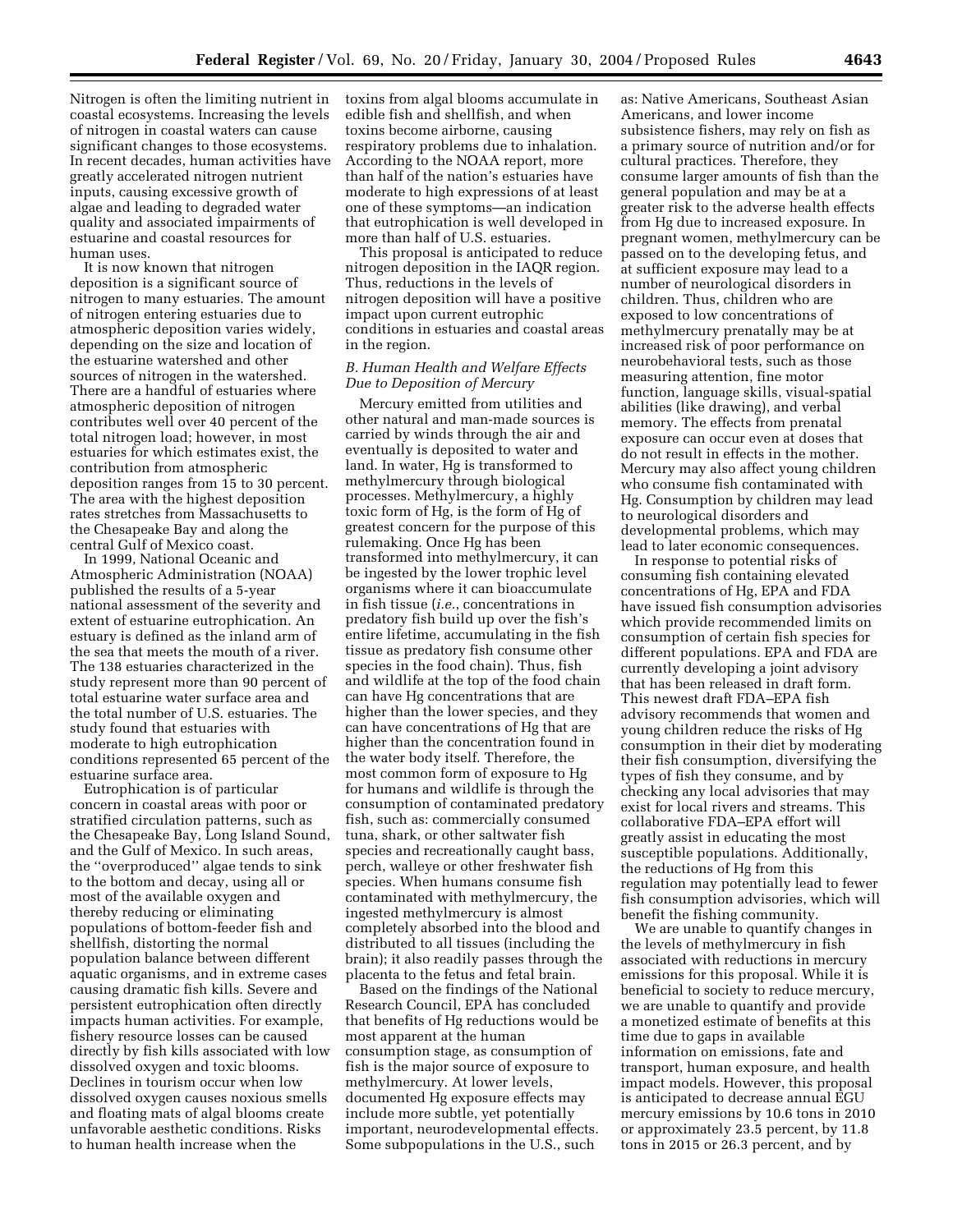Nitrogen is often the limiting nutrient in coastal ecosystems. Increasing the levels of nitrogen in coastal waters can cause significant changes to those ecosystems. In recent decades, human activities have greatly accelerated nitrogen nutrient inputs, causing excessive growth of algae and leading to degraded water quality and associated impairments of estuarine and coastal resources for human uses.

It is now known that nitrogen deposition is a significant source of nitrogen to many estuaries. The amount of nitrogen entering estuaries due to atmospheric deposition varies widely, depending on the size and location of the estuarine watershed and other sources of nitrogen in the watershed. There are a handful of estuaries where atmospheric deposition of nitrogen contributes well over 40 percent of the total nitrogen load; however, in most estuaries for which estimates exist, the contribution from atmospheric deposition ranges from 15 to 30 percent. The area with the highest deposition rates stretches from Massachusetts to the Chesapeake Bay and along the central Gulf of Mexico coast.

In 1999, National Oceanic and Atmospheric Administration (NOAA) published the results of a 5-year national assessment of the severity and extent of estuarine eutrophication. An estuary is defined as the inland arm of the sea that meets the mouth of a river. The 138 estuaries characterized in the study represent more than 90 percent of total estuarine water surface area and the total number of U.S. estuaries. The study found that estuaries with moderate to high eutrophication conditions represented 65 percent of the estuarine surface area.

Eutrophication is of particular concern in coastal areas with poor or stratified circulation patterns, such as the Chesapeake Bay, Long Island Sound, and the Gulf of Mexico. In such areas, the ''overproduced'' algae tends to sink to the bottom and decay, using all or most of the available oxygen and thereby reducing or eliminating populations of bottom-feeder fish and shellfish, distorting the normal population balance between different aquatic organisms, and in extreme cases causing dramatic fish kills. Severe and persistent eutrophication often directly impacts human activities. For example, fishery resource losses can be caused directly by fish kills associated with low dissolved oxygen and toxic blooms. Declines in tourism occur when low dissolved oxygen causes noxious smells and floating mats of algal blooms create unfavorable aesthetic conditions. Risks to human health increase when the toxins from algal blooms accumulate in edible fish and shellfish, and when toxins become airborne, causing respiratory problems due to inhalation. According to the NOAA report, more than half of the nation's estuaries have moderate to high expressions of at least one of these symptoms—an indication that eutrophication is well developed in more than half of U.S. estuaries.

This proposal is anticipated to reduce nitrogen deposition in the IAQR region. Thus, reductions in the levels of nitrogen deposition will have a positive impact upon current eutrophic conditions in estuaries and coastal areas in the region.

### *B. Human Health and Welfare Effects Due to Deposition of Mercury*

Mercury emitted from utilities and other natural and man-made sources is carried by winds through the air and eventually is deposited to water and land. In water, Hg is transformed to methylmercury through biological processes. Methylmercury, a highly toxic form of Hg, is the form of Hg of greatest concern for the purpose of this rulemaking. Once Hg has been transformed into methylmercury, it can be ingested by the lower trophic level organisms where it can bioaccumulate in fish tissue (*i.e.*, concentrations in predatory fish build up over the fish's entire lifetime, accumulating in the fish tissue as predatory fish consume other species in the food chain). Thus, fish and wildlife at the top of the food chain can have Hg concentrations that are higher than the lower species, and they can have concentrations of Hg that are higher than the concentration found in the water body itself. Therefore, the most common form of exposure to Hg for humans and wildlife is through the consumption of contaminated predatory fish, such as: commercially consumed tuna, shark, or other saltwater fish species and recreationally caught bass, perch, walleye or other freshwater fish species. When humans consume fish contaminated with methylmercury, the ingested methylmercury is almost completely absorbed into the blood and distributed to all tissues (including the brain); it also readily passes through the placenta to the fetus and fetal brain.

Based on the findings of the National Research Council, EPA has concluded that benefits of Hg reductions would be most apparent at the human consumption stage, as consumption of fish is the major source of exposure to methylmercury. At lower levels, documented Hg exposure effects may include more subtle, yet potentially important, neurodevelopmental effects. Some subpopulations in the U.S., such as: Native Americans, Southeast Asian Americans, and lower income subsistence fishers, may rely on fish as a primary source of nutrition and/or for cultural practices. Therefore, they consume larger amounts of fish than the general population and may be at a greater risk to the adverse health effects from Hg due to increased exposure. In pregnant women, methylmercury can be passed on to the developing fetus, and at sufficient exposure may lead to a number of neurological disorders in children. Thus, children who are exposed to low concentrations of methylmercury prenatally may be at increased risk of poor performance on neurobehavioral tests, such as those measuring attention, fine motor function, language skills, visual-spatial abilities (like drawing), and verbal memory. The effects from prenatal exposure can occur even at doses that do not result in effects in the mother. Mercury may also affect young children who consume fish contaminated with Hg. Consumption by children may lead to neurological disorders and developmental problems, which may lead to later economic consequences.

In response to potential risks of consuming fish containing elevated concentrations of Hg, EPA and FDA have issued fish consumption advisories which provide recommended limits on consumption of certain fish species for different populations. EPA and FDA are currently developing a joint advisory that has been released in draft form. This newest draft FDA–EPA fish advisory recommends that women and young children reduce the risks of Hg consumption in their diet by moderating their fish consumption, diversifying the types of fish they consume, and by checking any local advisories that may exist for local rivers and streams. This collaborative FDA–EPA effort will greatly assist in educating the most susceptible populations. Additionally, the reductions of Hg from this regulation may potentially lead to fewer fish consumption advisories, which will benefit the fishing community.

We are unable to quantify changes in the levels of methylmercury in fish associated with reductions in mercury emissions for this proposal. While it is beneficial to society to reduce mercury, we are unable to quantify and provide a monetized estimate of benefits at this time due to gaps in available information on emissions, fate and transport, human exposure, and health impact models. However, this proposal is anticipated to decrease annual EGU mercury emissions by 10.6 tons in 2010 or approximately 23.5 percent, by 11.8 tons in 2015 or 26.3 percent, and by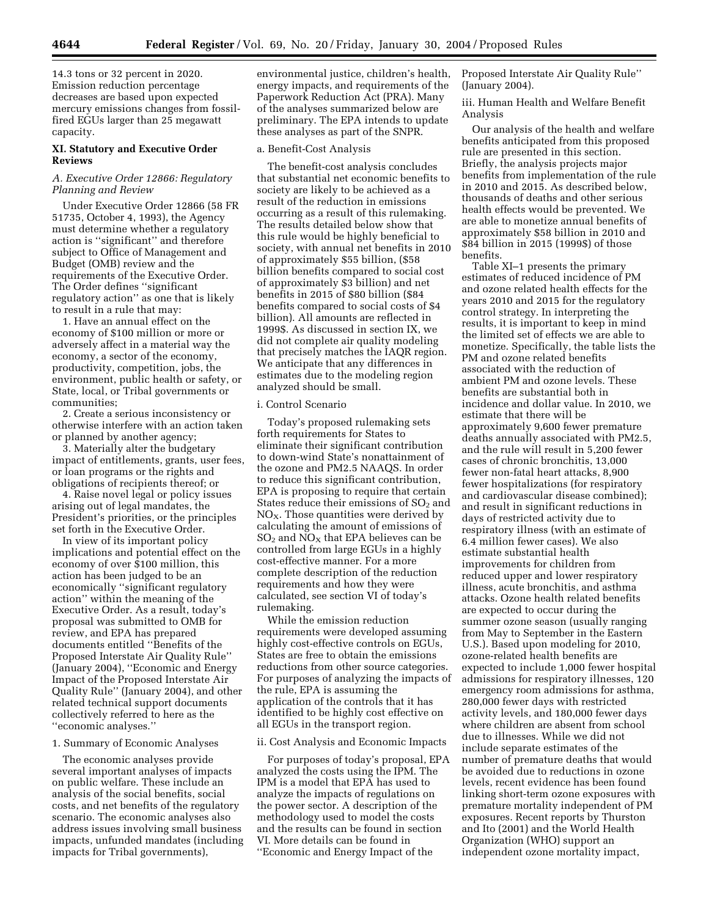14.3 tons or 32 percent in 2020. Emission reduction percentage decreases are based upon expected mercury emissions changes from fossil-fired EGUs larger than 25 megawatt capacity.

## XI. Statutory and Executive Order Reviews

### *A. Executive Order 12866: Regulatory Planning and Review*

Under Executive Order 12866 (58 FR 51735, October 4, 1993), the Agency must determine whether a regulatory action is ''significant'' and therefore subject to Office of Management and Budget (OMB) review and the requirements of the Executive Order. The Order defines ''significant regulatory action'' as one that is likely to result in a rule that may:

1. Have an annual effect on the economy of $100 million or more or adversely affect in a material way the economy, a sector of the economy, productivity, competition, jobs, the environment, public health or safety, or State, local, or Tribal governments or communities;
2. Create a serious inconsistency or otherwise interfere with an action taken or planned by another agency;
3. Materially alter the budgetary impact of entitlements, grants, user fees, or loan programs or the rights and obligations of recipients thereof; or
4. Raise novel legal or policy issues arising out of legal mandates, the President's priorities, or the principles set forth in the Executive Order.

In view of its important policy implications and potential effect on the economy of over $100 million, this action has been judged to be an economically ''significant regulatory action'' within the meaning of the Executive Order. As a result, today's proposal was submitted to OMB for review, and EPA has prepared documents entitled ''Benefits of the Proposed Interstate Air Quality Rule'' (January 2004), ''Economic and Energy Impact of the Proposed Interstate Air Quality Rule'' (January 2004), and other related technical support documents collectively referred to here as the ''economic analyses.''

1. Summary of Economic Analyses

The economic analyses provide several important analyses of impacts on public welfare. These include an analysis of the social benefits, social costs, and net benefits of the regulatory scenario. The economic analyses also address issues involving small business impacts, unfunded mandates (including impacts for Tribal governments), environmental justice, children's health, energy impacts, and requirements of the Paperwork Reduction Act (PRA). Many of the analyses summarized below are preliminary. The EPA intends to update these analyses as part of the SNPR.

a. Benefit-Cost Analysis

The benefit-cost analysis concludes that substantial net economic benefits to society are likely to be achieved as a result of the reduction in emissions occurring as a result of this rulemaking. The results detailed below show that this rule would be highly beneficial to society, with annual net benefits in 2010 of approximately $55 billion, ($58 billion benefits compared to social cost of approximately $3 billion) and net benefits in 2015 of $80 billion ($84 benefits compared to social costs of $4 billion). All amounts are reflected in 1999$. As discussed in section IX, we did not complete air quality modeling that precisely matches the IAQR region. We anticipate that any differences in estimates due to the modeling region analyzed should be small.

i. Control Scenario

Today's proposed rulemaking sets forth requirements for States to eliminate their significant contribution to down-wind State's nonattainment of the ozone and PM2.5 NAAQS. In order to reduce this significant contribution, EPA is proposing to require that certain States reduce their emissions of $SO_2$ and $NO_X$. Those quantities were derived by calculating the amount of emissions of $SO_2$ and $NO_X$ that EPA believes can be controlled from large EGUs in a highly cost-effective manner. For a more complete description of the reduction requirements and how they were calculated, see section VI of today's rulemaking.

While the emission reduction requirements were developed assuming highly cost-effective controls on EGUs, States are free to obtain the emissions reductions from other source categories. For purposes of analyzing the impacts of the rule, EPA is assuming the application of the controls that it has identified to be highly cost effective on all EGUs in the transport region.

ii. Cost Analysis and Economic Impacts

For purposes of today's proposal, EPA analyzed the costs using the IPM. The IPM is a model that EPA has used to analyze the impacts of regulations on the power sector. A description of the methodology used to model the costs and the results can be found in section VI. More details can be found in ''Economic and Energy Impact of the Proposed Interstate Air Quality Rule'' (January 2004).

iii. Human Health and Welfare Benefit Analysis

Our analysis of the health and welfare benefits anticipated from this proposed rule are presented in this section. Briefly, the analysis projects major benefits from implementation of the rule in 2010 and 2015. As described below, thousands of deaths and other serious health effects would be prevented. We are able to monetize annual benefits of approximately $58 billion in 2010 and $84 billion in 2015 (1999$) of those benefits.

Table XI–1 presents the primary estimates of reduced incidence of PM and ozone related health effects for the years 2010 and 2015 for the regulatory control strategy. In interpreting the results, it is important to keep in mind the limited set of effects we are able to monetize. Specifically, the table lists the PM and ozone related benefits associated with the reduction of ambient PM and ozone levels. These benefits are substantial both in incidence and dollar value. In 2010, we estimate that there will be approximately 9,600 fewer premature deaths annually associated with PM2.5, and the rule will result in 5,200 fewer cases of chronic bronchitis, 13,000 fewer non-fatal heart attacks, 8,900 fewer hospitalizations (for respiratory and cardiovascular disease combined); and result in significant reductions in days of restricted activity due to respiratory illness (with an estimate of 6.4 million fewer cases). We also estimate substantial health improvements for children from reduced upper and lower respiratory illness, acute bronchitis, and asthma attacks. Ozone health related benefits are expected to occur during the summer ozone season (usually ranging from May to September in the Eastern U.S.). Based upon modeling for 2010, ozone-related health benefits are expected to include 1,000 fewer hospital admissions for respiratory illnesses, 120 emergency room admissions for asthma, 280,000 fewer days with restricted activity levels, and 180,000 fewer days where children are absent from school due to illnesses. While we did not include separate estimates of the number of premature deaths that would be avoided due to reductions in ozone levels, recent evidence has been found linking short-term ozone exposures with premature mortality independent of PM exposures. Recent reports by Thurston and Ito (2001) and the World Health Organization (WHO) support an independent ozone mortality impact,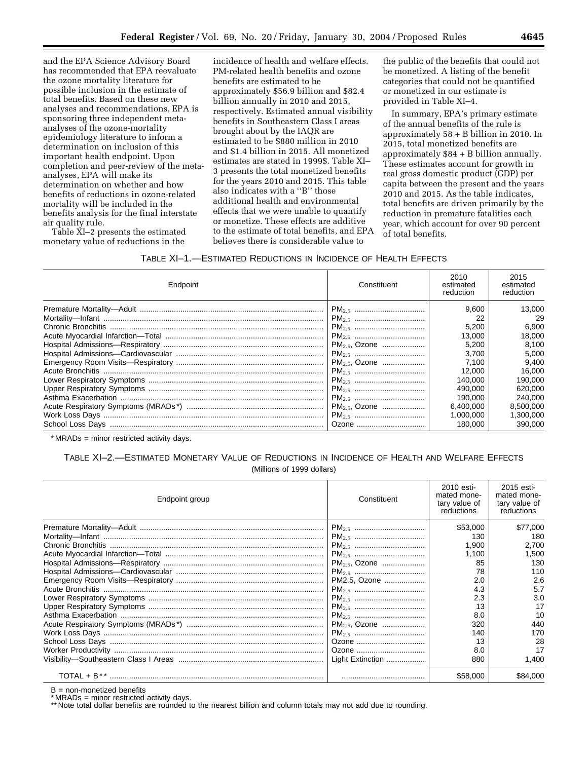and the EPA Science Advisory Board has recommended that EPA reevaluate the ozone mortality literature for possible inclusion in the estimate of total benefits. Based on these new analyses and recommendations, EPA is sponsoring three independent meta-analyses of the ozone-mortality epidemiology literature to inform a determination on inclusion of this important health endpoint. Upon completion and peer-review of the meta-analyses, EPA will make its determination on whether and how benefits of reductions in ozone-related mortality will be included in the benefits analysis for the final interstate air quality rule.

Table XI–2 presents the estimated monetary value of reductions in the incidence of health and welfare effects. PM-related health benefits and ozone benefits are estimated to be approximately $56.9 billion and $82.4 billion annually in 2010 and 2015, respectively. Estimated annual visibility benefits in Southeastern Class I areas brought about by the IAQR are estimated to be $880 million in 2010 and $1.4 billion in 2015. All monetized estimates are stated in 1999$. Table XI–3 presents the total monetized benefits for the years 2010 and 2015. This table also indicates with a ''B'' those additional health and environmental effects that we were unable to quantify or monetize. These effects are additive to the estimate of total benefits, and EPA believes there is considerable value to the public of the benefits that could not be monetized. A listing of the benefit categories that could not be quantified or monetized in our estimate is provided in Table XI–4.

In summary, EPA's primary estimate of the annual benefits of the rule is approximately 58 + B billion in 2010. In 2015, total monetized benefits are approximately $84 + B billion annually. These estimates account for growth in real gross domestic product (GDP) per capita between the present and the years 2010 and 2015. As the table indicates, total benefits are driven primarily by the reduction in premature fatalities each year, which account for over 90 percent of total benefits.

TABLE XI–1.—ESTIMATED REDUCTIONS IN INCIDENCE OF HEALTH EFFECTS

| Endpoint | Constituent | 2010 estimated reduction | 2015 estimated reduction |
|---|---|---|---|
| Premature Mortality—Adult | $PM_{2.5}$ | 9,600 | 13,000 |
| Mortality—Infant | $PM_{2.5}$ | 22 | 29 |
| Chronic Bronchitis | $PM_{2.5}$ | 5,200 | 6,900 |
| Acute Myocardial Infarction—Total | $PM_{2.5}$ | 13,000 | 18,000 |
| Hospital Admissions—Respiratory | $PM_{2.5}$, Ozone | 5,200 | 8,100 |
| Hospital Admissions—Cardiovascular | $PM_{2.5}$ | 3,700 | 5,000 |
| Emergency Room Visits—Respiratory | $PM_{2.5}$, Ozone | 7,100 | 9,400 |
| Acute Bronchitis | $PM_{2.5}$ | 12,000 | 16,000 |
| Lower Respiratory Symptoms | $PM_{2.5}$ | 140,000 | 190,000 |
| Upper Respiratory Symptoms | $PM_{2.5}$ | 490,000 | 620,000 |
| Asthma Exacerbation | $PM_{2.5}$ | 190,000 | 240,000 |
| Acute Respiratory Symptoms (MRADs*) | $PM_{2.5}$, Ozone | 6,400,000 | 8,500,000 |
| Work Loss Days | $PM_{2.5}$ | 1,000,000 | 1,300,000 |
| School Loss Days | Ozone | 180,000 | 390,000 |

* MRADs = minor restricted activity days.

TABLE XI–2.—ESTIMATED MONETARY VALUE OF REDUCTIONS IN INCIDENCE OF HEALTH AND WELFARE EFFECTS
(Millions of 1999 dollars)

| Endpoint group | Constituent | 2010 estimated monetary value of reductions | 2015 estimated monetary value of reductions |
|---|---|---|---|
| Premature Mortality—Adult | $PM_{2.5}$ | $53,000 | $77,000 |
| Mortality—Infant | $PM_{2.5}$ | 130 | 180 |
| Chronic Bronchitis | $PM_{2.5}$ | 1,900 | 2,700 |
| Acute Myocardial Infarction—Total | $PM_{2.5}$ | 1,100 | 1,500 |
| Hospital Admissions—Respiratory | $PM_{2.5}$, Ozone | 85 | 130 |
| Hospital Admissions—Cardiovascular | $PM_{2.5}$ | 78 | 110 |
| Emergency Room Visits—Respiratory | PM2.5, Ozone | 2.0 | 2.6 |
| Acute Bronchitis | $PM_{2.5}$ | 4.3 | 5.7 |
| Lower Respiratory Symptoms | $PM_{2.5}$ | 2.3 | 3.0 |
| Upper Respiratory Symptoms | $PM_{2.5}$ | 13 | 17 |
| Asthma Exacerbation | $PM_{2.5}$ | 8.0 | 10 |
| Acute Respiratory Symptoms (MRADs*) | $PM_{2.5}$, Ozone | 320 | 440 |
| Work Loss Days | $PM_{2.5}$ | 140 | 170 |
| School Loss Days | Ozone | 13 | 28 |
| Worker Productivity | Ozone | 8.0 | 17 |
| Visibility—Southeastern Class I Areas | Light Extinction | 880 | 1,400 |
| TOTAL + B** | | $58,000 | $84,000 |

B = non-monetized benefits
* MRADs = minor restricted activity days.
** Note total dollar benefits are rounded to the nearest billion and column totals may not add due to rounding.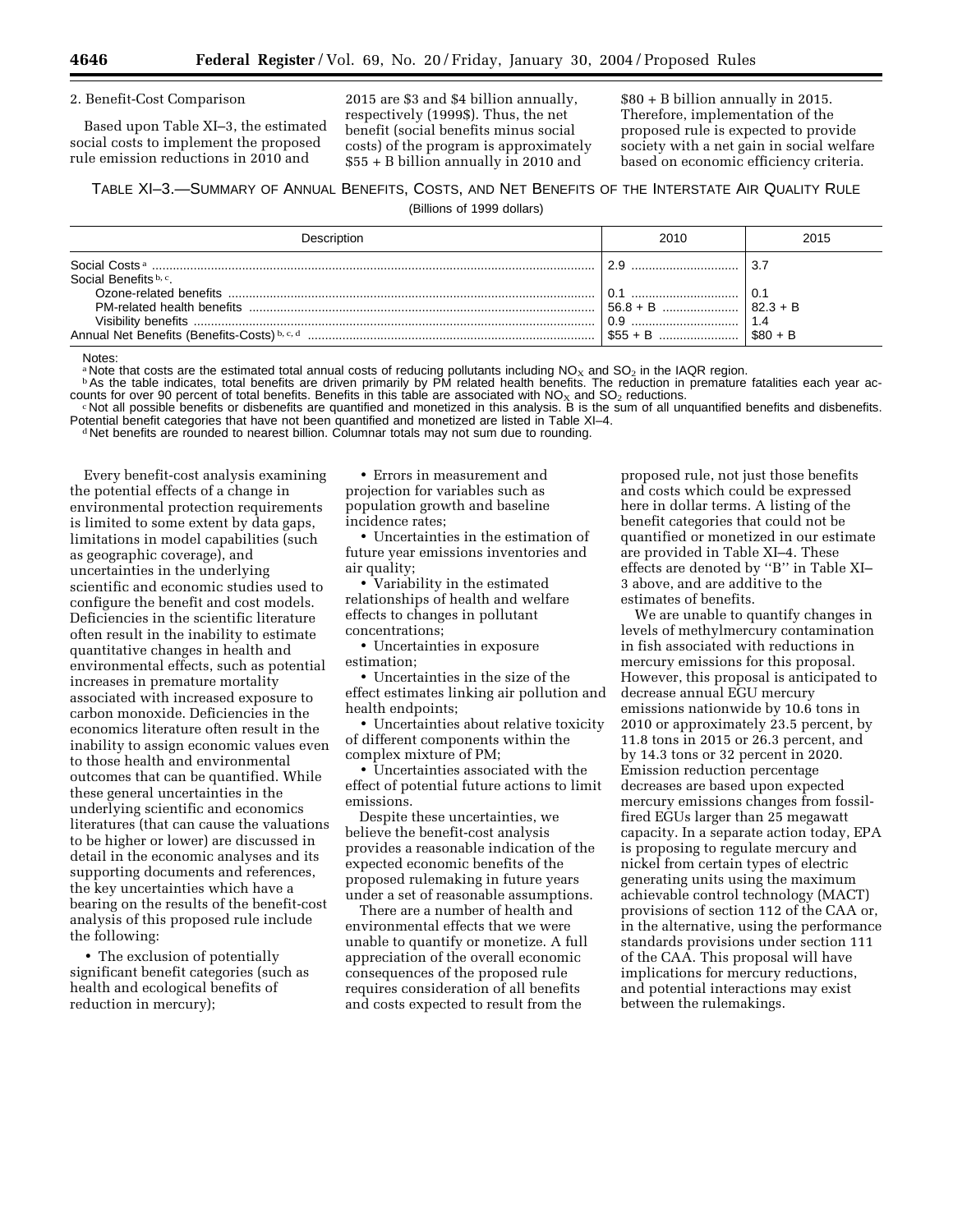2. Benefit-Cost Comparison

Based upon Table XI–3, the estimated social costs to implement the proposed rule emission reductions in 2010 and 2015 are $3 and $4 billion annually, respectively (1999$). Thus, the net benefit (social benefits minus social costs) of the program is approximately $55 + B billion annually in 2010 and $80 + B billion annually in 2015. Therefore, implementation of the proposed rule is expected to provide society with a net gain in social welfare based on economic efficiency criteria.

TABLE XI–3.—SUMMARY OF ANNUAL BENEFITS, COSTS, AND NET BENEFITS OF THE INTERSTATE AIR QUALITY RULE

(Billions of 1999 dollars)

| Description | 2010 | 2015 |
|---|---|---|
| Social Costs [a] | 2.9 | 3.7 |
| Social Benefits [b, c]. | | |
| Ozone-related benefits | 0.1 | 0.1 |
| PM-related health benefits | 56.8 + B | 82.3 + B |
| Visibility benefits | 0.9 | 1.4 |
| Annual Net Benefits (Benefits-Costs) [b, c, d] | $55 + B | $80 + B |

Notes:

[a] Note that costs are the estimated total annual costs of reducing pollutants including $NO_X$ and $SO_2$ in the IAQR region.

[b] As the table indicates, total benefits are driven primarily by PM related health benefits. The reduction in premature fatalities each year accounts for over 90 percent of total benefits. Benefits in this table are associated with $NO_X$ and $SO_2$ reductions.

[c] Not all possible benefits or disbenefits are quantified and monetized in this analysis. B is the sum of all unquantified benefits and disbenefits. Potential benefit categories that have not been quantified and monetized are listed in Table XI–4.

[d] Net benefits are rounded to nearest billion. Columnar totals may not sum due to rounding.

Every benefit-cost analysis examining the potential effects of a change in environmental protection requirements is limited to some extent by data gaps, limitations in model capabilities (such as geographic coverage), and uncertainties in the underlying scientific and economic studies used to configure the benefit and cost models. Deficiencies in the scientific literature often result in the inability to estimate quantitative changes in health and environmental effects, such as potential increases in premature mortality associated with increased exposure to carbon monoxide. Deficiencies in the economics literature often result in the inability to assign economic values even to those health and environmental outcomes that can be quantified. While these general uncertainties in the underlying scientific and economics literatures (that can cause the valuations to be higher or lower) are discussed in detail in the economic analyses and its supporting documents and references, the key uncertainties which have a bearing on the results of the benefit-cost analysis of this proposed rule include the following:

• The exclusion of potentially significant benefit categories (such as health and ecological benefits of reduction in mercury);

• Errors in measurement and projection for variables such as population growth and baseline incidence rates;

• Uncertainties in the estimation of future year emissions inventories and air quality;

• Variability in the estimated relationships of health and welfare effects to changes in pollutant concentrations;

• Uncertainties in exposure estimation;

• Uncertainties in the size of the effect estimates linking air pollution and health endpoints;

• Uncertainties about relative toxicity of different components within the complex mixture of PM;

• Uncertainties associated with the effect of potential future actions to limit emissions.

Despite these uncertainties, we believe the benefit-cost analysis provides a reasonable indication of the expected economic benefits of the proposed rulemaking in future years under a set of reasonable assumptions.

There are a number of health and environmental effects that we were unable to quantify or monetize. A full appreciation of the overall economic consequences of the proposed rule requires consideration of all benefits and costs expected to result from the proposed rule, not just those benefits and costs which could be expressed here in dollar terms. A listing of the benefit categories that could not be quantified or monetized in our estimate are provided in Table XI–4. These effects are denoted by "B" in Table XI–3 above, and are additive to the estimates of benefits.

We are unable to quantify changes in levels of methylmercury contamination in fish associated with reductions in mercury emissions for this proposal. However, this proposal is anticipated to decrease annual EGU mercury emissions nationwide by 10.6 tons in 2010 or approximately 23.5 percent, by 11.8 tons in 2015 or 26.3 percent, and by 14.3 tons or 32 percent in 2020. Emission reduction percentage decreases are based upon expected mercury emissions changes from fossil-fired EGUs larger than 25 megawatt capacity. In a separate action today, EPA is proposing to regulate mercury and nickel from certain types of electric generating units using the maximum achievable control technology (MACT) provisions of section 112 of the CAA or, in the alternative, using the performance standards provisions under section 111 of the CAA. This proposal will have implications for mercury reductions, and potential interactions may exist between the rulemakings.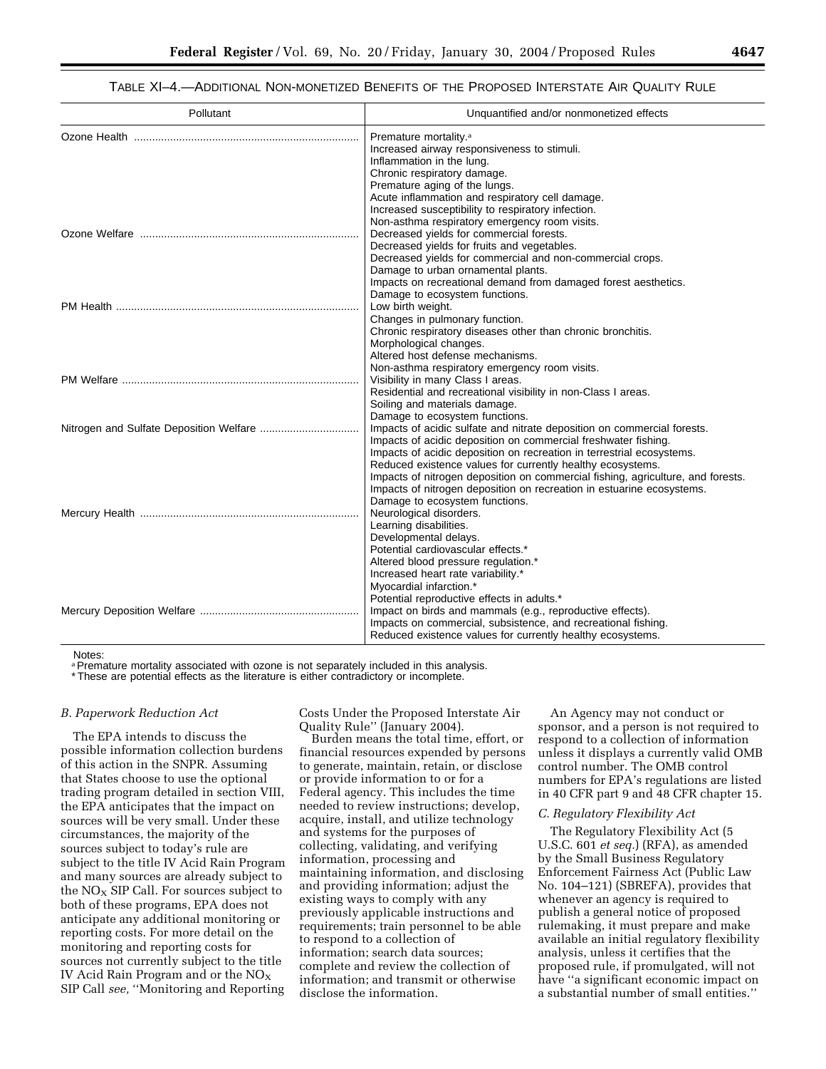TABLE XI–4.—ADDITIONAL NON-MONETIZED BENEFITS OF THE PROPOSED INTERSTATE AIR QUALITY RULE

| Pollutant | Unquantified and/or nonmonetized effects |
| --- | --- |
| Ozone Health | Premature mortality.[a]<br>Increased airway responsiveness to stimuli.<br>Inflammation in the lung.<br>Chronic respiratory damage.<br>Premature aging of the lungs.<br>Acute inflammation and respiratory cell damage.<br>Increased susceptibility to respiratory infection.<br>Non-asthma respiratory emergency room visits. |
| Ozone Welfare | Decreased yields for commercial forests.<br>Decreased yields for fruits and vegetables.<br>Decreased yields for commercial and non-commercial crops.<br>Damage to urban ornamental plants.<br>Impacts on recreational demand from damaged forest aesthetics.<br>Damage to ecosystem functions. |
| PM Health | Low birth weight.<br>Changes in pulmonary function.<br>Chronic respiratory diseases other than chronic bronchitis.<br>Morphological changes.<br>Altered host defense mechanisms.<br>Non-asthma respiratory emergency room visits. |
| PM Welfare | Visibility in many Class I areas.<br>Residential and recreational visibility in non-Class I areas.<br>Soiling and materials damage.<br>Damage to ecosystem functions. |
| Nitrogen and Sulfate Deposition Welfare | Impacts of acidic sulfate and nitrate deposition on commercial forests.<br>Impacts of acidic deposition on commercial freshwater fishing.<br>Impacts of acidic deposition on recreation in terrestrial ecosystems.<br>Reduced existence values for currently healthy ecosystems.<br>Impacts of nitrogen deposition on commercial fishing, agriculture, and forests.<br>Impacts of nitrogen deposition on recreation in estuarine ecosystems.<br>Damage to ecosystem functions. |
| Mercury Health | Neurological disorders.<br>Learning disabilities.<br>Developmental delays.<br>Potential cardiovascular effects.*<br>Altered blood pressure regulation.*<br>Increased heart rate variability.*<br>Myocardial infarction.*<br>Potential reproductive effects in adults.* |
| Mercury Deposition Welfare | Impact on birds and mammals (e.g., reproductive effects).<br>Impacts on commercial, subsistence, and recreational fishing.<br>Reduced existence values for currently healthy ecosystems. |

Notes:
[a] Premature mortality associated with ozone is not separately included in this analysis.
* These are potential effects as the literature is either contradictory or incomplete.

*B. Paperwork Reduction Act*

The EPA intends to discuss the possible information collection burdens of this action in the SNPR. Assuming that States choose to use the optional trading program detailed in section VIII, the EPA anticipates that the impact on sources will be very small. Under these circumstances, the majority of the sources subject to today's rule are subject to the title IV Acid Rain Program and many sources are already subject to the $NO_X$ SIP Call. For sources subject to both of these programs, EPA does not anticipate any additional monitoring or reporting costs. For more detail on the monitoring and reporting costs for sources not currently subject to the title IV Acid Rain Program and or the $NO_X$ SIP Call *see,* "Monitoring and Reporting Costs Under the Proposed Interstate Air Quality Rule" (January 2004).

Burden means the total time, effort, or financial resources expended by persons to generate, maintain, retain, or disclose or provide information to or for a Federal agency. This includes the time needed to review instructions; develop, acquire, install, and utilize technology and systems for the purposes of collecting, validating, and verifying information, processing and maintaining information, and disclosing and providing information; adjust the existing ways to comply with any previously applicable instructions and requirements; train personnel to be able to respond to a collection of information; search data sources; complete and review the collection of information; and transmit or otherwise disclose the information.

An Agency may not conduct or sponsor, and a person is not required to respond to a collection of information unless it displays a currently valid OMB control number. The OMB control numbers for EPA's regulations are listed in 40 CFR part 9 and 48 CFR chapter 15.

*C. Regulatory Flexibility Act*

The Regulatory Flexibility Act (5 U.S.C. 601 *et seq.*) (RFA), as amended by the Small Business Regulatory Enforcement Fairness Act (Public Law No. 104–121) (SBREFA), provides that whenever an agency is required to publish a general notice of proposed rulemaking, it must prepare and make available an initial regulatory flexibility analysis, unless it certifies that the proposed rule, if promulgated, will not have "a significant economic impact on a substantial number of small entities."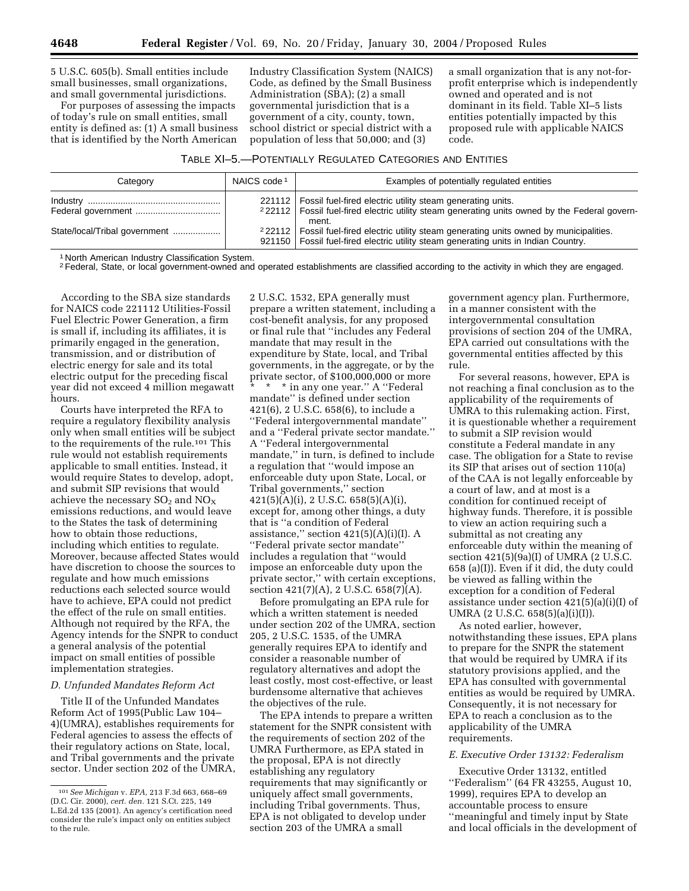5 U.S.C. 605(b). Small entities include small businesses, small organizations, and small governmental jurisdictions.

For purposes of assessing the impacts of today's rule on small entities, small entity is defined as: (1) A small business that is identified by the North American Industry Classification System (NAICS) Code, as defined by the Small Business Administration (SBA); (2) a small governmental jurisdiction that is a government of a city, county, town, school district or special district with a population of less that 50,000; and (3) a small organization that is any not-for-profit enterprise which is independently owned and operated and is not dominant in its field. Table XI–5 lists entities potentially impacted by this proposed rule with applicable NAICS code.

TABLE XI–5.—POTENTIALLY REGULATED CATEGORIES AND ENTITIES

| Category | NAICS code [1] | Examples of potentially regulated entities |
|---|---|---|
| Industry | 221112 | Fossil fuel-fired electric utility steam generating units. |
| Federal government | [2] 22112 | Fossil fuel-fired electric utility steam generating units owned by the Federal government. |
| State/local/Tribal government | [2] 22112 | Fossil fuel-fired electric utility steam generating units owned by municipalities. |
| | 921150 | Fossil fuel-fired electric utility steam generating units in Indian Country. |

[1] North American Industry Classification System.

[2] Federal, State, or local government-owned and operated establishments are classified according to the activity in which they are engaged.

According to the SBA size standards for NAICS code 221112 Utilities-Fossil Fuel Electric Power Generation, a firm is small if, including its affiliates, it is primarily engaged in the generation, transmission, and or distribution of electric energy for sale and its total electric output for the preceding fiscal year did not exceed 4 million megawatt hours.

Courts have interpreted the RFA to require a regulatory flexibility analysis only when small entities will be subject to the requirements of the rule.[101] This rule would not establish requirements applicable to small entities. Instead, it would require States to develop, adopt, and submit SIP revisions that would achieve the necessary $SO_2$ and $NO_X$ emissions reductions, and would leave to the States the task of determining how to obtain those reductions, including which entities to regulate. Moreover, because affected States would have discretion to choose the sources to regulate and how much emissions reductions each selected source would have to achieve, EPA could not predict the effect of the rule on small entities. Although not required by the RFA, the Agency intends for the SNPR to conduct a general analysis of the potential impact on small entities of possible implementation strategies.

### D. Unfunded Mandates Reform Act

Title II of the Unfunded Mandates Reform Act of 1995(Public Law 104–4)(UMRA), establishes requirements for Federal agencies to assess the effects of their regulatory actions on State, local, and Tribal governments and the private sector. Under section 202 of the UMRA, 2 U.S.C. 1532, EPA generally must prepare a written statement, including a cost-benefit analysis, for any proposed or final rule that "includes any Federal mandate that may result in the expenditure by State, local, and Tribal governments, in the aggregate, or by the private sector, of $100,000,000 or more * * * in any one year." A "Federal mandate" is defined under section 421(6), 2 U.S.C. 658(6), to include a "Federal intergovernmental mandate" and a "Federal private sector mandate." A "Federal intergovernmental mandate," in turn, is defined to include a regulation that "would impose an enforceable duty upon State, Local, or Tribal governments," section 421(5)(A)(i), 2 U.S.C. 658(5)(A)(i), except for, among other things, a duty that is "a condition of Federal assistance," section 421(5)(A)(i)(I). A "Federal private sector mandate" includes a regulation that "would impose an enforceable duty upon the private sector," with certain exceptions, section 421(7)(A), 2 U.S.C. 658(7)(A).

Before promulgating an EPA rule for which a written statement is needed under section 202 of the UMRA, section 205, 2 U.S.C. 1535, of the UMRA generally requires EPA to identify and consider a reasonable number of regulatory alternatives and adopt the least costly, most cost-effective, or least burdensome alternative that achieves the objectives of the rule.

The EPA intends to prepare a written statement for the SNPR consistent with the requirements of section 202 of the UMRA Furthermore, as EPA stated in the proposal, EPA is not directly establishing any regulatory requirements that may significantly or uniquely affect small governments, including Tribal governments. Thus, EPA is not obligated to develop under section 203 of the UMRA a small government agency plan. Furthermore, in a manner consistent with the intergovernmental consultation provisions of section 204 of the UMRA, EPA carried out consultations with the governmental entities affected by this rule.

For several reasons, however, EPA is not reaching a final conclusion as to the applicability of the requirements of UMRA to this rulemaking action. First, it is questionable whether a requirement to submit a SIP revision would constitute a Federal mandate in any case. The obligation for a State to revise its SIP that arises out of section 110(a) of the CAA is not legally enforceable by a court of law, and at most is a condition for continued receipt of highway funds. Therefore, it is possible to view an action requiring such a submittal as not creating any enforceable duty within the meaning of section 421(5)(9a)(I) of UMRA (2 U.S.C. 658 (a)(I)). Even if it did, the duty could be viewed as falling within the exception for a condition of Federal assistance under section 421(5)(a)(i)(I) of UMRA (2 U.S.C. 658(5)(a)(i)(I)).

As noted earlier, however, notwithstanding these issues, EPA plans to prepare for the SNPR the statement that would be required by UMRA if its statutory provisions applied, and the EPA has consulted with governmental entities as would be required by UMRA. Consequently, it is not necessary for EPA to reach a conclusion as to the applicability of the UMRA requirements.

### E. Executive Order 13132: Federalism

Executive Order 13132, entitled "Federalism" (64 FR 43255, August 10, 1999), requires EPA to develop an accountable process to ensure "meaningful and timely input by State and local officials in the development of

[101] *See Michigan* v. *EPA,* 213 F.3d 663, 668–69 (D.C. Cir. 2000), *cert. den.* 121 S.Ct. 225, 149 L.Ed.2d 135 (2001). An agency's certification need consider the rule's impact only on entities subject to the rule.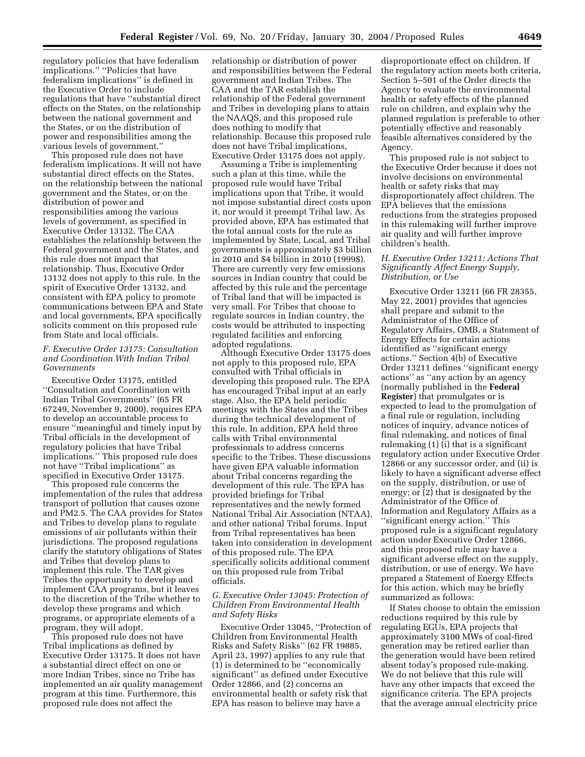regulatory policies that have federalism implications.'' ''Policies that have federalism implications'' is defined in the Executive Order to include regulations that have ''substantial direct effects on the States, on the relationship between the national government and the States, or on the distribution of power and responsibilities among the various levels of government.''

This proposed rule does not have federalism implications. It will not have substantial direct effects on the States, on the relationship between the national government and the States, or on the distribution of power and responsibilities among the various levels of government, as specified in Executive Order 13132. The CAA establishes the relationship between the Federal government and the States, and this rule does not impact that relationship. Thus, Executive Order 13132 does not apply to this rule. In the spirit of Executive Order 13132, and consistent with EPA policy to promote communications between EPA and State and local governments, EPA specifically solicits comment on this proposed rule from State and local officials.

### *F. Executive Order 13175: Consultation and Coordination With Indian Tribal Governments*

Executive Order 13175, entitled ''Consultation and Coordination with Indian Tribal Governments'' (65 FR 67249, November 9, 2000), requires EPA to develop an accountable process to ensure ''meaningful and timely input by Tribal officials in the development of regulatory policies that have Tribal implications.'' This proposed rule does not have ''Tribal implications'' as specified in Executive Order 13175.

This proposed rule concerns the implementation of the rules that address transport of pollution that causes ozone and PM2.5. The CAA provides for States and Tribes to develop plans to regulate emissions of air pollutants within their jurisdictions. The proposed regulations clarify the statutory obligations of States and Tribes that develop plans to implement this rule. The TAR gives Tribes the opportunity to develop and implement CAA programs, but it leaves to the discretion of the Tribe whether to develop these programs and which programs, or appropriate elements of a program, they will adopt.

This proposed rule does not have Tribal implications as defined by Executive Order 13175. It does not have a substantial direct effect on one or more Indian Tribes, since no Tribe has implemented an air quality management program at this time. Furthermore, this proposed rule does not affect the relationship or distribution of power and responsibilities between the Federal government and Indian Tribes. The CAA and the TAR establish the relationship of the Federal government and Tribes in developing plans to attain the NAAQS, and this proposed rule does nothing to modify that relationship. Because this proposed rule does not have Tribal implications, Executive Order 13175 does not apply.

Assuming a Tribe is implementing such a plan at this time, while the proposed rule would have Tribal implications upon that Tribe, it would not impose substantial direct costs upon it, nor would it preempt Tribal law. As provided above, EPA has estimated that the total annual costs for the rule as implemented by State, Local, and Tribal governments is approximately $3 billion in 2010 and $4 billion in 2010 (1999$). There are currently very few emissions sources in Indian country that could be affected by this rule and the percentage of Tribal land that will be impacted is very small. For Tribes that choose to regulate sources in Indian country, the costs would be attributed to inspecting regulated facilities and enforcing adopted regulations.

Although Executive Order 13175 does not apply to this proposed rule, EPA consulted with Tribal officials in developing this proposed rule. The EPA has encouraged Tribal input at an early stage. Also, the EPA held periodic meetings with the States and the Tribes during the technical development of this rule. In addition, EPA held three calls with Tribal environmental professionals to address concerns specific to the Tribes. These discussions have given EPA valuable information about Tribal concerns regarding the development of this rule. The EPA has provided briefings for Tribal representatives and the newly formed National Tribal Air Association (NTAA), and other national Tribal forums. Input from Tribal representatives has been taken into consideration in development of this proposed rule. The EPA specifically solicits additional comment on this proposed rule from Tribal officials.

### *G. Executive Order 13045: Protection of Children From Environmental Health and Safety Risks*

Executive Order 13045, ''Protection of Children from Environmental Health Risks and Safety Risks'' (62 FR 19885, April 23, 1997) applies to any rule that (1) is determined to be ''economically significant'' as defined under Executive Order 12866, and (2) concerns an environmental health or safety risk that EPA has reason to believe may have a disproportionate effect on children. If the regulatory action meets both criteria, Section 5–501 of the Order directs the Agency to evaluate the environmental health or safety effects of the planned rule on children, and explain why the planned regulation is preferable to other potentially effective and reasonably feasible alternatives considered by the Agency.

This proposed rule is not subject to the Executive Order because it does not involve decisions on environmental health or safety risks that may disproportionately affect children. The EPA believes that the emissions reductions from the strategies proposed in this rulemaking will further improve air quality and will further improve children's health.

### *H. Executive Order 13211: Actions That Significantly Affect Energy Supply, Distribution, or Use*

Executive Order 13211 (66 FR 28355, May 22, 2001) provides that agencies shall prepare and submit to the Administrator of the Office of Regulatory Affairs, OMB, a Statement of Energy Effects for certain actions identified as ''significant energy actions.'' Section 4(b) of Executive Order 13211 defines ''significant energy actions'' as ''any action by an agency (normally published in the **Federal Register**) that promulgates or is expected to lead to the promulgation of a final rule or regulation, including notices of inquiry, advance notices of final rulemaking, and notices of final rulemaking (1) (i) that is a significant regulatory action under Executive Order 12866 or any successor order, and (ii) is likely to have a significant adverse effect on the supply, distribution, or use of energy; or (2) that is designated by the Administrator of the Office of Information and Regulatory Affairs as a ''significant energy action.'' This proposed rule is a significant regulatory action under Executive Order 12866, and this proposed rule may have a significant adverse effect on the supply, distribution, or use of energy. We have prepared a Statement of Energy Effects for this action, which may be briefly summarized as follows:

If States choose to obtain the emission reductions required by this rule by regulating EGUs, EPA projects that approximately 3100 MWs of coal-fired generation may be retired earlier than the generation would have been retired absent today's proposed rule-making. We do not believe that this rule will have any other impacts that exceed the significance criteria. The EPA projects that the average annual electricity price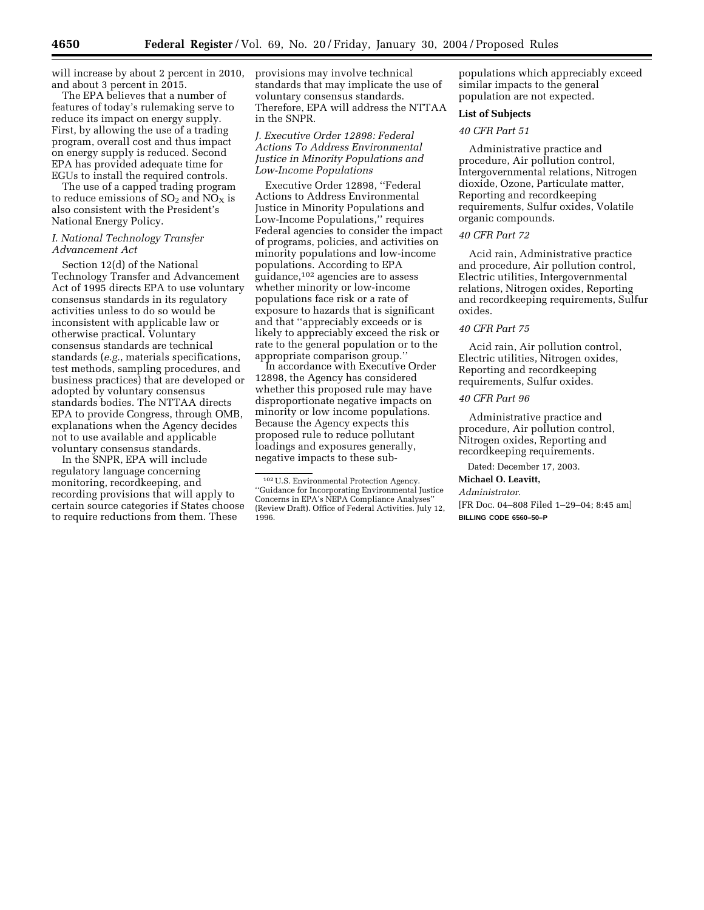will increase by about 2 percent in 2010, and about 3 percent in 2015.

The EPA believes that a number of features of today's rulemaking serve to reduce its impact on energy supply. First, by allowing the use of a trading program, overall cost and thus impact on energy supply is reduced. Second EPA has provided adequate time for EGUs to install the required controls.

The use of a capped trading program to reduce emissions of $SO_2$ and $NO_X$ is also consistent with the President's National Energy Policy.

### *I. National Technology Transfer Advancement Act*

Section 12(d) of the National Technology Transfer and Advancement Act of 1995 directs EPA to use voluntary consensus standards in its regulatory activities unless to do so would be inconsistent with applicable law or otherwise practical. Voluntary consensus standards are technical standards (*e.g.*, materials specifications, test methods, sampling procedures, and business practices) that are developed or adopted by voluntary consensus standards bodies. The NTTAA directs EPA to provide Congress, through OMB, explanations when the Agency decides not to use available and applicable voluntary consensus standards.

In the SNPR, EPA will include regulatory language concerning monitoring, recordkeeping, and recording provisions that will apply to certain source categories if States choose to require reductions from them. These provisions may involve technical standards that may implicate the use of voluntary consensus standards. Therefore, EPA will address the NTTAA in the SNPR.

### *J. Executive Order 12898: Federal Actions To Address Environmental Justice in Minority Populations and Low-Income Populations*

Executive Order 12898, ''Federal Actions to Address Environmental Justice in Minority Populations and Low-Income Populations,'' requires Federal agencies to consider the impact of programs, policies, and activities on minority populations and low-income populations. According to EPA guidance,[102] agencies are to assess whether minority or low-income populations face risk or a rate of exposure to hazards that is significant and that ''appreciably exceeds or is likely to appreciably exceed the risk or rate to the general population or to the appropriate comparison group.''

In accordance with Executive Order 12898, the Agency has considered whether this proposed rule may have disproportionate negative impacts on minority or low income populations. Because the Agency expects this proposed rule to reduce pollutant loadings and exposures generally, negative impacts to these sub-populations which appreciably exceed similar impacts to the general population are not expected.

[102] U.S. Environmental Protection Agency. ''Guidance for Incorporating Environmental Justice Concerns in EPA's NEPA Compliance Analyses'' (Review Draft). Office of Federal Activities. July 12, 1996.

**List of Subjects**

*40 CFR Part 51*

Administrative practice and procedure, Air pollution control, Intergovernmental relations, Nitrogen dioxide, Ozone, Particulate matter, Reporting and recordkeeping requirements, Sulfur oxides, Volatile organic compounds.

*40 CFR Part 72*

Acid rain, Administrative practice and procedure, Air pollution control, Electric utilities, Intergovernmental relations, Nitrogen oxides, Reporting and recordkeeping requirements, Sulfur oxides.

*40 CFR Part 75*

Acid rain, Air pollution control, Electric utilities, Nitrogen oxides, Reporting and recordkeeping requirements, Sulfur oxides.

*40 CFR Part 96*

Administrative practice and procedure, Air pollution control, Nitrogen oxides, Reporting and recordkeeping requirements.

Dated: December 17, 2003.

**Michael O. Leavitt,**

*Administrator.*

[FR Doc. 04–808 Filed 1–29–04; 8:45 am]

**BILLING CODE 6560–50–P**